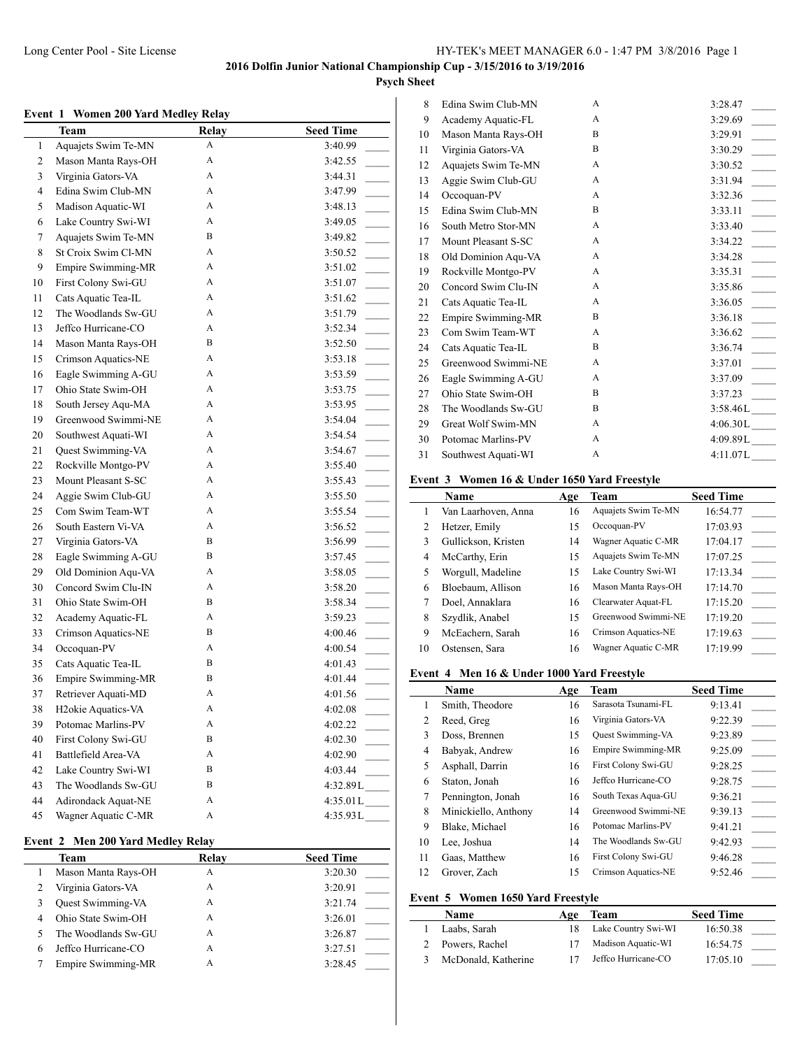**2016 Dolfin Junior National Championship Cup - 3/15/2016 to 3/19/2016**

**Psych Sheet**

### Event 1 Women 200 Yard Medley Relay

| | Team | Relay | Seed Time |
|---|---|---|---|
| 1 | Aquajets Swim Te-MN | A | 3:40.99 |
| 2 | Mason Manta Rays-OH | A | 3:42.55 |
| 3 | Virginia Gators-VA | A | 3:44.31 |
| 4 | Edina Swim Club-MN | A | 3:47.99 |
| 5 | Madison Aquatic-WI | A | 3:48.13 |
| 6 | Lake Country Swi-WI | A | 3:49.05 |
| 7 | Aquajets Swim Te-MN | B | 3:49.82 |
| 8 | St Croix Swim Cl-MN | A | 3:50.52 |
| 9 | Empire Swimming-MR | A | 3:51.02 |
| 10 | First Colony Swi-GU | A | 3:51.07 |
| 11 | Cats Aquatic Tea-IL | A | 3:51.62 |
| 12 | The Woodlands Sw-GU | A | 3:51.79 |
| 13 | Jeffco Hurricane-CO | A | 3:52.34 |
| 14 | Mason Manta Rays-OH | B | 3:52.50 |
| 15 | Crimson Aquatics-NE | A | 3:53.18 |
| 16 | Eagle Swimming A-GU | A | 3:53.59 |
| 17 | Ohio State Swim-OH | A | 3:53.75 |
| 18 | South Jersey Aqu-MA | A | 3:53.95 |
| 19 | Greenwood Swimmi-NE | A | 3:54.04 |
| 20 | Southwest Aquati-WI | A | 3:54.54 |
| 21 | Quest Swimming-VA | A | 3:54.67 |
| 22 | Rockville Montgo-PV | A | 3:55.40 |
| 23 | Mount Pleasant S-SC | A | 3:55.43 |
| 24 | Aggie Swim Club-GU | A | 3:55.50 |
| 25 | Com Swim Team-WT | A | 3:55.54 |
| 26 | South Eastern Vi-VA | A | 3:56.52 |
| 27 | Virginia Gators-VA | B | 3:56.99 |
| 28 | Eagle Swimming A-GU | B | 3:57.45 |
| 29 | Old Dominion Aqu-VA | A | 3:58.05 |
| 30 | Concord Swim Clu-IN | A | 3:58.20 |
| 31 | Ohio State Swim-OH | B | 3:58.34 |
| 32 | Academy Aquatic-FL | A | 3:59.23 |
| 33 | Crimson Aquatics-NE | B | 4:00.46 |
| 34 | Occoquan-PV | A | 4:00.54 |
| 35 | Cats Aquatic Tea-IL | B | 4:01.43 |
| 36 | Empire Swimming-MR | B | 4:01.44 |
| 37 | Retriever Aquati-MD | A | 4:01.56 |
| 38 | H2okie Aquatics-VA | A | 4:02.08 |
| 39 | Potomac Marlins-PV | A | 4:02.22 |
| 40 | First Colony Swi-GU | B | 4:02.30 |
| 41 | Battlefield Area-VA | A | 4:02.90 |
| 42 | Lake Country Swi-WI | B | 4:03.44 |
| 43 | The Woodlands Sw-GU | B | 4:32.89L |
| 44 | Adirondack Aquat-NE | A | 4:35.01L |
| 45 | Wagner Aquatic C-MR | A | 4:35.93L |

### Event 2 Men 200 Yard Medley Relay

| | Team | Relay | Seed Time |
|---|---|---|---|
| 1 | Mason Manta Rays-OH | A | 3:20.30 |
| 2 | Virginia Gators-VA | A | 3:20.91 |
| 3 | Quest Swimming-VA | A | 3:21.74 |
| 4 | Ohio State Swim-OH | A | 3:26.01 |
| 5 | The Woodlands Sw-GU | A | 3:26.87 |
| 6 | Jeffco Hurricane-CO | A | 3:27.51 |
| 7 | Empire Swimming-MR | A | 3:28.45 |
| 8 | Edina Swim Club-MN | A | 3:28.47 |
| 9 | Academy Aquatic-FL | A | 3:29.69 |
| 10 | Mason Manta Rays-OH | B | 3:29.91 |
| 11 | Virginia Gators-VA | B | 3:30.29 |
| 12 | Aquajets Swim Te-MN | A | 3:30.52 |
| 13 | Aggie Swim Club-GU | A | 3:31.94 |
| 14 | Occoquan-PV | A | 3:32.36 |
| 15 | Edina Swim Club-MN | B | 3:33.11 |
| 16 | South Metro Stor-MN | A | 3:33.40 |
| 17 | Mount Pleasant S-SC | A | 3:34.22 |
| 18 | Old Dominion Aqu-VA | A | 3:34.28 |
| 19 | Rockville Montgo-PV | A | 3:35.31 |
| 20 | Concord Swim Clu-IN | A | 3:35.86 |
| 21 | Cats Aquatic Tea-IL | A | 3:36.05 |
| 22 | Empire Swimming-MR | B | 3:36.18 |
| 23 | Com Swim Team-WT | A | 3:36.62 |
| 24 | Cats Aquatic Tea-IL | B | 3:36.74 |
| 25 | Greenwood Swimmi-NE | A | 3:37.01 |
| 26 | Eagle Swimming A-GU | A | 3:37.09 |
| 27 | Ohio State Swim-OH | B | 3:37.23 |
| 28 | The Woodlands Sw-GU | B | 3:58.46L |
| 29 | Great Wolf Swim-MN | A | 4:06.30L |
| 30 | Potomac Marlins-PV | A | 4:09.89L |
| 31 | Southwest Aquati-WI | A | 4:11.07L |

### Event 3 Women 16 & Under 1650 Yard Freestyle

| | Name | Age | Team | Seed Time |
|---|---|---|---|---|
| 1 | Van Laarhoven, Anna | 16 | Aquajets Swim Te-MN | 16:54.77 |
| 2 | Hetzer, Emily | 15 | Occoquan-PV | 17:03.93 |
| 3 | Gullickson, Kristen | 14 | Wagner Aquatic C-MR | 17:04.17 |
| 4 | McCarthy, Erin | 15 | Aquajets Swim Te-MN | 17:07.25 |
| 5 | Worgull, Madeline | 15 | Lake Country Swi-WI | 17:13.34 |
| 6 | Bloebaum, Allison | 16 | Mason Manta Rays-OH | 17:14.70 |
| 7 | Doel, Annaklara | 16 | Clearwater Aquat-FL | 17:15.20 |
| 8 | Szydlik, Anabel | 15 | Greenwood Swimmi-NE | 17:19.20 |
| 9 | McEachern, Sarah | 16 | Crimson Aquatics-NE | 17:19.63 |
| 10 | Ostensen, Sara | 16 | Wagner Aquatic C-MR | 17:19.99 |

### Event 4 Men 16 & Under 1000 Yard Freestyle

| | Name | Age | Team | Seed Time |
|---|---|---|---|---|
| 1 | Smith, Theodore | 16 | Sarasota Tsunami-FL | 9:13.41 |
| 2 | Reed, Greg | 16 | Virginia Gators-VA | 9:22.39 |
| 3 | Doss, Brennen | 15 | Quest Swimming-VA | 9:23.89 |
| 4 | Babyak, Andrew | 16 | Empire Swimming-MR | 9:25.09 |
| 5 | Asphall, Darrin | 16 | First Colony Swi-GU | 9:28.25 |
| 6 | Staton, Jonah | 16 | Jeffco Hurricane-CO | 9:28.75 |
| 7 | Pennington, Jonah | 16 | South Texas Aqua-GU | 9:36.21 |
| 8 | Minickiello, Anthony | 14 | Greenwood Swimmi-NE | 9:39.13 |
| 9 | Blake, Michael | 16 | Potomac Marlins-PV | 9:41.21 |
| 10 | Lee, Joshua | 14 | The Woodlands Sw-GU | 9:42.93 |
| 11 | Gaas, Matthew | 16 | First Colony Swi-GU | 9:46.28 |
| 12 | Grover, Zach | 15 | Crimson Aquatics-NE | 9:52.46 |

### Event 5 Women 1650 Yard Freestyle

| | Name | Age | Team | Seed Time |
|---|---|---|---|---|
| 1 | Laabs, Sarah | 18 | Lake Country Swi-WI | 16:50.38 |
| 2 | Powers, Rachel | 17 | Madison Aquatic-WI | 16:54.75 |
| 3 | McDonald, Katherine | 17 | Jeffco Hurricane-CO | 17:05.10 |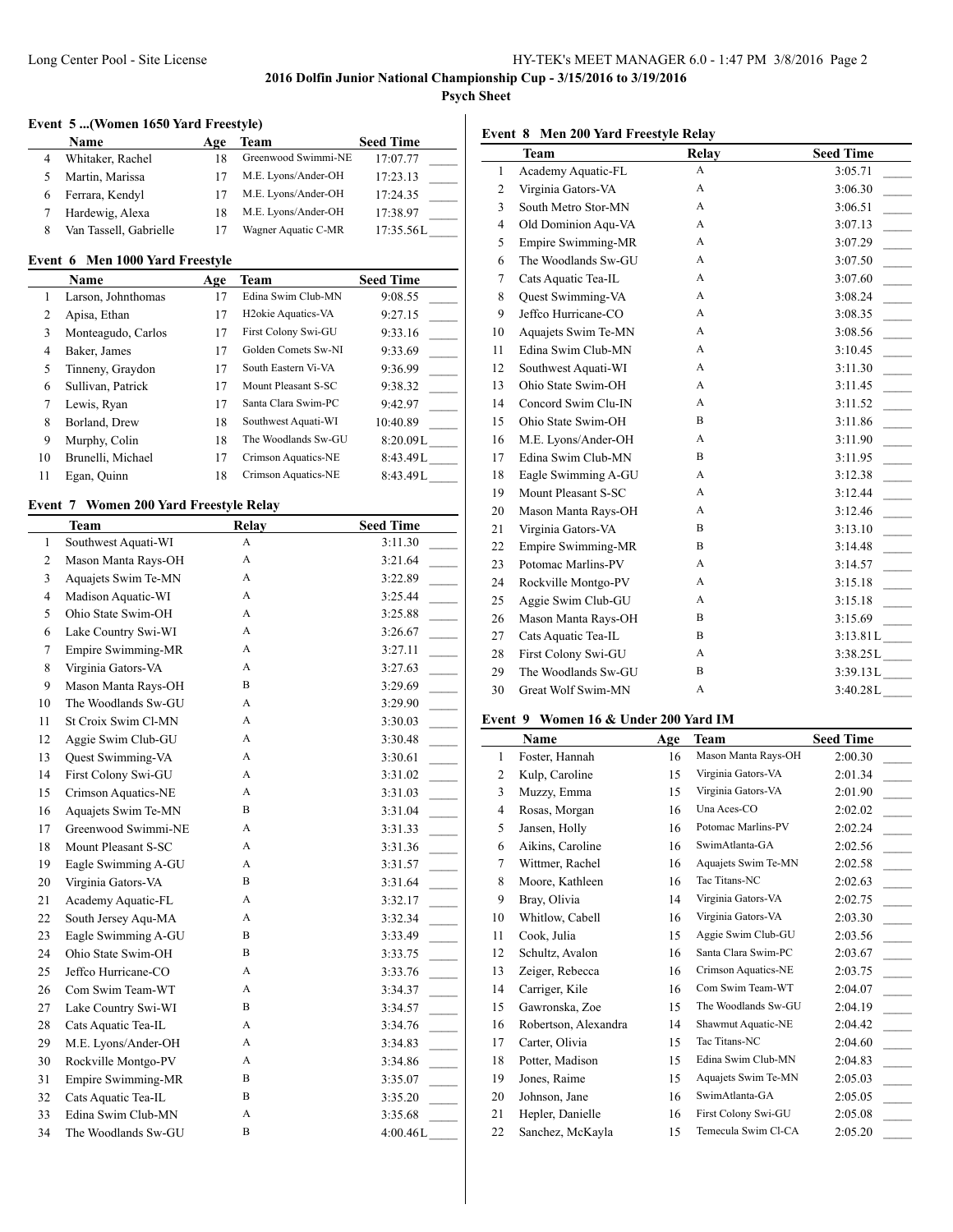## 2016 Dolfin Junior National Championship Cup - 3/15/2016 to 3/19/2016

### Psych Sheet

#### Event 5 ...(Women 1650 Yard Freestyle)

| | Name | Age | Team | Seed Time |
|---|---|---|---|---|
| 4 | Whitaker, Rachel | 18 | Greenwood Swimmi-NE | 17:07.77 |
| 5 | Martin, Marissa | 17 | M.E. Lyons/Ander-OH | 17:23.13 |
| 6 | Ferrara, Kendyl | 17 | M.E. Lyons/Ander-OH | 17:24.35 |
| 7 | Hardewig, Alexa | 18 | M.E. Lyons/Ander-OH | 17:38.97 |
| 8 | Van Tassell, Gabrielle | 17 | Wagner Aquatic C-MR | 17:35.56L |

#### Event 6 Men 1000 Yard Freestyle

| | Name | Age | Team | Seed Time |
|---|---|---|---|---|
| 1 | Larson, Johnthomas | 17 | Edina Swim Club-MN | 9:08.55 |
| 2 | Apisa, Ethan | 17 | H2okie Aquatics-VA | 9:27.15 |
| 3 | Monteagudo, Carlos | 17 | First Colony Swi-GU | 9:33.16 |
| 4 | Baker, James | 17 | Golden Comets Sw-NI | 9:33.69 |
| 5 | Tinneny, Graydon | 17 | South Eastern Vi-VA | 9:36.99 |
| 6 | Sullivan, Patrick | 17 | Mount Pleasant S-SC | 9:38.32 |
| 7 | Lewis, Ryan | 17 | Santa Clara Swim-PC | 9:42.97 |
| 8 | Borland, Drew | 18 | Southwest Aquati-WI | 10:40.89 |
| 9 | Murphy, Colin | 18 | The Woodlands Sw-GU | 8:20.09L |
| 10 | Brunelli, Michael | 17 | Crimson Aquatics-NE | 8:43.49L |
| 11 | Egan, Quinn | 18 | Crimson Aquatics-NE | 8:43.49L |

#### Event 7 Women 200 Yard Freestyle Relay

| | Team | Relay | Seed Time |
|---|---|---|---|
| 1 | Southwest Aquati-WI | A | 3:11.30 |
| 2 | Mason Manta Rays-OH | A | 3:21.64 |
| 3 | Aquajets Swim Te-MN | A | 3:22.89 |
| 4 | Madison Aquatic-WI | A | 3:25.44 |
| 5 | Ohio State Swim-OH | A | 3:25.88 |
| 6 | Lake Country Swi-WI | A | 3:26.67 |
| 7 | Empire Swimming-MR | A | 3:27.11 |
| 8 | Virginia Gators-VA | A | 3:27.63 |
| 9 | Mason Manta Rays-OH | B | 3:29.69 |
| 10 | The Woodlands Sw-GU | A | 3:29.90 |
| 11 | St Croix Swim Cl-MN | A | 3:30.03 |
| 12 | Aggie Swim Club-GU | A | 3:30.48 |
| 13 | Quest Swimming-VA | A | 3:30.61 |
| 14 | First Colony Swi-GU | A | 3:31.02 |
| 15 | Crimson Aquatics-NE | A | 3:31.03 |
| 16 | Aquajets Swim Te-MN | B | 3:31.04 |
| 17 | Greenwood Swimmi-NE | A | 3:31.33 |
| 18 | Mount Pleasant S-SC | A | 3:31.36 |
| 19 | Eagle Swimming A-GU | A | 3:31.57 |
| 20 | Virginia Gators-VA | B | 3:31.64 |
| 21 | Academy Aquatic-FL | A | 3:32.17 |
| 22 | South Jersey Aqu-MA | A | 3:32.34 |
| 23 | Eagle Swimming A-GU | B | 3:33.49 |
| 24 | Ohio State Swim-OH | B | 3:33.75 |
| 25 | Jeffco Hurricane-CO | A | 3:33.76 |
| 26 | Com Swim Team-WT | A | 3:34.37 |
| 27 | Lake Country Swi-WI | B | 3:34.57 |
| 28 | Cats Aquatic Tea-IL | A | 3:34.76 |
| 29 | M.E. Lyons/Ander-OH | A | 3:34.83 |
| 30 | Rockville Montgo-PV | A | 3:34.86 |
| 31 | Empire Swimming-MR | B | 3:35.07 |
| 32 | Cats Aquatic Tea-IL | B | 3:35.20 |
| 33 | Edina Swim Club-MN | A | 3:35.68 |
| 34 | The Woodlands Sw-GU | B | 4:00.46L |

#### Event 8 Men 200 Yard Freestyle Relay

| | Team | Relay | Seed Time |
|---|---|---|---|
| 1 | Academy Aquatic-FL | A | 3:05.71 |
| 2 | Virginia Gators-VA | A | 3:06.30 |
| 3 | South Metro Stor-MN | A | 3:06.51 |
| 4 | Old Dominion Aqu-VA | A | 3:07.13 |
| 5 | Empire Swimming-MR | A | 3:07.29 |
| 6 | The Woodlands Sw-GU | A | 3:07.50 |
| 7 | Cats Aquatic Tea-IL | A | 3:07.60 |
| 8 | Quest Swimming-VA | A | 3:08.24 |
| 9 | Jeffco Hurricane-CO | A | 3:08.35 |
| 10 | Aquajets Swim Te-MN | A | 3:08.56 |
| 11 | Edina Swim Club-MN | A | 3:10.45 |
| 12 | Southwest Aquati-WI | A | 3:11.30 |
| 13 | Ohio State Swim-OH | A | 3:11.45 |
| 14 | Concord Swim Clu-IN | A | 3:11.52 |
| 15 | Ohio State Swim-OH | B | 3:11.86 |
| 16 | M.E. Lyons/Ander-OH | A | 3:11.90 |
| 17 | Edina Swim Club-MN | B | 3:11.95 |
| 18 | Eagle Swimming A-GU | A | 3:12.38 |
| 19 | Mount Pleasant S-SC | A | 3:12.44 |
| 20 | Mason Manta Rays-OH | A | 3:12.46 |
| 21 | Virginia Gators-VA | B | 3:13.10 |
| 22 | Empire Swimming-MR | B | 3:14.48 |
| 23 | Potomac Marlins-PV | A | 3:14.57 |
| 24 | Rockville Montgo-PV | A | 3:15.18 |
| 25 | Aggie Swim Club-GU | A | 3:15.18 |
| 26 | Mason Manta Rays-OH | B | 3:15.69 |
| 27 | Cats Aquatic Tea-IL | B | 3:13.81L |
| 28 | First Colony Swi-GU | A | 3:38.25L |
| 29 | The Woodlands Sw-GU | B | 3:39.13L |
| 30 | Great Wolf Swim-MN | A | 3:40.28L |

#### Event 9 Women 16 & Under 200 Yard IM

| | Name | Age | Team | Seed Time |
|---|---|---|---|---|
| 1 | Foster, Hannah | 16 | Mason Manta Rays-OH | 2:00.30 |
| 2 | Kulp, Caroline | 15 | Virginia Gators-VA | 2:01.34 |
| 3 | Muzzy, Emma | 15 | Virginia Gators-VA | 2:01.90 |
| 4 | Rosas, Morgan | 16 | Una Aces-CO | 2:02.02 |
| 5 | Jansen, Holly | 16 | Potomac Marlins-PV | 2:02.24 |
| 6 | Aikins, Caroline | 16 | SwimAtlanta-GA | 2:02.56 |
| 7 | Wittmer, Rachel | 16 | Aquajets Swim Te-MN | 2:02.58 |
| 8 | Moore, Kathleen | 16 | Tac Titans-NC | 2:02.63 |
| 9 | Bray, Olivia | 14 | Virginia Gators-VA | 2:02.75 |
| 10 | Whitlow, Cabell | 16 | Virginia Gators-VA | 2:03.30 |
| 11 | Cook, Julia | 15 | Aggie Swim Club-GU | 2:03.56 |
| 12 | Schultz, Avalon | 16 | Santa Clara Swim-PC | 2:03.67 |
| 13 | Zeiger, Rebecca | 16 | Crimson Aquatics-NE | 2:03.75 |
| 14 | Carriger, Kile | 16 | Com Swim Team-WT | 2:04.07 |
| 15 | Gawronska, Zoe | 15 | The Woodlands Sw-GU | 2:04.19 |
| 16 | Robertson, Alexandra | 14 | Shawmut Aquatic-NE | 2:04.42 |
| 17 | Carter, Olivia | 15 | Tac Titans-NC | 2:04.60 |
| 18 | Potter, Madison | 15 | Edina Swim Club-MN | 2:04.83 |
| 19 | Jones, Raime | 15 | Aquajets Swim Te-MN | 2:05.03 |
| 20 | Johnson, Jane | 16 | SwimAtlanta-GA | 2:05.05 |
| 21 | Hepler, Danielle | 16 | First Colony Swi-GU | 2:05.08 |
| 22 | Sanchez, McKayla | 15 | Temecula Swim Cl-CA | 2:05.20 |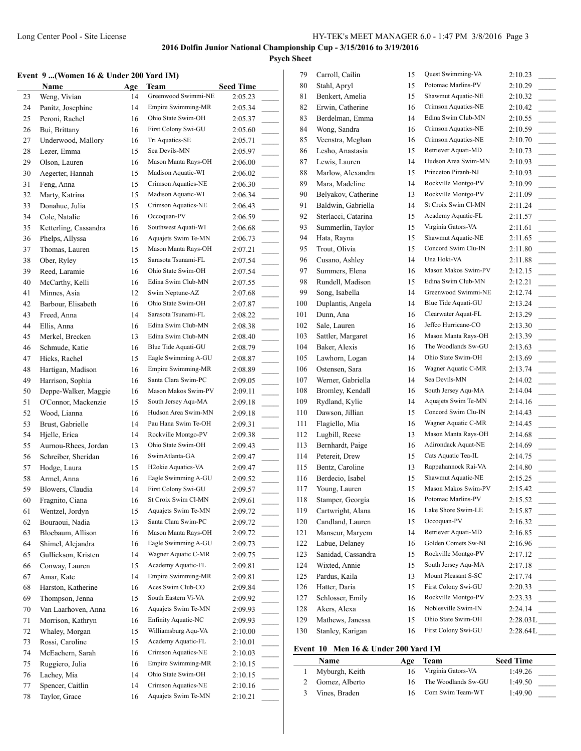**2016 Dolfin Junior National Championship Cup - 3/15/2016 to 3/19/2016**

**Psych Sheet**

### Event 9 ...(Women 16 & Under 200 Yard IM)

| | Name | Age | Team | Seed Time |
|---|---|---|---|---|
| 23 | Weng, Vivian | 14 | Greenwood Swimmi-NE | 2:05.23 |
| 24 | Panitz, Josephine | 14 | Empire Swimming-MR | 2:05.34 |
| 25 | Peroni, Rachel | 16 | Ohio State Swim-OH | 2:05.37 |
| 26 | Bui, Brittany | 16 | First Colony Swi-GU | 2:05.60 |
| 27 | Underwood, Mallory | 16 | Tri Aquatics-SE | 2:05.71 |
| 28 | Lezer, Emma | 15 | Sea Devils-MN | 2:05.97 |
| 29 | Olson, Lauren | 16 | Mason Manta Rays-OH | 2:06.00 |
| 30 | Aegerter, Hannah | 15 | Madison Aquatic-WI | 2:06.02 |
| 31 | Feng, Anna | 15 | Crimson Aquatics-NE | 2:06.30 |
| 32 | Marty, Katrina | 15 | Madison Aquatic-WI | 2:06.34 |
| 33 | Donahue, Julia | 15 | Crimson Aquatics-NE | 2:06.43 |
| 34 | Cole, Natalie | 16 | Occoquan-PV | 2:06.59 |
| 35 | Ketterling, Cassandra | 16 | Southwest Aquati-WI | 2:06.68 |
| 36 | Phelps, Allyssa | 16 | Aquajets Swim Te-MN | 2:06.73 |
| 37 | Thomas, Lauren | 15 | Mason Manta Rays-OH | 2:07.21 |
| 38 | Ober, Ryley | 15 | Sarasota Tsunami-FL | 2:07.54 |
| 39 | Reed, Laramie | 16 | Ohio State Swim-OH | 2:07.54 |
| 40 | McCarthy, Kelli | 16 | Edina Swim Club-MN | 2:07.55 |
| 41 | Minnes, Asia | 12 | Swim Neptune-AZ | 2:07.68 |
| 42 | Barbour, Elisabeth | 16 | Ohio State Swim-OH | 2:07.87 |
| 43 | Freed, Anna | 14 | Sarasota Tsunami-FL | 2:08.22 |
| 44 | Ellis, Anna | 16 | Edina Swim Club-MN | 2:08.38 |
| 45 | Merkel, Brecken | 13 | Edina Swim Club-MN | 2:08.40 |
| 46 | Schmude, Katie | 16 | Blue Tide Aquati-GU | 2:08.79 |
| 47 | Hicks, Rachel | 15 | Eagle Swimming A-GU | 2:08.87 |
| 48 | Hartigan, Madison | 16 | Empire Swimming-MR | 2:08.89 |
| 49 | Harrison, Sophia | 16 | Santa Clara Swim-PC | 2:09.05 |
| 50 | Deppe-Walker, Maggie | 16 | Mason Makos Swim-PV | 2:09.11 |
| 51 | O'Connor, Mackenzie | 15 | South Jersey Aqu-MA | 2:09.18 |
| 52 | Wood, Lianna | 16 | Hudson Area Swim-MN | 2:09.18 |
| 53 | Brust, Gabrielle | 14 | Pau Hana Swim Te-OH | 2:09.31 |
| 54 | Hjelle, Erica | 14 | Rockville Montgo-PV | 2:09.38 |
| 55 | Aurnou-Rhees, Jordan | 13 | Ohio State Swim-OH | 2:09.43 |
| 56 | Schreiber, Sheridan | 16 | SwimAtlanta-GA | 2:09.47 |
| 57 | Hodge, Laura | 15 | H2okie Aquatics-VA | 2:09.47 |
| 58 | Armel, Anna | 16 | Eagle Swimming A-GU | 2:09.52 |
| 59 | Blowers, Claudia | 14 | First Colony Swi-GU | 2:09.57 |
| 60 | Fragnito, Ciana | 16 | St Croix Swim Cl-MN | 2:09.61 |
| 61 | Wentzel, Jordyn | 15 | Aquajets Swim Te-MN | 2:09.72 |
| 62 | Bouraoui, Nadia | 13 | Santa Clara Swim-PC | 2:09.72 |
| 63 | Bloebaum, Allison | 16 | Mason Manta Rays-OH | 2:09.72 |
| 64 | Shimel, Alejandra | 16 | Eagle Swimming A-GU | 2:09.73 |
| 65 | Gullickson, Kristen | 14 | Wagner Aquatic C-MR | 2:09.75 |
| 66 | Conway, Lauren | 15 | Academy Aquatic-FL | 2:09.81 |
| 67 | Amar, Kate | 14 | Empire Swimming-MR | 2:09.81 |
| 68 | Harston, Katherine | 16 | Aces Swim Club-CO | 2:09.84 |
| 69 | Thompson, Jenna | 15 | South Eastern Vi-VA | 2:09.92 |
| 70 | Van Laarhoven, Anna | 16 | Aquajets Swim Te-MN | 2:09.93 |
| 71 | Morrison, Kathryn | 16 | Enfinity Aquatic-NC | 2:09.93 |
| 72 | Whaley, Morgan | 15 | Williamsburg Aqu-VA | 2:10.00 |
| 73 | Rossi, Caroline | 15 | Academy Aquatic-FL | 2:10.01 |
| 74 | McEachern, Sarah | 16 | Crimson Aquatics-NE | 2:10.03 |
| 75 | Ruggiero, Julia | 16 | Empire Swimming-MR | 2:10.15 |
| 76 | Lachey, Mia | 14 | Ohio State Swim-OH | 2:10.15 |
| 77 | Spencer, Caitlin | 14 | Crimson Aquatics-NE | 2:10.16 |
| 78 | Taylor, Grace | 16 | Aquajets Swim Te-MN | 2:10.21 |
| 79 | Carroll, Cailin | 15 | Quest Swimming-VA | 2:10.23 |
| 80 | Stahl, Apryl | 15 | Potomac Marlins-PV | 2:10.29 |
| 81 | Benkert, Amelia | 15 | Shawmut Aquatic-NE | 2:10.32 |
| 82 | Erwin, Catherine | 16 | Crimson Aquatics-NE | 2:10.42 |
| 83 | Berdelman, Emma | 14 | Edina Swim Club-MN | 2:10.55 |
| 84 | Wong, Sandra | 16 | Crimson Aquatics-NE | 2:10.59 |
| 85 | Veenstra, Meghan | 16 | Crimson Aquatics-NE | 2:10.70 |
| 86 | Lesho, Anastasia | 15 | Retriever Aquati-MD | 2:10.73 |
| 87 | Lewis, Lauren | 14 | Hudson Area Swim-MN | 2:10.93 |
| 88 | Marlow, Alexandra | 15 | Princeton Piranh-NJ | 2:10.93 |
| 89 | Mara, Madeline | 14 | Rockville Montgo-PV | 2:10.99 |
| 90 | Belyakov, Catherine | 13 | Rockville Montgo-PV | 2:11.09 |
| 91 | Baldwin, Gabriella | 14 | St Croix Swim Cl-MN | 2:11.24 |
| 92 | Sterlacci, Catarina | 15 | Academy Aquatic-FL | 2:11.57 |
| 93 | Summerlin, Taylor | 15 | Virginia Gators-VA | 2:11.61 |
| 94 | Hata, Rayna | 15 | Shawmut Aquatic-NE | 2:11.65 |
| 95 | Trout, Olivia | 15 | Concord Swim Clu-IN | 2:11.80 |
| 96 | Cusano, Ashley | 14 | Una Hoki-VA | 2:11.88 |
| 97 | Summers, Elena | 16 | Mason Makos Swim-PV | 2:12.15 |
| 98 | Rundell, Madison | 15 | Edina Swim Club-MN | 2:12.21 |
| 99 | Song, Isabella | 14 | Greenwood Swimmi-NE | 2:12.74 |
| 100 | Duplantis, Angela | 14 | Blue Tide Aquati-GU | 2:13.24 |
| 101 | Dunn, Ana | 16 | Clearwater Aquat-FL | 2:13.29 |
| 102 | Sale, Lauren | 16 | Jeffco Hurricane-CO | 2:13.30 |
| 103 | Sattler, Margaret | 16 | Mason Manta Rays-OH | 2:13.39 |
| 104 | Baker, Alexis | 16 | The Woodlands Sw-GU | 2:13.63 |
| 105 | Lawhorn, Logan | 14 | Ohio State Swim-OH | 2:13.69 |
| 106 | Ostensen, Sara | 16 | Wagner Aquatic C-MR | 2:13.74 |
| 107 | Werner, Gabriella | 14 | Sea Devils-MN | 2:14.02 |
| 108 | Bromley, Kendall | 16 | South Jersey Aqu-MA | 2:14.04 |
| 109 | Rydland, Kylie | 14 | Aquajets Swim Te-MN | 2:14.16 |
| 110 | Dawson, Jillian | 15 | Concord Swim Clu-IN | 2:14.43 |
| 111 | Flagiello, Mia | 16 | Wagner Aquatic C-MR | 2:14.45 |
| 112 | Lugbill, Reese | 13 | Mason Manta Rays-OH | 2:14.68 |
| 113 | Bernhardt, Paige | 16 | Adirondack Aquat-NE | 2:14.69 |
| 114 | Petereit, Drew | 15 | Cats Aquatic Tea-IL | 2:14.75 |
| 115 | Bentz, Caroline | 13 | Rappahannock Rai-VA | 2:14.80 |
| 116 | Berdecio, Isabel | 15 | Shawmut Aquatic-NE | 2:15.25 |
| 117 | Young, Lauren | 15 | Mason Makos Swim-PV | 2:15.42 |
| 118 | Stamper, Georgia | 16 | Potomac Marlins-PV | 2:15.52 |
| 119 | Cartwright, Alana | 16 | Lake Shore Swim-LE | 2:15.87 |
| 120 | Candland, Lauren | 15 | Occoquan-PV | 2:16.32 |
| 121 | Manseur, Maryem | 14 | Retriever Aquati-MD | 2:16.85 |
| 122 | Labue, Delaney | 16 | Golden Comets Sw-NI | 2:16.96 |
| 123 | Sanidad, Cassandra | 15 | Rockville Montgo-PV | 2:17.12 |
| 124 | Wixted, Annie | 15 | South Jersey Aqu-MA | 2:17.18 |
| 125 | Pardus, Kaila | 13 | Mount Pleasant S-SC | 2:17.74 |
| 126 | Hatter, Daria | 15 | First Colony Swi-GU | 2:20.33 |
| 127 | Schlosser, Emily | 16 | Rockville Montgo-PV | 2:23.33 |
| 128 | Akers, Alexa | 16 | Noblesville Swim-IN | 2:24.14 |
| 129 | Mathews, Janessa | 15 | Ohio State Swim-OH | 2:28.03L |
| 130 | Stanley, Karigan | 16 | First Colony Swi-GU | 2:28.64L |

### Event 10 Men 16 & Under 200 Yard IM

| | Name | Age | Team | Seed Time |
|---|---|---|---|---|
| 1 | Myburgh, Keith | 16 | Virginia Gators-VA | 1:49.26 |
| 2 | Gomez, Alberto | 16 | The Woodlands Sw-GU | 1:49.50 |
| 3 | Vines, Braden | 16 | Com Swim Team-WT | 1:49.90 |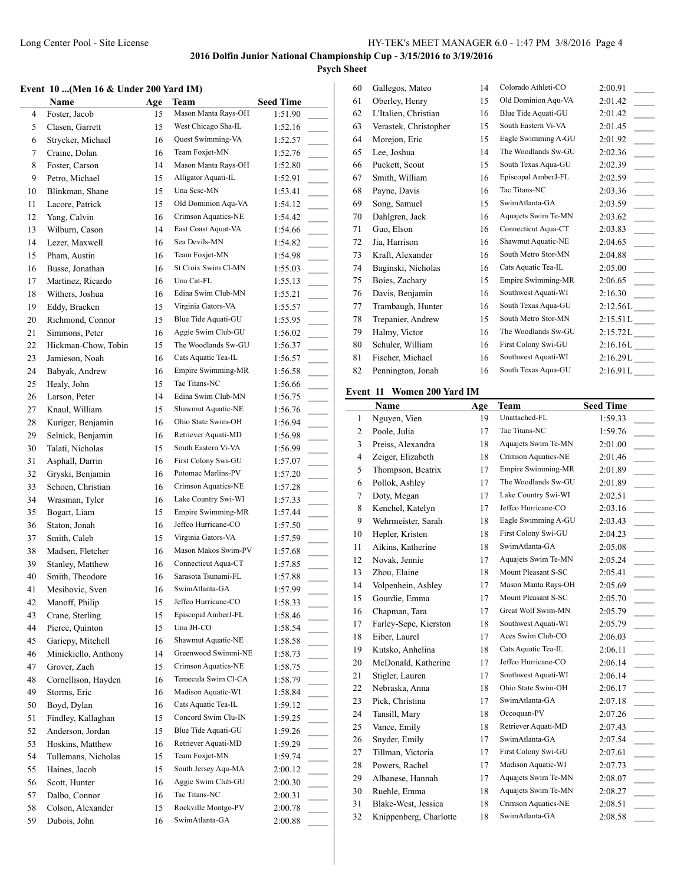**2016 Dolfin Junior National Championship Cup - 3/15/2016 to 3/19/2016**

**Psych Sheet**

### Event 10 ...(Men 16 & Under 200 Yard IM)

| | Name | Age | Team | Seed Time | |
|---|---|---|---|---|---|
| 4 | Foster, Jacob | 15 | Mason Manta Rays-OH | 1:51.90 | _____ |
| 5 | Clasen, Garrett | 15 | West Chicago Sha-IL | 1:52.16 | _____ |
| 6 | Strycker, Michael | 16 | Quest Swimming-VA | 1:52.57 | _____ |
| 7 | Craine, Dolan | 16 | Team Foxjet-MN | 1:52.76 | _____ |
| 8 | Foster, Carson | 14 | Mason Manta Rays-OH | 1:52.80 | _____ |
| 9 | Petro, Michael | 15 | Alligator Aquati-IL | 1:52.91 | _____ |
| 10 | Blinkman, Shane | 15 | Una Scsc-MN | 1:53.41 | _____ |
| 11 | Lacore, Patrick | 15 | Old Dominion Aqu-VA | 1:54.12 | _____ |
| 12 | Yang, Calvin | 16 | Crimson Aquatics-NE | 1:54.42 | _____ |
| 13 | Wilburn, Cason | 14 | East Coast Aquat-VA | 1:54.66 | _____ |
| 14 | Lezer, Maxwell | 16 | Sea Devils-MN | 1:54.82 | _____ |
| 15 | Pham, Austin | 16 | Team Foxjet-MN | 1:54.98 | _____ |
| 16 | Busse, Jonathan | 16 | St Croix Swim Cl-MN | 1:55.03 | _____ |
| 17 | Martinez, Ricardo | 16 | Una Cat-FL | 1:55.13 | _____ |
| 18 | Withers, Joshua | 16 | Edina Swim Club-MN | 1:55.21 | _____ |
| 19 | Eddy, Bracken | 15 | Virginia Gators-VA | 1:55.57 | _____ |
| 20 | Richmond, Connor | 15 | Blue Tide Aquati-GU | 1:55.95 | _____ |
| 21 | Simmons, Peter | 16 | Aggie Swim Club-GU | 1:56.02 | _____ |
| 22 | Hickman-Chow, Tobin | 15 | The Woodlands Sw-GU | 1:56.37 | _____ |
| 23 | Jamieson, Noah | 16 | Cats Aquatic Tea-IL | 1:56.57 | _____ |
| 24 | Babyak, Andrew | 16 | Empire Swimming-MR | 1:56.58 | _____ |
| 25 | Healy, John | 15 | Tac Titans-NC | 1:56.66 | _____ |
| 26 | Larson, Peter | 14 | Edina Swim Club-MN | 1:56.75 | _____ |
| 27 | Knaul, William | 15 | Shawmut Aquatic-NE | 1:56.76 | _____ |
| 28 | Kuriger, Benjamin | 16 | Ohio State Swim-OH | 1:56.94 | _____ |
| 29 | Selnick, Benjamin | 16 | Retriever Aquati-MD | 1:56.98 | _____ |
| 30 | Talati, Nicholas | 15 | South Eastern Vi-VA | 1:56.99 | _____ |
| 31 | Asphall, Darrin | 16 | First Colony Swi-GU | 1:57.07 | _____ |
| 32 | Gryski, Benjamin | 16 | Potomac Marlins-PV | 1:57.20 | _____ |
| 33 | Schoen, Christian | 16 | Crimson Aquatics-NE | 1:57.28 | _____ |
| 34 | Wrasman, Tyler | 16 | Lake Country Swi-WI | 1:57.33 | _____ |
| 35 | Bogart, Liam | 15 | Empire Swimming-MR | 1:57.44 | _____ |
| 36 | Staton, Jonah | 16 | Jeffco Hurricane-CO | 1:57.50 | _____ |
| 37 | Smith, Caleb | 15 | Virginia Gators-VA | 1:57.59 | _____ |
| 38 | Madsen, Fletcher | 16 | Mason Makos Swim-PV | 1:57.68 | _____ |
| 39 | Stanley, Matthew | 16 | Connecticut Aqua-CT | 1:57.85 | _____ |
| 40 | Smith, Theodore | 16 | Sarasota Tsunami-FL | 1:57.88 | _____ |
| 41 | Mesihovic, Sven | 16 | SwimAtlanta-GA | 1:57.99 | _____ |
| 42 | Manoff, Philip | 15 | Jeffco Hurricane-CO | 1:58.33 | _____ |
| 43 | Crane, Sterling | 15 | Episcopal AmberJ-FL | 1:58.46 | _____ |
| 44 | Pierce, Quinton | 15 | Una JH-CO | 1:58.54 | _____ |
| 45 | Gariepy, Mitchell | 16 | Shawmut Aquatic-NE | 1:58.58 | _____ |
| 46 | Minickiello, Anthony | 14 | Greenwood Swimmi-NE | 1:58.73 | _____ |
| 47 | Grover, Zach | 15 | Crimson Aquatics-NE | 1:58.75 | _____ |
| 48 | Cornellison, Hayden | 16 | Temecula Swim Cl-CA | 1:58.79 | _____ |
| 49 | Storms, Eric | 16 | Madison Aquatic-WI | 1:58.84 | _____ |
| 50 | Boyd, Dylan | 16 | Cats Aquatic Tea-IL | 1:59.12 | _____ |
| 51 | Findley, Kallaghan | 15 | Concord Swim Clu-IN | 1:59.25 | _____ |
| 52 | Anderson, Jordan | 15 | Blue Tide Aquati-GU | 1:59.26 | _____ |
| 53 | Hoskins, Matthew | 16 | Retriever Aquati-MD | 1:59.29 | _____ |
| 54 | Tullemans, Nicholas | 15 | Team Foxjet-MN | 1:59.74 | _____ |
| 55 | Haines, Jacob | 15 | South Jersey Aqu-MA | 2:00.12 | _____ |
| 56 | Scott, Hunter | 16 | Aggie Swim Club-GU | 2:00.30 | _____ |
| 57 | Dalbo, Connor | 16 | Tac Titans-NC | 2:00.31 | _____ |
| 58 | Colson, Alexander | 15 | Rockville Montgo-PV | 2:00.78 | _____ |
| 59 | Dubois, John | 16 | SwimAtlanta-GA | 2:00.88 | _____ |
| 60 | Gallegos, Mateo | 14 | Colorado Athleti-CO | 2:00.91 | _____ |
| 61 | Oberley, Henry | 15 | Old Dominion Aqu-VA | 2:01.42 | _____ |
| 62 | L'Italien, Christian | 16 | Blue Tide Aquati-GU | 2:01.42 | _____ |
| 63 | Verastek, Christopher | 15 | South Eastern Vi-VA | 2:01.45 | _____ |
| 64 | Morejon, Eric | 15 | Eagle Swimming A-GU | 2:01.92 | _____ |
| 65 | Lee, Joshua | 14 | The Woodlands Sw-GU | 2:02.36 | _____ |
| 66 | Puckett, Scout | 15 | South Texas Aqua-GU | 2:02.39 | _____ |
| 67 | Smith, William | 16 | Episcopal AmberJ-FL | 2:02.59 | _____ |
| 68 | Payne, Davis | 16 | Tac Titans-NC | 2:03.36 | _____ |
| 69 | Song, Samuel | 15 | SwimAtlanta-GA | 2:03.59 | _____ |
| 70 | Dahlgren, Jack | 16 | Aquajets Swim Te-MN | 2:03.62 | _____ |
| 71 | Guo, Elson | 16 | Connecticut Aqua-CT | 2:03.83 | _____ |
| 72 | Jia, Harrison | 16 | Shawmut Aquatic-NE | 2:04.65 | _____ |
| 73 | Kraft, Alexander | 16 | South Metro Stor-MN | 2:04.88 | _____ |
| 74 | Baginski, Nicholas | 16 | Cats Aquatic Tea-IL | 2:05.00 | _____ |
| 75 | Boies, Zachary | 15 | Empire Swimming-MR | 2:06.65 | _____ |
| 76 | Davis, Benjamin | 16 | Southwest Aquati-WI | 2:16.30 | _____ |
| 77 | Trambaugh, Hunter | 16 | South Texas Aqua-GU | 2:12.56L | _____ |
| 78 | Trepanier, Andrew | 15 | South Metro Stor-MN | 2:15.51L | _____ |
| 79 | Halmy, Victor | 16 | The Woodlands Sw-GU | 2:15.72L | _____ |
| 80 | Schuler, William | 16 | First Colony Swi-GU | 2:16.16L | _____ |
| 81 | Fischer, Michael | 16 | Southwest Aquati-WI | 2:16.29L | _____ |
| 82 | Pennington, Jonah | 16 | South Texas Aqua-GU | 2:16.91L | _____ |

### Event 11 Women 200 Yard IM

| | Name | Age | Team | Seed Time | |
|---|---|---|---|---|---|
| 1 | Nguyen, Vien | 19 | Unattached-FL | 1:59.33 | _____ |
| 2 | Poole, Julia | 17 | Tac Titans-NC | 1:59.76 | _____ |
| 3 | Preiss, Alexandra | 18 | Aquajets Swim Te-MN | 2:01.00 | _____ |
| 4 | Zeiger, Elizabeth | 18 | Crimson Aquatics-NE | 2:01.46 | _____ |
| 5 | Thompson, Beatrix | 17 | Empire Swimming-MR | 2:01.89 | _____ |
| 6 | Pollok, Ashley | 17 | The Woodlands Sw-GU | 2:01.89 | _____ |
| 7 | Doty, Megan | 17 | Lake Country Swi-WI | 2:02.51 | _____ |
| 8 | Kenchel, Katelyn | 17 | Jeffco Hurricane-CO | 2:03.16 | _____ |
| 9 | Wehrmeister, Sarah | 18 | Eagle Swimming A-GU | 2:03.43 | _____ |
| 10 | Hepler, Kristen | 18 | First Colony Swi-GU | 2:04.23 | _____ |
| 11 | Aikins, Katherine | 18 | SwimAtlanta-GA | 2:05.08 | _____ |
| 12 | Novak, Jennie | 17 | Aquajets Swim Te-MN | 2:05.24 | _____ |
| 13 | Zhou, Elaine | 18 | Mount Pleasant S-SC | 2:05.41 | _____ |
| 14 | Volpenhein, Ashley | 17 | Mason Manta Rays-OH | 2:05.69 | _____ |
| 15 | Gourdie, Emma | 17 | Mount Pleasant S-SC | 2:05.70 | _____ |
| 16 | Chapman, Tara | 17 | Great Wolf Swim-MN | 2:05.79 | _____ |
| 17 | Farley-Sepe, Kierston | 18 | Southwest Aquati-WI | 2:05.79 | _____ |
| 18 | Eiber, Laurel | 17 | Aces Swim Club-CO | 2:06.03 | _____ |
| 19 | Kutsko, Anhelina | 18 | Cats Aquatic Tea-IL | 2:06.11 | _____ |
| 20 | McDonald, Katherine | 17 | Jeffco Hurricane-CO | 2:06.14 | _____ |
| 21 | Stigler, Lauren | 17 | Southwest Aquati-WI | 2:06.14 | _____ |
| 22 | Nebraska, Anna | 18 | Ohio State Swim-OH | 2:06.17 | _____ |
| 23 | Pick, Christina | 17 | SwimAtlanta-GA | 2:07.18 | _____ |
| 24 | Tansill, Mary | 18 | Occoquan-PV | 2:07.26 | _____ |
| 25 | Vance, Emily | 18 | Retriever Aquati-MD | 2:07.43 | _____ |
| 26 | Snyder, Emily | 17 | SwimAtlanta-GA | 2:07.54 | _____ |
| 27 | Tillman, Victoria | 17 | First Colony Swi-GU | 2:07.61 | _____ |
| 28 | Powers, Rachel | 17 | Madison Aquatic-WI | 2:07.73 | _____ |
| 29 | Albanese, Hannah | 17 | Aquajets Swim Te-MN | 2:08.07 | _____ |
| 30 | Ruehle, Emma | 18 | Aquajets Swim Te-MN | 2:08.27 | _____ |
| 31 | Blake-West, Jessica | 18 | Crimson Aquatics-NE | 2:08.51 | _____ |
| 32 | Knippenberg, Charlotte | 18 | SwimAtlanta-GA | 2:08.58 | _____ |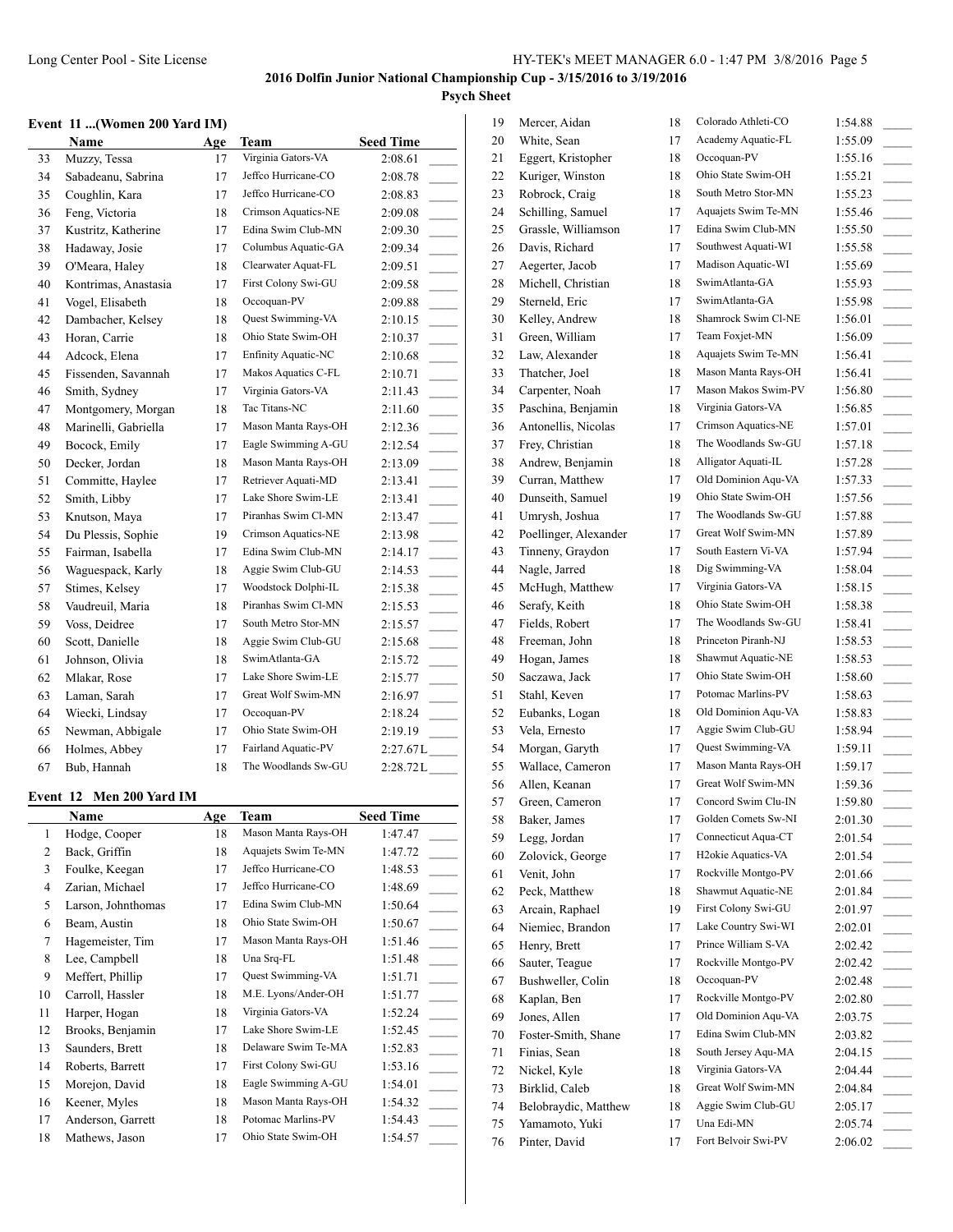## Event 11 ...(Women 200 Yard IM)

| | Name | Age | Team | Seed Time | |
|---|---|---|---|---|---|
| 33 | Muzzy, Tessa | 17 | Virginia Gators-VA | 2:08.61 | _____ |
| 34 | Sabadeanu, Sabrina | 17 | Jeffco Hurricane-CO | 2:08.78 | _____ |
| 35 | Coughlin, Kara | 17 | Jeffco Hurricane-CO | 2:08.83 | _____ |
| 36 | Feng, Victoria | 18 | Crimson Aquatics-NE | 2:09.08 | _____ |
| 37 | Kustritz, Katherine | 17 | Edina Swim Club-MN | 2:09.30 | _____ |
| 38 | Hadaway, Josie | 17 | Columbus Aquatic-GA | 2:09.34 | _____ |
| 39 | O'Meara, Haley | 18 | Clearwater Aquat-FL | 2:09.51 | _____ |
| 40 | Kontrimas, Anastasia | 17 | First Colony Swi-GU | 2:09.58 | _____ |
| 41 | Vogel, Elisabeth | 18 | Occoquan-PV | 2:09.88 | _____ |
| 42 | Dambacher, Kelsey | 18 | Quest Swimming-VA | 2:10.15 | _____ |
| 43 | Horan, Carrie | 18 | Ohio State Swim-OH | 2:10.37 | _____ |
| 44 | Adcock, Elena | 17 | Enfinity Aquatic-NC | 2:10.68 | _____ |
| 45 | Fissenden, Savannah | 17 | Makos Aquatics C-FL | 2:10.71 | _____ |
| 46 | Smith, Sydney | 17 | Virginia Gators-VA | 2:11.43 | _____ |
| 47 | Montgomery, Morgan | 18 | Tac Titans-NC | 2:11.60 | _____ |
| 48 | Marinelli, Gabriella | 17 | Mason Manta Rays-OH | 2:12.36 | _____ |
| 49 | Bocock, Emily | 17 | Eagle Swimming A-GU | 2:12.54 | _____ |
| 50 | Decker, Jordan | 18 | Mason Manta Rays-OH | 2:13.09 | _____ |
| 51 | Committe, Haylee | 17 | Retriever Aquati-MD | 2:13.41 | _____ |
| 52 | Smith, Libby | 17 | Lake Shore Swim-LE | 2:13.41 | _____ |
| 53 | Knutson, Maya | 17 | Piranhas Swim Cl-MN | 2:13.47 | _____ |
| 54 | Du Plessis, Sophie | 19 | Crimson Aquatics-NE | 2:13.98 | _____ |
| 55 | Fairman, Isabella | 17 | Edina Swim Club-MN | 2:14.17 | _____ |
| 56 | Waguespack, Karly | 18 | Aggie Swim Club-GU | 2:14.53 | _____ |
| 57 | Stimes, Kelsey | 17 | Woodstock Dolphi-IL | 2:15.38 | _____ |
| 58 | Vaudreuil, Maria | 18 | Piranhas Swim Cl-MN | 2:15.53 | _____ |
| 59 | Voss, Deidree | 17 | South Metro Stor-MN | 2:15.57 | _____ |
| 60 | Scott, Danielle | 18 | Aggie Swim Club-GU | 2:15.68 | _____ |
| 61 | Johnson, Olivia | 18 | SwimAtlanta-GA | 2:15.72 | _____ |
| 62 | Mlakar, Rose | 17 | Lake Shore Swim-LE | 2:15.77 | _____ |
| 63 | Laman, Sarah | 17 | Great Wolf Swim-MN | 2:16.97 | _____ |
| 64 | Wiecki, Lindsay | 17 | Occoquan-PV | 2:18.24 | _____ |
| 65 | Newman, Abbigale | 17 | Ohio State Swim-OH | 2:19.19 | _____ |
| 66 | Holmes, Abbey | 17 | Fairland Aquatic-PV | 2:27.67L | _____ |
| 67 | Bub, Hannah | 18 | The Woodlands Sw-GU | 2:28.72L | _____ |

## Event 12 Men 200 Yard IM

| | Name | Age | Team | Seed Time | |
|---|---|---|---|---|---|
| 1 | Hodge, Cooper | 18 | Mason Manta Rays-OH | 1:47.47 | _____ |
| 2 | Back, Griffin | 18 | Aquajets Swim Te-MN | 1:47.72 | _____ |
| 3 | Foulke, Keegan | 17 | Jeffco Hurricane-CO | 1:48.53 | _____ |
| 4 | Zarian, Michael | 17 | Jeffco Hurricane-CO | 1:48.69 | _____ |
| 5 | Larson, Johnthomas | 17 | Edina Swim Club-MN | 1:50.64 | _____ |
| 6 | Beam, Austin | 18 | Ohio State Swim-OH | 1:50.67 | _____ |
| 7 | Hagemeister, Tim | 17 | Mason Manta Rays-OH | 1:51.46 | _____ |
| 8 | Lee, Campbell | 18 | Una Srq-FL | 1:51.48 | _____ |
| 9 | Meffert, Phillip | 17 | Quest Swimming-VA | 1:51.71 | _____ |
| 10 | Carroll, Hassler | 18 | M.E. Lyons/Ander-OH | 1:51.77 | _____ |
| 11 | Harper, Hogan | 18 | Virginia Gators-VA | 1:52.24 | _____ |
| 12 | Brooks, Benjamin | 17 | Lake Shore Swim-LE | 1:52.45 | _____ |
| 13 | Saunders, Brett | 18 | Delaware Swim Te-MA | 1:52.83 | _____ |
| 14 | Roberts, Barrett | 17 | First Colony Swi-GU | 1:53.16 | _____ |
| 15 | Morejon, David | 18 | Eagle Swimming A-GU | 1:54.01 | _____ |
| 16 | Keener, Myles | 18 | Mason Manta Rays-OH | 1:54.32 | _____ |
| 17 | Anderson, Garrett | 18 | Potomac Marlins-PV | 1:54.43 | _____ |
| 18 | Mathews, Jason | 17 | Ohio State Swim-OH | 1:54.57 | _____ |
| 19 | Mercer, Aidan | 18 | Colorado Athleti-CO | 1:54.88 | _____ |
| 20 | White, Sean | 17 | Academy Aquatic-FL | 1:55.09 | _____ |
| 21 | Eggert, Kristopher | 18 | Occoquan-PV | 1:55.16 | _____ |
| 22 | Kuriger, Winston | 18 | Ohio State Swim-OH | 1:55.21 | _____ |
| 23 | Robrock, Craig | 18 | South Metro Stor-MN | 1:55.23 | _____ |
| 24 | Schilling, Samuel | 17 | Aquajets Swim Te-MN | 1:55.46 | _____ |
| 25 | Grassle, Williamson | 17 | Edina Swim Club-MN | 1:55.50 | _____ |
| 26 | Davis, Richard | 17 | Southwest Aquati-WI | 1:55.58 | _____ |
| 27 | Aegerter, Jacob | 17 | Madison Aquatic-WI | 1:55.69 | _____ |
| 28 | Michell, Christian | 18 | SwimAtlanta-GA | 1:55.93 | _____ |
| 29 | Sterneld, Eric | 17 | SwimAtlanta-GA | 1:55.98 | _____ |
| 30 | Kelley, Andrew | 18 | Shamrock Swim Cl-NE | 1:56.01 | _____ |
| 31 | Green, William | 17 | Team Foxjet-MN | 1:56.09 | _____ |
| 32 | Law, Alexander | 18 | Aquajets Swim Te-MN | 1:56.41 | _____ |
| 33 | Thatcher, Joel | 18 | Mason Manta Rays-OH | 1:56.41 | _____ |
| 34 | Carpenter, Noah | 17 | Mason Makos Swim-PV | 1:56.80 | _____ |
| 35 | Paschina, Benjamin | 18 | Virginia Gators-VA | 1:56.85 | _____ |
| 36 | Antonellis, Nicolas | 17 | Crimson Aquatics-NE | 1:57.01 | _____ |
| 37 | Frey, Christian | 18 | The Woodlands Sw-GU | 1:57.18 | _____ |
| 38 | Andrew, Benjamin | 18 | Alligator Aquati-IL | 1:57.28 | _____ |
| 39 | Curran, Matthew | 17 | Old Dominion Aqu-VA | 1:57.33 | _____ |
| 40 | Dunseith, Samuel | 19 | Ohio State Swim-OH | 1:57.56 | _____ |
| 41 | Umrysh, Joshua | 17 | The Woodlands Sw-GU | 1:57.88 | _____ |
| 42 | Poellinger, Alexander | 17 | Great Wolf Swim-MN | 1:57.89 | _____ |
| 43 | Tinneny, Graydon | 17 | South Eastern Vi-VA | 1:57.94 | _____ |
| 44 | Nagle, Jarred | 18 | Dig Swimming-VA | 1:58.04 | _____ |
| 45 | McHugh, Matthew | 17 | Virginia Gators-VA | 1:58.15 | _____ |
| 46 | Serafy, Keith | 18 | Ohio State Swim-OH | 1:58.38 | _____ |
| 47 | Fields, Robert | 17 | The Woodlands Sw-GU | 1:58.41 | _____ |
| 48 | Freeman, John | 18 | Princeton Piranh-NJ | 1:58.53 | _____ |
| 49 | Hogan, James | 18 | Shawmut Aquatic-NE | 1:58.53 | _____ |
| 50 | Saczawa, Jack | 17 | Ohio State Swim-OH | 1:58.60 | _____ |
| 51 | Stahl, Keven | 17 | Potomac Marlins-PV | 1:58.63 | _____ |
| 52 | Eubanks, Logan | 18 | Old Dominion Aqu-VA | 1:58.83 | _____ |
| 53 | Vela, Ernesto | 17 | Aggie Swim Club-GU | 1:58.94 | _____ |
| 54 | Morgan, Garyth | 17 | Quest Swimming-VA | 1:59.11 | _____ |
| 55 | Wallace, Cameron | 17 | Mason Manta Rays-OH | 1:59.17 | _____ |
| 56 | Allen, Keanan | 17 | Great Wolf Swim-MN | 1:59.36 | _____ |
| 57 | Green, Cameron | 17 | Concord Swim Clu-IN | 1:59.80 | _____ |
| 58 | Baker, James | 17 | Golden Comets Sw-NI | 2:01.30 | _____ |
| 59 | Legg, Jordan | 17 | Connecticut Aqua-CT | 2:01.54 | _____ |
| 60 | Zolovick, George | 17 | H2okie Aquatics-VA | 2:01.54 | _____ |
| 61 | Venit, John | 17 | Rockville Montgo-PV | 2:01.66 | _____ |
| 62 | Peck, Matthew | 18 | Shawmut Aquatic-NE | 2:01.84 | _____ |
| 63 | Arcain, Raphael | 19 | First Colony Swi-GU | 2:01.97 | _____ |
| 64 | Niemiec, Brandon | 17 | Lake Country Swi-WI | 2:02.01 | _____ |
| 65 | Henry, Brett | 17 | Prince William S-VA | 2:02.42 | _____ |
| 66 | Sauter, Teague | 17 | Rockville Montgo-PV | 2:02.42 | _____ |
| 67 | Bushweller, Colin | 18 | Occoquan-PV | 2:02.48 | _____ |
| 68 | Kaplan, Ben | 17 | Rockville Montgo-PV | 2:02.80 | _____ |
| 69 | Jones, Allen | 17 | Old Dominion Aqu-VA | 2:03.75 | _____ |
| 70 | Foster-Smith, Shane | 17 | Edina Swim Club-MN | 2:03.82 | _____ |
| 71 | Finias, Sean | 18 | South Jersey Aqu-MA | 2:04.15 | _____ |
| 72 | Nickel, Kyle | 18 | Virginia Gators-VA | 2:04.44 | _____ |
| 73 | Birklid, Caleb | 18 | Great Wolf Swim-MN | 2:04.84 | _____ |
| 74 | Belobraydic, Matthew | 18 | Aggie Swim Club-GU | 2:05.17 | _____ |
| 75 | Yamamoto, Yuki | 17 | Una Edi-MN | 2:05.74 | _____ |
| 76 | Pinter, David | 17 | Fort Belvoir Swi-PV | 2:06.02 | _____ |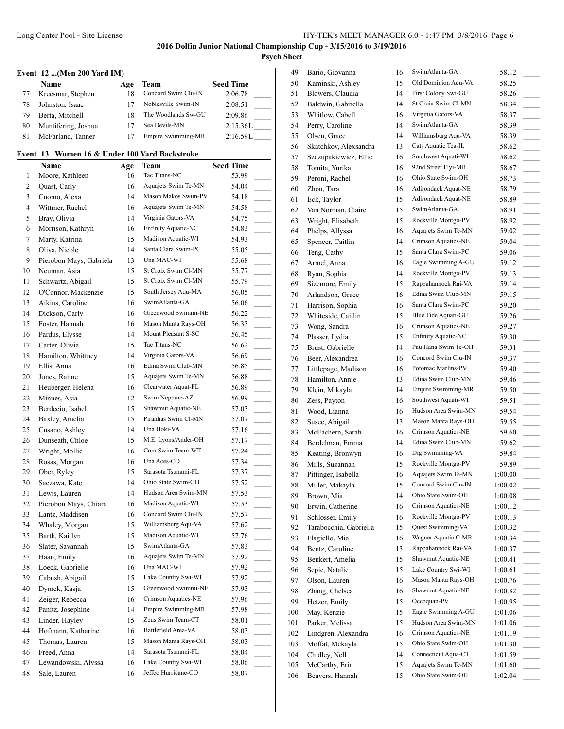## Event 12 ...(Men 200 Yard IM)

| | Name | Age | Team | Seed Time |
|---|---|---|---|---|
| 77 | Krecsmar, Stephen | 18 | Concord Swim Clu-IN | 2:06.78 |
| 78 | Johnston, Isaac | 17 | Noblesville Swim-IN | 2:08.51 |
| 79 | Berta, Mitchell | 18 | The Woodlands Sw-GU | 2:09.86 |
| 80 | Muntifering, Joshua | 17 | Sea Devils-MN | 2:15.36L |
| 81 | McFarland, Tanner | 17 | Empire Swimming-MR | 2:16.59L |

## Event 13 Women 16 & Under 100 Yard Backstroke

| | Name | Age | Team | Seed Time |
|---|---|---|---|---|
| 1 | Moore, Kathleen | 16 | Tac Titans-NC | 53.99 |
| 2 | Quast, Carly | 16 | Aquajets Swim Te-MN | 54.04 |
| 3 | Cuomo, Alexa | 14 | Mason Makos Swim-PV | 54.18 |
| 4 | Wittmer, Rachel | 16 | Aquajets Swim Te-MN | 54.58 |
| 5 | Bray, Olivia | 14 | Virginia Gators-VA | 54.75 |
| 6 | Morrison, Kathryn | 16 | Enfinity Aquatic-NC | 54.83 |
| 7 | Marty, Katrina | 15 | Madison Aquatic-WI | 54.93 |
| 8 | Oliva, Nicole | 14 | Santa Clara Swim-PC | 55.05 |
| 9 | Pierobon Mays, Gabriela | 13 | Una MAC-WI | 55.68 |
| 10 | Neuman, Asia | 15 | St Croix Swim Cl-MN | 55.77 |
| 11 | Schwartz, Abigail | 15 | St Croix Swim Cl-MN | 55.79 |
| 12 | O'Connor, Mackenzie | 15 | South Jersey Aqu-MA | 56.05 |
| 13 | Aikins, Caroline | 16 | SwimAtlanta-GA | 56.06 |
| 14 | Dickson, Carly | 16 | Greenwood Swimmi-NE | 56.22 |
| 15 | Foster, Hannah | 16 | Mason Manta Rays-OH | 56.33 |
| 16 | Pardus, Elysse | 14 | Mount Pleasant S-SC | 56.45 |
| 17 | Carter, Olivia | 15 | Tac Titans-NC | 56.62 |
| 18 | Hamilton, Whittney | 14 | Virginia Gators-VA | 56.69 |
| 19 | Ellis, Anna | 16 | Edina Swim Club-MN | 56.85 |
| 20 | Jones, Raime | 15 | Aquajets Swim Te-MN | 56.88 |
| 21 | Heuberger, Helena | 16 | Clearwater Aquat-FL | 56.89 |
| 22 | Minnes, Asia | 12 | Swim Neptune-AZ | 56.99 |
| 23 | Berdecio, Isabel | 15 | Shawmut Aquatic-NE | 57.03 |
| 24 | Baxley, Amelia | 15 | Piranhas Swim Cl-MN | 57.07 |
| 25 | Cusano, Ashley | 14 | Una Hoki-VA | 57.16 |
| 26 | Dunseath, Chloe | 15 | M.E. Lyons/Ander-OH | 57.17 |
| 27 | Wright, Mollie | 16 | Com Swim Team-WT | 57.24 |
| 28 | Rosas, Morgan | 16 | Una Aces-CO | 57.34 |
| 29 | Ober, Ryley | 15 | Sarasota Tsunami-FL | 57.37 |
| 30 | Saczawa, Kate | 14 | Ohio State Swim-OH | 57.52 |
| 31 | Lewis, Lauren | 14 | Hudson Area Swim-MN | 57.53 |
| 32 | Pierobon Mays, Chiara | 16 | Madison Aquatic-WI | 57.53 |
| 33 | Lantz, Maddisen | 16 | Concord Swim Clu-IN | 57.57 |
| 34 | Whaley, Morgan | 15 | Williamsburg Aqu-VA | 57.62 |
| 35 | Barth, Kaitlyn | 15 | Madison Aquatic-WI | 57.76 |
| 36 | Slater, Savannah | 15 | SwimAtlanta-GA | 57.83 |
| 37 | Haan, Emily | 16 | Aquajets Swim Te-MN | 57.92 |
| 38 | Loeck, Gabrielle | 16 | Una MAC-WI | 57.92 |
| 39 | Cabush, Abigail | 15 | Lake Country Swi-WI | 57.92 |
| 40 | Dymek, Kasja | 15 | Greenwood Swimmi-NE | 57.93 |
| 41 | Zeiger, Rebecca | 16 | Crimson Aquatics-NE | 57.96 |
| 42 | Panitz, Josephine | 14 | Empire Swimming-MR | 57.98 |
| 43 | Linder, Hayley | 15 | Zeus Swim Team-CT | 58.01 |
| 44 | Hofmann, Katharine | 16 | Battlefield Area-VA | 58.03 |
| 45 | Thomas, Lauren | 15 | Mason Manta Rays-OH | 58.03 |
| 46 | Freed, Anna | 14 | Sarasota Tsunami-FL | 58.04 |
| 47 | Lewandowski, Alyssa | 16 | Lake Country Swi-WI | 58.06 |
| 48 | Sale, Lauren | 16 | Jeffco Hurricane-CO | 58.07 |
| 49 | Bario, Giovanna | 16 | SwimAtlanta-GA | 58.12 |
| 50 | Kaminski, Ashley | 15 | Old Dominion Aqu-VA | 58.25 |
| 51 | Blowers, Claudia | 14 | First Colony Swi-GU | 58.26 |
| 52 | Baldwin, Gabriella | 14 | St Croix Swim Cl-MN | 58.34 |
| 53 | Whitlow, Cabell | 16 | Virginia Gators-VA | 58.37 |
| 54 | Perry, Caroline | 14 | SwimAtlanta-GA | 58.39 |
| 55 | Olsen, Grace | 14 | Williamsburg Aqu-VA | 58.39 |
| 56 | Skatchkov, Alexsandra | 13 | Cats Aquatic Tea-IL | 58.62 |
| 57 | Szczupakiewicz, Ellie | 16 | Southwest Aquati-WI | 58.62 |
| 58 | Tomita, Yurika | 16 | 92nd Street Flyi-MR | 58.67 |
| 59 | Peroni, Rachel | 16 | Ohio State Swim-OH | 58.73 |
| 60 | Zhou, Tara | 16 | Adirondack Aquat-NE | 58.79 |
| 61 | Eck, Taylor | 15 | Adirondack Aquat-NE | 58.89 |
| 62 | Van Norman, Claire | 15 | SwimAtlanta-GA | 58.91 |
| 63 | Wright, Elisabeth | 15 | Rockville Montgo-PV | 58.92 |
| 64 | Phelps, Allyssa | 16 | Aquajets Swim Te-MN | 59.02 |
| 65 | Spencer, Caitlin | 14 | Crimson Aquatics-NE | 59.04 |
| 66 | Teng, Cathy | 15 | Santa Clara Swim-PC | 59.06 |
| 67 | Armel, Anna | 16 | Eagle Swimming A-GU | 59.12 |
| 68 | Ryan, Sophia | 14 | Rockville Montgo-PV | 59.13 |
| 69 | Sizemore, Emily | 15 | Rappahannock Rai-VA | 59.14 |
| 70 | Arlandson, Grace | 16 | Edina Swim Club-MN | 59.15 |
| 71 | Harrison, Sophia | 16 | Santa Clara Swim-PC | 59.20 |
| 72 | Whiteside, Caitlin | 15 | Blue Tide Aquati-GU | 59.26 |
| 73 | Wong, Sandra | 16 | Crimson Aquatics-NE | 59.27 |
| 74 | Plasser, Lydia | 15 | Enfinity Aquatic-NC | 59.30 |
| 75 | Brust, Gabrielle | 14 | Pau Hana Swim Te-OH | 59.31 |
| 76 | Beer, Alexandrea | 16 | Concord Swim Clu-IN | 59.37 |
| 77 | Littlepage, Madison | 16 | Potomac Marlins-PV | 59.40 |
| 78 | Hamilton, Annie | 13 | Edina Swim Club-MN | 59.46 |
| 79 | Klein, Mikayla | 14 | Empire Swimming-MR | 59.50 |
| 80 | Zess, Payton | 16 | Southwest Aquati-WI | 59.51 |
| 81 | Wood, Lianna | 16 | Hudson Area Swim-MN | 59.54 |
| 82 | Susec, Abigail | 13 | Mason Manta Rays-OH | 59.55 |
| 83 | McEachern, Sarah | 16 | Crimson Aquatics-NE | 59.60 |
| 84 | Berdelman, Emma | 14 | Edina Swim Club-MN | 59.62 |
| 85 | Keating, Bronwyn | 16 | Dig Swimming-VA | 59.84 |
| 86 | Mills, Suzannah | 15 | Rockville Montgo-PV | 59.89 |
| 87 | Pittinger, Isabella | 16 | Aquajets Swim Te-MN | 1:00.00 |
| 88 | Miller, Makayla | 15 | Concord Swim Clu-IN | 1:00.02 |
| 89 | Brown, Mia | 14 | Ohio State Swim-OH | 1:00.08 |
| 90 | Erwin, Catherine | 16 | Crimson Aquatics-NE | 1:00.12 |
| 91 | Schlosser, Emily | 16 | Rockville Montgo-PV | 1:00.13 |
| 92 | Tarabocchia, Gabriella | 15 | Quest Swimming-VA | 1:00.32 |
| 93 | Flagiello, Mia | 16 | Wagner Aquatic C-MR | 1:00.34 |
| 94 | Bentz, Caroline | 13 | Rappahannock Rai-VA | 1:00.37 |
| 95 | Benkert, Amelia | 15 | Shawmut Aquatic-NE | 1:00.41 |
| 96 | Sepic, Natalie | 15 | Lake Country Swi-WI | 1:00.61 |
| 97 | Olson, Lauren | 16 | Mason Manta Rays-OH | 1:00.76 |
| 98 | Zhang, Chelsea | 16 | Shawmut Aquatic-NE | 1:00.82 |
| 99 | Hetzer, Emily | 15 | Occoquan-PV | 1:00.95 |
| 100 | May, Kenzie | 15 | Eagle Swimming A-GU | 1:01.06 |
| 101 | Parker, Melissa | 15 | Hudson Area Swim-MN | 1:01.06 |
| 102 | Lindgren, Alexandra | 16 | Crimson Aquatics-NE | 1:01.19 |
| 103 | Moffat, Mckayla | 15 | Ohio State Swim-OH | 1:01.30 |
| 104 | Chidley, Nell | 14 | Connecticut Aqua-CT | 1:01.59 |
| 105 | McCarthy, Erin | 15 | Aquajets Swim Te-MN | 1:01.60 |
| 106 | Beavers, Hannah | 15 | Ohio State Swim-OH | 1:02.04 |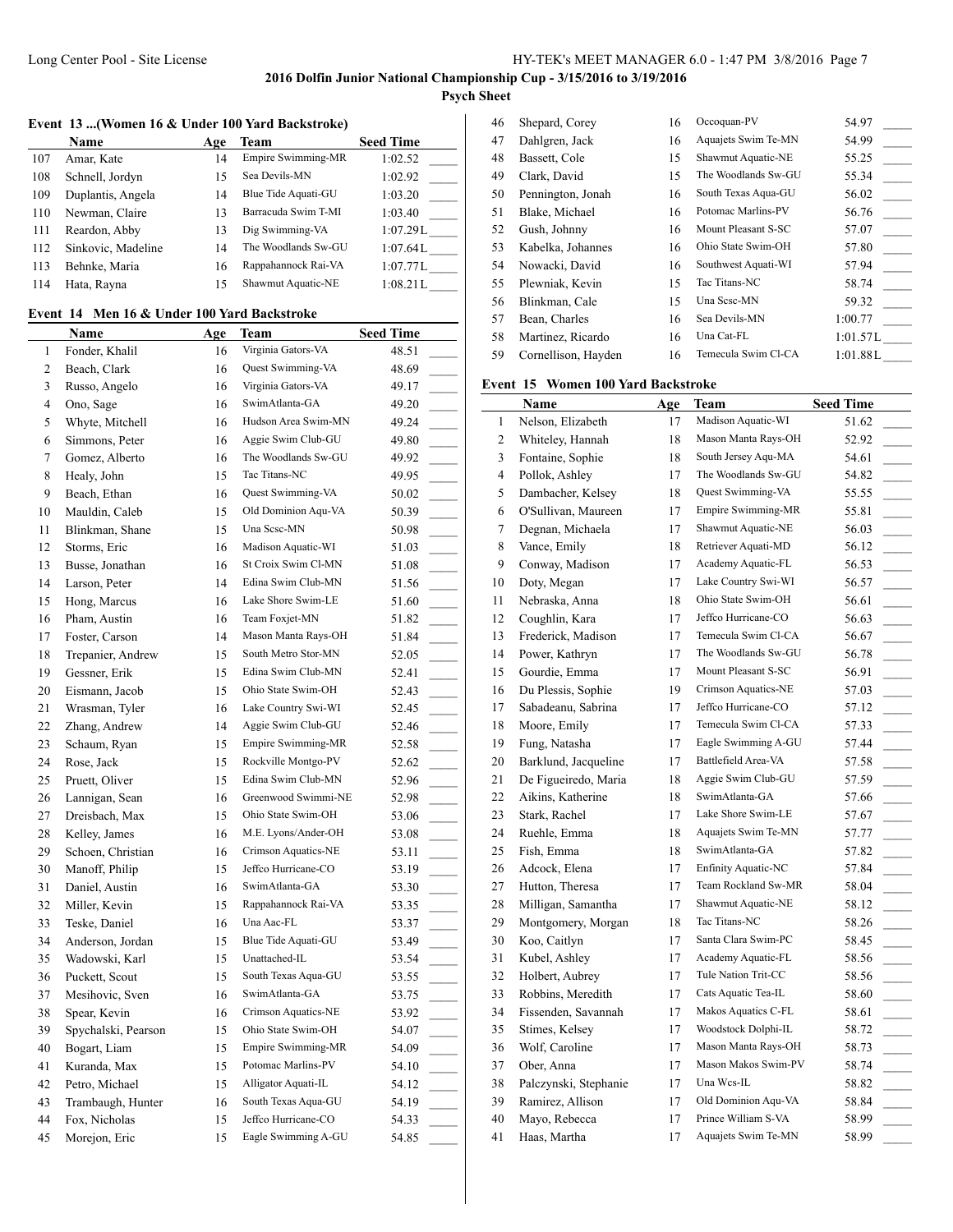# 2016 Dolfin Junior National Championship Cup - 3/15/2016 to 3/19/2016

## Psych Sheet

### Event 13 ...(Women 16 & Under 100 Yard Backstroke)

| | Name | Age | Team | Seed Time |
|---|---|---|---|---|
| 107 | Amar, Kate | 14 | Empire Swimming-MR | 1:02.52 |
| 108 | Schnell, Jordyn | 15 | Sea Devils-MN | 1:02.92 |
| 109 | Duplantis, Angela | 14 | Blue Tide Aquati-GU | 1:03.20 |
| 110 | Newman, Claire | 13 | Barracuda Swim T-MI | 1:03.40 |
| 111 | Reardon, Abby | 13 | Dig Swimming-VA | 1:07.29L |
| 112 | Sinkovic, Madeline | 14 | The Woodlands Sw-GU | 1:07.64L |
| 113 | Behnke, Maria | 16 | Rappahannock Rai-VA | 1:07.77L |
| 114 | Hata, Rayna | 15 | Shawmut Aquatic-NE | 1:08.21L |

### Event 14 Men 16 & Under 100 Yard Backstroke

| | Name | Age | Team | Seed Time |
|---|---|---|---|---|
| 1 | Fonder, Khalil | 16 | Virginia Gators-VA | 48.51 |
| 2 | Beach, Clark | 16 | Quest Swimming-VA | 48.69 |
| 3 | Russo, Angelo | 16 | Virginia Gators-VA | 49.17 |
| 4 | Ono, Sage | 16 | SwimAtlanta-GA | 49.20 |
| 5 | Whyte, Mitchell | 16 | Hudson Area Swim-MN | 49.24 |
| 6 | Simmons, Peter | 16 | Aggie Swim Club-GU | 49.80 |
| 7 | Gomez, Alberto | 16 | The Woodlands Sw-GU | 49.92 |
| 8 | Healy, John | 15 | Tac Titans-NC | 49.95 |
| 9 | Beach, Ethan | 16 | Quest Swimming-VA | 50.02 |
| 10 | Mauldin, Caleb | 15 | Old Dominion Aqu-VA | 50.39 |
| 11 | Blinkman, Shane | 15 | Una Scsc-MN | 50.98 |
| 12 | Storms, Eric | 16 | Madison Aquatic-WI | 51.03 |
| 13 | Busse, Jonathan | 16 | St Croix Swim Cl-MN | 51.08 |
| 14 | Larson, Peter | 14 | Edina Swim Club-MN | 51.56 |
| 15 | Hong, Marcus | 16 | Lake Shore Swim-LE | 51.60 |
| 16 | Pham, Austin | 16 | Team Foxjet-MN | 51.82 |
| 17 | Foster, Carson | 14 | Mason Manta Rays-OH | 51.84 |
| 18 | Trepanier, Andrew | 15 | South Metro Stor-MN | 52.05 |
| 19 | Gessner, Erik | 15 | Edina Swim Club-MN | 52.41 |
| 20 | Eismann, Jacob | 15 | Ohio State Swim-OH | 52.43 |
| 21 | Wrasman, Tyler | 16 | Lake Country Swi-WI | 52.45 |
| 22 | Zhang, Andrew | 14 | Aggie Swim Club-GU | 52.46 |
| 23 | Schaum, Ryan | 15 | Empire Swimming-MR | 52.58 |
| 24 | Rose, Jack | 15 | Rockville Montgo-PV | 52.62 |
| 25 | Pruett, Oliver | 15 | Edina Swim Club-MN | 52.96 |
| 26 | Lannigan, Sean | 16 | Greenwood Swimmi-NE | 52.98 |
| 27 | Dreisbach, Max | 15 | Ohio State Swim-OH | 53.06 |
| 28 | Kelley, James | 16 | M.E. Lyons/Ander-OH | 53.08 |
| 29 | Schoen, Christian | 16 | Crimson Aquatics-NE | 53.11 |
| 30 | Manoff, Philip | 15 | Jeffco Hurricane-CO | 53.19 |
| 31 | Daniel, Austin | 16 | SwimAtlanta-GA | 53.30 |
| 32 | Miller, Kevin | 15 | Rappahannock Rai-VA | 53.35 |
| 33 | Teske, Daniel | 16 | Una Aac-FL | 53.37 |
| 34 | Anderson, Jordan | 15 | Blue Tide Aquati-GU | 53.49 |
| 35 | Wadowski, Karl | 15 | Unattached-IL | 53.54 |
| 36 | Puckett, Scout | 15 | South Texas Aqua-GU | 53.55 |
| 37 | Mesihovic, Sven | 16 | SwimAtlanta-GA | 53.75 |
| 38 | Spear, Kevin | 16 | Crimson Aquatics-NE | 53.92 |
| 39 | Spychalski, Pearson | 15 | Ohio State Swim-OH | 54.07 |
| 40 | Bogart, Liam | 15 | Empire Swimming-MR | 54.09 |
| 41 | Kuranda, Max | 15 | Potomac Marlins-PV | 54.10 |
| 42 | Petro, Michael | 15 | Alligator Aquati-IL | 54.12 |
| 43 | Trambaugh, Hunter | 16 | South Texas Aqua-GU | 54.19 |
| 44 | Fox, Nicholas | 15 | Jeffco Hurricane-CO | 54.33 |
| 45 | Morejon, Eric | 15 | Eagle Swimming A-GU | 54.85 |
| 46 | Shepard, Corey | 16 | Occoquan-PV | 54.97 |
| 47 | Dahlgren, Jack | 16 | Aquajets Swim Te-MN | 54.99 |
| 48 | Bassett, Cole | 15 | Shawmut Aquatic-NE | 55.25 |
| 49 | Clark, David | 15 | The Woodlands Sw-GU | 55.34 |
| 50 | Pennington, Jonah | 16 | South Texas Aqua-GU | 56.02 |
| 51 | Blake, Michael | 16 | Potomac Marlins-PV | 56.76 |
| 52 | Gush, Johnny | 16 | Mount Pleasant S-SC | 57.07 |
| 53 | Kabelka, Johannes | 16 | Ohio State Swim-OH | 57.80 |
| 54 | Nowacki, David | 16 | Southwest Aquati-WI | 57.94 |
| 55 | Plewniak, Kevin | 15 | Tac Titans-NC | 58.74 |
| 56 | Blinkman, Cale | 15 | Una Scsc-MN | 59.32 |
| 57 | Bean, Charles | 16 | Sea Devils-MN | 1:00.77 |
| 58 | Martinez, Ricardo | 16 | Una Cat-FL | 1:01.57L |
| 59 | Cornellison, Hayden | 16 | Temecula Swim Cl-CA | 1:01.88L |

### Event 15 Women 100 Yard Backstroke

| | Name | Age | Team | Seed Time |
|---|---|---|---|---|
| 1 | Nelson, Elizabeth | 17 | Madison Aquatic-WI | 51.62 |
| 2 | Whiteley, Hannah | 18 | Mason Manta Rays-OH | 52.92 |
| 3 | Fontaine, Sophie | 18 | South Jersey Aqu-MA | 54.61 |
| 4 | Pollok, Ashley | 17 | The Woodlands Sw-GU | 54.82 |
| 5 | Dambacher, Kelsey | 18 | Quest Swimming-VA | 55.55 |
| 6 | O'Sullivan, Maureen | 17 | Empire Swimming-MR | 55.81 |
| 7 | Degnan, Michaela | 17 | Shawmut Aquatic-NE | 56.03 |
| 8 | Vance, Emily | 18 | Retriever Aquati-MD | 56.12 |
| 9 | Conway, Madison | 17 | Academy Aquatic-FL | 56.53 |
| 10 | Doty, Megan | 17 | Lake Country Swi-WI | 56.57 |
| 11 | Nebraska, Anna | 18 | Ohio State Swim-OH | 56.61 |
| 12 | Coughlin, Kara | 17 | Jeffco Hurricane-CO | 56.63 |
| 13 | Frederick, Madison | 17 | Temecula Swim Cl-CA | 56.67 |
| 14 | Power, Kathryn | 17 | The Woodlands Sw-GU | 56.78 |
| 15 | Gourdie, Emma | 17 | Mount Pleasant S-SC | 56.91 |
| 16 | Du Plessis, Sophie | 19 | Crimson Aquatics-NE | 57.03 |
| 17 | Sabadeanu, Sabrina | 17 | Jeffco Hurricane-CO | 57.12 |
| 18 | Moore, Emily | 17 | Temecula Swim Cl-CA | 57.33 |
| 19 | Fung, Natasha | 17 | Eagle Swimming A-GU | 57.44 |
| 20 | Barklund, Jacqueline | 17 | Battlefield Area-VA | 57.58 |
| 21 | De Figueiredo, Maria | 18 | Aggie Swim Club-GU | 57.59 |
| 22 | Aikins, Katherine | 18 | SwimAtlanta-GA | 57.66 |
| 23 | Stark, Rachel | 17 | Lake Shore Swim-LE | 57.67 |
| 24 | Ruehle, Emma | 18 | Aquajets Swim Te-MN | 57.77 |
| 25 | Fish, Emma | 18 | SwimAtlanta-GA | 57.82 |
| 26 | Adcock, Elena | 17 | Enfinity Aquatic-NC | 57.84 |
| 27 | Hutton, Theresa | 17 | Team Rockland Sw-MR | 58.04 |
| 28 | Milligan, Samantha | 17 | Shawmut Aquatic-NE | 58.12 |
| 29 | Montgomery, Morgan | 18 | Tac Titans-NC | 58.26 |
| 30 | Koo, Caitlyn | 17 | Santa Clara Swim-PC | 58.45 |
| 31 | Kubel, Ashley | 17 | Academy Aquatic-FL | 58.56 |
| 32 | Holbert, Aubrey | 17 | Tule Nation Trit-CC | 58.56 |
| 33 | Robbins, Meredith | 17 | Cats Aquatic Tea-IL | 58.60 |
| 34 | Fissenden, Savannah | 17 | Makos Aquatics C-FL | 58.61 |
| 35 | Stimes, Kelsey | 17 | Woodstock Dolphi-IL | 58.72 |
| 36 | Wolf, Caroline | 17 | Mason Manta Rays-OH | 58.73 |
| 37 | Ober, Anna | 17 | Mason Makos Swim-PV | 58.74 |
| 38 | Palczynski, Stephanie | 17 | Una Wcs-IL | 58.82 |
| 39 | Ramirez, Allison | 17 | Old Dominion Aqu-VA | 58.84 |
| 40 | Mayo, Rebecca | 17 | Prince William S-VA | 58.99 |
| 41 | Haas, Martha | 17 | Aquajets Swim Te-MN | 58.99 |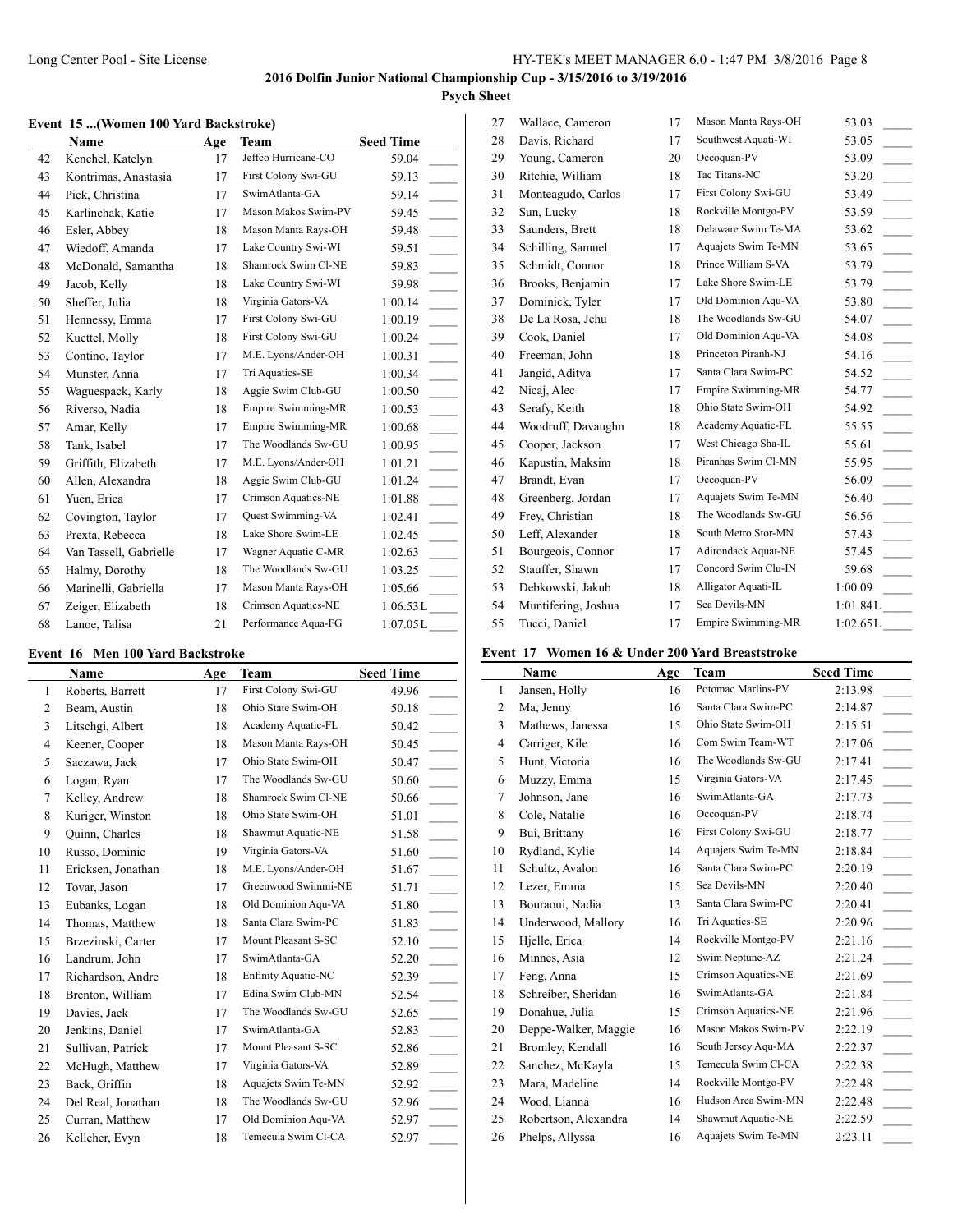**2016 Dolfin Junior National Championship Cup - 3/15/2016 to 3/19/2016**

**Psych Sheet**

### Event 15 ...(Women 100 Yard Backstroke)

| | Name | Age | Team | Seed Time |
|---|---|---|---|---|
| 42 | Kenchel, Katelyn | 17 | Jeffco Hurricane-CO | 59.04 |
| 43 | Kontrimas, Anastasia | 17 | First Colony Swi-GU | 59.13 |
| 44 | Pick, Christina | 17 | SwimAtlanta-GA | 59.14 |
| 45 | Karlinchak, Katie | 17 | Mason Makos Swim-PV | 59.45 |
| 46 | Esler, Abbey | 18 | Mason Manta Rays-OH | 59.48 |
| 47 | Wiedoff, Amanda | 17 | Lake Country Swi-WI | 59.51 |
| 48 | McDonald, Samantha | 18 | Shamrock Swim Cl-NE | 59.83 |
| 49 | Jacob, Kelly | 18 | Lake Country Swi-WI | 59.98 |
| 50 | Sheffer, Julia | 18 | Virginia Gators-VA | 1:00.14 |
| 51 | Hennessy, Emma | 17 | First Colony Swi-GU | 1:00.19 |
| 52 | Kuettel, Molly | 18 | First Colony Swi-GU | 1:00.24 |
| 53 | Contino, Taylor | 17 | M.E. Lyons/Ander-OH | 1:00.31 |
| 54 | Munster, Anna | 17 | Tri Aquatics-SE | 1:00.34 |
| 55 | Waguespack, Karly | 18 | Aggie Swim Club-GU | 1:00.50 |
| 56 | Riverso, Nadia | 18 | Empire Swimming-MR | 1:00.53 |
| 57 | Amar, Kelly | 17 | Empire Swimming-MR | 1:00.68 |
| 58 | Tank, Isabel | 17 | The Woodlands Sw-GU | 1:00.95 |
| 59 | Griffith, Elizabeth | 17 | M.E. Lyons/Ander-OH | 1:01.21 |
| 60 | Allen, Alexandra | 18 | Aggie Swim Club-GU | 1:01.24 |
| 61 | Yuen, Erica | 17 | Crimson Aquatics-NE | 1:01.88 |
| 62 | Covington, Taylor | 17 | Quest Swimming-VA | 1:02.41 |
| 63 | Prexta, Rebecca | 18 | Lake Shore Swim-LE | 1:02.45 |
| 64 | Van Tassell, Gabrielle | 17 | Wagner Aquatic C-MR | 1:02.63 |
| 65 | Halmy, Dorothy | 18 | The Woodlands Sw-GU | 1:03.25 |
| 66 | Marinelli, Gabriella | 17 | Mason Manta Rays-OH | 1:05.66 |
| 67 | Zeiger, Elizabeth | 18 | Crimson Aquatics-NE | 1:06.53L |
| 68 | Lanoe, Talisa | 21 | Performance Aqua-FG | 1:07.05L |

### Event 16 Men 100 Yard Backstroke

| | Name | Age | Team | Seed Time |
|---|---|---|---|---|
| 1 | Roberts, Barrett | 17 | First Colony Swi-GU | 49.96 |
| 2 | Beam, Austin | 18 | Ohio State Swim-OH | 50.18 |
| 3 | Litschgi, Albert | 18 | Academy Aquatic-FL | 50.42 |
| 4 | Keener, Cooper | 18 | Mason Manta Rays-OH | 50.45 |
| 5 | Saczawa, Jack | 17 | Ohio State Swim-OH | 50.47 |
| 6 | Logan, Ryan | 17 | The Woodlands Sw-GU | 50.60 |
| 7 | Kelley, Andrew | 18 | Shamrock Swim Cl-NE | 50.66 |
| 8 | Kuriger, Winston | 18 | Ohio State Swim-OH | 51.01 |
| 9 | Quinn, Charles | 18 | Shawmut Aquatic-NE | 51.58 |
| 10 | Russo, Dominic | 19 | Virginia Gators-VA | 51.60 |
| 11 | Ericksen, Jonathan | 18 | M.E. Lyons/Ander-OH | 51.67 |
| 12 | Tovar, Jason | 17 | Greenwood Swimmi-NE | 51.71 |
| 13 | Eubanks, Logan | 18 | Old Dominion Aqu-VA | 51.80 |
| 14 | Thomas, Matthew | 18 | Santa Clara Swim-PC | 51.83 |
| 15 | Brzezinski, Carter | 17 | Mount Pleasant S-SC | 52.10 |
| 16 | Landrum, John | 17 | SwimAtlanta-GA | 52.20 |
| 17 | Richardson, Andre | 18 | Enfinity Aquatic-NC | 52.39 |
| 18 | Brenton, William | 17 | Edina Swim Club-MN | 52.54 |
| 19 | Davies, Jack | 17 | The Woodlands Sw-GU | 52.65 |
| 20 | Jenkins, Daniel | 17 | SwimAtlanta-GA | 52.83 |
| 21 | Sullivan, Patrick | 17 | Mount Pleasant S-SC | 52.86 |
| 22 | McHugh, Matthew | 17 | Virginia Gators-VA | 52.89 |
| 23 | Back, Griffin | 18 | Aquajets Swim Te-MN | 52.92 |
| 24 | Del Real, Jonathan | 18 | The Woodlands Sw-GU | 52.96 |
| 25 | Curran, Matthew | 17 | Old Dominion Aqu-VA | 52.97 |
| 26 | Kelleher, Evyn | 18 | Temecula Swim Cl-CA | 52.97 |
| 27 | Wallace, Cameron | 17 | Mason Manta Rays-OH | 53.03 |
| 28 | Davis, Richard | 17 | Southwest Aquati-WI | 53.05 |
| 29 | Young, Cameron | 20 | Occoquan-PV | 53.09 |
| 30 | Ritchie, William | 18 | Tac Titans-NC | 53.20 |
| 31 | Monteagudo, Carlos | 17 | First Colony Swi-GU | 53.49 |
| 32 | Sun, Lucky | 18 | Rockville Montgo-PV | 53.59 |
| 33 | Saunders, Brett | 18 | Delaware Swim Te-MA | 53.62 |
| 34 | Schilling, Samuel | 17 | Aquajets Swim Te-MN | 53.65 |
| 35 | Schmidt, Connor | 18 | Prince William S-VA | 53.79 |
| 36 | Brooks, Benjamin | 17 | Lake Shore Swim-LE | 53.79 |
| 37 | Dominick, Tyler | 17 | Old Dominion Aqu-VA | 53.80 |
| 38 | De La Rosa, Jehu | 18 | The Woodlands Sw-GU | 54.07 |
| 39 | Cook, Daniel | 17 | Old Dominion Aqu-VA | 54.08 |
| 40 | Freeman, John | 18 | Princeton Piranh-NJ | 54.16 |
| 41 | Jangid, Aditya | 17 | Santa Clara Swim-PC | 54.52 |
| 42 | Nicaj, Alec | 17 | Empire Swimming-MR | 54.77 |
| 43 | Serafy, Keith | 18 | Ohio State Swim-OH | 54.92 |
| 44 | Woodruff, Davaughn | 18 | Academy Aquatic-FL | 55.55 |
| 45 | Cooper, Jackson | 17 | West Chicago Sha-IL | 55.61 |
| 46 | Kapustin, Maksim | 18 | Piranhas Swim Cl-MN | 55.95 |
| 47 | Brandt, Evan | 17 | Occoquan-PV | 56.09 |
| 48 | Greenberg, Jordan | 17 | Aquajets Swim Te-MN | 56.40 |
| 49 | Frey, Christian | 18 | The Woodlands Sw-GU | 56.56 |
| 50 | Leff, Alexander | 18 | South Metro Stor-MN | 57.43 |
| 51 | Bourgeois, Connor | 17 | Adirondack Aquat-NE | 57.45 |
| 52 | Stauffer, Shawn | 17 | Concord Swim Clu-IN | 59.68 |
| 53 | Debkowski, Jakub | 18 | Alligator Aquati-IL | 1:00.09 |
| 54 | Muntifering, Joshua | 17 | Sea Devils-MN | 1:01.84L |
| 55 | Tucci, Daniel | 17 | Empire Swimming-MR | 1:02.65L |

### Event 17 Women 16 & Under 200 Yard Breaststroke

| | Name | Age | Team | Seed Time |
|---|---|---|---|---|
| 1 | Jansen, Holly | 16 | Potomac Marlins-PV | 2:13.98 |
| 2 | Ma, Jenny | 16 | Santa Clara Swim-PC | 2:14.87 |
| 3 | Mathews, Janessa | 15 | Ohio State Swim-OH | 2:15.51 |
| 4 | Carriger, Kile | 16 | Com Swim Team-WT | 2:17.06 |
| 5 | Hunt, Victoria | 16 | The Woodlands Sw-GU | 2:17.41 |
| 6 | Muzzy, Emma | 15 | Virginia Gators-VA | 2:17.45 |
| 7 | Johnson, Jane | 16 | SwimAtlanta-GA | 2:17.73 |
| 8 | Cole, Natalie | 16 | Occoquan-PV | 2:18.74 |
| 9 | Bui, Brittany | 16 | First Colony Swi-GU | 2:18.77 |
| 10 | Rydland, Kylie | 14 | Aquajets Swim Te-MN | 2:18.84 |
| 11 | Schultz, Avalon | 16 | Santa Clara Swim-PC | 2:20.19 |
| 12 | Lezer, Emma | 15 | Sea Devils-MN | 2:20.40 |
| 13 | Bouraoui, Nadia | 13 | Santa Clara Swim-PC | 2:20.41 |
| 14 | Underwood, Mallory | 16 | Tri Aquatics-SE | 2:20.96 |
| 15 | Hjelle, Erica | 14 | Rockville Montgo-PV | 2:21.16 |
| 16 | Minnes, Asia | 12 | Swim Neptune-AZ | 2:21.24 |
| 17 | Feng, Anna | 15 | Crimson Aquatics-NE | 2:21.69 |
| 18 | Schreiber, Sheridan | 16 | SwimAtlanta-GA | 2:21.84 |
| 19 | Donahue, Julia | 15 | Crimson Aquatics-NE | 2:21.96 |
| 20 | Deppe-Walker, Maggie | 16 | Mason Makos Swim-PV | 2:22.19 |
| 21 | Bromley, Kendall | 16 | South Jersey Aqu-MA | 2:22.37 |
| 22 | Sanchez, McKayla | 15 | Temecula Swim Cl-CA | 2:22.38 |
| 23 | Mara, Madeline | 14 | Rockville Montgo-PV | 2:22.48 |
| 24 | Wood, Lianna | 16 | Hudson Area Swim-MN | 2:22.48 |
| 25 | Robertson, Alexandra | 14 | Shawmut Aquatic-NE | 2:22.59 |
| 26 | Phelps, Allyssa | 16 | Aquajets Swim Te-MN | 2:23.11 |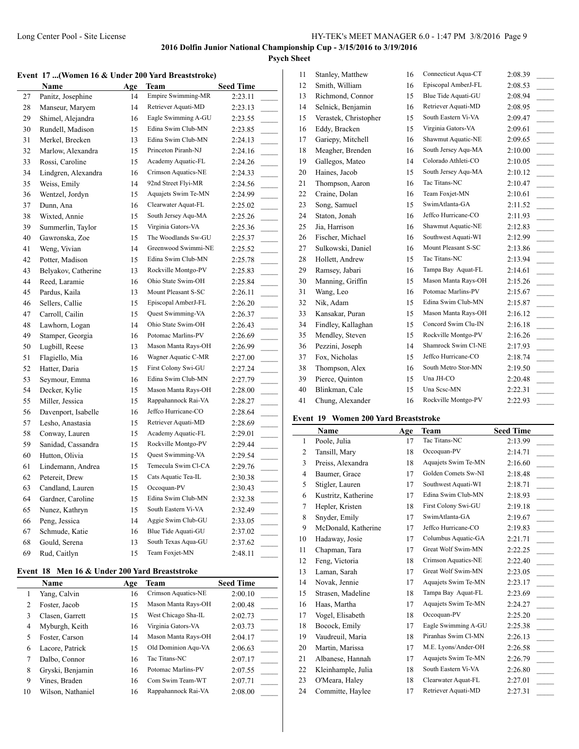**2016 Dolfin Junior National Championship Cup - 3/15/2016 to 3/19/2016**

**Psych Sheet**

## Event 17 ...(Women 16 & Under 200 Yard Breaststroke)

| | Name | Age | Team | Seed Time | |
|---|---|---|---|---|---|
| 27 | Panitz, Josephine | 14 | Empire Swimming-MR | 2:23.11 | _____ |
| 28 | Manseur, Maryem | 14 | Retriever Aquati-MD | 2:23.13 | _____ |
| 29 | Shimel, Alejandra | 16 | Eagle Swimming A-GU | 2:23.55 | _____ |
| 30 | Rundell, Madison | 15 | Edina Swim Club-MN | 2:23.85 | _____ |
| 31 | Merkel, Brecken | 13 | Edina Swim Club-MN | 2:24.13 | _____ |
| 32 | Marlow, Alexandra | 15 | Princeton Piranh-NJ | 2:24.16 | _____ |
| 33 | Rossi, Caroline | 15 | Academy Aquatic-FL | 2:24.26 | _____ |
| 34 | Lindgren, Alexandra | 16 | Crimson Aquatics-NE | 2:24.33 | _____ |
| 35 | Weiss, Emily | 14 | 92nd Street Flyi-MR | 2:24.56 | _____ |
| 36 | Wentzel, Jordyn | 15 | Aquajets Swim Te-MN | 2:24.99 | _____ |
| 37 | Dunn, Ana | 16 | Clearwater Aquat-FL | 2:25.02 | _____ |
| 38 | Wixted, Annie | 15 | South Jersey Aqu-MA | 2:25.26 | _____ |
| 39 | Summerlin, Taylor | 15 | Virginia Gators-VA | 2:25.36 | _____ |
| 40 | Gawronska, Zoe | 15 | The Woodlands Sw-GU | 2:25.37 | _____ |
| 41 | Weng, Vivian | 14 | Greenwood Swimmi-NE | 2:25.52 | _____ |
| 42 | Potter, Madison | 15 | Edina Swim Club-MN | 2:25.78 | _____ |
| 43 | Belyakov, Catherine | 13 | Rockville Montgo-PV | 2:25.83 | _____ |
| 44 | Reed, Laramie | 16 | Ohio State Swim-OH | 2:25.84 | _____ |
| 45 | Pardus, Kaila | 13 | Mount Pleasant S-SC | 2:26.11 | _____ |
| 46 | Sellers, Callie | 15 | Episcopal AmberJ-FL | 2:26.20 | _____ |
| 47 | Carroll, Cailin | 15 | Quest Swimming-VA | 2:26.37 | _____ |
| 48 | Lawhorn, Logan | 14 | Ohio State Swim-OH | 2:26.43 | _____ |
| 49 | Stamper, Georgia | 16 | Potomac Marlins-PV | 2:26.69 | _____ |
| 50 | Lugbill, Reese | 13 | Mason Manta Rays-OH | 2:26.99 | _____ |
| 51 | Flagiello, Mia | 16 | Wagner Aquatic C-MR | 2:27.00 | _____ |
| 52 | Hatter, Daria | 15 | First Colony Swi-GU | 2:27.24 | _____ |
| 53 | Seymour, Emma | 16 | Edina Swim Club-MN | 2:27.79 | _____ |
| 54 | Decker, Kylie | 15 | Mason Manta Rays-OH | 2:28.00 | _____ |
| 55 | Miller, Jessica | 15 | Rappahannock Rai-VA | 2:28.27 | _____ |
| 56 | Davenport, Isabelle | 16 | Jeffco Hurricane-CO | 2:28.64 | _____ |
| 57 | Lesho, Anastasia | 15 | Retriever Aquati-MD | 2:28.69 | _____ |
| 58 | Conway, Lauren | 15 | Academy Aquatic-FL | 2:29.01 | _____ |
| 59 | Sanidad, Cassandra | 15 | Rockville Montgo-PV | 2:29.44 | _____ |
| 60 | Hutton, Olivia | 15 | Quest Swimming-VA | 2:29.54 | _____ |
| 61 | Lindemann, Andrea | 15 | Temecula Swim Cl-CA | 2:29.76 | _____ |
| 62 | Petereit, Drew | 15 | Cats Aquatic Tea-IL | 2:30.38 | _____ |
| 63 | Candland, Lauren | 15 | Occoquan-PV | 2:30.43 | _____ |
| 64 | Gardner, Caroline | 15 | Edina Swim Club-MN | 2:32.38 | _____ |
| 65 | Nunez, Kathryn | 15 | South Eastern Vi-VA | 2:32.49 | _____ |
| 66 | Peng, Jessica | 14 | Aggie Swim Club-GU | 2:33.05 | _____ |
| 67 | Schmude, Katie | 16 | Blue Tide Aquati-GU | 2:37.02 | _____ |
| 68 | Gould, Serena | 13 | South Texas Aqua-GU | 2:37.62 | _____ |
| 69 | Rud, Caitlyn | 15 | Team Foxjet-MN | 2:48.11 | _____ |

## Event 18 Men 16 & Under 200 Yard Breaststroke

| | Name | Age | Team | Seed Time | |
|---|---|---|---|---|---|
| 1 | Yang, Calvin | 16 | Crimson Aquatics-NE | 2:00.10 | _____ |
| 2 | Foster, Jacob | 15 | Mason Manta Rays-OH | 2:00.48 | _____ |
| 3 | Clasen, Garrett | 15 | West Chicago Sha-IL | 2:02.73 | _____ |
| 4 | Myburgh, Keith | 16 | Virginia Gators-VA | 2:03.73 | _____ |
| 5 | Foster, Carson | 14 | Mason Manta Rays-OH | 2:04.17 | _____ |
| 6 | Lacore, Patrick | 15 | Old Dominion Aqu-VA | 2:06.63 | _____ |
| 7 | Dalbo, Connor | 16 | Tac Titans-NC | 2:07.17 | _____ |
| 8 | Gryski, Benjamin | 16 | Potomac Marlins-PV | 2:07.55 | _____ |
| 9 | Vines, Braden | 16 | Com Swim Team-WT | 2:07.71 | _____ |
| 10 | Wilson, Nathaniel | 16 | Rappahannock Rai-VA | 2:08.00 | _____ |
| 11 | Stanley, Matthew | 16 | Connecticut Aqua-CT | 2:08.39 | _____ |
| 12 | Smith, William | 16 | Episcopal AmberJ-FL | 2:08.53 | _____ |
| 13 | Richmond, Connor | 15 | Blue Tide Aquati-GU | 2:08.94 | _____ |
| 14 | Selnick, Benjamin | 16 | Retriever Aquati-MD | 2:08.95 | _____ |
| 15 | Verastek, Christopher | 15 | South Eastern Vi-VA | 2:09.47 | _____ |
| 16 | Eddy, Bracken | 15 | Virginia Gators-VA | 2:09.61 | _____ |
| 17 | Gariepy, Mitchell | 16 | Shawmut Aquatic-NE | 2:09.65 | _____ |
| 18 | Meagher, Brenden | 16 | South Jersey Aqu-MA | 2:10.00 | _____ |
| 19 | Gallegos, Mateo | 14 | Colorado Athleti-CO | 2:10.05 | _____ |
| 20 | Haines, Jacob | 15 | South Jersey Aqu-MA | 2:10.12 | _____ |
| 21 | Thompson, Aaron | 16 | Tac Titans-NC | 2:10.47 | _____ |
| 22 | Craine, Dolan | 16 | Team Foxjet-MN | 2:10.61 | _____ |
| 23 | Song, Samuel | 15 | SwimAtlanta-GA | 2:11.52 | _____ |
| 24 | Staton, Jonah | 16 | Jeffco Hurricane-CO | 2:11.93 | _____ |
| 25 | Jia, Harrison | 16 | Shawmut Aquatic-NE | 2:12.83 | _____ |
| 26 | Fischer, Michael | 16 | Southwest Aquati-WI | 2:12.99 | _____ |
| 27 | Sulkowski, Daniel | 16 | Mount Pleasant S-SC | 2:13.86 | _____ |
| 28 | Hollett, Andrew | 15 | Tac Titans-NC | 2:13.94 | _____ |
| 29 | Ramsey, Jabari | 16 | Tampa Bay Aquat-FL | 2:14.61 | _____ |
| 30 | Manning, Griffin | 15 | Mason Manta Rays-OH | 2:15.26 | _____ |
| 31 | Wang, Leo | 16 | Potomac Marlins-PV | 2:15.67 | _____ |
| 32 | Nik, Adam | 15 | Edina Swim Club-MN | 2:15.87 | _____ |
| 33 | Kansakar, Puran | 15 | Mason Manta Rays-OH | 2:16.12 | _____ |
| 34 | Findley, Kallaghan | 15 | Concord Swim Clu-IN | 2:16.18 | _____ |
| 35 | Mendley, Steven | 15 | Rockville Montgo-PV | 2:16.26 | _____ |
| 36 | Pezzini, Joseph | 14 | Shamrock Swim Cl-NE | 2:17.93 | _____ |
| 37 | Fox, Nicholas | 15 | Jeffco Hurricane-CO | 2:18.74 | _____ |
| 38 | Thompson, Alex | 16 | South Metro Stor-MN | 2:19.50 | _____ |
| 39 | Pierce, Quinton | 15 | Una JH-CO | 2:20.48 | _____ |
| 40 | Blinkman, Cale | 15 | Una Scsc-MN | 2:22.31 | _____ |
| 41 | Chung, Alexander | 16 | Rockville Montgo-PV | 2:22.93 | _____ |

## Event 19 Women 200 Yard Breaststroke

| | Name | Age | Team | Seed Time | |
|---|---|---|---|---|---|
| 1 | Poole, Julia | 17 | Tac Titans-NC | 2:13.99 | _____ |
| 2 | Tansill, Mary | 18 | Occoquan-PV | 2:14.71 | _____ |
| 3 | Preiss, Alexandra | 18 | Aquajets Swim Te-MN | 2:16.60 | _____ |
| 4 | Baumer, Grace | 17 | Golden Comets Sw-NI | 2:18.48 | _____ |
| 5 | Stigler, Lauren | 17 | Southwest Aquati-WI | 2:18.71 | _____ |
| 6 | Kustritz, Katherine | 17 | Edina Swim Club-MN | 2:18.93 | _____ |
| 7 | Hepler, Kristen | 18 | First Colony Swi-GU | 2:19.18 | _____ |
| 8 | Snyder, Emily | 17 | SwimAtlanta-GA | 2:19.67 | _____ |
| 9 | McDonald, Katherine | 17 | Jeffco Hurricane-CO | 2:19.83 | _____ |
| 10 | Hadaway, Josie | 17 | Columbus Aquatic-GA | 2:21.71 | _____ |
| 11 | Chapman, Tara | 17 | Great Wolf Swim-MN | 2:22.25 | _____ |
| 12 | Feng, Victoria | 18 | Crimson Aquatics-NE | 2:22.40 | _____ |
| 13 | Laman, Sarah | 17 | Great Wolf Swim-MN | 2:23.05 | _____ |
| 14 | Novak, Jennie | 17 | Aquajets Swim Te-MN | 2:23.17 | _____ |
| 15 | Strasen, Madeline | 18 | Tampa Bay Aquat-FL | 2:23.69 | _____ |
| 16 | Haas, Martha | 17 | Aquajets Swim Te-MN | 2:24.27 | _____ |
| 17 | Vogel, Elisabeth | 18 | Occoquan-PV | 2:25.20 | _____ |
| 18 | Bocock, Emily | 17 | Eagle Swimming A-GU | 2:25.38 | _____ |
| 19 | Vaudreuil, Maria | 18 | Piranhas Swim Cl-MN | 2:26.13 | _____ |
| 20 | Martin, Marissa | 17 | M.E. Lyons/Ander-OH | 2:26.58 | _____ |
| 21 | Albanese, Hannah | 17 | Aquajets Swim Te-MN | 2:26.79 | _____ |
| 22 | Kleinhample, Julia | 18 | South Eastern Vi-VA | 2:26.80 | _____ |
| 23 | O'Meara, Haley | 18 | Clearwater Aquat-FL | 2:27.01 | _____ |
| 24 | Committe, Haylee | 17 | Retriever Aquati-MD | 2:27.31 | _____ |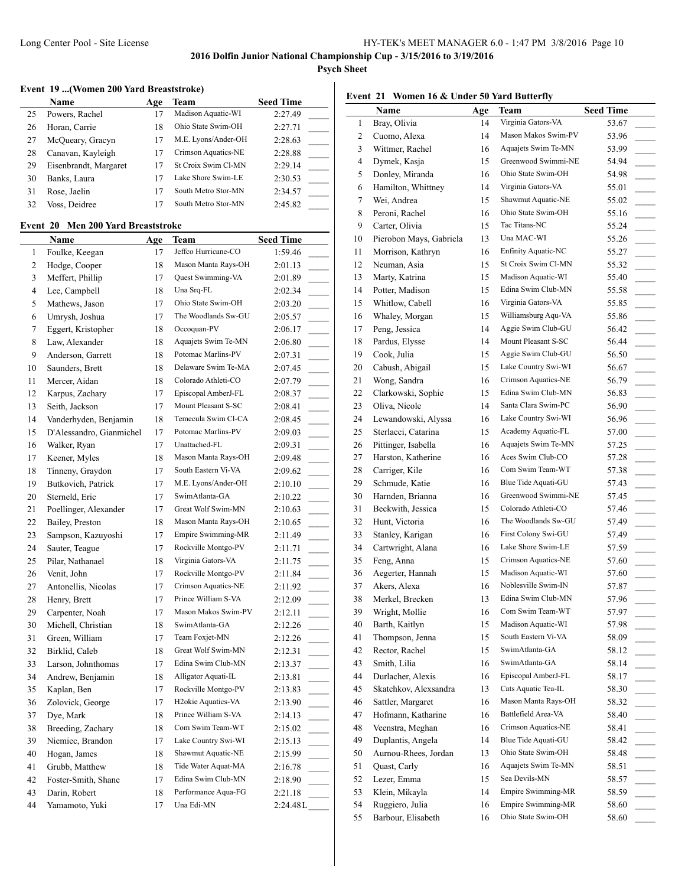**2016 Dolfin Junior National Championship Cup - 3/15/2016 to 3/19/2016**

**Psych Sheet**

### Event 19 ...(Women 200 Yard Breaststroke)

| | Name | Age | Team | Seed Time |
|---|---|---|---|---|
| 25 | Powers, Rachel | 17 | Madison Aquatic-WI | 2:27.49 |
| 26 | Horan, Carrie | 18 | Ohio State Swim-OH | 2:27.71 |
| 27 | McQueary, Gracyn | 17 | M.E. Lyons/Ander-OH | 2:28.63 |
| 28 | Canavan, Kayleigh | 17 | Crimson Aquatics-NE | 2:28.88 |
| 29 | Eisenbrandt, Margaret | 17 | St Croix Swim Cl-MN | 2:29.14 |
| 30 | Banks, Laura | 17 | Lake Shore Swim-LE | 2:30.53 |
| 31 | Rose, Jaelin | 17 | South Metro Stor-MN | 2:34.57 |
| 32 | Voss, Deidree | 17 | South Metro Stor-MN | 2:45.82 |

### Event 20 Men 200 Yard Breaststroke

| | Name | Age | Team | Seed Time |
|---|---|---|---|---|
| 1 | Foulke, Keegan | 17 | Jeffco Hurricane-CO | 1:59.46 |
| 2 | Hodge, Cooper | 18 | Mason Manta Rays-OH | 2:01.13 |
| 3 | Meffert, Phillip | 17 | Quest Swimming-VA | 2:01.89 |
| 4 | Lee, Campbell | 18 | Una Srq-FL | 2:02.34 |
| 5 | Mathews, Jason | 17 | Ohio State Swim-OH | 2:03.20 |
| 6 | Umrysh, Joshua | 17 | The Woodlands Sw-GU | 2:05.57 |
| 7 | Eggert, Kristopher | 18 | Occoquan-PV | 2:06.17 |
| 8 | Law, Alexander | 18 | Aquajets Swim Te-MN | 2:06.80 |
| 9 | Anderson, Garrett | 18 | Potomac Marlins-PV | 2:07.31 |
| 10 | Saunders, Brett | 18 | Delaware Swim Te-MA | 2:07.45 |
| 11 | Mercer, Aidan | 18 | Colorado Athleti-CO | 2:07.79 |
| 12 | Karpus, Zachary | 17 | Episcopal AmberJ-FL | 2:08.37 |
| 13 | Seith, Jackson | 17 | Mount Pleasant S-SC | 2:08.41 |
| 14 | Vanderhyden, Benjamin | 18 | Temecula Swim Cl-CA | 2:08.45 |
| 15 | D'Alessandro, Gianmichel | 17 | Potomac Marlins-PV | 2:09.03 |
| 16 | Walker, Ryan | 17 | Unattached-FL | 2:09.31 |
| 17 | Keener, Myles | 18 | Mason Manta Rays-OH | 2:09.48 |
| 18 | Tinneny, Graydon | 17 | South Eastern Vi-VA | 2:09.62 |
| 19 | Butkovich, Patrick | 17 | M.E. Lyons/Ander-OH | 2:10.10 |
| 20 | Sterneld, Eric | 17 | SwimAtlanta-GA | 2:10.22 |
| 21 | Poellinger, Alexander | 17 | Great Wolf Swim-MN | 2:10.63 |
| 22 | Bailey, Preston | 18 | Mason Manta Rays-OH | 2:10.65 |
| 23 | Sampson, Kazuyoshi | 17 | Empire Swimming-MR | 2:11.49 |
| 24 | Sauter, Teague | 17 | Rockville Montgo-PV | 2:11.71 |
| 25 | Pilar, Nathanael | 18 | Virginia Gators-VA | 2:11.75 |
| 26 | Venit, John | 17 | Rockville Montgo-PV | 2:11.84 |
| 27 | Antonellis, Nicolas | 17 | Crimson Aquatics-NE | 2:11.92 |
| 28 | Henry, Brett | 17 | Prince William S-VA | 2:12.09 |
| 29 | Carpenter, Noah | 17 | Mason Makos Swim-PV | 2:12.11 |
| 30 | Michell, Christian | 18 | SwimAtlanta-GA | 2:12.26 |
| 31 | Green, William | 17 | Team Foxjet-MN | 2:12.26 |
| 32 | Birklid, Caleb | 18 | Great Wolf Swim-MN | 2:12.31 |
| 33 | Larson, Johnthomas | 17 | Edina Swim Club-MN | 2:13.37 |
| 34 | Andrew, Benjamin | 18 | Alligator Aquati-IL | 2:13.81 |
| 35 | Kaplan, Ben | 17 | Rockville Montgo-PV | 2:13.83 |
| 36 | Zolovick, George | 17 | H2okie Aquatics-VA | 2:13.90 |
| 37 | Dye, Mark | 18 | Prince William S-VA | 2:14.13 |
| 38 | Breeding, Zachary | 18 | Com Swim Team-WT | 2:15.02 |
| 39 | Niemiec, Brandon | 17 | Lake Country Swi-WI | 2:15.13 |
| 40 | Hogan, James | 18 | Shawmut Aquatic-NE | 2:15.99 |
| 41 | Grubb, Matthew | 18 | Tide Water Aquat-MA | 2:16.78 |
| 42 | Foster-Smith, Shane | 17 | Edina Swim Club-MN | 2:18.90 |
| 43 | Darin, Robert | 18 | Performance Aqua-FG | 2:21.18 |
| 44 | Yamamoto, Yuki | 17 | Una Edi-MN | 2:24.48L |

### Event 21 Women 16 & Under 50 Yard Butterfly

| | Name | Age | Team | Seed Time |
|---|---|---|---|---|
| 1 | Bray, Olivia | 14 | Virginia Gators-VA | 53.67 |
| 2 | Cuomo, Alexa | 14 | Mason Makos Swim-PV | 53.96 |
| 3 | Wittmer, Rachel | 16 | Aquajets Swim Te-MN | 53.99 |
| 4 | Dymek, Kasja | 15 | Greenwood Swimmi-NE | 54.94 |
| 5 | Donley, Miranda | 16 | Ohio State Swim-OH | 54.98 |
| 6 | Hamilton, Whittney | 14 | Virginia Gators-VA | 55.01 |
| 7 | Wei, Andrea | 15 | Shawmut Aquatic-NE | 55.02 |
| 8 | Peroni, Rachel | 16 | Ohio State Swim-OH | 55.16 |
| 9 | Carter, Olivia | 15 | Tac Titans-NC | 55.24 |
| 10 | Pierobon Mays, Gabriela | 13 | Una MAC-WI | 55.26 |
| 11 | Morrison, Kathryn | 16 | Enfinity Aquatic-NC | 55.27 |
| 12 | Neuman, Asia | 15 | St Croix Swim Cl-MN | 55.32 |
| 13 | Marty, Katrina | 15 | Madison Aquatic-WI | 55.40 |
| 14 | Potter, Madison | 15 | Edina Swim Club-MN | 55.58 |
| 15 | Whitlow, Cabell | 16 | Virginia Gators-VA | 55.85 |
| 16 | Whaley, Morgan | 15 | Williamsburg Aqu-VA | 55.86 |
| 17 | Peng, Jessica | 14 | Aggie Swim Club-GU | 56.42 |
| 18 | Pardus, Elysse | 14 | Mount Pleasant S-SC | 56.44 |
| 19 | Cook, Julia | 15 | Aggie Swim Club-GU | 56.50 |
| 20 | Cabush, Abigail | 15 | Lake Country Swi-WI | 56.67 |
| 21 | Wong, Sandra | 16 | Crimson Aquatics-NE | 56.79 |
| 22 | Clarkowski, Sophie | 15 | Edina Swim Club-MN | 56.83 |
| 23 | Oliva, Nicole | 14 | Santa Clara Swim-PC | 56.90 |
| 24 | Lewandowski, Alyssa | 16 | Lake Country Swi-WI | 56.96 |
| 25 | Sterlacci, Catarina | 15 | Academy Aquatic-FL | 57.00 |
| 26 | Pittinger, Isabella | 16 | Aquajets Swim Te-MN | 57.25 |
| 27 | Harston, Katherine | 16 | Aces Swim Club-CO | 57.28 |
| 28 | Carriger, Kile | 16 | Com Swim Team-WT | 57.38 |
| 29 | Schmude, Katie | 16 | Blue Tide Aquati-GU | 57.43 |
| 30 | Harnden, Brianna | 16 | Greenwood Swimmi-NE | 57.45 |
| 31 | Beckwith, Jessica | 15 | Colorado Athleti-CO | 57.46 |
| 32 | Hunt, Victoria | 16 | The Woodlands Sw-GU | 57.49 |
| 33 | Stanley, Karigan | 16 | First Colony Swi-GU | 57.49 |
| 34 | Cartwright, Alana | 16 | Lake Shore Swim-LE | 57.59 |
| 35 | Feng, Anna | 15 | Crimson Aquatics-NE | 57.60 |
| 36 | Aegerter, Hannah | 15 | Madison Aquatic-WI | 57.60 |
| 37 | Akers, Alexa | 16 | Noblesville Swim-IN | 57.87 |
| 38 | Merkel, Brecken | 13 | Edina Swim Club-MN | 57.96 |
| 39 | Wright, Mollie | 16 | Com Swim Team-WT | 57.97 |
| 40 | Barth, Kaitlyn | 15 | Madison Aquatic-WI | 57.98 |
| 41 | Thompson, Jenna | 15 | South Eastern Vi-VA | 58.09 |
| 42 | Rector, Rachel | 15 | SwimAtlanta-GA | 58.12 |
| 43 | Smith, Lilia | 16 | SwimAtlanta-GA | 58.14 |
| 44 | Durlacher, Alexis | 16 | Episcopal AmberJ-FL | 58.17 |
| 45 | Skatchkov, Alexsandra | 13 | Cats Aquatic Tea-IL | 58.30 |
| 46 | Sattler, Margaret | 16 | Mason Manta Rays-OH | 58.32 |
| 47 | Hofmann, Katharine | 16 | Battlefield Area-VA | 58.40 |
| 48 | Veenstra, Meghan | 16 | Crimson Aquatics-NE | 58.41 |
| 49 | Duplantis, Angela | 14 | Blue Tide Aquati-GU | 58.42 |
| 50 | Aurnou-Rhees, Jordan | 13 | Ohio State Swim-OH | 58.48 |
| 51 | Quast, Carly | 16 | Aquajets Swim Te-MN | 58.51 |
| 52 | Lezer, Emma | 15 | Sea Devils-MN | 58.57 |
| 53 | Klein, Mikayla | 14 | Empire Swimming-MR | 58.59 |
| 54 | Ruggiero, Julia | 16 | Empire Swimming-MR | 58.60 |
| 55 | Barbour, Elisabeth | 16 | Ohio State Swim-OH | 58.60 |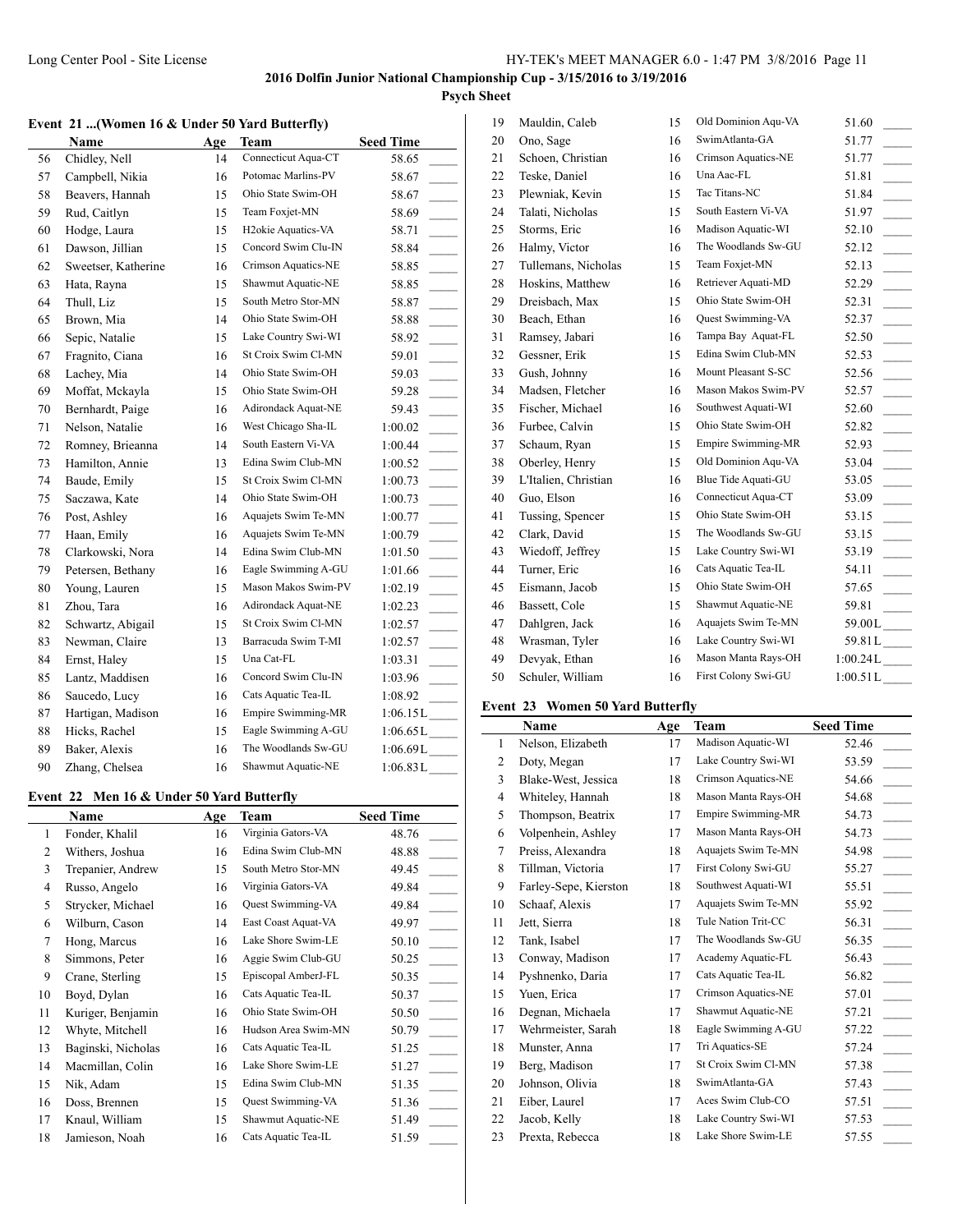## 2016 Dolfin Junior National Championship Cup - 3/15/2016 to 3/19/2016

### Psych Sheet

#### Event 21 ...(Women 16 & Under 50 Yard Butterfly)

| | Name | Age | Team | Seed Time |
|---|---|---|---|---|
| 56 | Chidley, Nell | 14 | Connecticut Aqua-CT | 58.65 |
| 57 | Campbell, Nikia | 16 | Potomac Marlins-PV | 58.67 |
| 58 | Beavers, Hannah | 15 | Ohio State Swim-OH | 58.67 |
| 59 | Rud, Caitlyn | 15 | Team Foxjet-MN | 58.69 |
| 60 | Hodge, Laura | 15 | H2okie Aquatics-VA | 58.71 |
| 61 | Dawson, Jillian | 15 | Concord Swim Clu-IN | 58.84 |
| 62 | Sweetser, Katherine | 16 | Crimson Aquatics-NE | 58.85 |
| 63 | Hata, Rayna | 15 | Shawmut Aquatic-NE | 58.85 |
| 64 | Thull, Liz | 15 | South Metro Stor-MN | 58.87 |
| 65 | Brown, Mia | 14 | Ohio State Swim-OH | 58.88 |
| 66 | Sepic, Natalie | 15 | Lake Country Swi-WI | 58.92 |
| 67 | Fragnito, Ciana | 16 | St Croix Swim Cl-MN | 59.01 |
| 68 | Lachey, Mia | 14 | Ohio State Swim-OH | 59.03 |
| 69 | Moffat, Mckayla | 15 | Ohio State Swim-OH | 59.28 |
| 70 | Bernhardt, Paige | 16 | Adirondack Aquat-NE | 59.43 |
| 71 | Nelson, Natalie | 16 | West Chicago Sha-IL | 1:00.02 |
| 72 | Romney, Brieanna | 14 | South Eastern Vi-VA | 1:00.44 |
| 73 | Hamilton, Annie | 13 | Edina Swim Club-MN | 1:00.52 |
| 74 | Baude, Emily | 15 | St Croix Swim Cl-MN | 1:00.73 |
| 75 | Saczawa, Kate | 14 | Ohio State Swim-OH | 1:00.73 |
| 76 | Post, Ashley | 16 | Aquajets Swim Te-MN | 1:00.77 |
| 77 | Haan, Emily | 16 | Aquajets Swim Te-MN | 1:00.79 |
| 78 | Clarkowski, Nora | 14 | Edina Swim Club-MN | 1:01.50 |
| 79 | Petersen, Bethany | 16 | Eagle Swimming A-GU | 1:01.66 |
| 80 | Young, Lauren | 15 | Mason Makos Swim-PV | 1:02.19 |
| 81 | Zhou, Tara | 16 | Adirondack Aquat-NE | 1:02.23 |
| 82 | Schwartz, Abigail | 15 | St Croix Swim Cl-MN | 1:02.57 |
| 83 | Newman, Claire | 13 | Barracuda Swim T-MI | 1:02.57 |
| 84 | Ernst, Haley | 15 | Una Cat-FL | 1:03.31 |
| 85 | Lantz, Maddisen | 16 | Concord Swim Clu-IN | 1:03.96 |
| 86 | Saucedo, Lucy | 16 | Cats Aquatic Tea-IL | 1:08.92 |
| 87 | Hartigan, Madison | 16 | Empire Swimming-MR | 1:06.15L |
| 88 | Hicks, Rachel | 15 | Eagle Swimming A-GU | 1:06.65L |
| 89 | Baker, Alexis | 16 | The Woodlands Sw-GU | 1:06.69L |
| 90 | Zhang, Chelsea | 16 | Shawmut Aquatic-NE | 1:06.83L |

#### Event 22 Men 16 & Under 50 Yard Butterfly

| | Name | Age | Team | Seed Time |
|---|---|---|---|---|
| 1 | Fonder, Khalil | 16 | Virginia Gators-VA | 48.76 |
| 2 | Withers, Joshua | 16 | Edina Swim Club-MN | 48.88 |
| 3 | Trepanier, Andrew | 15 | South Metro Stor-MN | 49.45 |
| 4 | Russo, Angelo | 16 | Virginia Gators-VA | 49.84 |
| 5 | Strycker, Michael | 16 | Quest Swimming-VA | 49.84 |
| 6 | Wilburn, Cason | 14 | East Coast Aquat-VA | 49.97 |
| 7 | Hong, Marcus | 16 | Lake Shore Swim-LE | 50.10 |
| 8 | Simmons, Peter | 16 | Aggie Swim Club-GU | 50.25 |
| 9 | Crane, Sterling | 15 | Episcopal AmberJ-FL | 50.35 |
| 10 | Boyd, Dylan | 16 | Cats Aquatic Tea-IL | 50.37 |
| 11 | Kuriger, Benjamin | 16 | Ohio State Swim-OH | 50.50 |
| 12 | Whyte, Mitchell | 16 | Hudson Area Swim-MN | 50.79 |
| 13 | Baginski, Nicholas | 16 | Cats Aquatic Tea-IL | 51.25 |
| 14 | Macmillan, Colin | 16 | Lake Shore Swim-LE | 51.27 |
| 15 | Nik, Adam | 15 | Edina Swim Club-MN | 51.35 |
| 16 | Doss, Brennen | 15 | Quest Swimming-VA | 51.36 |
| 17 | Knaul, William | 15 | Shawmut Aquatic-NE | 51.49 |
| 18 | Jamieson, Noah | 16 | Cats Aquatic Tea-IL | 51.59 |
| 19 | Mauldin, Caleb | 15 | Old Dominion Aqu-VA | 51.60 |
| 20 | Ono, Sage | 16 | SwimAtlanta-GA | 51.77 |
| 21 | Schoen, Christian | 16 | Crimson Aquatics-NE | 51.77 |
| 22 | Teske, Daniel | 16 | Una Aac-FL | 51.81 |
| 23 | Plewniak, Kevin | 15 | Tac Titans-NC | 51.84 |
| 24 | Talati, Nicholas | 15 | South Eastern Vi-VA | 51.97 |
| 25 | Storms, Eric | 16 | Madison Aquatic-WI | 52.10 |
| 26 | Halmy, Victor | 16 | The Woodlands Sw-GU | 52.12 |
| 27 | Tullemans, Nicholas | 15 | Team Foxjet-MN | 52.13 |
| 28 | Hoskins, Matthew | 16 | Retriever Aquati-MD | 52.29 |
| 29 | Dreisbach, Max | 15 | Ohio State Swim-OH | 52.31 |
| 30 | Beach, Ethan | 16 | Quest Swimming-VA | 52.37 |
| 31 | Ramsey, Jabari | 16 | Tampa Bay Aquat-FL | 52.50 |
| 32 | Gessner, Erik | 15 | Edina Swim Club-MN | 52.53 |
| 33 | Gush, Johnny | 16 | Mount Pleasant S-SC | 52.56 |
| 34 | Madsen, Fletcher | 16 | Mason Makos Swim-PV | 52.57 |
| 35 | Fischer, Michael | 16 | Southwest Aquati-WI | 52.60 |
| 36 | Furbee, Calvin | 15 | Ohio State Swim-OH | 52.82 |
| 37 | Schaum, Ryan | 15 | Empire Swimming-MR | 52.93 |
| 38 | Oberley, Henry | 15 | Old Dominion Aqu-VA | 53.04 |
| 39 | L'Italien, Christian | 16 | Blue Tide Aquati-GU | 53.05 |
| 40 | Guo, Elson | 16 | Connecticut Aqua-CT | 53.09 |
| 41 | Tussing, Spencer | 15 | Ohio State Swim-OH | 53.15 |
| 42 | Clark, David | 15 | The Woodlands Sw-GU | 53.15 |
| 43 | Wiedoff, Jeffrey | 15 | Lake Country Swi-WI | 53.19 |
| 44 | Turner, Eric | 16 | Cats Aquatic Tea-IL | 54.11 |
| 45 | Eismann, Jacob | 15 | Ohio State Swim-OH | 57.65 |
| 46 | Bassett, Cole | 15 | Shawmut Aquatic-NE | 59.81 |
| 47 | Dahlgren, Jack | 16 | Aquajets Swim Te-MN | 59.00L |
| 48 | Wrasman, Tyler | 16 | Lake Country Swi-WI | 59.81L |
| 49 | Devyak, Ethan | 16 | Mason Manta Rays-OH | 1:00.24L |
| 50 | Schuler, William | 16 | First Colony Swi-GU | 1:00.51L |

#### Event 23 Women 50 Yard Butterfly

| | Name | Age | Team | Seed Time |
|---|---|---|---|---|
| 1 | Nelson, Elizabeth | 17 | Madison Aquatic-WI | 52.46 |
| 2 | Doty, Megan | 17 | Lake Country Swi-WI | 53.59 |
| 3 | Blake-West, Jessica | 18 | Crimson Aquatics-NE | 54.66 |
| 4 | Whiteley, Hannah | 18 | Mason Manta Rays-OH | 54.68 |
| 5 | Thompson, Beatrix | 17 | Empire Swimming-MR | 54.73 |
| 6 | Volpenhein, Ashley | 17 | Mason Manta Rays-OH | 54.73 |
| 7 | Preiss, Alexandra | 18 | Aquajets Swim Te-MN | 54.98 |
| 8 | Tillman, Victoria | 17 | First Colony Swi-GU | 55.27 |
| 9 | Farley-Sepe, Kierston | 18 | Southwest Aquati-WI | 55.51 |
| 10 | Schaaf, Alexis | 17 | Aquajets Swim Te-MN | 55.92 |
| 11 | Jett, Sierra | 18 | Tule Nation Trit-CC | 56.31 |
| 12 | Tank, Isabel | 17 | The Woodlands Sw-GU | 56.35 |
| 13 | Conway, Madison | 17 | Academy Aquatic-FL | 56.43 |
| 14 | Pyshnenko, Daria | 17 | Cats Aquatic Tea-IL | 56.82 |
| 15 | Yuen, Erica | 17 | Crimson Aquatics-NE | 57.01 |
| 16 | Degnan, Michaela | 17 | Shawmut Aquatic-NE | 57.21 |
| 17 | Wehrmeister, Sarah | 18 | Eagle Swimming A-GU | 57.22 |
| 18 | Munster, Anna | 17 | Tri Aquatics-SE | 57.24 |
| 19 | Berg, Madison | 17 | St Croix Swim Cl-MN | 57.38 |
| 20 | Johnson, Olivia | 18 | SwimAtlanta-GA | 57.43 |
| 21 | Eiber, Laurel | 17 | Aces Swim Club-CO | 57.51 |
| 22 | Jacob, Kelly | 18 | Lake Country Swi-WI | 57.53 |
| 23 | Prexta, Rebecca | 18 | Lake Shore Swim-LE | 57.55 |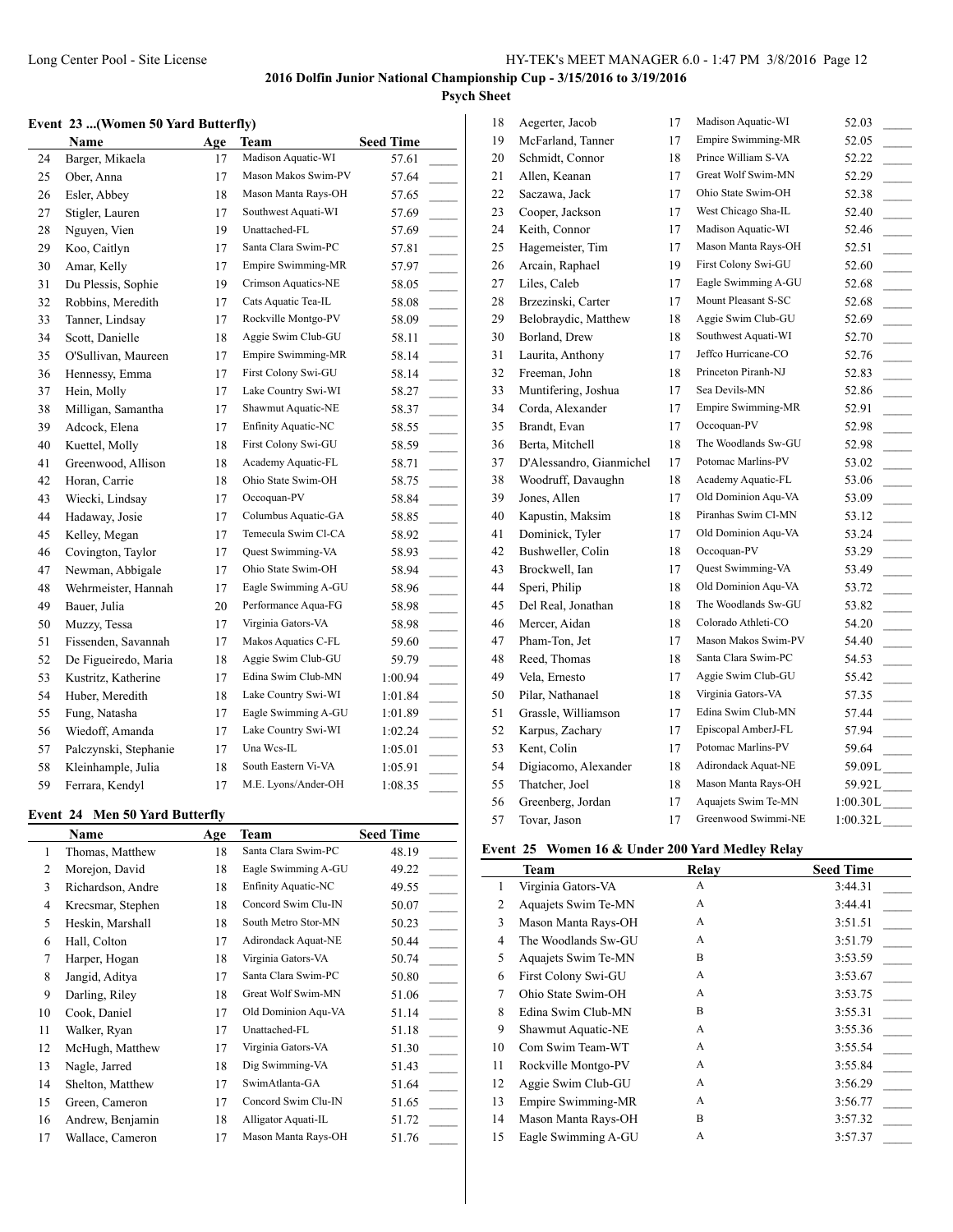**2016 Dolfin Junior National Championship Cup - 3/15/2016 to 3/19/2016**

**Psych Sheet**

### Event 23 ...(Women 50 Yard Butterfly)

| | Name | Age | Team | Seed Time | |
|---|---|---|---|---|---|
| 24 | Barger, Mikaela | 17 | Madison Aquatic-WI | 57.61 | _____ |
| 25 | Ober, Anna | 17 | Mason Makos Swim-PV | 57.64 | _____ |
| 26 | Esler, Abbey | 18 | Mason Manta Rays-OH | 57.65 | _____ |
| 27 | Stigler, Lauren | 17 | Southwest Aquati-WI | 57.69 | _____ |
| 28 | Nguyen, Vien | 19 | Unattached-FL | 57.69 | _____ |
| 29 | Koo, Caitlyn | 17 | Santa Clara Swim-PC | 57.81 | _____ |
| 30 | Amar, Kelly | 17 | Empire Swimming-MR | 57.97 | _____ |
| 31 | Du Plessis, Sophie | 19 | Crimson Aquatics-NE | 58.05 | _____ |
| 32 | Robbins, Meredith | 17 | Cats Aquatic Tea-IL | 58.08 | _____ |
| 33 | Tanner, Lindsay | 17 | Rockville Montgo-PV | 58.09 | _____ |
| 34 | Scott, Danielle | 18 | Aggie Swim Club-GU | 58.11 | _____ |
| 35 | O'Sullivan, Maureen | 17 | Empire Swimming-MR | 58.14 | _____ |
| 36 | Hennessy, Emma | 17 | First Colony Swi-GU | 58.14 | _____ |
| 37 | Hein, Molly | 17 | Lake Country Swi-WI | 58.27 | _____ |
| 38 | Milligan, Samantha | 17 | Shawmut Aquatic-NE | 58.37 | _____ |
| 39 | Adcock, Elena | 17 | Enfinity Aquatic-NC | 58.55 | _____ |
| 40 | Kuettel, Molly | 18 | First Colony Swi-GU | 58.59 | _____ |
| 41 | Greenwood, Allison | 18 | Academy Aquatic-FL | 58.71 | _____ |
| 42 | Horan, Carrie | 18 | Ohio State Swim-OH | 58.75 | _____ |
| 43 | Wiecki, Lindsay | 17 | Occoquan-PV | 58.84 | _____ |
| 44 | Hadaway, Josie | 17 | Columbus Aquatic-GA | 58.85 | _____ |
| 45 | Kelley, Megan | 17 | Temecula Swim Cl-CA | 58.92 | _____ |
| 46 | Covington, Taylor | 17 | Quest Swimming-VA | 58.93 | _____ |
| 47 | Newman, Abbigale | 17 | Ohio State Swim-OH | 58.94 | _____ |
| 48 | Wehrmeister, Hannah | 17 | Eagle Swimming A-GU | 58.96 | _____ |
| 49 | Bauer, Julia | 20 | Performance Aqua-FG | 58.98 | _____ |
| 50 | Muzzy, Tessa | 17 | Virginia Gators-VA | 58.98 | _____ |
| 51 | Fissenden, Savannah | 17 | Makos Aquatics C-FL | 59.60 | _____ |
| 52 | De Figueiredo, Maria | 18 | Aggie Swim Club-GU | 59.79 | _____ |
| 53 | Kustritz, Katherine | 17 | Edina Swim Club-MN | 1:00.94 | _____ |
| 54 | Huber, Meredith | 18 | Lake Country Swi-WI | 1:01.84 | _____ |
| 55 | Fung, Natasha | 17 | Eagle Swimming A-GU | 1:01.89 | _____ |
| 56 | Wiedoff, Amanda | 17 | Lake Country Swi-WI | 1:02.24 | _____ |
| 57 | Palczynski, Stephanie | 17 | Una Wcs-IL | 1:05.01 | _____ |
| 58 | Kleinhample, Julia | 18 | South Eastern Vi-VA | 1:05.91 | _____ |
| 59 | Ferrara, Kendyl | 17 | M.E. Lyons/Ander-OH | 1:08.35 | _____ |

### Event 24 Men 50 Yard Butterfly

| | Name | Age | Team | Seed Time | |
|---|---|---|---|---|---|
| 1 | Thomas, Matthew | 18 | Santa Clara Swim-PC | 48.19 | _____ |
| 2 | Morejon, David | 18 | Eagle Swimming A-GU | 49.22 | _____ |
| 3 | Richardson, Andre | 18 | Enfinity Aquatic-NC | 49.55 | _____ |
| 4 | Krecsmar, Stephen | 18 | Concord Swim Clu-IN | 50.07 | _____ |
| 5 | Heskin, Marshall | 18 | South Metro Stor-MN | 50.23 | _____ |
| 6 | Hall, Colton | 17 | Adirondack Aquat-NE | 50.44 | _____ |
| 7 | Harper, Hogan | 18 | Virginia Gators-VA | 50.74 | _____ |
| 8 | Jangid, Aditya | 17 | Santa Clara Swim-PC | 50.80 | _____ |
| 9 | Darling, Riley | 18 | Great Wolf Swim-MN | 51.06 | _____ |
| 10 | Cook, Daniel | 17 | Old Dominion Aqu-VA | 51.14 | _____ |
| 11 | Walker, Ryan | 17 | Unattached-FL | 51.18 | _____ |
| 12 | McHugh, Matthew | 17 | Virginia Gators-VA | 51.30 | _____ |
| 13 | Nagle, Jarred | 18 | Dig Swimming-VA | 51.43 | _____ |
| 14 | Shelton, Matthew | 17 | SwimAtlanta-GA | 51.64 | _____ |
| 15 | Green, Cameron | 17 | Concord Swim Clu-IN | 51.65 | _____ |
| 16 | Andrew, Benjamin | 18 | Alligator Aquati-IL | 51.72 | _____ |
| 17 | Wallace, Cameron | 17 | Mason Manta Rays-OH | 51.76 | _____ |
| 18 | Aegerter, Jacob | 17 | Madison Aquatic-WI | 52.03 | _____ |
| 19 | McFarland, Tanner | 17 | Empire Swimming-MR | 52.05 | _____ |
| 20 | Schmidt, Connor | 18 | Prince William S-VA | 52.22 | _____ |
| 21 | Allen, Keanan | 17 | Great Wolf Swim-MN | 52.29 | _____ |
| 22 | Saczawa, Jack | 17 | Ohio State Swim-OH | 52.38 | _____ |
| 23 | Cooper, Jackson | 17 | West Chicago Sha-IL | 52.40 | _____ |
| 24 | Keith, Connor | 17 | Madison Aquatic-WI | 52.46 | _____ |
| 25 | Hagemeister, Tim | 17 | Mason Manta Rays-OH | 52.51 | _____ |
| 26 | Arcain, Raphael | 19 | First Colony Swi-GU | 52.60 | _____ |
| 27 | Liles, Caleb | 17 | Eagle Swimming A-GU | 52.68 | _____ |
| 28 | Brzezinski, Carter | 17 | Mount Pleasant S-SC | 52.68 | _____ |
| 29 | Belobraydic, Matthew | 18 | Aggie Swim Club-GU | 52.69 | _____ |
| 30 | Borland, Drew | 18 | Southwest Aquati-WI | 52.70 | _____ |
| 31 | Laurita, Anthony | 17 | Jeffco Hurricane-CO | 52.76 | _____ |
| 32 | Freeman, John | 18 | Princeton Piranh-NJ | 52.83 | _____ |
| 33 | Muntifering, Joshua | 17 | Sea Devils-MN | 52.86 | _____ |
| 34 | Corda, Alexander | 17 | Empire Swimming-MR | 52.91 | _____ |
| 35 | Brandt, Evan | 17 | Occoquan-PV | 52.98 | _____ |
| 36 | Berta, Mitchell | 18 | The Woodlands Sw-GU | 52.98 | _____ |
| 37 | D'Alessandro, Gianmichel | 17 | Potomac Marlins-PV | 53.02 | _____ |
| 38 | Woodruff, Davaughn | 18 | Academy Aquatic-FL | 53.06 | _____ |
| 39 | Jones, Allen | 17 | Old Dominion Aqu-VA | 53.09 | _____ |
| 40 | Kapustin, Maksim | 18 | Piranhas Swim Cl-MN | 53.12 | _____ |
| 41 | Dominick, Tyler | 17 | Old Dominion Aqu-VA | 53.24 | _____ |
| 42 | Bushweller, Colin | 18 | Occoquan-PV | 53.29 | _____ |
| 43 | Brockwell, Ian | 17 | Quest Swimming-VA | 53.49 | _____ |
| 44 | Speri, Philip | 18 | Old Dominion Aqu-VA | 53.72 | _____ |
| 45 | Del Real, Jonathan | 18 | The Woodlands Sw-GU | 53.82 | _____ |
| 46 | Mercer, Aidan | 18 | Colorado Athleti-CO | 54.20 | _____ |
| 47 | Pham-Ton, Jet | 17 | Mason Makos Swim-PV | 54.40 | _____ |
| 48 | Reed, Thomas | 18 | Santa Clara Swim-PC | 54.53 | _____ |
| 49 | Vela, Ernesto | 17 | Aggie Swim Club-GU | 55.42 | _____ |
| 50 | Pilar, Nathanael | 18 | Virginia Gators-VA | 57.35 | _____ |
| 51 | Grassle, Williamson | 17 | Edina Swim Club-MN | 57.44 | _____ |
| 52 | Karpus, Zachary | 17 | Episcopal AmberJ-FL | 57.94 | _____ |
| 53 | Kent, Colin | 17 | Potomac Marlins-PV | 59.64 | _____ |
| 54 | Digiacomo, Alexander | 18 | Adirondack Aquat-NE | 59.09L | _____ |
| 55 | Thatcher, Joel | 18 | Mason Manta Rays-OH | 59.92L | _____ |
| 56 | Greenberg, Jordan | 17 | Aquajets Swim Te-MN | 1:00.30L | _____ |
| 57 | Tovar, Jason | 17 | Greenwood Swimmi-NE | 1:00.32L | _____ |

### Event 25 Women 16 & Under 200 Yard Medley Relay

| | Team | Relay | Seed Time | |
|---|---|---|---|---|
| 1 | Virginia Gators-VA | A | 3:44.31 | _____ |
| 2 | Aquajets Swim Te-MN | A | 3:44.41 | _____ |
| 3 | Mason Manta Rays-OH | A | 3:51.51 | _____ |
| 4 | The Woodlands Sw-GU | A | 3:51.79 | _____ |
| 5 | Aquajets Swim Te-MN | B | 3:53.59 | _____ |
| 6 | First Colony Swi-GU | A | 3:53.67 | _____ |
| 7 | Ohio State Swim-OH | A | 3:53.75 | _____ |
| 8 | Edina Swim Club-MN | B | 3:55.31 | _____ |
| 9 | Shawmut Aquatic-NE | A | 3:55.36 | _____ |
| 10 | Com Swim Team-WT | A | 3:55.54 | _____ |
| 11 | Rockville Montgo-PV | A | 3:55.84 | _____ |
| 12 | Aggie Swim Club-GU | A | 3:56.29 | _____ |
| 13 | Empire Swimming-MR | A | 3:56.77 | _____ |
| 14 | Mason Manta Rays-OH | B | 3:57.32 | _____ |
| 15 | Eagle Swimming A-GU | A | 3:57.37 | _____ |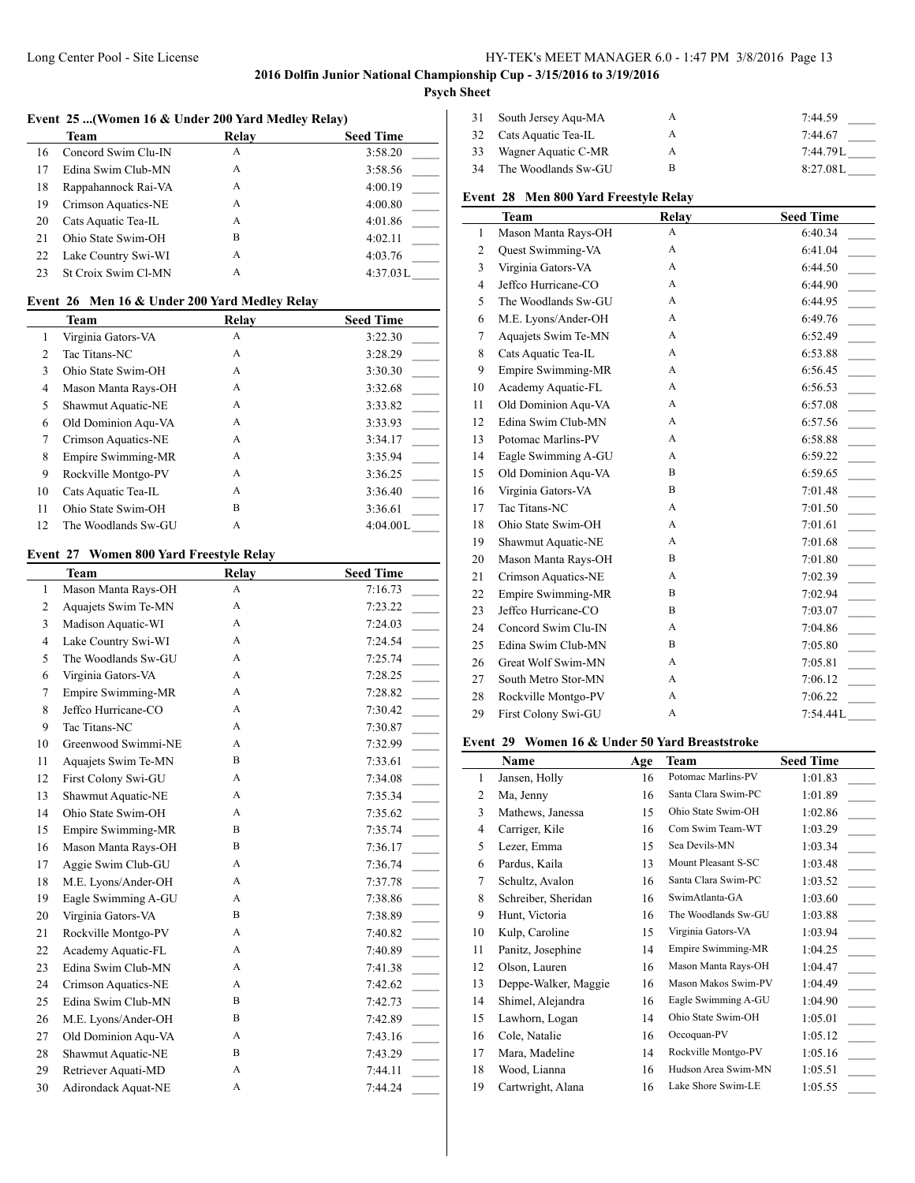**2016 Dolfin Junior National Championship Cup - 3/15/2016 to 3/19/2016**

**Psych Sheet**

#### Event 25 ...(Women 16 & Under 200 Yard Medley Relay)

| | Team | Relay | Seed Time |
|---|---|---|---|
| 16 | Concord Swim Clu-IN | A | 3:58.20 |
| 17 | Edina Swim Club-MN | A | 3:58.56 |
| 18 | Rappahannock Rai-VA | A | 4:00.19 |
| 19 | Crimson Aquatics-NE | A | 4:00.80 |
| 20 | Cats Aquatic Tea-IL | A | 4:01.86 |
| 21 | Ohio State Swim-OH | B | 4:02.11 |
| 22 | Lake Country Swi-WI | A | 4:03.76 |
| 23 | St Croix Swim Cl-MN | A | 4:37.03L |

#### Event 26 Men 16 & Under 200 Yard Medley Relay

| | Team | Relay | Seed Time |
|---|---|---|---|
| 1 | Virginia Gators-VA | A | 3:22.30 |
| 2 | Tac Titans-NC | A | 3:28.29 |
| 3 | Ohio State Swim-OH | A | 3:30.30 |
| 4 | Mason Manta Rays-OH | A | 3:32.68 |
| 5 | Shawmut Aquatic-NE | A | 3:33.82 |
| 6 | Old Dominion Aqu-VA | A | 3:33.93 |
| 7 | Crimson Aquatics-NE | A | 3:34.17 |
| 8 | Empire Swimming-MR | A | 3:35.94 |
| 9 | Rockville Montgo-PV | A | 3:36.25 |
| 10 | Cats Aquatic Tea-IL | A | 3:36.40 |
| 11 | Ohio State Swim-OH | B | 3:36.61 |
| 12 | The Woodlands Sw-GU | A | 4:04.00L |

#### Event 27 Women 800 Yard Freestyle Relay

| | Team | Relay | Seed Time |
|---|---|---|---|
| 1 | Mason Manta Rays-OH | A | 7:16.73 |
| 2 | Aquajets Swim Te-MN | A | 7:23.22 |
| 3 | Madison Aquatic-WI | A | 7:24.03 |
| 4 | Lake Country Swi-WI | A | 7:24.54 |
| 5 | The Woodlands Sw-GU | A | 7:25.74 |
| 6 | Virginia Gators-VA | A | 7:28.25 |
| 7 | Empire Swimming-MR | A | 7:28.82 |
| 8 | Jeffco Hurricane-CO | A | 7:30.42 |
| 9 | Tac Titans-NC | A | 7:30.87 |
| 10 | Greenwood Swimmi-NE | A | 7:32.99 |
| 11 | Aquajets Swim Te-MN | B | 7:33.61 |
| 12 | First Colony Swi-GU | A | 7:34.08 |
| 13 | Shawmut Aquatic-NE | A | 7:35.34 |
| 14 | Ohio State Swim-OH | A | 7:35.62 |
| 15 | Empire Swimming-MR | B | 7:35.74 |
| 16 | Mason Manta Rays-OH | B | 7:36.17 |
| 17 | Aggie Swim Club-GU | A | 7:36.74 |
| 18 | M.E. Lyons/Ander-OH | A | 7:37.78 |
| 19 | Eagle Swimming A-GU | A | 7:38.86 |
| 20 | Virginia Gators-VA | B | 7:38.89 |
| 21 | Rockville Montgo-PV | A | 7:40.82 |
| 22 | Academy Aquatic-FL | A | 7:40.89 |
| 23 | Edina Swim Club-MN | A | 7:41.38 |
| 24 | Crimson Aquatics-NE | A | 7:42.62 |
| 25 | Edina Swim Club-MN | B | 7:42.73 |
| 26 | M.E. Lyons/Ander-OH | B | 7:42.89 |
| 27 | Old Dominion Aqu-VA | A | 7:43.16 |
| 28 | Shawmut Aquatic-NE | B | 7:43.29 |
| 29 | Retriever Aquati-MD | A | 7:44.11 |
| 30 | Adirondack Aquat-NE | A | 7:44.24 |
| 31 | South Jersey Aqu-MA | A | 7:44.59 |
| 32 | Cats Aquatic Tea-IL | A | 7:44.67 |
| 33 | Wagner Aquatic C-MR | A | 7:44.79L |
| 34 | The Woodlands Sw-GU | B | 8:27.08L |

#### Event 28 Men 800 Yard Freestyle Relay

| | Team | Relay | Seed Time |
|---|---|---|---|
| 1 | Mason Manta Rays-OH | A | 6:40.34 |
| 2 | Quest Swimming-VA | A | 6:41.04 |
| 3 | Virginia Gators-VA | A | 6:44.50 |
| 4 | Jeffco Hurricane-CO | A | 6:44.90 |
| 5 | The Woodlands Sw-GU | A | 6:44.95 |
| 6 | M.E. Lyons/Ander-OH | A | 6:49.76 |
| 7 | Aquajets Swim Te-MN | A | 6:52.49 |
| 8 | Cats Aquatic Tea-IL | A | 6:53.88 |
| 9 | Empire Swimming-MR | A | 6:56.45 |
| 10 | Academy Aquatic-FL | A | 6:56.53 |
| 11 | Old Dominion Aqu-VA | A | 6:57.08 |
| 12 | Edina Swim Club-MN | A | 6:57.56 |
| 13 | Potomac Marlins-PV | A | 6:58.88 |
| 14 | Eagle Swimming A-GU | A | 6:59.22 |
| 15 | Old Dominion Aqu-VA | B | 6:59.65 |
| 16 | Virginia Gators-VA | B | 7:01.48 |
| 17 | Tac Titans-NC | A | 7:01.50 |
| 18 | Ohio State Swim-OH | A | 7:01.61 |
| 19 | Shawmut Aquatic-NE | A | 7:01.68 |
| 20 | Mason Manta Rays-OH | B | 7:01.80 |
| 21 | Crimson Aquatics-NE | A | 7:02.39 |
| 22 | Empire Swimming-MR | B | 7:02.94 |
| 23 | Jeffco Hurricane-CO | B | 7:03.07 |
| 24 | Concord Swim Clu-IN | A | 7:04.86 |
| 25 | Edina Swim Club-MN | B | 7:05.80 |
| 26 | Great Wolf Swim-MN | A | 7:05.81 |
| 27 | South Metro Stor-MN | A | 7:06.12 |
| 28 | Rockville Montgo-PV | A | 7:06.22 |
| 29 | First Colony Swi-GU | A | 7:54.44L |

#### Event 29 Women 16 & Under 50 Yard Breaststroke

| | Name | Age | Team | Seed Time |
|---|---|---|---|---|
| 1 | Jansen, Holly | 16 | Potomac Marlins-PV | 1:01.83 |
| 2 | Ma, Jenny | 16 | Santa Clara Swim-PC | 1:01.89 |
| 3 | Mathews, Janessa | 15 | Ohio State Swim-OH | 1:02.86 |
| 4 | Carriger, Kile | 16 | Com Swim Team-WT | 1:03.29 |
| 5 | Lezer, Emma | 15 | Sea Devils-MN | 1:03.34 |
| 6 | Pardus, Kaila | 13 | Mount Pleasant S-SC | 1:03.48 |
| 7 | Schultz, Avalon | 16 | Santa Clara Swim-PC | 1:03.52 |
| 8 | Schreiber, Sheridan | 16 | SwimAtlanta-GA | 1:03.60 |
| 9 | Hunt, Victoria | 16 | The Woodlands Sw-GU | 1:03.88 |
| 10 | Kulp, Caroline | 15 | Virginia Gators-VA | 1:03.94 |
| 11 | Panitz, Josephine | 14 | Empire Swimming-MR | 1:04.25 |
| 12 | Olson, Lauren | 16 | Mason Manta Rays-OH | 1:04.47 |
| 13 | Deppe-Walker, Maggie | 16 | Mason Makos Swim-PV | 1:04.49 |
| 14 | Shimel, Alejandra | 16 | Eagle Swimming A-GU | 1:04.90 |
| 15 | Lawhorn, Logan | 14 | Ohio State Swim-OH | 1:05.01 |
| 16 | Cole, Natalie | 16 | Occoquan-PV | 1:05.12 |
| 17 | Mara, Madeline | 14 | Rockville Montgo-PV | 1:05.16 |
| 18 | Wood, Lianna | 16 | Hudson Area Swim-MN | 1:05.51 |
| 19 | Cartwright, Alana | 16 | Lake Shore Swim-LE | 1:05.55 |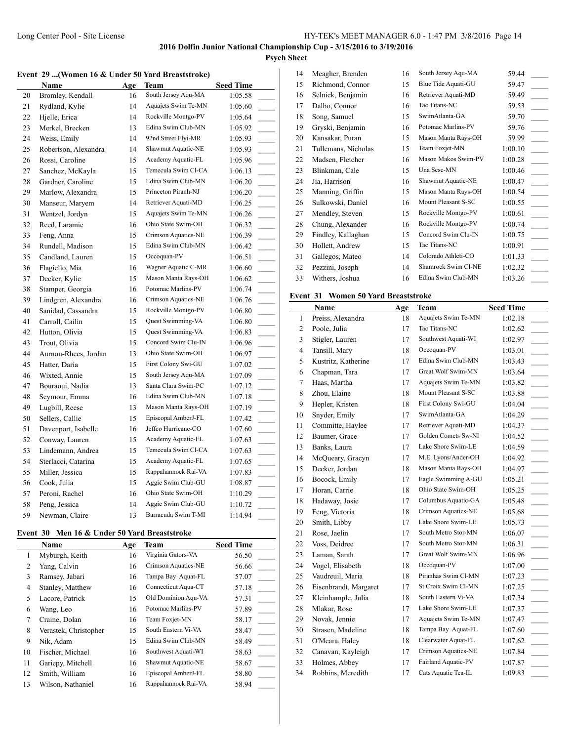2016 Dolfin Junior National Championship Cup - 3/15/2016 to 3/19/2016

Psych Sheet

### Event 29 ...(Women 16 & Under 50 Yard Breaststroke)

| | Name | Age | Team | Seed Time | |
|---|---|---|---|---|---|
| 20 | Bromley, Kendall | 16 | South Jersey Aqu-MA | 1:05.58 | _____ |
| 21 | Rydland, Kylie | 14 | Aquajets Swim Te-MN | 1:05.60 | _____ |
| 22 | Hjelle, Erica | 14 | Rockville Montgo-PV | 1:05.64 | _____ |
| 23 | Merkel, Brecken | 13 | Edina Swim Club-MN | 1:05.92 | _____ |
| 24 | Weiss, Emily | 14 | 92nd Street Flyi-MR | 1:05.93 | _____ |
| 25 | Robertson, Alexandra | 14 | Shawmut Aquatic-NE | 1:05.93 | _____ |
| 26 | Rossi, Caroline | 15 | Academy Aquatic-FL | 1:05.96 | _____ |
| 27 | Sanchez, McKayla | 15 | Temecula Swim Cl-CA | 1:06.13 | _____ |
| 28 | Gardner, Caroline | 15 | Edina Swim Club-MN | 1:06.20 | _____ |
| 29 | Marlow, Alexandra | 15 | Princeton Piranh-NJ | 1:06.20 | _____ |
| 30 | Manseur, Maryem | 14 | Retriever Aquati-MD | 1:06.25 | _____ |
| 31 | Wentzel, Jordyn | 15 | Aquajets Swim Te-MN | 1:06.26 | _____ |
| 32 | Reed, Laramie | 16 | Ohio State Swim-OH | 1:06.32 | _____ |
| 33 | Feng, Anna | 15 | Crimson Aquatics-NE | 1:06.39 | _____ |
| 34 | Rundell, Madison | 15 | Edina Swim Club-MN | 1:06.42 | _____ |
| 35 | Candland, Lauren | 15 | Occoquan-PV | 1:06.51 | _____ |
| 36 | Flagiello, Mia | 16 | Wagner Aquatic C-MR | 1:06.60 | _____ |
| 37 | Decker, Kylie | 15 | Mason Manta Rays-OH | 1:06.62 | _____ |
| 38 | Stamper, Georgia | 16 | Potomac Marlins-PV | 1:06.74 | _____ |
| 39 | Lindgren, Alexandra | 16 | Crimson Aquatics-NE | 1:06.76 | _____ |
| 40 | Sanidad, Cassandra | 15 | Rockville Montgo-PV | 1:06.80 | _____ |
| 41 | Carroll, Cailin | 15 | Quest Swimming-VA | 1:06.80 | _____ |
| 42 | Hutton, Olivia | 15 | Quest Swimming-VA | 1:06.83 | _____ |
| 43 | Trout, Olivia | 15 | Concord Swim Clu-IN | 1:06.96 | _____ |
| 44 | Aurnou-Rhees, Jordan | 13 | Ohio State Swim-OH | 1:06.97 | _____ |
| 45 | Hatter, Daria | 15 | First Colony Swi-GU | 1:07.02 | _____ |
| 46 | Wixted, Annie | 15 | South Jersey Aqu-MA | 1:07.09 | _____ |
| 47 | Bouraoui, Nadia | 13 | Santa Clara Swim-PC | 1:07.12 | _____ |
| 48 | Seymour, Emma | 16 | Edina Swim Club-MN | 1:07.18 | _____ |
| 49 | Lugbill, Reese | 13 | Mason Manta Rays-OH | 1:07.19 | _____ |
| 50 | Sellers, Callie | 15 | Episcopal AmberJ-FL | 1:07.42 | _____ |
| 51 | Davenport, Isabelle | 16 | Jeffco Hurricane-CO | 1:07.60 | _____ |
| 52 | Conway, Lauren | 15 | Academy Aquatic-FL | 1:07.63 | _____ |
| 53 | Lindemann, Andrea | 15 | Temecula Swim Cl-CA | 1:07.63 | _____ |
| 54 | Sterlacci, Catarina | 15 | Academy Aquatic-FL | 1:07.65 | _____ |
| 55 | Miller, Jessica | 15 | Rappahannock Rai-VA | 1:07.83 | _____ |
| 56 | Cook, Julia | 15 | Aggie Swim Club-GU | 1:08.87 | _____ |
| 57 | Peroni, Rachel | 16 | Ohio State Swim-OH | 1:10.29 | _____ |
| 58 | Peng, Jessica | 14 | Aggie Swim Club-GU | 1:10.72 | _____ |
| 59 | Newman, Claire | 13 | Barracuda Swim T-MI | 1:14.94 | _____ |

### Event 30 Men 16 & Under 50 Yard Breaststroke

| | Name | Age | Team | Seed Time | |
|---|---|---|---|---|---|
| 1 | Myburgh, Keith | 16 | Virginia Gators-VA | 56.50 | _____ |
| 2 | Yang, Calvin | 16 | Crimson Aquatics-NE | 56.66 | _____ |
| 3 | Ramsey, Jabari | 16 | Tampa Bay Aquat-FL | 57.07 | _____ |
| 4 | Stanley, Matthew | 16 | Connecticut Aqua-CT | 57.18 | _____ |
| 5 | Lacore, Patrick | 15 | Old Dominion Aqu-VA | 57.31 | _____ |
| 6 | Wang, Leo | 16 | Potomac Marlins-PV | 57.89 | _____ |
| 7 | Craine, Dolan | 16 | Team Foxjet-MN | 58.17 | _____ |
| 8 | Verastek, Christopher | 15 | South Eastern Vi-VA | 58.47 | _____ |
| 9 | Nik, Adam | 15 | Edina Swim Club-MN | 58.49 | _____ |
| 10 | Fischer, Michael | 16 | Southwest Aquati-WI | 58.63 | _____ |
| 11 | Gariepy, Mitchell | 16 | Shawmut Aquatic-NE | 58.67 | _____ |
| 12 | Smith, William | 16 | Episcopal AmberJ-FL | 58.80 | _____ |
| 13 | Wilson, Nathaniel | 16 | Rappahannock Rai-VA | 58.94 | _____ |
| 14 | Meagher, Brenden | 16 | South Jersey Aqu-MA | 59.44 | _____ |
| 15 | Richmond, Connor | 15 | Blue Tide Aquati-GU | 59.47 | _____ |
| 16 | Selnick, Benjamin | 16 | Retriever Aquati-MD | 59.49 | _____ |
| 17 | Dalbo, Connor | 16 | Tac Titans-NC | 59.53 | _____ |
| 18 | Song, Samuel | 15 | SwimAtlanta-GA | 59.70 | _____ |
| 19 | Gryski, Benjamin | 16 | Potomac Marlins-PV | 59.76 | _____ |
| 20 | Kansakar, Puran | 15 | Mason Manta Rays-OH | 59.99 | _____ |
| 21 | Tullemans, Nicholas | 15 | Team Foxjet-MN | 1:00.10 | _____ |
| 22 | Madsen, Fletcher | 16 | Mason Makos Swim-PV | 1:00.28 | _____ |
| 23 | Blinkman, Cale | 15 | Una Scsc-MN | 1:00.46 | _____ |
| 24 | Jia, Harrison | 16 | Shawmut Aquatic-NE | 1:00.47 | _____ |
| 25 | Manning, Griffin | 15 | Mason Manta Rays-OH | 1:00.54 | _____ |
| 26 | Sulkowski, Daniel | 16 | Mount Pleasant S-SC | 1:00.55 | _____ |
| 27 | Mendley, Steven | 15 | Rockville Montgo-PV | 1:00.61 | _____ |
| 28 | Chung, Alexander | 16 | Rockville Montgo-PV | 1:00.74 | _____ |
| 29 | Findley, Kallaghan | 15 | Concord Swim Clu-IN | 1:00.75 | _____ |
| 30 | Hollett, Andrew | 15 | Tac Titans-NC | 1:00.91 | _____ |
| 31 | Gallegos, Mateo | 14 | Colorado Athleti-CO | 1:01.33 | _____ |
| 32 | Pezzini, Joseph | 14 | Shamrock Swim Cl-NE | 1:02.32 | _____ |
| 33 | Withers, Joshua | 16 | Edina Swim Club-MN | 1:03.26 | _____ |

### Event 31 Women 50 Yard Breaststroke

| | Name | Age | Team | Seed Time | |
|---|---|---|---|---|---|
| 1 | Preiss, Alexandra | 18 | Aquajets Swim Te-MN | 1:02.18 | _____ |
| 2 | Poole, Julia | 17 | Tac Titans-NC | 1:02.62 | _____ |
| 3 | Stigler, Lauren | 17 | Southwest Aquati-WI | 1:02.97 | _____ |
| 4 | Tansill, Mary | 18 | Occoquan-PV | 1:03.01 | _____ |
| 5 | Kustritz, Katherine | 17 | Edina Swim Club-MN | 1:03.43 | _____ |
| 6 | Chapman, Tara | 17 | Great Wolf Swim-MN | 1:03.64 | _____ |
| 7 | Haas, Martha | 17 | Aquajets Swim Te-MN | 1:03.82 | _____ |
| 8 | Zhou, Elaine | 18 | Mount Pleasant S-SC | 1:03.88 | _____ |
| 9 | Hepler, Kristen | 18 | First Colony Swi-GU | 1:04.04 | _____ |
| 10 | Snyder, Emily | 17 | SwimAtlanta-GA | 1:04.29 | _____ |
| 11 | Committe, Haylee | 17 | Retriever Aquati-MD | 1:04.37 | _____ |
| 12 | Baumer, Grace | 17 | Golden Comets Sw-NI | 1:04.52 | _____ |
| 13 | Banks, Laura | 17 | Lake Shore Swim-LE | 1:04.59 | _____ |
| 14 | McQueary, Gracyn | 17 | M.E. Lyons/Ander-OH | 1:04.92 | _____ |
| 15 | Decker, Jordan | 18 | Mason Manta Rays-OH | 1:04.97 | _____ |
| 16 | Bocock, Emily | 17 | Eagle Swimming A-GU | 1:05.21 | _____ |
| 17 | Horan, Carrie | 18 | Ohio State Swim-OH | 1:05.25 | _____ |
| 18 | Hadaway, Josie | 17 | Columbus Aquatic-GA | 1:05.48 | _____ |
| 19 | Feng, Victoria | 18 | Crimson Aquatics-NE | 1:05.68 | _____ |
| 20 | Smith, Libby | 17 | Lake Shore Swim-LE | 1:05.73 | _____ |
| 21 | Rose, Jaelin | 17 | South Metro Stor-MN | 1:06.07 | _____ |
| 22 | Voss, Deidree | 17 | South Metro Stor-MN | 1:06.31 | _____ |
| 23 | Laman, Sarah | 17 | Great Wolf Swim-MN | 1:06.96 | _____ |
| 24 | Vogel, Elisabeth | 18 | Occoquan-PV | 1:07.00 | _____ |
| 25 | Vaudreuil, Maria | 18 | Piranhas Swim Cl-MN | 1:07.23 | _____ |
| 26 | Eisenbrandt, Margaret | 17 | St Croix Swim Cl-MN | 1:07.25 | _____ |
| 27 | Kleinhample, Julia | 18 | South Eastern Vi-VA | 1:07.34 | _____ |
| 28 | Mlakar, Rose | 17 | Lake Shore Swim-LE | 1:07.37 | _____ |
| 29 | Novak, Jennie | 17 | Aquajets Swim Te-MN | 1:07.47 | _____ |
| 30 | Strasen, Madeline | 18 | Tampa Bay Aquat-FL | 1:07.60 | _____ |
| 31 | O'Meara, Haley | 18 | Clearwater Aquat-FL | 1:07.62 | _____ |
| 32 | Canavan, Kayleigh | 17 | Crimson Aquatics-NE | 1:07.84 | _____ |
| 33 | Holmes, Abbey | 17 | Fairland Aquatic-PV | 1:07.87 | _____ |
| 34 | Robbins, Meredith | 17 | Cats Aquatic Tea-IL | 1:09.83 | _____ |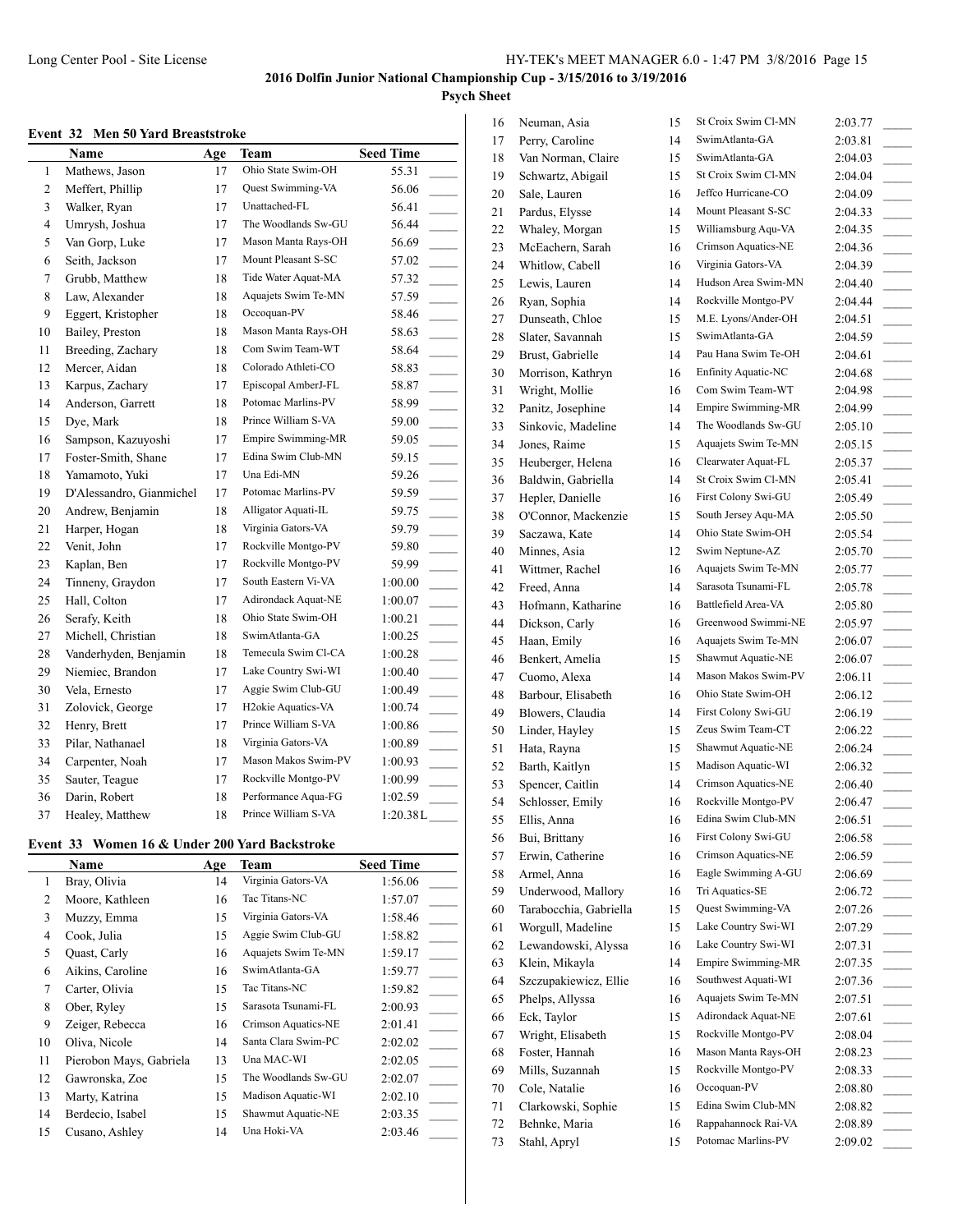## 2016 Dolfin Junior National Championship Cup - 3/15/2016 to 3/19/2016

### Psych Sheet

**Event 32 Men 50 Yard Breaststroke**

| | Name | Age | Team | Seed Time |
|---|---|---|---|---|
| 1 | Mathews, Jason | 17 | Ohio State Swim-OH | 55.31 |
| 2 | Meffert, Phillip | 17 | Quest Swimming-VA | 56.06 |
| 3 | Walker, Ryan | 17 | Unattached-FL | 56.41 |
| 4 | Umrysh, Joshua | 17 | The Woodlands Sw-GU | 56.44 |
| 5 | Van Gorp, Luke | 17 | Mason Manta Rays-OH | 56.69 |
| 6 | Seith, Jackson | 17 | Mount Pleasant S-SC | 57.02 |
| 7 | Grubb, Matthew | 18 | Tide Water Aquat-MA | 57.32 |
| 8 | Law, Alexander | 18 | Aquajets Swim Te-MN | 57.59 |
| 9 | Eggert, Kristopher | 18 | Occoquan-PV | 58.46 |
| 10 | Bailey, Preston | 18 | Mason Manta Rays-OH | 58.63 |
| 11 | Breeding, Zachary | 18 | Com Swim Team-WT | 58.64 |
| 12 | Mercer, Aidan | 18 | Colorado Athleti-CO | 58.83 |
| 13 | Karpus, Zachary | 17 | Episcopal AmberJ-FL | 58.87 |
| 14 | Anderson, Garrett | 18 | Potomac Marlins-PV | 58.99 |
| 15 | Dye, Mark | 18 | Prince William S-VA | 59.00 |
| 16 | Sampson, Kazuyoshi | 17 | Empire Swimming-MR | 59.05 |
| 17 | Foster-Smith, Shane | 17 | Edina Swim Club-MN | 59.15 |
| 18 | Yamamoto, Yuki | 17 | Una Edi-MN | 59.26 |
| 19 | D'Alessandro, Gianmichel | 17 | Potomac Marlins-PV | 59.59 |
| 20 | Andrew, Benjamin | 18 | Alligator Aquati-IL | 59.75 |
| 21 | Harper, Hogan | 18 | Virginia Gators-VA | 59.79 |
| 22 | Venit, John | 17 | Rockville Montgo-PV | 59.80 |
| 23 | Kaplan, Ben | 17 | Rockville Montgo-PV | 59.99 |
| 24 | Tinneny, Graydon | 17 | South Eastern Vi-VA | 1:00.00 |
| 25 | Hall, Colton | 17 | Adirondack Aquat-NE | 1:00.07 |
| 26 | Serafy, Keith | 18 | Ohio State Swim-OH | 1:00.21 |
| 27 | Michell, Christian | 18 | SwimAtlanta-GA | 1:00.25 |
| 28 | Vanderhyden, Benjamin | 18 | Temecula Swim Cl-CA | 1:00.28 |
| 29 | Niemiec, Brandon | 17 | Lake Country Swi-WI | 1:00.40 |
| 30 | Vela, Ernesto | 17 | Aggie Swim Club-GU | 1:00.49 |
| 31 | Zolovick, George | 17 | H2okie Aquatics-VA | 1:00.74 |
| 32 | Henry, Brett | 17 | Prince William S-VA | 1:00.86 |
| 33 | Pilar, Nathanael | 18 | Virginia Gators-VA | 1:00.89 |
| 34 | Carpenter, Noah | 17 | Mason Makos Swim-PV | 1:00.93 |
| 35 | Sauter, Teague | 17 | Rockville Montgo-PV | 1:00.99 |
| 36 | Darin, Robert | 18 | Performance Aqua-FG | 1:02.59 |
| 37 | Healey, Matthew | 18 | Prince William S-VA | 1:20.38L |

**Event 33 Women 16 & Under 200 Yard Backstroke**

| | Name | Age | Team | Seed Time |
|---|---|---|---|---|
| 1 | Bray, Olivia | 14 | Virginia Gators-VA | 1:56.06 |
| 2 | Moore, Kathleen | 16 | Tac Titans-NC | 1:57.07 |
| 3 | Muzzy, Emma | 15 | Virginia Gators-VA | 1:58.46 |
| 4 | Cook, Julia | 15 | Aggie Swim Club-GU | 1:58.82 |
| 5 | Quast, Carly | 16 | Aquajets Swim Te-MN | 1:59.17 |
| 6 | Aikins, Caroline | 16 | SwimAtlanta-GA | 1:59.77 |
| 7 | Carter, Olivia | 15 | Tac Titans-NC | 1:59.82 |
| 8 | Ober, Ryley | 15 | Sarasota Tsunami-FL | 2:00.93 |
| 9 | Zeiger, Rebecca | 16 | Crimson Aquatics-NE | 2:01.41 |
| 10 | Oliva, Nicole | 14 | Santa Clara Swim-PC | 2:02.02 |
| 11 | Pierobon Mays, Gabriela | 13 | Una MAC-WI | 2:02.05 |
| 12 | Gawronska, Zoe | 15 | The Woodlands Sw-GU | 2:02.07 |
| 13 | Marty, Katrina | 15 | Madison Aquatic-WI | 2:02.10 |
| 14 | Berdecio, Isabel | 15 | Shawmut Aquatic-NE | 2:03.35 |
| 15 | Cusano, Ashley | 14 | Una Hoki-VA | 2:03.46 |
| 16 | Neuman, Asia | 15 | St Croix Swim Cl-MN | 2:03.77 |
| 17 | Perry, Caroline | 14 | SwimAtlanta-GA | 2:03.81 |
| 18 | Van Norman, Claire | 15 | SwimAtlanta-GA | 2:04.03 |
| 19 | Schwartz, Abigail | 15 | St Croix Swim Cl-MN | 2:04.04 |
| 20 | Sale, Lauren | 16 | Jeffco Hurricane-CO | 2:04.09 |
| 21 | Pardus, Elysse | 14 | Mount Pleasant S-SC | 2:04.33 |
| 22 | Whaley, Morgan | 15 | Williamsburg Aqu-VA | 2:04.35 |
| 23 | McEachern, Sarah | 16 | Crimson Aquatics-NE | 2:04.36 |
| 24 | Whitlow, Cabell | 16 | Virginia Gators-VA | 2:04.39 |
| 25 | Lewis, Lauren | 14 | Hudson Area Swim-MN | 2:04.40 |
| 26 | Ryan, Sophia | 14 | Rockville Montgo-PV | 2:04.44 |
| 27 | Dunseath, Chloe | 15 | M.E. Lyons/Ander-OH | 2:04.51 |
| 28 | Slater, Savannah | 15 | SwimAtlanta-GA | 2:04.59 |
| 29 | Brust, Gabrielle | 14 | Pau Hana Swim Te-OH | 2:04.61 |
| 30 | Morrison, Kathryn | 16 | Enfinity Aquatic-NC | 2:04.68 |
| 31 | Wright, Mollie | 16 | Com Swim Team-WT | 2:04.98 |
| 32 | Panitz, Josephine | 14 | Empire Swimming-MR | 2:04.99 |
| 33 | Sinkovic, Madeline | 14 | The Woodlands Sw-GU | 2:05.10 |
| 34 | Jones, Raime | 15 | Aquajets Swim Te-MN | 2:05.15 |
| 35 | Heuberger, Helena | 16 | Clearwater Aquat-FL | 2:05.37 |
| 36 | Baldwin, Gabriella | 14 | St Croix Swim Cl-MN | 2:05.41 |
| 37 | Hepler, Danielle | 16 | First Colony Swi-GU | 2:05.49 |
| 38 | O'Connor, Mackenzie | 15 | South Jersey Aqu-MA | 2:05.50 |
| 39 | Saczawa, Kate | 14 | Ohio State Swim-OH | 2:05.54 |
| 40 | Minnes, Asia | 12 | Swim Neptune-AZ | 2:05.70 |
| 41 | Wittmer, Rachel | 16 | Aquajets Swim Te-MN | 2:05.77 |
| 42 | Freed, Anna | 14 | Sarasota Tsunami-FL | 2:05.78 |
| 43 | Hofmann, Katharine | 16 | Battlefield Area-VA | 2:05.80 |
| 44 | Dickson, Carly | 16 | Greenwood Swimmi-NE | 2:05.97 |
| 45 | Haan, Emily | 16 | Aquajets Swim Te-MN | 2:06.07 |
| 46 | Benkert, Amelia | 15 | Shawmut Aquatic-NE | 2:06.07 |
| 47 | Cuomo, Alexa | 14 | Mason Makos Swim-PV | 2:06.11 |
| 48 | Barbour, Elisabeth | 16 | Ohio State Swim-OH | 2:06.12 |
| 49 | Blowers, Claudia | 14 | First Colony Swi-GU | 2:06.19 |
| 50 | Linder, Hayley | 15 | Zeus Swim Team-CT | 2:06.22 |
| 51 | Hata, Rayna | 15 | Shawmut Aquatic-NE | 2:06.24 |
| 52 | Barth, Kaitlyn | 15 | Madison Aquatic-WI | 2:06.32 |
| 53 | Spencer, Caitlin | 14 | Crimson Aquatics-NE | 2:06.40 |
| 54 | Schlosser, Emily | 16 | Rockville Montgo-PV | 2:06.47 |
| 55 | Ellis, Anna | 16 | Edina Swim Club-MN | 2:06.51 |
| 56 | Bui, Brittany | 16 | First Colony Swi-GU | 2:06.58 |
| 57 | Erwin, Catherine | 16 | Crimson Aquatics-NE | 2:06.59 |
| 58 | Armel, Anna | 16 | Eagle Swimming A-GU | 2:06.69 |
| 59 | Underwood, Mallory | 16 | Tri Aquatics-SE | 2:06.72 |
| 60 | Tarabocchia, Gabriella | 15 | Quest Swimming-VA | 2:07.26 |
| 61 | Worgull, Madeline | 15 | Lake Country Swi-WI | 2:07.29 |
| 62 | Lewandowski, Alyssa | 16 | Lake Country Swi-WI | 2:07.31 |
| 63 | Klein, Mikayla | 14 | Empire Swimming-MR | 2:07.35 |
| 64 | Szczupakiewicz, Ellie | 16 | Southwest Aquati-WI | 2:07.36 |
| 65 | Phelps, Allyssa | 16 | Aquajets Swim Te-MN | 2:07.51 |
| 66 | Eck, Taylor | 15 | Adirondack Aquat-NE | 2:07.61 |
| 67 | Wright, Elisabeth | 15 | Rockville Montgo-PV | 2:08.04 |
| 68 | Foster, Hannah | 16 | Mason Manta Rays-OH | 2:08.23 |
| 69 | Mills, Suzannah | 15 | Rockville Montgo-PV | 2:08.33 |
| 70 | Cole, Natalie | 16 | Occoquan-PV | 2:08.80 |
| 71 | Clarkowski, Sophie | 15 | Edina Swim Club-MN | 2:08.82 |
| 72 | Behnke, Maria | 16 | Rappahannock Rai-VA | 2:08.89 |
| 73 | Stahl, Apryl | 15 | Potomac Marlins-PV | 2:09.02 |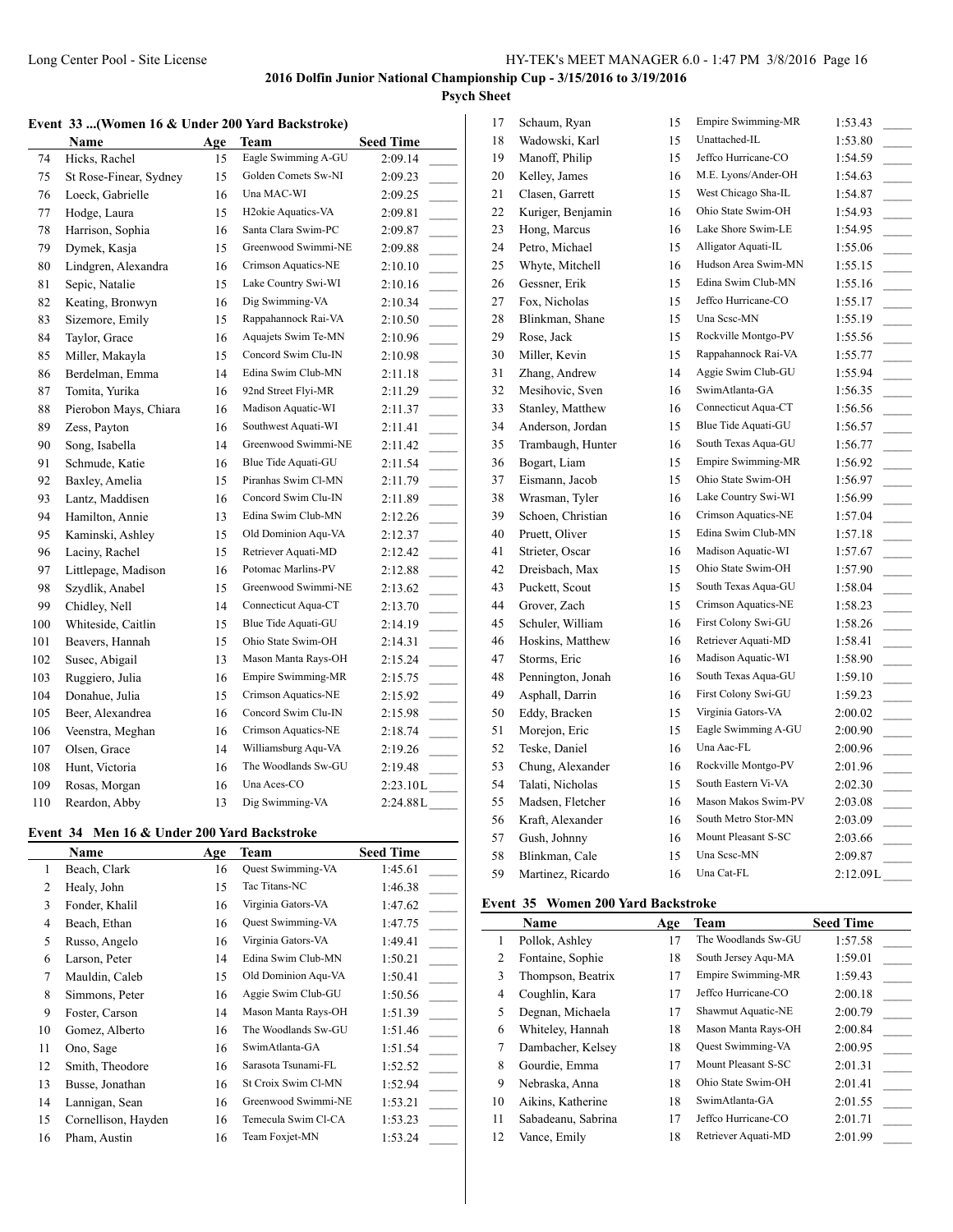## 2016 Dolfin Junior National Championship Cup - 3/15/2016 to 3/19/2016

### Psych Sheet

#### Event 33 ...(Women 16 & Under 200 Yard Backstroke)

| | Name | Age | Team | Seed Time |
|---|---|---|---|---|
| 74 | Hicks, Rachel | 15 | Eagle Swimming A-GU | 2:09.14 |
| 75 | St Rose-Finear, Sydney | 15 | Golden Comets Sw-NI | 2:09.23 |
| 76 | Loeck, Gabrielle | 16 | Una MAC-WI | 2:09.25 |
| 77 | Hodge, Laura | 15 | H2okie Aquatics-VA | 2:09.81 |
| 78 | Harrison, Sophia | 16 | Santa Clara Swim-PC | 2:09.87 |
| 79 | Dymek, Kasja | 15 | Greenwood Swimmi-NE | 2:09.88 |
| 80 | Lindgren, Alexandra | 16 | Crimson Aquatics-NE | 2:10.10 |
| 81 | Sepic, Natalie | 15 | Lake Country Swi-WI | 2:10.16 |
| 82 | Keating, Bronwyn | 16 | Dig Swimming-VA | 2:10.34 |
| 83 | Sizemore, Emily | 15 | Rappahannock Rai-VA | 2:10.50 |
| 84 | Taylor, Grace | 16 | Aquajets Swim Te-MN | 2:10.96 |
| 85 | Miller, Makayla | 15 | Concord Swim Clu-IN | 2:10.98 |
| 86 | Berdelman, Emma | 14 | Edina Swim Club-MN | 2:11.18 |
| 87 | Tomita, Yurika | 16 | 92nd Street Flyi-MR | 2:11.29 |
| 88 | Pierobon Mays, Chiara | 16 | Madison Aquatic-WI | 2:11.37 |
| 89 | Zess, Payton | 16 | Southwest Aquati-WI | 2:11.41 |
| 90 | Song, Isabella | 14 | Greenwood Swimmi-NE | 2:11.42 |
| 91 | Schmude, Katie | 16 | Blue Tide Aquati-GU | 2:11.54 |
| 92 | Baxley, Amelia | 15 | Piranhas Swim Cl-MN | 2:11.79 |
| 93 | Lantz, Maddisen | 16 | Concord Swim Clu-IN | 2:11.89 |
| 94 | Hamilton, Annie | 13 | Edina Swim Club-MN | 2:12.26 |
| 95 | Kaminski, Ashley | 15 | Old Dominion Aqu-VA | 2:12.37 |
| 96 | Laciny, Rachel | 15 | Retriever Aquati-MD | 2:12.42 |
| 97 | Littlepage, Madison | 16 | Potomac Marlins-PV | 2:12.88 |
| 98 | Szydlik, Anabel | 15 | Greenwood Swimmi-NE | 2:13.62 |
| 99 | Chidley, Nell | 14 | Connecticut Aqua-CT | 2:13.70 |
| 100 | Whiteside, Caitlin | 15 | Blue Tide Aquati-GU | 2:14.19 |
| 101 | Beavers, Hannah | 15 | Ohio State Swim-OH | 2:14.31 |
| 102 | Susec, Abigail | 13 | Mason Manta Rays-OH | 2:15.24 |
| 103 | Ruggiero, Julia | 16 | Empire Swimming-MR | 2:15.75 |
| 104 | Donahue, Julia | 15 | Crimson Aquatics-NE | 2:15.92 |
| 105 | Beer, Alexandrea | 16 | Concord Swim Clu-IN | 2:15.98 |
| 106 | Veenstra, Meghan | 16 | Crimson Aquatics-NE | 2:18.74 |
| 107 | Olsen, Grace | 14 | Williamsburg Aqu-VA | 2:19.26 |
| 108 | Hunt, Victoria | 16 | The Woodlands Sw-GU | 2:19.48 |
| 109 | Rosas, Morgan | 16 | Una Aces-CO | 2:23.10L |
| 110 | Reardon, Abby | 13 | Dig Swimming-VA | 2:24.88L |

#### Event 34 Men 16 & Under 200 Yard Backstroke

| | Name | Age | Team | Seed Time |
|---|---|---|---|---|
| 1 | Beach, Clark | 16 | Quest Swimming-VA | 1:45.61 |
| 2 | Healy, John | 15 | Tac Titans-NC | 1:46.38 |
| 3 | Fonder, Khalil | 16 | Virginia Gators-VA | 1:47.62 |
| 4 | Beach, Ethan | 16 | Quest Swimming-VA | 1:47.75 |
| 5 | Russo, Angelo | 16 | Virginia Gators-VA | 1:49.41 |
| 6 | Larson, Peter | 14 | Edina Swim Club-MN | 1:50.21 |
| 7 | Mauldin, Caleb | 15 | Old Dominion Aqu-VA | 1:50.41 |
| 8 | Simmons, Peter | 16 | Aggie Swim Club-GU | 1:50.56 |
| 9 | Foster, Carson | 14 | Mason Manta Rays-OH | 1:51.39 |
| 10 | Gomez, Alberto | 16 | The Woodlands Sw-GU | 1:51.46 |
| 11 | Ono, Sage | 16 | SwimAtlanta-GA | 1:51.54 |
| 12 | Smith, Theodore | 16 | Sarasota Tsunami-FL | 1:52.52 |
| 13 | Busse, Jonathan | 16 | St Croix Swim Cl-MN | 1:52.94 |
| 14 | Lannigan, Sean | 16 | Greenwood Swimmi-NE | 1:53.21 |
| 15 | Cornellison, Hayden | 16 | Temecula Swim Cl-CA | 1:53.23 |
| 16 | Pham, Austin | 16 | Team Foxjet-MN | 1:53.24 |
| 17 | Schaum, Ryan | 15 | Empire Swimming-MR | 1:53.43 |
| 18 | Wadowski, Karl | 15 | Unattached-IL | 1:53.80 |
| 19 | Manoff, Philip | 15 | Jeffco Hurricane-CO | 1:54.59 |
| 20 | Kelley, James | 16 | M.E. Lyons/Ander-OH | 1:54.63 |
| 21 | Clasen, Garrett | 15 | West Chicago Sha-IL | 1:54.87 |
| 22 | Kuriger, Benjamin | 16 | Ohio State Swim-OH | 1:54.93 |
| 23 | Hong, Marcus | 16 | Lake Shore Swim-LE | 1:54.95 |
| 24 | Petro, Michael | 15 | Alligator Aquati-IL | 1:55.06 |
| 25 | Whyte, Mitchell | 16 | Hudson Area Swim-MN | 1:55.15 |
| 26 | Gessner, Erik | 15 | Edina Swim Club-MN | 1:55.16 |
| 27 | Fox, Nicholas | 15 | Jeffco Hurricane-CO | 1:55.17 |
| 28 | Blinkman, Shane | 15 | Una Scsc-MN | 1:55.19 |
| 29 | Rose, Jack | 15 | Rockville Montgo-PV | 1:55.56 |
| 30 | Miller, Kevin | 15 | Rappahannock Rai-VA | 1:55.77 |
| 31 | Zhang, Andrew | 14 | Aggie Swim Club-GU | 1:55.94 |
| 32 | Mesihovic, Sven | 16 | SwimAtlanta-GA | 1:56.35 |
| 33 | Stanley, Matthew | 16 | Connecticut Aqua-CT | 1:56.56 |
| 34 | Anderson, Jordan | 15 | Blue Tide Aquati-GU | 1:56.57 |
| 35 | Trambaugh, Hunter | 16 | South Texas Aqua-GU | 1:56.77 |
| 36 | Bogart, Liam | 15 | Empire Swimming-MR | 1:56.92 |
| 37 | Eismann, Jacob | 15 | Ohio State Swim-OH | 1:56.97 |
| 38 | Wrasman, Tyler | 16 | Lake Country Swi-WI | 1:56.99 |
| 39 | Schoen, Christian | 16 | Crimson Aquatics-NE | 1:57.04 |
| 40 | Pruett, Oliver | 15 | Edina Swim Club-MN | 1:57.18 |
| 41 | Strieter, Oscar | 16 | Madison Aquatic-WI | 1:57.67 |
| 42 | Dreisbach, Max | 15 | Ohio State Swim-OH | 1:57.90 |
| 43 | Puckett, Scout | 15 | South Texas Aqua-GU | 1:58.04 |
| 44 | Grover, Zach | 15 | Crimson Aquatics-NE | 1:58.23 |
| 45 | Schuler, William | 16 | First Colony Swi-GU | 1:58.26 |
| 46 | Hoskins, Matthew | 16 | Retriever Aquati-MD | 1:58.41 |
| 47 | Storms, Eric | 16 | Madison Aquatic-WI | 1:58.90 |
| 48 | Pennington, Jonah | 16 | South Texas Aqua-GU | 1:59.10 |
| 49 | Asphall, Darrin | 16 | First Colony Swi-GU | 1:59.23 |
| 50 | Eddy, Bracken | 15 | Virginia Gators-VA | 2:00.02 |
| 51 | Morejon, Eric | 15 | Eagle Swimming A-GU | 2:00.90 |
| 52 | Teske, Daniel | 16 | Una Aac-FL | 2:00.96 |
| 53 | Chung, Alexander | 16 | Rockville Montgo-PV | 2:01.96 |
| 54 | Talati, Nicholas | 15 | South Eastern Vi-VA | 2:02.30 |
| 55 | Madsen, Fletcher | 16 | Mason Makos Swim-PV | 2:03.08 |
| 56 | Kraft, Alexander | 16 | South Metro Stor-MN | 2:03.09 |
| 57 | Gush, Johnny | 16 | Mount Pleasant S-SC | 2:03.66 |
| 58 | Blinkman, Cale | 15 | Una Scsc-MN | 2:09.87 |
| 59 | Martinez, Ricardo | 16 | Una Cat-FL | 2:12.09L |

#### Event 35 Women 200 Yard Backstroke

| | Name | Age | Team | Seed Time |
|---|---|---|---|---|
| 1 | Pollok, Ashley | 17 | The Woodlands Sw-GU | 1:57.58 |
| 2 | Fontaine, Sophie | 18 | South Jersey Aqu-MA | 1:59.01 |
| 3 | Thompson, Beatrix | 17 | Empire Swimming-MR | 1:59.43 |
| 4 | Coughlin, Kara | 17 | Jeffco Hurricane-CO | 2:00.18 |
| 5 | Degnan, Michaela | 17 | Shawmut Aquatic-NE | 2:00.79 |
| 6 | Whiteley, Hannah | 18 | Mason Manta Rays-OH | 2:00.84 |
| 7 | Dambacher, Kelsey | 18 | Quest Swimming-VA | 2:00.95 |
| 8 | Gourdie, Emma | 17 | Mount Pleasant S-SC | 2:01.31 |
| 9 | Nebraska, Anna | 18 | Ohio State Swim-OH | 2:01.41 |
| 10 | Aikins, Katherine | 18 | SwimAtlanta-GA | 2:01.55 |
| 11 | Sabadeanu, Sabrina | 17 | Jeffco Hurricane-CO | 2:01.71 |
| 12 | Vance, Emily | 18 | Retriever Aquati-MD | 2:01.99 |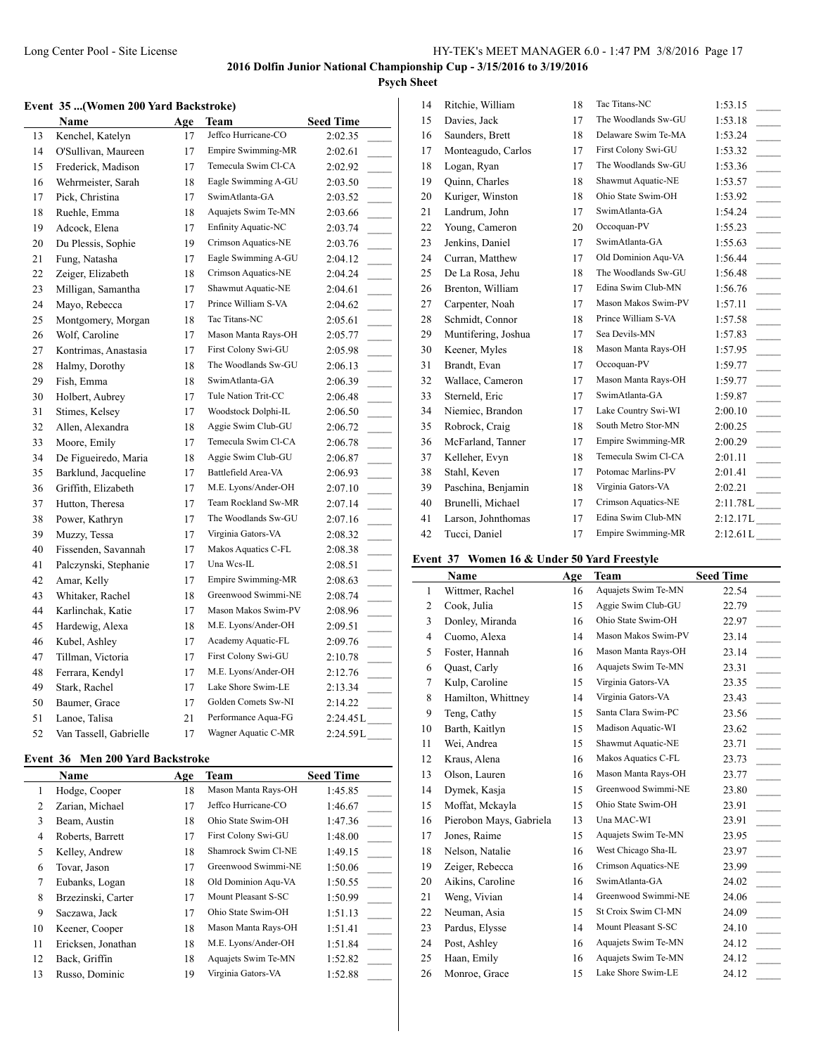**2016 Dolfin Junior National Championship Cup - 3/15/2016 to 3/19/2016**

**Psych Sheet**

### Event 35 ...(Women 200 Yard Backstroke)

| | Name | Age | Team | Seed Time | |
|---|---|---|---|---|---|
| 13 | Kenchel, Katelyn | 17 | Jeffco Hurricane-CO | 2:02.35 | _____ |
| 14 | O'Sullivan, Maureen | 17 | Empire Swimming-MR | 2:02.61 | _____ |
| 15 | Frederick, Madison | 17 | Temecula Swim Cl-CA | 2:02.92 | _____ |
| 16 | Wehrmeister, Sarah | 18 | Eagle Swimming A-GU | 2:03.50 | _____ |
| 17 | Pick, Christina | 17 | SwimAtlanta-GA | 2:03.52 | _____ |
| 18 | Ruehle, Emma | 18 | Aquajets Swim Te-MN | 2:03.66 | _____ |
| 19 | Adcock, Elena | 17 | Enfinity Aquatic-NC | 2:03.74 | _____ |
| 20 | Du Plessis, Sophie | 19 | Crimson Aquatics-NE | 2:03.76 | _____ |
| 21 | Fung, Natasha | 17 | Eagle Swimming A-GU | 2:04.12 | _____ |
| 22 | Zeiger, Elizabeth | 18 | Crimson Aquatics-NE | 2:04.24 | _____ |
| 23 | Milligan, Samantha | 17 | Shawmut Aquatic-NE | 2:04.61 | _____ |
| 24 | Mayo, Rebecca | 17 | Prince William S-VA | 2:04.62 | _____ |
| 25 | Montgomery, Morgan | 18 | Tac Titans-NC | 2:05.61 | _____ |
| 26 | Wolf, Caroline | 17 | Mason Manta Rays-OH | 2:05.77 | _____ |
| 27 | Kontrimas, Anastasia | 17 | First Colony Swi-GU | 2:05.98 | _____ |
| 28 | Halmy, Dorothy | 18 | The Woodlands Sw-GU | 2:06.13 | _____ |
| 29 | Fish, Emma | 18 | SwimAtlanta-GA | 2:06.39 | _____ |
| 30 | Holbert, Aubrey | 17 | Tule Nation Trit-CC | 2:06.48 | _____ |
| 31 | Stimes, Kelsey | 17 | Woodstock Dolphi-IL | 2:06.50 | _____ |
| 32 | Allen, Alexandra | 18 | Aggie Swim Club-GU | 2:06.72 | _____ |
| 33 | Moore, Emily | 17 | Temecula Swim Cl-CA | 2:06.78 | _____ |
| 34 | De Figueiredo, Maria | 18 | Aggie Swim Club-GU | 2:06.87 | _____ |
| 35 | Barklund, Jacqueline | 17 | Battlefield Area-VA | 2:06.93 | _____ |
| 36 | Griffith, Elizabeth | 17 | M.E. Lyons/Ander-OH | 2:07.10 | _____ |
| 37 | Hutton, Theresa | 17 | Team Rockland Sw-MR | 2:07.14 | _____ |
| 38 | Power, Kathryn | 17 | The Woodlands Sw-GU | 2:07.16 | _____ |
| 39 | Muzzy, Tessa | 17 | Virginia Gators-VA | 2:08.32 | _____ |
| 40 | Fissenden, Savannah | 17 | Makos Aquatics C-FL | 2:08.38 | _____ |
| 41 | Palczynski, Stephanie | 17 | Una Wcs-IL | 2:08.51 | _____ |
| 42 | Amar, Kelly | 17 | Empire Swimming-MR | 2:08.63 | _____ |
| 43 | Whitaker, Rachel | 18 | Greenwood Swimmi-NE | 2:08.74 | _____ |
| 44 | Karlinchak, Katie | 17 | Mason Makos Swim-PV | 2:08.96 | _____ |
| 45 | Hardewig, Alexa | 18 | M.E. Lyons/Ander-OH | 2:09.51 | _____ |
| 46 | Kubel, Ashley | 17 | Academy Aquatic-FL | 2:09.76 | _____ |
| 47 | Tillman, Victoria | 17 | First Colony Swi-GU | 2:10.78 | _____ |
| 48 | Ferrara, Kendyl | 17 | M.E. Lyons/Ander-OH | 2:12.76 | _____ |
| 49 | Stark, Rachel | 17 | Lake Shore Swim-LE | 2:13.34 | _____ |
| 50 | Baumer, Grace | 17 | Golden Comets Sw-NI | 2:14.22 | _____ |
| 51 | Lanoe, Talisa | 21 | Performance Aqua-FG | 2:24.45L | _____ |
| 52 | Van Tassell, Gabrielle | 17 | Wagner Aquatic C-MR | 2:24.59L | _____ |

### Event 36 Men 200 Yard Backstroke

| | Name | Age | Team | Seed Time | |
|---|---|---|---|---|---|
| 1 | Hodge, Cooper | 18 | Mason Manta Rays-OH | 1:45.85 | _____ |
| 2 | Zarian, Michael | 17 | Jeffco Hurricane-CO | 1:46.67 | _____ |
| 3 | Beam, Austin | 18 | Ohio State Swim-OH | 1:47.36 | _____ |
| 4 | Roberts, Barrett | 17 | First Colony Swi-GU | 1:48.00 | _____ |
| 5 | Kelley, Andrew | 18 | Shamrock Swim Cl-NE | 1:49.15 | _____ |
| 6 | Tovar, Jason | 17 | Greenwood Swimmi-NE | 1:50.06 | _____ |
| 7 | Eubanks, Logan | 18 | Old Dominion Aqu-VA | 1:50.55 | _____ |
| 8 | Brzezinski, Carter | 17 | Mount Pleasant S-SC | 1:50.99 | _____ |
| 9 | Saczawa, Jack | 17 | Ohio State Swim-OH | 1:51.13 | _____ |
| 10 | Keener, Cooper | 18 | Mason Manta Rays-OH | 1:51.41 | _____ |
| 11 | Ericksen, Jonathan | 18 | M.E. Lyons/Ander-OH | 1:51.84 | _____ |
| 12 | Back, Griffin | 18 | Aquajets Swim Te-MN | 1:52.82 | _____ |
| 13 | Russo, Dominic | 19 | Virginia Gators-VA | 1:52.88 | _____ |
| 14 | Ritchie, William | 18 | Tac Titans-NC | 1:53.15 | _____ |
| 15 | Davies, Jack | 17 | The Woodlands Sw-GU | 1:53.18 | _____ |
| 16 | Saunders, Brett | 18 | Delaware Swim Te-MA | 1:53.24 | _____ |
| 17 | Monteagudo, Carlos | 17 | First Colony Swi-GU | 1:53.32 | _____ |
| 18 | Logan, Ryan | 17 | The Woodlands Sw-GU | 1:53.36 | _____ |
| 19 | Quinn, Charles | 18 | Shawmut Aquatic-NE | 1:53.57 | _____ |
| 20 | Kuriger, Winston | 18 | Ohio State Swim-OH | 1:53.92 | _____ |
| 21 | Landrum, John | 17 | SwimAtlanta-GA | 1:54.24 | _____ |
| 22 | Young, Cameron | 20 | Occoquan-PV | 1:55.23 | _____ |
| 23 | Jenkins, Daniel | 17 | SwimAtlanta-GA | 1:55.63 | _____ |
| 24 | Curran, Matthew | 17 | Old Dominion Aqu-VA | 1:56.44 | _____ |
| 25 | De La Rosa, Jehu | 18 | The Woodlands Sw-GU | 1:56.48 | _____ |
| 26 | Brenton, William | 17 | Edina Swim Club-MN | 1:56.76 | _____ |
| 27 | Carpenter, Noah | 17 | Mason Makos Swim-PV | 1:57.11 | _____ |
| 28 | Schmidt, Connor | 18 | Prince William S-VA | 1:57.58 | _____ |
| 29 | Muntifering, Joshua | 17 | Sea Devils-MN | 1:57.83 | _____ |
| 30 | Keener, Myles | 18 | Mason Manta Rays-OH | 1:57.95 | _____ |
| 31 | Brandt, Evan | 17 | Occoquan-PV | 1:59.77 | _____ |
| 32 | Wallace, Cameron | 17 | Mason Manta Rays-OH | 1:59.77 | _____ |
| 33 | Sterneld, Eric | 17 | SwimAtlanta-GA | 1:59.87 | _____ |
| 34 | Niemiec, Brandon | 17 | Lake Country Swi-WI | 2:00.10 | _____ |
| 35 | Robrock, Craig | 18 | South Metro Stor-MN | 2:00.25 | _____ |
| 36 | McFarland, Tanner | 17 | Empire Swimming-MR | 2:00.29 | _____ |
| 37 | Kelleher, Evyn | 18 | Temecula Swim Cl-CA | 2:01.11 | _____ |
| 38 | Stahl, Keven | 17 | Potomac Marlins-PV | 2:01.41 | _____ |
| 39 | Paschina, Benjamin | 18 | Virginia Gators-VA | 2:02.21 | _____ |
| 40 | Brunelli, Michael | 17 | Crimson Aquatics-NE | 2:11.78L | _____ |
| 41 | Larson, Johnthomas | 17 | Edina Swim Club-MN | 2:12.17L | _____ |
| 42 | Tucci, Daniel | 17 | Empire Swimming-MR | 2:12.61L | _____ |

### Event 37 Women 16 & Under 50 Yard Freestyle

| | Name | Age | Team | Seed Time | |
|---|---|---|---|---|---|
| 1 | Wittmer, Rachel | 16 | Aquajets Swim Te-MN | 22.54 | _____ |
| 2 | Cook, Julia | 15 | Aggie Swim Club-GU | 22.79 | _____ |
| 3 | Donley, Miranda | 16 | Ohio State Swim-OH | 22.97 | _____ |
| 4 | Cuomo, Alexa | 14 | Mason Makos Swim-PV | 23.14 | _____ |
| 5 | Foster, Hannah | 16 | Mason Manta Rays-OH | 23.14 | _____ |
| 6 | Quast, Carly | 16 | Aquajets Swim Te-MN | 23.31 | _____ |
| 7 | Kulp, Caroline | 15 | Virginia Gators-VA | 23.35 | _____ |
| 8 | Hamilton, Whittney | 14 | Virginia Gators-VA | 23.43 | _____ |
| 9 | Teng, Cathy | 15 | Santa Clara Swim-PC | 23.56 | _____ |
| 10 | Barth, Kaitlyn | 15 | Madison Aquatic-WI | 23.62 | _____ |
| 11 | Wei, Andrea | 15 | Shawmut Aquatic-NE | 23.71 | _____ |
| 12 | Kraus, Alena | 16 | Makos Aquatics C-FL | 23.73 | _____ |
| 13 | Olson, Lauren | 16 | Mason Manta Rays-OH | 23.77 | _____ |
| 14 | Dymek, Kasja | 15 | Greenwood Swimmi-NE | 23.80 | _____ |
| 15 | Moffat, Mckayla | 15 | Ohio State Swim-OH | 23.91 | _____ |
| 16 | Pierobon Mays, Gabriela | 13 | Una MAC-WI | 23.91 | _____ |
| 17 | Jones, Raime | 15 | Aquajets Swim Te-MN | 23.95 | _____ |
| 18 | Nelson, Natalie | 16 | West Chicago Sha-IL | 23.97 | _____ |
| 19 | Zeiger, Rebecca | 16 | Crimson Aquatics-NE | 23.99 | _____ |
| 20 | Aikins, Caroline | 16 | SwimAtlanta-GA | 24.02 | _____ |
| 21 | Weng, Vivian | 14 | Greenwood Swimmi-NE | 24.06 | _____ |
| 22 | Neuman, Asia | 15 | St Croix Swim Cl-MN | 24.09 | _____ |
| 23 | Pardus, Elysse | 14 | Mount Pleasant S-SC | 24.10 | _____ |
| 24 | Post, Ashley | 16 | Aquajets Swim Te-MN | 24.12 | _____ |
| 25 | Haan, Emily | 16 | Aquajets Swim Te-MN | 24.12 | _____ |
| 26 | Monroe, Grace | 15 | Lake Shore Swim-LE | 24.12 | _____ |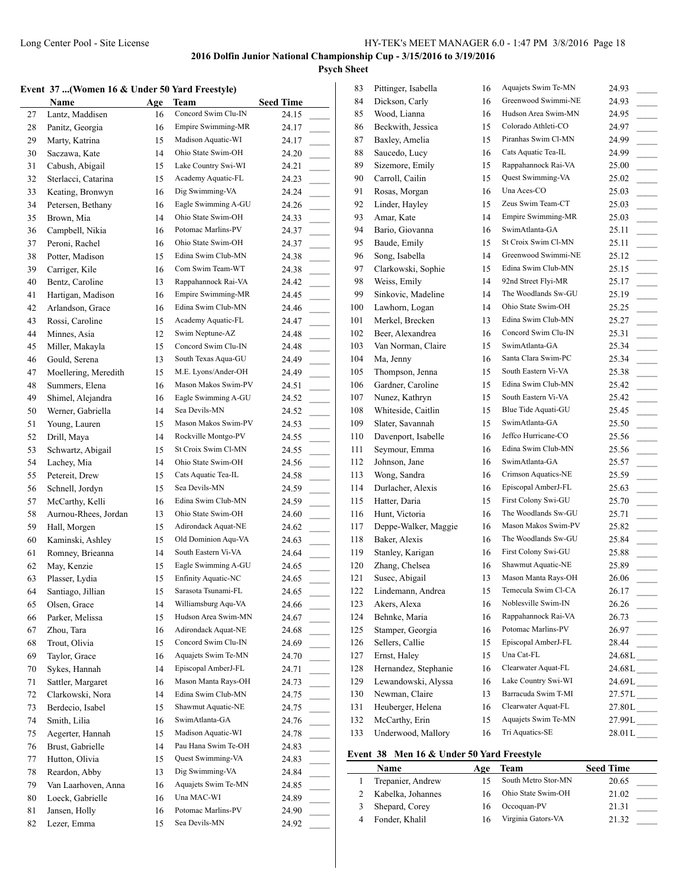## Event 37 ...(Women 16 & Under 50 Yard Freestyle)

| | Name | Age | Team | Seed Time |
|---|---|---|---|---|
| 27 | Lantz, Maddisen | 16 | Concord Swim Clu-IN | 24.15 |
| 28 | Panitz, Georgia | 16 | Empire Swimming-MR | 24.17 |
| 29 | Marty, Katrina | 15 | Madison Aquatic-WI | 24.17 |
| 30 | Saczawa, Kate | 14 | Ohio State Swim-OH | 24.20 |
| 31 | Cabush, Abigail | 15 | Lake Country Swi-WI | 24.21 |
| 32 | Sterlacci, Catarina | 15 | Academy Aquatic-FL | 24.23 |
| 33 | Keating, Bronwyn | 16 | Dig Swimming-VA | 24.24 |
| 34 | Petersen, Bethany | 16 | Eagle Swimming A-GU | 24.26 |
| 35 | Brown, Mia | 14 | Ohio State Swim-OH | 24.33 |
| 36 | Campbell, Nikia | 16 | Potomac Marlins-PV | 24.37 |
| 37 | Peroni, Rachel | 16 | Ohio State Swim-OH | 24.37 |
| 38 | Potter, Madison | 15 | Edina Swim Club-MN | 24.38 |
| 39 | Carriger, Kile | 16 | Com Swim Team-WT | 24.38 |
| 40 | Bentz, Caroline | 13 | Rappahannock Rai-VA | 24.42 |
| 41 | Hartigan, Madison | 16 | Empire Swimming-MR | 24.45 |
| 42 | Arlandson, Grace | 16 | Edina Swim Club-MN | 24.46 |
| 43 | Rossi, Caroline | 15 | Academy Aquatic-FL | 24.47 |
| 44 | Minnes, Asia | 12 | Swim Neptune-AZ | 24.48 |
| 45 | Miller, Makayla | 15 | Concord Swim Clu-IN | 24.48 |
| 46 | Gould, Serena | 13 | South Texas Aqua-GU | 24.49 |
| 47 | Moellering, Meredith | 15 | M.E. Lyons/Ander-OH | 24.49 |
| 48 | Summers, Elena | 16 | Mason Makos Swim-PV | 24.51 |
| 49 | Shimel, Alejandra | 16 | Eagle Swimming A-GU | 24.52 |
| 50 | Werner, Gabriella | 14 | Sea Devils-MN | 24.52 |
| 51 | Young, Lauren | 15 | Mason Makos Swim-PV | 24.53 |
| 52 | Drill, Maya | 14 | Rockville Montgo-PV | 24.55 |
| 53 | Schwartz, Abigail | 15 | St Croix Swim Cl-MN | 24.55 |
| 54 | Lachey, Mia | 14 | Ohio State Swim-OH | 24.56 |
| 55 | Petereit, Drew | 15 | Cats Aquatic Tea-IL | 24.58 |
| 56 | Schnell, Jordyn | 15 | Sea Devils-MN | 24.59 |
| 57 | McCarthy, Kelli | 16 | Edina Swim Club-MN | 24.59 |
| 58 | Aurnou-Rhees, Jordan | 13 | Ohio State Swim-OH | 24.60 |
| 59 | Hall, Morgen | 15 | Adirondack Aquat-NE | 24.62 |
| 60 | Kaminski, Ashley | 15 | Old Dominion Aqu-VA | 24.63 |
| 61 | Romney, Brieanna | 14 | South Eastern Vi-VA | 24.64 |
| 62 | May, Kenzie | 15 | Eagle Swimming A-GU | 24.65 |
| 63 | Plasser, Lydia | 15 | Enfinity Aquatic-NC | 24.65 |
| 64 | Santiago, Jillian | 15 | Sarasota Tsunami-FL | 24.65 |
| 65 | Olsen, Grace | 14 | Williamsburg Aqu-VA | 24.66 |
| 66 | Parker, Melissa | 15 | Hudson Area Swim-MN | 24.67 |
| 67 | Zhou, Tara | 16 | Adirondack Aquat-NE | 24.68 |
| 68 | Trout, Olivia | 15 | Concord Swim Clu-IN | 24.69 |
| 69 | Taylor, Grace | 16 | Aquajets Swim Te-MN | 24.70 |
| 70 | Sykes, Hannah | 14 | Episcopal AmberJ-FL | 24.71 |
| 71 | Sattler, Margaret | 16 | Mason Manta Rays-OH | 24.73 |
| 72 | Clarkowski, Nora | 14 | Edina Swim Club-MN | 24.75 |
| 73 | Berdecio, Isabel | 15 | Shawmut Aquatic-NE | 24.75 |
| 74 | Smith, Lilia | 16 | SwimAtlanta-GA | 24.76 |
| 75 | Aegerter, Hannah | 15 | Madison Aquatic-WI | 24.78 |
| 76 | Brust, Gabrielle | 14 | Pau Hana Swim Te-OH | 24.83 |
| 77 | Hutton, Olivia | 15 | Quest Swimming-VA | 24.83 |
| 78 | Reardon, Abby | 13 | Dig Swimming-VA | 24.84 |
| 79 | Van Laarhoven, Anna | 16 | Aquajets Swim Te-MN | 24.85 |
| 80 | Loeck, Gabrielle | 16 | Una MAC-WI | 24.89 |
| 81 | Jansen, Holly | 16 | Potomac Marlins-PV | 24.90 |
| 82 | Lezer, Emma | 15 | Sea Devils-MN | 24.92 |
| 83 | Pittinger, Isabella | 16 | Aquajets Swim Te-MN | 24.93 |
| 84 | Dickson, Carly | 16 | Greenwood Swimmi-NE | 24.93 |
| 85 | Wood, Lianna | 16 | Hudson Area Swim-MN | 24.95 |
| 86 | Beckwith, Jessica | 15 | Colorado Athleti-CO | 24.97 |
| 87 | Baxley, Amelia | 15 | Piranhas Swim Cl-MN | 24.99 |
| 88 | Saucedo, Lucy | 16 | Cats Aquatic Tea-IL | 24.99 |
| 89 | Sizemore, Emily | 15 | Rappahannock Rai-VA | 25.00 |
| 90 | Carroll, Cailin | 15 | Quest Swimming-VA | 25.02 |
| 91 | Rosas, Morgan | 16 | Una Aces-CO | 25.03 |
| 92 | Linder, Hayley | 15 | Zeus Swim Team-CT | 25.03 |
| 93 | Amar, Kate | 14 | Empire Swimming-MR | 25.03 |
| 94 | Bario, Giovanna | 16 | SwimAtlanta-GA | 25.11 |
| 95 | Baude, Emily | 15 | St Croix Swim Cl-MN | 25.11 |
| 96 | Song, Isabella | 14 | Greenwood Swimmi-NE | 25.12 |
| 97 | Clarkowski, Sophie | 15 | Edina Swim Club-MN | 25.15 |
| 98 | Weiss, Emily | 14 | 92nd Street Flyi-MR | 25.17 |
| 99 | Sinkovic, Madeline | 14 | The Woodlands Sw-GU | 25.19 |
| 100 | Lawhorn, Logan | 14 | Ohio State Swim-OH | 25.25 |
| 101 | Merkel, Brecken | 13 | Edina Swim Club-MN | 25.27 |
| 102 | Beer, Alexandrea | 16 | Concord Swim Clu-IN | 25.31 |
| 103 | Van Norman, Claire | 15 | SwimAtlanta-GA | 25.34 |
| 104 | Ma, Jenny | 16 | Santa Clara Swim-PC | 25.34 |
| 105 | Thompson, Jenna | 15 | South Eastern Vi-VA | 25.38 |
| 106 | Gardner, Caroline | 15 | Edina Swim Club-MN | 25.42 |
| 107 | Nunez, Kathryn | 15 | South Eastern Vi-VA | 25.42 |
| 108 | Whiteside, Caitlin | 15 | Blue Tide Aquati-GU | 25.45 |
| 109 | Slater, Savannah | 15 | SwimAtlanta-GA | 25.50 |
| 110 | Davenport, Isabelle | 16 | Jeffco Hurricane-CO | 25.56 |
| 111 | Seymour, Emma | 16 | Edina Swim Club-MN | 25.56 |
| 112 | Johnson, Jane | 16 | SwimAtlanta-GA | 25.57 |
| 113 | Wong, Sandra | 16 | Crimson Aquatics-NE | 25.59 |
| 114 | Durlacher, Alexis | 16 | Episcopal AmberJ-FL | 25.63 |
| 115 | Hatter, Daria | 15 | First Colony Swi-GU | 25.70 |
| 116 | Hunt, Victoria | 16 | The Woodlands Sw-GU | 25.71 |
| 117 | Deppe-Walker, Maggie | 16 | Mason Makos Swim-PV | 25.82 |
| 118 | Baker, Alexis | 16 | The Woodlands Sw-GU | 25.84 |
| 119 | Stanley, Karigan | 16 | First Colony Swi-GU | 25.88 |
| 120 | Zhang, Chelsea | 16 | Shawmut Aquatic-NE | 25.89 |
| 121 | Susec, Abigail | 13 | Mason Manta Rays-OH | 26.06 |
| 122 | Lindemann, Andrea | 15 | Temecula Swim Cl-CA | 26.17 |
| 123 | Akers, Alexa | 16 | Noblesville Swim-IN | 26.26 |
| 124 | Behnke, Maria | 16 | Rappahannock Rai-VA | 26.73 |
| 125 | Stamper, Georgia | 16 | Potomac Marlins-PV | 26.97 |
| 126 | Sellers, Callie | 15 | Episcopal AmberJ-FL | 28.44 |
| 127 | Ernst, Haley | 15 | Una Cat-FL | 24.68L |
| 128 | Hernandez, Stephanie | 16 | Clearwater Aquat-FL | 24.68L |
| 129 | Lewandowski, Alyssa | 16 | Lake Country Swi-WI | 24.69L |
| 130 | Newman, Claire | 13 | Barracuda Swim T-MI | 27.57L |
| 131 | Heuberger, Helena | 16 | Clearwater Aquat-FL | 27.80L |
| 132 | McCarthy, Erin | 15 | Aquajets Swim Te-MN | 27.99L |
| 133 | Underwood, Mallory | 16 | Tri Aquatics-SE | 28.01L |

## Event 38 Men 16 & Under 50 Yard Freestyle

| | Name | Age | Team | Seed Time |
|---|---|---|---|---|
| 1 | Trepanier, Andrew | 15 | South Metro Stor-MN | 20.65 |
| 2 | Kabelka, Johannes | 16 | Ohio State Swim-OH | 21.02 |
| 3 | Shepard, Corey | 16 | Occoquan-PV | 21.31 |
| 4 | Fonder, Khalil | 16 | Virginia Gators-VA | 21.32 |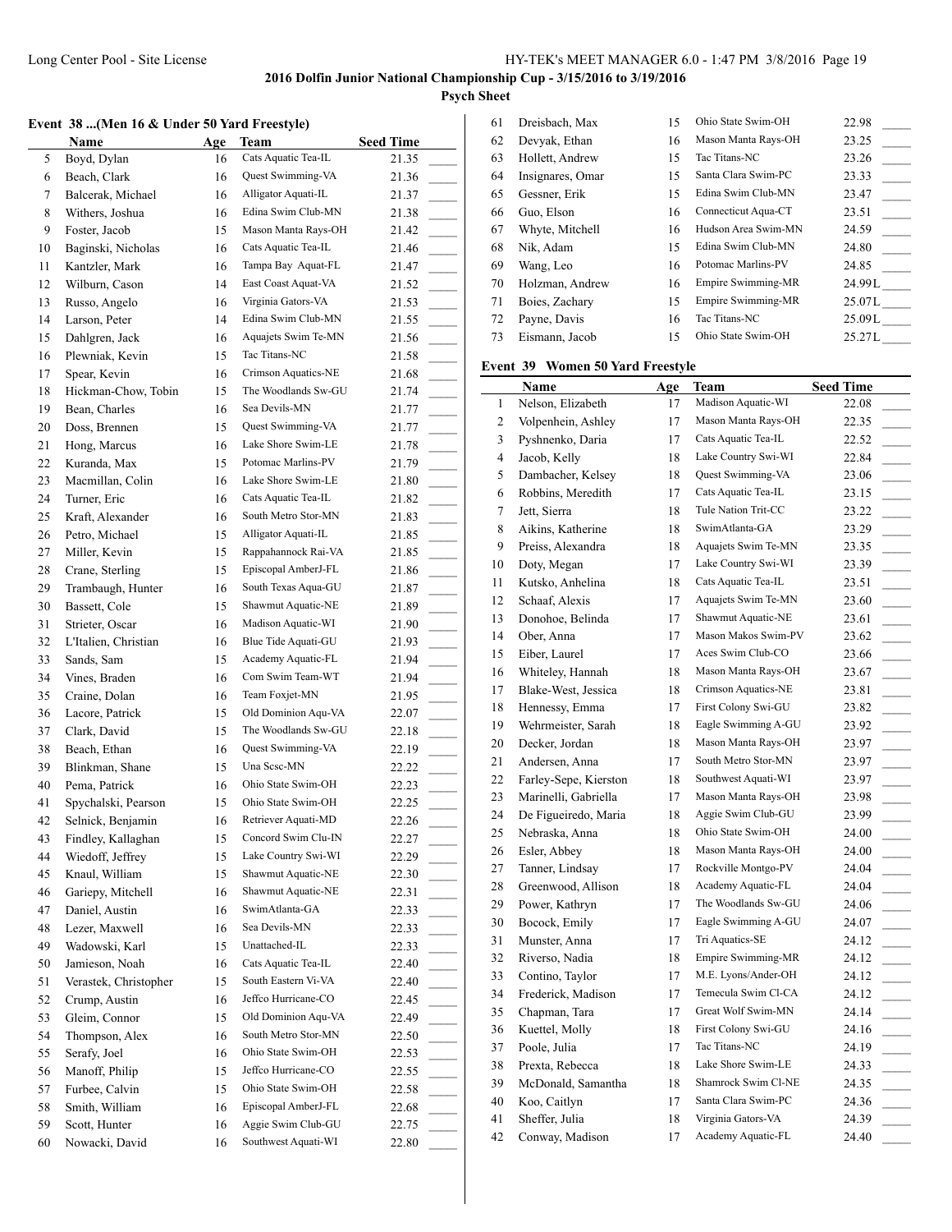**2016 Dolfin Junior National Championship Cup - 3/15/2016 to 3/19/2016**

**Psych Sheet**

### Event 38 ...(Men 16 & Under 50 Yard Freestyle)

| | Name | Age | Team | Seed Time | |
|---|---|---|---|---|---|
| 5 | Boyd, Dylan | 16 | Cats Aquatic Tea-IL | 21.35 | _____ |
| 6 | Beach, Clark | 16 | Quest Swimming-VA | 21.36 | _____ |
| 7 | Balcerak, Michael | 16 | Alligator Aquati-IL | 21.37 | _____ |
| 8 | Withers, Joshua | 16 | Edina Swim Club-MN | 21.38 | _____ |
| 9 | Foster, Jacob | 15 | Mason Manta Rays-OH | 21.42 | _____ |
| 10 | Baginski, Nicholas | 16 | Cats Aquatic Tea-IL | 21.46 | _____ |
| 11 | Kantzler, Mark | 16 | Tampa Bay Aquat-FL | 21.47 | _____ |
| 12 | Wilburn, Cason | 14 | East Coast Aquat-VA | 21.52 | _____ |
| 13 | Russo, Angelo | 16 | Virginia Gators-VA | 21.53 | _____ |
| 14 | Larson, Peter | 14 | Edina Swim Club-MN | 21.55 | _____ |
| 15 | Dahlgren, Jack | 16 | Aquajets Swim Te-MN | 21.56 | _____ |
| 16 | Plewniak, Kevin | 15 | Tac Titans-NC | 21.58 | _____ |
| 17 | Spear, Kevin | 16 | Crimson Aquatics-NE | 21.68 | _____ |
| 18 | Hickman-Chow, Tobin | 15 | The Woodlands Sw-GU | 21.74 | _____ |
| 19 | Bean, Charles | 16 | Sea Devils-MN | 21.77 | _____ |
| 20 | Doss, Brennen | 15 | Quest Swimming-VA | 21.77 | _____ |
| 21 | Hong, Marcus | 16 | Lake Shore Swim-LE | 21.78 | _____ |
| 22 | Kuranda, Max | 15 | Potomac Marlins-PV | 21.79 | _____ |
| 23 | Macmillan, Colin | 16 | Lake Shore Swim-LE | 21.80 | _____ |
| 24 | Turner, Eric | 16 | Cats Aquatic Tea-IL | 21.82 | _____ |
| 25 | Kraft, Alexander | 16 | South Metro Stor-MN | 21.83 | _____ |
| 26 | Petro, Michael | 15 | Alligator Aquati-IL | 21.85 | _____ |
| 27 | Miller, Kevin | 15 | Rappahannock Rai-VA | 21.85 | _____ |
| 28 | Crane, Sterling | 15 | Episcopal AmberJ-FL | 21.86 | _____ |
| 29 | Trambaugh, Hunter | 16 | South Texas Aqua-GU | 21.87 | _____ |
| 30 | Bassett, Cole | 15 | Shawmut Aquatic-NE | 21.89 | _____ |
| 31 | Strieter, Oscar | 16 | Madison Aquatic-WI | 21.90 | _____ |
| 32 | L'Italien, Christian | 16 | Blue Tide Aquati-GU | 21.93 | _____ |
| 33 | Sands, Sam | 15 | Academy Aquatic-FL | 21.94 | _____ |
| 34 | Vines, Braden | 16 | Com Swim Team-WT | 21.94 | _____ |
| 35 | Craine, Dolan | 16 | Team Foxjet-MN | 21.95 | _____ |
| 36 | Lacore, Patrick | 15 | Old Dominion Aqu-VA | 22.07 | _____ |
| 37 | Clark, David | 15 | The Woodlands Sw-GU | 22.18 | _____ |
| 38 | Beach, Ethan | 16 | Quest Swimming-VA | 22.19 | _____ |
| 39 | Blinkman, Shane | 15 | Una Scsc-MN | 22.22 | _____ |
| 40 | Pema, Patrick | 16 | Ohio State Swim-OH | 22.23 | _____ |
| 41 | Spychalski, Pearson | 15 | Ohio State Swim-OH | 22.25 | _____ |
| 42 | Selnick, Benjamin | 16 | Retriever Aquati-MD | 22.26 | _____ |
| 43 | Findley, Kallaghan | 15 | Concord Swim Clu-IN | 22.27 | _____ |
| 44 | Wiedoff, Jeffrey | 15 | Lake Country Swi-WI | 22.29 | _____ |
| 45 | Knaul, William | 15 | Shawmut Aquatic-NE | 22.30 | _____ |
| 46 | Gariepy, Mitchell | 16 | Shawmut Aquatic-NE | 22.31 | _____ |
| 47 | Daniel, Austin | 16 | SwimAtlanta-GA | 22.33 | _____ |
| 48 | Lezer, Maxwell | 16 | Sea Devils-MN | 22.33 | _____ |
| 49 | Wadowski, Karl | 15 | Unattached-IL | 22.33 | _____ |
| 50 | Jamieson, Noah | 16 | Cats Aquatic Tea-IL | 22.40 | _____ |
| 51 | Verastek, Christopher | 15 | South Eastern Vi-VA | 22.40 | _____ |
| 52 | Crump, Austin | 16 | Jeffco Hurricane-CO | 22.45 | _____ |
| 53 | Gleim, Connor | 15 | Old Dominion Aqu-VA | 22.49 | _____ |
| 54 | Thompson, Alex | 16 | South Metro Stor-MN | 22.50 | _____ |
| 55 | Serafy, Joel | 16 | Ohio State Swim-OH | 22.53 | _____ |
| 56 | Manoff, Philip | 15 | Jeffco Hurricane-CO | 22.55 | _____ |
| 57 | Furbee, Calvin | 15 | Ohio State Swim-OH | 22.58 | _____ |
| 58 | Smith, William | 16 | Episcopal AmberJ-FL | 22.68 | _____ |
| 59 | Scott, Hunter | 16 | Aggie Swim Club-GU | 22.75 | _____ |
| 60 | Nowacki, David | 16 | Southwest Aquati-WI | 22.80 | _____ |
| 61 | Dreisbach, Max | 15 | Ohio State Swim-OH | 22.98 | _____ |
| 62 | Devyak, Ethan | 16 | Mason Manta Rays-OH | 23.25 | _____ |
| 63 | Hollett, Andrew | 15 | Tac Titans-NC | 23.26 | _____ |
| 64 | Insignares, Omar | 15 | Santa Clara Swim-PC | 23.33 | _____ |
| 65 | Gessner, Erik | 15 | Edina Swim Club-MN | 23.47 | _____ |
| 66 | Guo, Elson | 16 | Connecticut Aqua-CT | 23.51 | _____ |
| 67 | Whyte, Mitchell | 16 | Hudson Area Swim-MN | 24.59 | _____ |
| 68 | Nik, Adam | 15 | Edina Swim Club-MN | 24.80 | _____ |
| 69 | Wang, Leo | 16 | Potomac Marlins-PV | 24.85 | _____ |
| 70 | Holzman, Andrew | 16 | Empire Swimming-MR | 24.99L | _____ |
| 71 | Boies, Zachary | 15 | Empire Swimming-MR | 25.07L | _____ |
| 72 | Payne, Davis | 16 | Tac Titans-NC | 25.09L | _____ |
| 73 | Eismann, Jacob | 15 | Ohio State Swim-OH | 25.27L | _____ |

### Event 39 Women 50 Yard Freestyle

| | Name | Age | Team | Seed Time | |
|---|---|---|---|---|---|
| 1 | Nelson, Elizabeth | 17 | Madison Aquatic-WI | 22.08 | _____ |
| 2 | Volpenhein, Ashley | 17 | Mason Manta Rays-OH | 22.35 | _____ |
| 3 | Pyshnenko, Daria | 17 | Cats Aquatic Tea-IL | 22.52 | _____ |
| 4 | Jacob, Kelly | 18 | Lake Country Swi-WI | 22.84 | _____ |
| 5 | Dambacher, Kelsey | 18 | Quest Swimming-VA | 23.06 | _____ |
| 6 | Robbins, Meredith | 17 | Cats Aquatic Tea-IL | 23.15 | _____ |
| 7 | Jett, Sierra | 18 | Tule Nation Trit-CC | 23.22 | _____ |
| 8 | Aikins, Katherine | 18 | SwimAtlanta-GA | 23.29 | _____ |
| 9 | Preiss, Alexandra | 18 | Aquajets Swim Te-MN | 23.35 | _____ |
| 10 | Doty, Megan | 17 | Lake Country Swi-WI | 23.39 | _____ |
| 11 | Kutsko, Anhelina | 18 | Cats Aquatic Tea-IL | 23.51 | _____ |
| 12 | Schaaf, Alexis | 17 | Aquajets Swim Te-MN | 23.60 | _____ |
| 13 | Donohoe, Belinda | 17 | Shawmut Aquatic-NE | 23.61 | _____ |
| 14 | Ober, Anna | 17 | Mason Makos Swim-PV | 23.62 | _____ |
| 15 | Eiber, Laurel | 17 | Aces Swim Club-CO | 23.66 | _____ |
| 16 | Whiteley, Hannah | 18 | Mason Manta Rays-OH | 23.67 | _____ |
| 17 | Blake-West, Jessica | 18 | Crimson Aquatics-NE | 23.81 | _____ |
| 18 | Hennessy, Emma | 17 | First Colony Swi-GU | 23.82 | _____ |
| 19 | Wehrmeister, Sarah | 18 | Eagle Swimming A-GU | 23.92 | _____ |
| 20 | Decker, Jordan | 18 | Mason Manta Rays-OH | 23.97 | _____ |
| 21 | Andersen, Anna | 17 | South Metro Stor-MN | 23.97 | _____ |
| 22 | Farley-Sepe, Kierston | 18 | Southwest Aquati-WI | 23.97 | _____ |
| 23 | Marinelli, Gabriella | 17 | Mason Manta Rays-OH | 23.98 | _____ |
| 24 | De Figueiredo, Maria | 18 | Aggie Swim Club-GU | 23.99 | _____ |
| 25 | Nebraska, Anna | 18 | Ohio State Swim-OH | 24.00 | _____ |
| 26 | Esler, Abbey | 18 | Mason Manta Rays-OH | 24.00 | _____ |
| 27 | Tanner, Lindsay | 17 | Rockville Montgo-PV | 24.04 | _____ |
| 28 | Greenwood, Allison | 18 | Academy Aquatic-FL | 24.04 | _____ |
| 29 | Power, Kathryn | 17 | The Woodlands Sw-GU | 24.06 | _____ |
| 30 | Bocock, Emily | 17 | Eagle Swimming A-GU | 24.07 | _____ |
| 31 | Munster, Anna | 17 | Tri Aquatics-SE | 24.12 | _____ |
| 32 | Riverso, Nadia | 18 | Empire Swimming-MR | 24.12 | _____ |
| 33 | Contino, Taylor | 17 | M.E. Lyons/Ander-OH | 24.12 | _____ |
| 34 | Frederick, Madison | 17 | Temecula Swim Cl-CA | 24.12 | _____ |
| 35 | Chapman, Tara | 17 | Great Wolf Swim-MN | 24.14 | _____ |
| 36 | Kuettel, Molly | 18 | First Colony Swi-GU | 24.16 | _____ |
| 37 | Poole, Julia | 17 | Tac Titans-NC | 24.19 | _____ |
| 38 | Prexta, Rebecca | 18 | Lake Shore Swim-LE | 24.33 | _____ |
| 39 | McDonald, Samantha | 18 | Shamrock Swim Cl-NE | 24.35 | _____ |
| 40 | Koo, Caitlyn | 17 | Santa Clara Swim-PC | 24.36 | _____ |
| 41 | Sheffer, Julia | 18 | Virginia Gators-VA | 24.39 | _____ |
| 42 | Conway, Madison | 17 | Academy Aquatic-FL | 24.40 | _____ |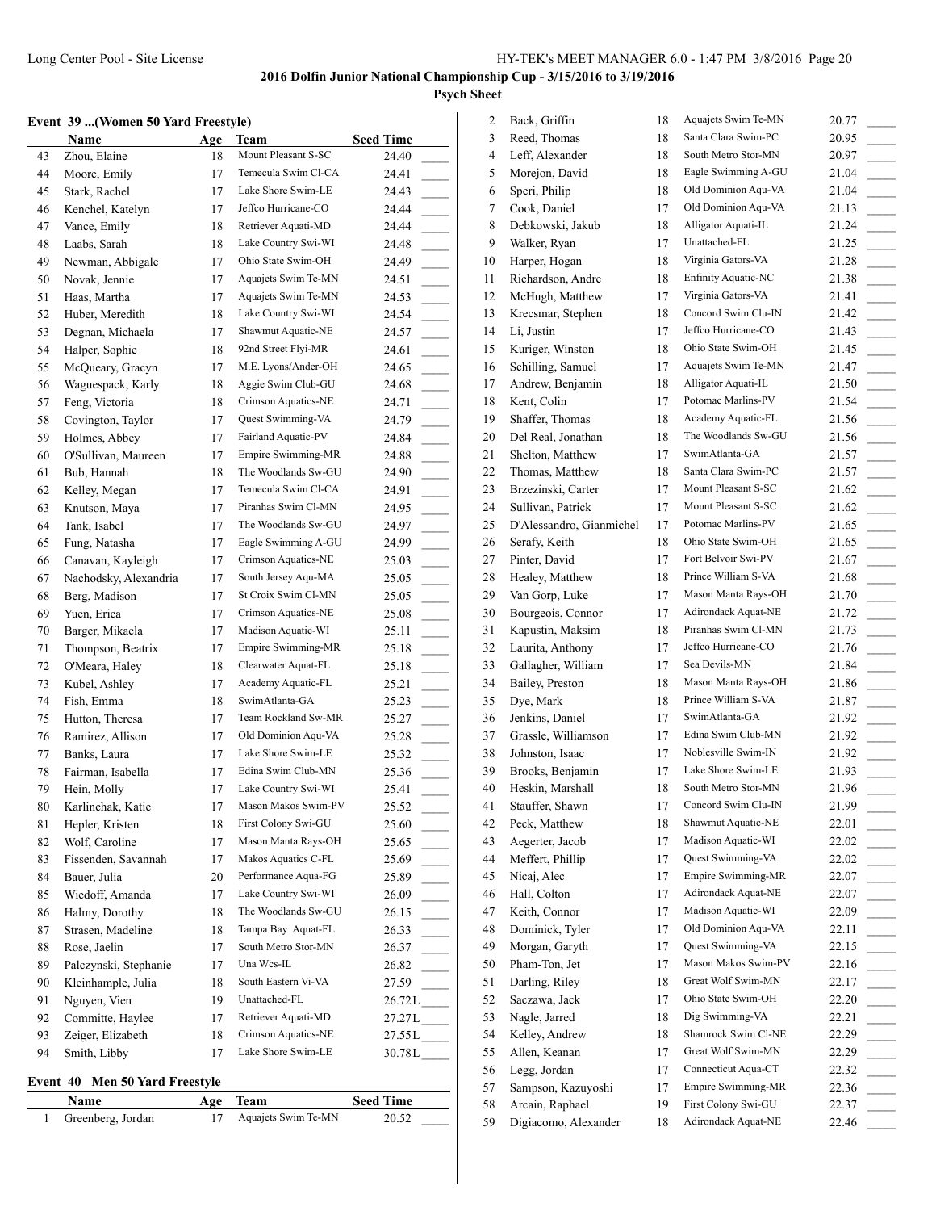## 2016 Dolfin Junior National Championship Cup - 3/15/2016 to 3/19/2016

### Psych Sheet

#### Event 39 ...(Women 50 Yard Freestyle)

| | Name | Age | Team | Seed Time | |
|---|---|---|---|---|---|
| 43 | Zhou, Elaine | 18 | Mount Pleasant S-SC | 24.40 | _____ |
| 44 | Moore, Emily | 17 | Temecula Swim Cl-CA | 24.41 | _____ |
| 45 | Stark, Rachel | 17 | Lake Shore Swim-LE | 24.43 | _____ |
| 46 | Kenchel, Katelyn | 17 | Jeffco Hurricane-CO | 24.44 | _____ |
| 47 | Vance, Emily | 18 | Retriever Aquati-MD | 24.44 | _____ |
| 48 | Laabs, Sarah | 18 | Lake Country Swi-WI | 24.48 | _____ |
| 49 | Newman, Abbigale | 17 | Ohio State Swim-OH | 24.49 | _____ |
| 50 | Novak, Jennie | 17 | Aquajets Swim Te-MN | 24.51 | _____ |
| 51 | Haas, Martha | 17 | Aquajets Swim Te-MN | 24.53 | _____ |
| 52 | Huber, Meredith | 18 | Lake Country Swi-WI | 24.54 | _____ |
| 53 | Degnan, Michaela | 17 | Shawmut Aquatic-NE | 24.57 | _____ |
| 54 | Halper, Sophie | 18 | 92nd Street Flyi-MR | 24.61 | _____ |
| 55 | McQueary, Gracyn | 17 | M.E. Lyons/Ander-OH | 24.65 | _____ |
| 56 | Waguespack, Karly | 18 | Aggie Swim Club-GU | 24.68 | _____ |
| 57 | Feng, Victoria | 18 | Crimson Aquatics-NE | 24.71 | _____ |
| 58 | Covington, Taylor | 17 | Quest Swimming-VA | 24.79 | _____ |
| 59 | Holmes, Abbey | 17 | Fairland Aquatic-PV | 24.84 | _____ |
| 60 | O'Sullivan, Maureen | 17 | Empire Swimming-MR | 24.88 | _____ |
| 61 | Bub, Hannah | 18 | The Woodlands Sw-GU | 24.90 | _____ |
| 62 | Kelley, Megan | 17 | Temecula Swim Cl-CA | 24.91 | _____ |
| 63 | Knutson, Maya | 17 | Piranhas Swim Cl-MN | 24.95 | _____ |
| 64 | Tank, Isabel | 17 | The Woodlands Sw-GU | 24.97 | _____ |
| 65 | Fung, Natasha | 17 | Eagle Swimming A-GU | 24.99 | _____ |
| 66 | Canavan, Kayleigh | 17 | Crimson Aquatics-NE | 25.03 | _____ |
| 67 | Nachodsky, Alexandria | 17 | South Jersey Aqu-MA | 25.05 | _____ |
| 68 | Berg, Madison | 17 | St Croix Swim Cl-MN | 25.05 | _____ |
| 69 | Yuen, Erica | 17 | Crimson Aquatics-NE | 25.08 | _____ |
| 70 | Barger, Mikaela | 17 | Madison Aquatic-WI | 25.11 | _____ |
| 71 | Thompson, Beatrix | 17 | Empire Swimming-MR | 25.18 | _____ |
| 72 | O'Meara, Haley | 18 | Clearwater Aquat-FL | 25.18 | _____ |
| 73 | Kubel, Ashley | 17 | Academy Aquatic-FL | 25.21 | _____ |
| 74 | Fish, Emma | 18 | SwimAtlanta-GA | 25.23 | _____ |
| 75 | Hutton, Theresa | 17 | Team Rockland Sw-MR | 25.27 | _____ |
| 76 | Ramirez, Allison | 17 | Old Dominion Aqu-VA | 25.28 | _____ |
| 77 | Banks, Laura | 17 | Lake Shore Swim-LE | 25.32 | _____ |
| 78 | Fairman, Isabella | 17 | Edina Swim Club-MN | 25.36 | _____ |
| 79 | Hein, Molly | 17 | Lake Country Swi-WI | 25.41 | _____ |
| 80 | Karlinchak, Katie | 17 | Mason Makos Swim-PV | 25.52 | _____ |
| 81 | Hepler, Kristen | 18 | First Colony Swi-GU | 25.60 | _____ |
| 82 | Wolf, Caroline | 17 | Mason Manta Rays-OH | 25.65 | _____ |
| 83 | Fissenden, Savannah | 17 | Makos Aquatics C-FL | 25.69 | _____ |
| 84 | Bauer, Julia | 20 | Performance Aqua-FG | 25.89 | _____ |
| 85 | Wiedoff, Amanda | 17 | Lake Country Swi-WI | 26.09 | _____ |
| 86 | Halmy, Dorothy | 18 | The Woodlands Sw-GU | 26.15 | _____ |
| 87 | Strasen, Madeline | 18 | Tampa Bay Aquat-FL | 26.33 | _____ |
| 88 | Rose, Jaelin | 17 | South Metro Stor-MN | 26.37 | _____ |
| 89 | Palczynski, Stephanie | 17 | Una Wcs-IL | 26.82 | _____ |
| 90 | Kleinhample, Julia | 18 | South Eastern Vi-VA | 27.59 | _____ |
| 91 | Nguyen, Vien | 19 | Unattached-FL | 26.72L | _____ |
| 92 | Committe, Haylee | 17 | Retriever Aquati-MD | 27.27L | _____ |
| 93 | Zeiger, Elizabeth | 18 | Crimson Aquatics-NE | 27.55L | _____ |
| 94 | Smith, Libby | 17 | Lake Shore Swim-LE | 30.78L | _____ |

#### Event 40 Men 50 Yard Freestyle

| | Name | Age | Team | Seed Time | |
|---|---|---|---|---|---|
| 1 | Greenberg, Jordan | 17 | Aquajets Swim Te-MN | 20.52 | _____ |
| 2 | Back, Griffin | 18 | Aquajets Swim Te-MN | 20.77 | _____ |
| 3 | Reed, Thomas | 18 | Santa Clara Swim-PC | 20.95 | _____ |
| 4 | Leff, Alexander | 18 | South Metro Stor-MN | 20.97 | _____ |
| 5 | Morejon, David | 18 | Eagle Swimming A-GU | 21.04 | _____ |
| 6 | Speri, Philip | 18 | Old Dominion Aqu-VA | 21.04 | _____ |
| 7 | Cook, Daniel | 17 | Old Dominion Aqu-VA | 21.13 | _____ |
| 8 | Debkowski, Jakub | 18 | Alligator Aquati-IL | 21.24 | _____ |
| 9 | Walker, Ryan | 17 | Unattached-FL | 21.25 | _____ |
| 10 | Harper, Hogan | 18 | Virginia Gators-VA | 21.28 | _____ |
| 11 | Richardson, Andre | 18 | Enfinity Aquatic-NC | 21.38 | _____ |
| 12 | McHugh, Matthew | 17 | Virginia Gators-VA | 21.41 | _____ |
| 13 | Krecsmar, Stephen | 18 | Concord Swim Clu-IN | 21.42 | _____ |
| 14 | Li, Justin | 17 | Jeffco Hurricane-CO | 21.43 | _____ |
| 15 | Kuriger, Winston | 18 | Ohio State Swim-OH | 21.45 | _____ |
| 16 | Schilling, Samuel | 17 | Aquajets Swim Te-MN | 21.47 | _____ |
| 17 | Andrew, Benjamin | 18 | Alligator Aquati-IL | 21.50 | _____ |
| 18 | Kent, Colin | 17 | Potomac Marlins-PV | 21.54 | _____ |
| 19 | Shaffer, Thomas | 18 | Academy Aquatic-FL | 21.56 | _____ |
| 20 | Del Real, Jonathan | 18 | The Woodlands Sw-GU | 21.56 | _____ |
| 21 | Shelton, Matthew | 17 | SwimAtlanta-GA | 21.57 | _____ |
| 22 | Thomas, Matthew | 18 | Santa Clara Swim-PC | 21.57 | _____ |
| 23 | Brzezinski, Carter | 17 | Mount Pleasant S-SC | 21.62 | _____ |
| 24 | Sullivan, Patrick | 17 | Mount Pleasant S-SC | 21.62 | _____ |
| 25 | D'Alessandro, Gianmichel | 17 | Potomac Marlins-PV | 21.65 | _____ |
| 26 | Serafy, Keith | 18 | Ohio State Swim-OH | 21.65 | _____ |
| 27 | Pinter, David | 17 | Fort Belvoir Swi-PV | 21.67 | _____ |
| 28 | Healey, Matthew | 18 | Prince William S-VA | 21.68 | _____ |
| 29 | Van Gorp, Luke | 17 | Mason Manta Rays-OH | 21.70 | _____ |
| 30 | Bourgeois, Connor | 17 | Adirondack Aquat-NE | 21.72 | _____ |
| 31 | Kapustin, Maksim | 18 | Piranhas Swim Cl-MN | 21.73 | _____ |
| 32 | Laurita, Anthony | 17 | Jeffco Hurricane-CO | 21.76 | _____ |
| 33 | Gallagher, William | 17 | Sea Devils-MN | 21.84 | _____ |
| 34 | Bailey, Preston | 18 | Mason Manta Rays-OH | 21.86 | _____ |
| 35 | Dye, Mark | 18 | Prince William S-VA | 21.87 | _____ |
| 36 | Jenkins, Daniel | 17 | SwimAtlanta-GA | 21.92 | _____ |
| 37 | Grassle, Williamson | 17 | Edina Swim Club-MN | 21.92 | _____ |
| 38 | Johnston, Isaac | 17 | Noblesville Swim-IN | 21.92 | _____ |
| 39 | Brooks, Benjamin | 17 | Lake Shore Swim-LE | 21.93 | _____ |
| 40 | Heskin, Marshall | 18 | South Metro Stor-MN | 21.96 | _____ |
| 41 | Stauffer, Shawn | 17 | Concord Swim Clu-IN | 21.99 | _____ |
| 42 | Peck, Matthew | 18 | Shawmut Aquatic-NE | 22.01 | _____ |
| 43 | Aegerter, Jacob | 17 | Madison Aquatic-WI | 22.02 | _____ |
| 44 | Meffert, Phillip | 17 | Quest Swimming-VA | 22.02 | _____ |
| 45 | Nicaj, Alec | 17 | Empire Swimming-MR | 22.07 | _____ |
| 46 | Hall, Colton | 17 | Adirondack Aquat-NE | 22.07 | _____ |
| 47 | Keith, Connor | 17 | Madison Aquatic-WI | 22.09 | _____ |
| 48 | Dominick, Tyler | 17 | Old Dominion Aqu-VA | 22.11 | _____ |
| 49 | Morgan, Garyth | 17 | Quest Swimming-VA | 22.15 | _____ |
| 50 | Pham-Ton, Jet | 17 | Mason Makos Swim-PV | 22.16 | _____ |
| 51 | Darling, Riley | 18 | Great Wolf Swim-MN | 22.17 | _____ |
| 52 | Saczawa, Jack | 17 | Ohio State Swim-OH | 22.20 | _____ |
| 53 | Nagle, Jarred | 18 | Dig Swimming-VA | 22.21 | _____ |
| 54 | Kelley, Andrew | 18 | Shamrock Swim Cl-NE | 22.29 | _____ |
| 55 | Allen, Keanan | 17 | Great Wolf Swim-MN | 22.29 | _____ |
| 56 | Legg, Jordan | 17 | Connecticut Aqua-CT | 22.32 | _____ |
| 57 | Sampson, Kazuyoshi | 17 | Empire Swimming-MR | 22.36 | _____ |
| 58 | Arcain, Raphael | 19 | First Colony Swi-GU | 22.37 | _____ |
| 59 | Digiacomo, Alexander | 18 | Adirondack Aquat-NE | 22.46 | _____ |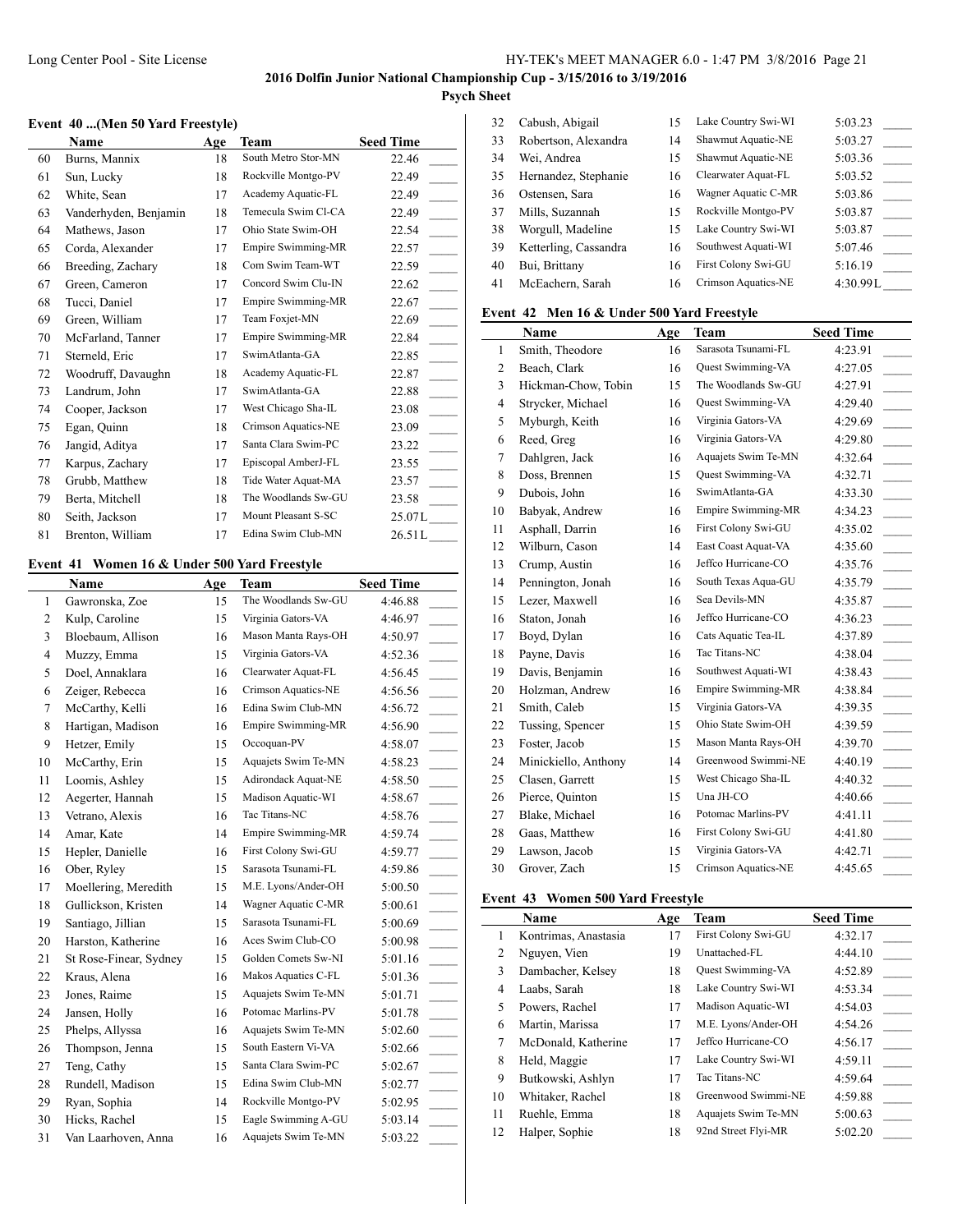# 2016 Dolfin Junior National Championship Cup - 3/15/2016 to 3/19/2016

## Psych Sheet

### Event 40 ...(Men 50 Yard Freestyle)

| | Name | Age | Team | Seed Time |
|---|---|---|---|---|
| 60 | Burns, Mannix | 18 | South Metro Stor-MN | 22.46 |
| 61 | Sun, Lucky | 18 | Rockville Montgo-PV | 22.49 |
| 62 | White, Sean | 17 | Academy Aquatic-FL | 22.49 |
| 63 | Vanderhyden, Benjamin | 18 | Temecula Swim Cl-CA | 22.49 |
| 64 | Mathews, Jason | 17 | Ohio State Swim-OH | 22.54 |
| 65 | Corda, Alexander | 17 | Empire Swimming-MR | 22.57 |
| 66 | Breeding, Zachary | 18 | Com Swim Team-WT | 22.59 |
| 67 | Green, Cameron | 17 | Concord Swim Clu-IN | 22.62 |
| 68 | Tucci, Daniel | 17 | Empire Swimming-MR | 22.67 |
| 69 | Green, William | 17 | Team Foxjet-MN | 22.69 |
| 70 | McFarland, Tanner | 17 | Empire Swimming-MR | 22.84 |
| 71 | Sterneld, Eric | 17 | SwimAtlanta-GA | 22.85 |
| 72 | Woodruff, Davaughn | 18 | Academy Aquatic-FL | 22.87 |
| 73 | Landrum, John | 17 | SwimAtlanta-GA | 22.88 |
| 74 | Cooper, Jackson | 17 | West Chicago Sha-IL | 23.08 |
| 75 | Egan, Quinn | 18 | Crimson Aquatics-NE | 23.09 |
| 76 | Jangid, Aditya | 17 | Santa Clara Swim-PC | 23.22 |
| 77 | Karpus, Zachary | 17 | Episcopal AmberJ-FL | 23.55 |
| 78 | Grubb, Matthew | 18 | Tide Water Aquat-MA | 23.57 |
| 79 | Berta, Mitchell | 18 | The Woodlands Sw-GU | 23.58 |
| 80 | Seith, Jackson | 17 | Mount Pleasant S-SC | 25.07L |
| 81 | Brenton, William | 17 | Edina Swim Club-MN | 26.51L |

### Event 41 Women 16 & Under 500 Yard Freestyle

| | Name | Age | Team | Seed Time |
|---|---|---|---|---|
| 1 | Gawronska, Zoe | 15 | The Woodlands Sw-GU | 4:46.88 |
| 2 | Kulp, Caroline | 15 | Virginia Gators-VA | 4:46.97 |
| 3 | Bloebaum, Allison | 16 | Mason Manta Rays-OH | 4:50.97 |
| 4 | Muzzy, Emma | 15 | Virginia Gators-VA | 4:52.36 |
| 5 | Doel, Annaklara | 16 | Clearwater Aquat-FL | 4:56.45 |
| 6 | Zeiger, Rebecca | 16 | Crimson Aquatics-NE | 4:56.56 |
| 7 | McCarthy, Kelli | 16 | Edina Swim Club-MN | 4:56.72 |
| 8 | Hartigan, Madison | 16 | Empire Swimming-MR | 4:56.90 |
| 9 | Hetzer, Emily | 15 | Occoquan-PV | 4:58.07 |
| 10 | McCarthy, Erin | 15 | Aquajets Swim Te-MN | 4:58.23 |
| 11 | Loomis, Ashley | 15 | Adirondack Aquat-NE | 4:58.50 |
| 12 | Aegerter, Hannah | 15 | Madison Aquatic-WI | 4:58.67 |
| 13 | Vetrano, Alexis | 16 | Tac Titans-NC | 4:58.76 |
| 14 | Amar, Kate | 14 | Empire Swimming-MR | 4:59.74 |
| 15 | Hepler, Danielle | 16 | First Colony Swi-GU | 4:59.77 |
| 16 | Ober, Ryley | 15 | Sarasota Tsunami-FL | 4:59.86 |
| 17 | Moellering, Meredith | 15 | M.E. Lyons/Ander-OH | 5:00.50 |
| 18 | Gullickson, Kristen | 14 | Wagner Aquatic C-MR | 5:00.61 |
| 19 | Santiago, Jillian | 15 | Sarasota Tsunami-FL | 5:00.69 |
| 20 | Harston, Katherine | 16 | Aces Swim Club-CO | 5:00.98 |
| 21 | St Rose-Finear, Sydney | 15 | Golden Comets Sw-NI | 5:01.16 |
| 22 | Kraus, Alena | 16 | Makos Aquatics C-FL | 5:01.36 |
| 23 | Jones, Raime | 15 | Aquajets Swim Te-MN | 5:01.71 |
| 24 | Jansen, Holly | 16 | Potomac Marlins-PV | 5:01.78 |
| 25 | Phelps, Allyssa | 16 | Aquajets Swim Te-MN | 5:02.60 |
| 26 | Thompson, Jenna | 15 | South Eastern Vi-VA | 5:02.66 |
| 27 | Teng, Cathy | 15 | Santa Clara Swim-PC | 5:02.67 |
| 28 | Rundell, Madison | 15 | Edina Swim Club-MN | 5:02.77 |
| 29 | Ryan, Sophia | 14 | Rockville Montgo-PV | 5:02.95 |
| 30 | Hicks, Rachel | 15 | Eagle Swimming A-GU | 5:03.14 |
| 31 | Van Laarhoven, Anna | 16 | Aquajets Swim Te-MN | 5:03.22 |
| 32 | Cabush, Abigail | 15 | Lake Country Swi-WI | 5:03.23 |
| 33 | Robertson, Alexandra | 14 | Shawmut Aquatic-NE | 5:03.27 |
| 34 | Wei, Andrea | 15 | Shawmut Aquatic-NE | 5:03.36 |
| 35 | Hernandez, Stephanie | 16 | Clearwater Aquat-FL | 5:03.52 |
| 36 | Ostensen, Sara | 16 | Wagner Aquatic C-MR | 5:03.86 |
| 37 | Mills, Suzannah | 15 | Rockville Montgo-PV | 5:03.87 |
| 38 | Worgull, Madeline | 15 | Lake Country Swi-WI | 5:03.87 |
| 39 | Ketterling, Cassandra | 16 | Southwest Aquati-WI | 5:07.46 |
| 40 | Bui, Brittany | 16 | First Colony Swi-GU | 5:16.19 |
| 41 | McEachern, Sarah | 16 | Crimson Aquatics-NE | 4:30.99L |

### Event 42 Men 16 & Under 500 Yard Freestyle

| | Name | Age | Team | Seed Time |
|---|---|---|---|---|
| 1 | Smith, Theodore | 16 | Sarasota Tsunami-FL | 4:23.91 |
| 2 | Beach, Clark | 16 | Quest Swimming-VA | 4:27.05 |
| 3 | Hickman-Chow, Tobin | 15 | The Woodlands Sw-GU | 4:27.91 |
| 4 | Strycker, Michael | 16 | Quest Swimming-VA | 4:29.40 |
| 5 | Myburgh, Keith | 16 | Virginia Gators-VA | 4:29.69 |
| 6 | Reed, Greg | 16 | Virginia Gators-VA | 4:29.80 |
| 7 | Dahlgren, Jack | 16 | Aquajets Swim Te-MN | 4:32.64 |
| 8 | Doss, Brennen | 15 | Quest Swimming-VA | 4:32.71 |
| 9 | Dubois, John | 16 | SwimAtlanta-GA | 4:33.30 |
| 10 | Babyak, Andrew | 16 | Empire Swimming-MR | 4:34.23 |
| 11 | Asphall, Darrin | 16 | First Colony Swi-GU | 4:35.02 |
| 12 | Wilburn, Cason | 14 | East Coast Aquat-VA | 4:35.60 |
| 13 | Crump, Austin | 16 | Jeffco Hurricane-CO | 4:35.76 |
| 14 | Pennington, Jonah | 16 | South Texas Aqua-GU | 4:35.79 |
| 15 | Lezer, Maxwell | 16 | Sea Devils-MN | 4:35.87 |
| 16 | Staton, Jonah | 16 | Jeffco Hurricane-CO | 4:36.23 |
| 17 | Boyd, Dylan | 16 | Cats Aquatic Tea-IL | 4:37.89 |
| 18 | Payne, Davis | 16 | Tac Titans-NC | 4:38.04 |
| 19 | Davis, Benjamin | 16 | Southwest Aquati-WI | 4:38.43 |
| 20 | Holzman, Andrew | 16 | Empire Swimming-MR | 4:38.84 |
| 21 | Smith, Caleb | 15 | Virginia Gators-VA | 4:39.35 |
| 22 | Tussing, Spencer | 15 | Ohio State Swim-OH | 4:39.59 |
| 23 | Foster, Jacob | 15 | Mason Manta Rays-OH | 4:39.70 |
| 24 | Minickiello, Anthony | 14 | Greenwood Swimmi-NE | 4:40.19 |
| 25 | Clasen, Garrett | 15 | West Chicago Sha-IL | 4:40.32 |
| 26 | Pierce, Quinton | 15 | Una JH-CO | 4:40.66 |
| 27 | Blake, Michael | 16 | Potomac Marlins-PV | 4:41.11 |
| 28 | Gaas, Matthew | 16 | First Colony Swi-GU | 4:41.80 |
| 29 | Lawson, Jacob | 15 | Virginia Gators-VA | 4:42.71 |
| 30 | Grover, Zach | 15 | Crimson Aquatics-NE | 4:45.65 |

### Event 43 Women 500 Yard Freestyle

| | Name | Age | Team | Seed Time |
|---|---|---|---|---|
| 1 | Kontrimas, Anastasia | 17 | First Colony Swi-GU | 4:32.17 |
| 2 | Nguyen, Vien | 19 | Unattached-FL | 4:44.10 |
| 3 | Dambacher, Kelsey | 18 | Quest Swimming-VA | 4:52.89 |
| 4 | Laabs, Sarah | 18 | Lake Country Swi-WI | 4:53.34 |
| 5 | Powers, Rachel | 17 | Madison Aquatic-WI | 4:54.03 |
| 6 | Martin, Marissa | 17 | M.E. Lyons/Ander-OH | 4:54.26 |
| 7 | McDonald, Katherine | 17 | Jeffco Hurricane-CO | 4:56.17 |
| 8 | Held, Maggie | 17 | Lake Country Swi-WI | 4:59.11 |
| 9 | Butkowski, Ashlyn | 17 | Tac Titans-NC | 4:59.64 |
| 10 | Whitaker, Rachel | 18 | Greenwood Swimmi-NE | 4:59.88 |
| 11 | Ruehle, Emma | 18 | Aquajets Swim Te-MN | 5:00.63 |
| 12 | Halper, Sophie | 18 | 92nd Street Flyi-MR | 5:02.20 |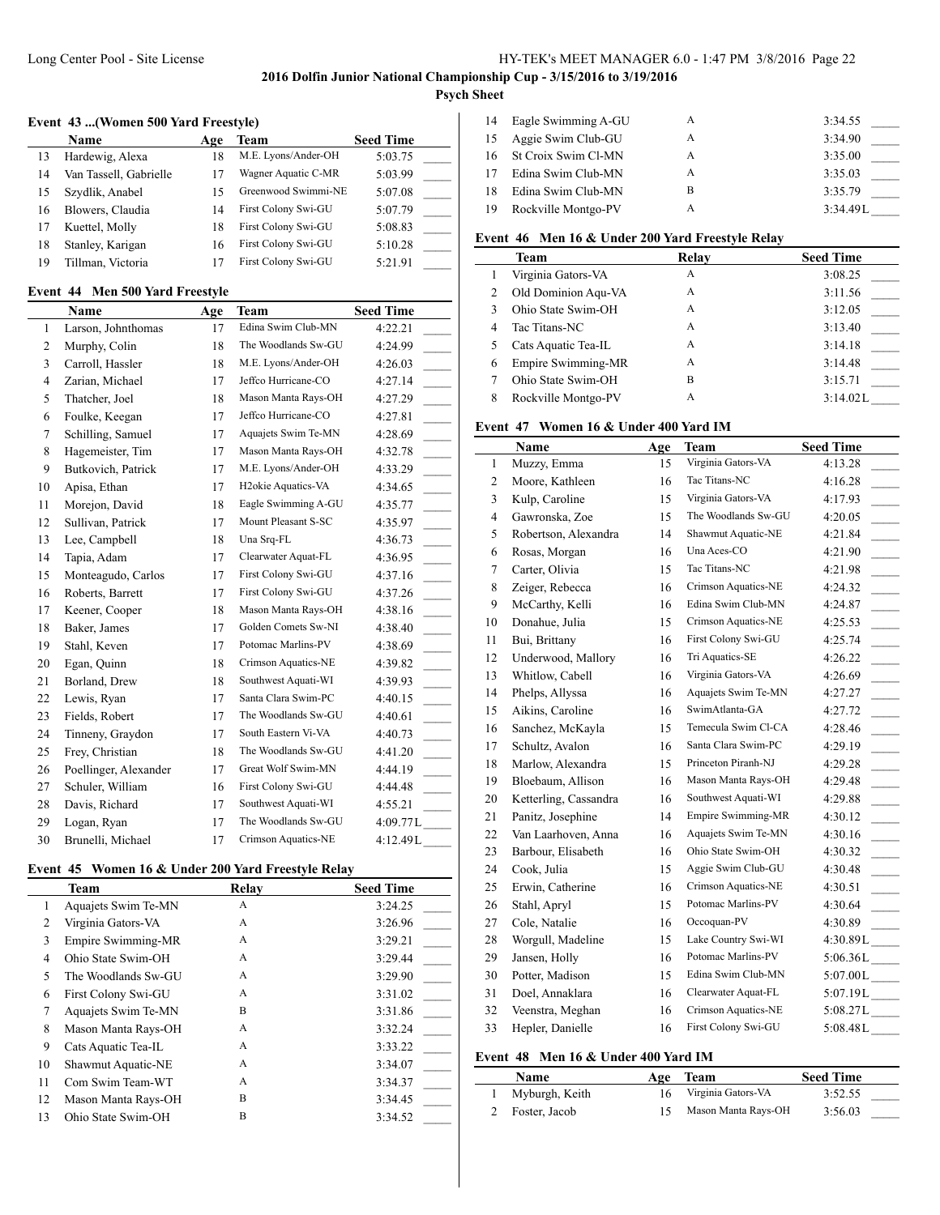## 2016 Dolfin Junior National Championship Cup - 3/15/2016 to 3/19/2016

**Psych Sheet**

### Event 43 ...(Women 500 Yard Freestyle)

| | Name | Age | Team | Seed Time |
|---|---|---|---|---|
| 13 | Hardewig, Alexa | 18 | M.E. Lyons/Ander-OH | 5:03.75 |
| 14 | Van Tassell, Gabrielle | 17 | Wagner Aquatic C-MR | 5:03.99 |
| 15 | Szydlik, Anabel | 15 | Greenwood Swimmi-NE | 5:07.08 |
| 16 | Blowers, Claudia | 14 | First Colony Swi-GU | 5:07.79 |
| 17 | Kuettel, Molly | 18 | First Colony Swi-GU | 5:08.83 |
| 18 | Stanley, Karigan | 16 | First Colony Swi-GU | 5:10.28 |
| 19 | Tillman, Victoria | 17 | First Colony Swi-GU | 5:21.91 |

### Event 44 Men 500 Yard Freestyle

| | Name | Age | Team | Seed Time |
|---|---|---|---|---|
| 1 | Larson, Johnthomas | 17 | Edina Swim Club-MN | 4:22.21 |
| 2 | Murphy, Colin | 18 | The Woodlands Sw-GU | 4:24.99 |
| 3 | Carroll, Hassler | 18 | M.E. Lyons/Ander-OH | 4:26.03 |
| 4 | Zarian, Michael | 17 | Jeffco Hurricane-CO | 4:27.14 |
| 5 | Thatcher, Joel | 18 | Mason Manta Rays-OH | 4:27.29 |
| 6 | Foulke, Keegan | 17 | Jeffco Hurricane-CO | 4:27.81 |
| 7 | Schilling, Samuel | 17 | Aquajets Swim Te-MN | 4:28.69 |
| 8 | Hagemeister, Tim | 17 | Mason Manta Rays-OH | 4:32.78 |
| 9 | Butkovich, Patrick | 17 | M.E. Lyons/Ander-OH | 4:33.29 |
| 10 | Apisa, Ethan | 17 | H2okie Aquatics-VA | 4:34.65 |
| 11 | Morejon, David | 18 | Eagle Swimming A-GU | 4:35.77 |
| 12 | Sullivan, Patrick | 17 | Mount Pleasant S-SC | 4:35.97 |
| 13 | Lee, Campbell | 18 | Una Srq-FL | 4:36.73 |
| 14 | Tapia, Adam | 17 | Clearwater Aquat-FL | 4:36.95 |
| 15 | Monteagudo, Carlos | 17 | First Colony Swi-GU | 4:37.16 |
| 16 | Roberts, Barrett | 17 | First Colony Swi-GU | 4:37.26 |
| 17 | Keener, Cooper | 18 | Mason Manta Rays-OH | 4:38.16 |
| 18 | Baker, James | 17 | Golden Comets Sw-NI | 4:38.40 |
| 19 | Stahl, Keven | 17 | Potomac Marlins-PV | 4:38.69 |
| 20 | Egan, Quinn | 18 | Crimson Aquatics-NE | 4:39.82 |
| 21 | Borland, Drew | 18 | Southwest Aquati-WI | 4:39.93 |
| 22 | Lewis, Ryan | 17 | Santa Clara Swim-PC | 4:40.15 |
| 23 | Fields, Robert | 17 | The Woodlands Sw-GU | 4:40.61 |
| 24 | Tinneny, Graydon | 17 | South Eastern Vi-VA | 4:40.73 |
| 25 | Frey, Christian | 18 | The Woodlands Sw-GU | 4:41.20 |
| 26 | Poellinger, Alexander | 17 | Great Wolf Swim-MN | 4:44.19 |
| 27 | Schuler, William | 16 | First Colony Swi-GU | 4:44.48 |
| 28 | Davis, Richard | 17 | Southwest Aquati-WI | 4:55.21 |
| 29 | Logan, Ryan | 17 | The Woodlands Sw-GU | 4:09.77L |
| 30 | Brunelli, Michael | 17 | Crimson Aquatics-NE | 4:12.49L |

### Event 45 Women 16 & Under 200 Yard Freestyle Relay

| | Team | Relay | Seed Time |
|---|---|---|---|
| 1 | Aquajets Swim Te-MN | A | 3:24.25 |
| 2 | Virginia Gators-VA | A | 3:26.96 |
| 3 | Empire Swimming-MR | A | 3:29.21 |
| 4 | Ohio State Swim-OH | A | 3:29.44 |
| 5 | The Woodlands Sw-GU | A | 3:29.90 |
| 6 | First Colony Swi-GU | A | 3:31.02 |
| 7 | Aquajets Swim Te-MN | B | 3:31.86 |
| 8 | Mason Manta Rays-OH | A | 3:32.24 |
| 9 | Cats Aquatic Tea-IL | A | 3:33.22 |
| 10 | Shawmut Aquatic-NE | A | 3:34.07 |
| 11 | Com Swim Team-WT | A | 3:34.37 |
| 12 | Mason Manta Rays-OH | B | 3:34.45 |
| 13 | Ohio State Swim-OH | B | 3:34.52 |
| 14 | Eagle Swimming A-GU | A | 3:34.55 |
| 15 | Aggie Swim Club-GU | A | 3:34.90 |
| 16 | St Croix Swim Cl-MN | A | 3:35.00 |
| 17 | Edina Swim Club-MN | A | 3:35.03 |
| 18 | Edina Swim Club-MN | B | 3:35.79 |
| 19 | Rockville Montgo-PV | A | 3:34.49L |

### Event 46 Men 16 & Under 200 Yard Freestyle Relay

| | Team | Relay | Seed Time |
|---|---|---|---|
| 1 | Virginia Gators-VA | A | 3:08.25 |
| 2 | Old Dominion Aqu-VA | A | 3:11.56 |
| 3 | Ohio State Swim-OH | A | 3:12.05 |
| 4 | Tac Titans-NC | A | 3:13.40 |
| 5 | Cats Aquatic Tea-IL | A | 3:14.18 |
| 6 | Empire Swimming-MR | A | 3:14.48 |
| 7 | Ohio State Swim-OH | B | 3:15.71 |
| 8 | Rockville Montgo-PV | A | 3:14.02L |

### Event 47 Women 16 & Under 400 Yard IM

| | Name | Age | Team | Seed Time |
|---|---|---|---|---|
| 1 | Muzzy, Emma | 15 | Virginia Gators-VA | 4:13.28 |
| 2 | Moore, Kathleen | 16 | Tac Titans-NC | 4:16.28 |
| 3 | Kulp, Caroline | 15 | Virginia Gators-VA | 4:17.93 |
| 4 | Gawronska, Zoe | 15 | The Woodlands Sw-GU | 4:20.05 |
| 5 | Robertson, Alexandra | 14 | Shawmut Aquatic-NE | 4:21.84 |
| 6 | Rosas, Morgan | 16 | Una Aces-CO | 4:21.90 |
| 7 | Carter, Olivia | 15 | Tac Titans-NC | 4:21.98 |
| 8 | Zeiger, Rebecca | 16 | Crimson Aquatics-NE | 4:24.32 |
| 9 | McCarthy, Kelli | 16 | Edina Swim Club-MN | 4:24.87 |
| 10 | Donahue, Julia | 15 | Crimson Aquatics-NE | 4:25.53 |
| 11 | Bui, Brittany | 16 | First Colony Swi-GU | 4:25.74 |
| 12 | Underwood, Mallory | 16 | Tri Aquatics-SE | 4:26.22 |
| 13 | Whitlow, Cabell | 16 | Virginia Gators-VA | 4:26.69 |
| 14 | Phelps, Allyssa | 16 | Aquajets Swim Te-MN | 4:27.27 |
| 15 | Aikins, Caroline | 16 | SwimAtlanta-GA | 4:27.72 |
| 16 | Sanchez, McKayla | 15 | Temecula Swim Cl-CA | 4:28.46 |
| 17 | Schultz, Avalon | 16 | Santa Clara Swim-PC | 4:29.19 |
| 18 | Marlow, Alexandra | 15 | Princeton Piranh-NJ | 4:29.28 |
| 19 | Bloebaum, Allison | 16 | Mason Manta Rays-OH | 4:29.48 |
| 20 | Ketterling, Cassandra | 16 | Southwest Aquati-WI | 4:29.88 |
| 21 | Panitz, Josephine | 14 | Empire Swimming-MR | 4:30.12 |
| 22 | Van Laarhoven, Anna | 16 | Aquajets Swim Te-MN | 4:30.16 |
| 23 | Barbour, Elisabeth | 16 | Ohio State Swim-OH | 4:30.32 |
| 24 | Cook, Julia | 15 | Aggie Swim Club-GU | 4:30.48 |
| 25 | Erwin, Catherine | 16 | Crimson Aquatics-NE | 4:30.51 |
| 26 | Stahl, Apryl | 15 | Potomac Marlins-PV | 4:30.64 |
| 27 | Cole, Natalie | 16 | Occoquan-PV | 4:30.89 |
| 28 | Worgull, Madeline | 15 | Lake Country Swi-WI | 4:30.89L |
| 29 | Jansen, Holly | 16 | Potomac Marlins-PV | 5:06.36L |
| 30 | Potter, Madison | 15 | Edina Swim Club-MN | 5:07.00L |
| 31 | Doel, Annaklara | 16 | Clearwater Aquat-FL | 5:07.19L |
| 32 | Veenstra, Meghan | 16 | Crimson Aquatics-NE | 5:08.27L |
| 33 | Hepler, Danielle | 16 | First Colony Swi-GU | 5:08.48L |

### Event 48 Men 16 & Under 400 Yard IM

| | Name | Age | Team | Seed Time |
|---|---|---|---|---|
| 1 | Myburgh, Keith | 16 | Virginia Gators-VA | 3:52.55 |
| 2 | Foster, Jacob | 15 | Mason Manta Rays-OH | 3:56.03 |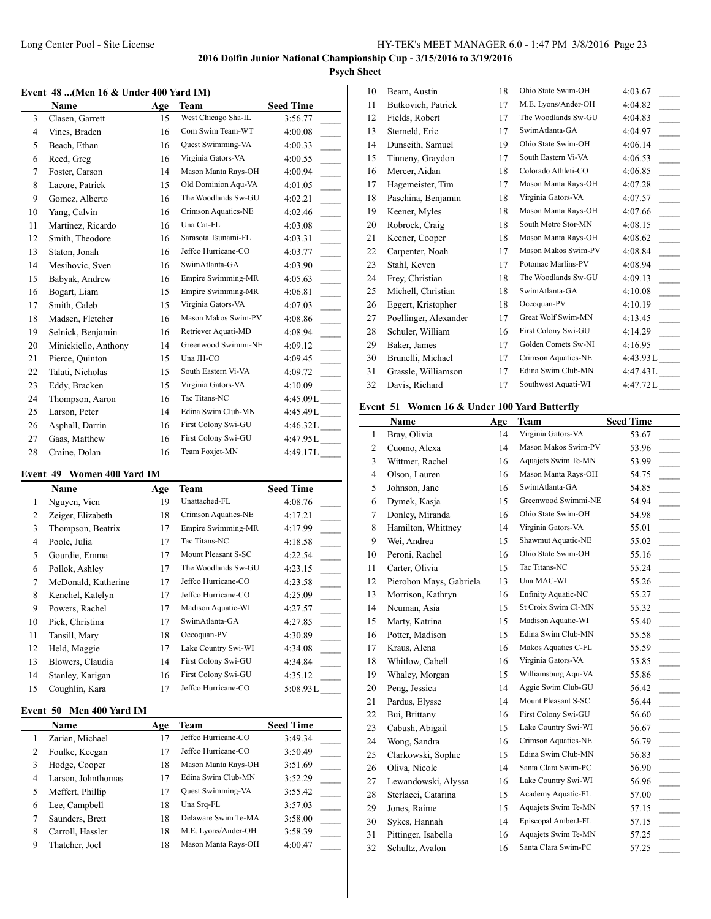# 2016 Dolfin Junior National Championship Cup - 3/15/2016 to 3/19/2016

**Psych Sheet**

### Event 48 ...(Men 16 & Under 400 Yard IM)

| | Name | Age | Team | Seed Time |
|---|---|---|---|---|
| 3 | Clasen, Garrett | 15 | West Chicago Sha-IL | 3:56.77 |
| 4 | Vines, Braden | 16 | Com Swim Team-WT | 4:00.08 |
| 5 | Beach, Ethan | 16 | Quest Swimming-VA | 4:00.33 |
| 6 | Reed, Greg | 16 | Virginia Gators-VA | 4:00.55 |
| 7 | Foster, Carson | 14 | Mason Manta Rays-OH | 4:00.94 |
| 8 | Lacore, Patrick | 15 | Old Dominion Aqu-VA | 4:01.05 |
| 9 | Gomez, Alberto | 16 | The Woodlands Sw-GU | 4:02.21 |
| 10 | Yang, Calvin | 16 | Crimson Aquatics-NE | 4:02.46 |
| 11 | Martinez, Ricardo | 16 | Una Cat-FL | 4:03.08 |
| 12 | Smith, Theodore | 16 | Sarasota Tsunami-FL | 4:03.31 |
| 13 | Staton, Jonah | 16 | Jeffco Hurricane-CO | 4:03.77 |
| 14 | Mesihovic, Sven | 16 | SwimAtlanta-GA | 4:03.90 |
| 15 | Babyak, Andrew | 16 | Empire Swimming-MR | 4:05.63 |
| 16 | Bogart, Liam | 15 | Empire Swimming-MR | 4:06.81 |
| 17 | Smith, Caleb | 15 | Virginia Gators-VA | 4:07.03 |
| 18 | Madsen, Fletcher | 16 | Mason Makos Swim-PV | 4:08.86 |
| 19 | Selnick, Benjamin | 16 | Retriever Aquati-MD | 4:08.94 |
| 20 | Minickiello, Anthony | 14 | Greenwood Swimmi-NE | 4:09.12 |
| 21 | Pierce, Quinton | 15 | Una JH-CO | 4:09.45 |
| 22 | Talati, Nicholas | 15 | South Eastern Vi-VA | 4:09.72 |
| 23 | Eddy, Bracken | 15 | Virginia Gators-VA | 4:10.09 |
| 24 | Thompson, Aaron | 16 | Tac Titans-NC | 4:45.09L |
| 25 | Larson, Peter | 14 | Edina Swim Club-MN | 4:45.49L |
| 26 | Asphall, Darrin | 16 | First Colony Swi-GU | 4:46.32L |
| 27 | Gaas, Matthew | 16 | First Colony Swi-GU | 4:47.95L |
| 28 | Craine, Dolan | 16 | Team Foxjet-MN | 4:49.17L |

### Event 49 Women 400 Yard IM

| | Name | Age | Team | Seed Time |
|---|---|---|---|---|
| 1 | Nguyen, Vien | 19 | Unattached-FL | 4:08.76 |
| 2 | Zeiger, Elizabeth | 18 | Crimson Aquatics-NE | 4:17.21 |
| 3 | Thompson, Beatrix | 17 | Empire Swimming-MR | 4:17.99 |
| 4 | Poole, Julia | 17 | Tac Titans-NC | 4:18.58 |
| 5 | Gourdie, Emma | 17 | Mount Pleasant S-SC | 4:22.54 |
| 6 | Pollok, Ashley | 17 | The Woodlands Sw-GU | 4:23.15 |
| 7 | McDonald, Katherine | 17 | Jeffco Hurricane-CO | 4:23.58 |
| 8 | Kenchel, Katelyn | 17 | Jeffco Hurricane-CO | 4:25.09 |
| 9 | Powers, Rachel | 17 | Madison Aquatic-WI | 4:27.57 |
| 10 | Pick, Christina | 17 | SwimAtlanta-GA | 4:27.85 |
| 11 | Tansill, Mary | 18 | Occoquan-PV | 4:30.89 |
| 12 | Held, Maggie | 17 | Lake Country Swi-WI | 4:34.08 |
| 13 | Blowers, Claudia | 14 | First Colony Swi-GU | 4:34.84 |
| 14 | Stanley, Karigan | 16 | First Colony Swi-GU | 4:35.12 |
| 15 | Coughlin, Kara | 17 | Jeffco Hurricane-CO | 5:08.93L |

### Event 50 Men 400 Yard IM

| | Name | Age | Team | Seed Time |
|---|---|---|---|---|
| 1 | Zarian, Michael | 17 | Jeffco Hurricane-CO | 3:49.34 |
| 2 | Foulke, Keegan | 17 | Jeffco Hurricane-CO | 3:50.49 |
| 3 | Hodge, Cooper | 18 | Mason Manta Rays-OH | 3:51.69 |
| 4 | Larson, Johnthomas | 17 | Edina Swim Club-MN | 3:52.29 |
| 5 | Meffert, Phillip | 17 | Quest Swimming-VA | 3:55.42 |
| 6 | Lee, Campbell | 18 | Una Srq-FL | 3:57.03 |
| 7 | Saunders, Brett | 18 | Delaware Swim Te-MA | 3:58.00 |
| 8 | Carroll, Hassler | 18 | M.E. Lyons/Ander-OH | 3:58.39 |
| 9 | Thatcher, Joel | 18 | Mason Manta Rays-OH | 4:00.47 |
| 10 | Beam, Austin | 18 | Ohio State Swim-OH | 4:03.67 |
| 11 | Butkovich, Patrick | 17 | M.E. Lyons/Ander-OH | 4:04.82 |
| 12 | Fields, Robert | 17 | The Woodlands Sw-GU | 4:04.83 |
| 13 | Sterneld, Eric | 17 | SwimAtlanta-GA | 4:04.97 |
| 14 | Dunseith, Samuel | 19 | Ohio State Swim-OH | 4:06.14 |
| 15 | Tinneny, Graydon | 17 | South Eastern Vi-VA | 4:06.53 |
| 16 | Mercer, Aidan | 18 | Colorado Athleti-CO | 4:06.85 |
| 17 | Hagemeister, Tim | 17 | Mason Manta Rays-OH | 4:07.28 |
| 18 | Paschina, Benjamin | 18 | Virginia Gators-VA | 4:07.57 |
| 19 | Keener, Myles | 18 | Mason Manta Rays-OH | 4:07.66 |
| 20 | Robrock, Craig | 18 | South Metro Stor-MN | 4:08.15 |
| 21 | Keener, Cooper | 18 | Mason Manta Rays-OH | 4:08.62 |
| 22 | Carpenter, Noah | 17 | Mason Makos Swim-PV | 4:08.84 |
| 23 | Stahl, Keven | 17 | Potomac Marlins-PV | 4:08.94 |
| 24 | Frey, Christian | 18 | The Woodlands Sw-GU | 4:09.13 |
| 25 | Michell, Christian | 18 | SwimAtlanta-GA | 4:10.08 |
| 26 | Eggert, Kristopher | 18 | Occoquan-PV | 4:10.19 |
| 27 | Poellinger, Alexander | 17 | Great Wolf Swim-MN | 4:13.45 |
| 28 | Schuler, William | 16 | First Colony Swi-GU | 4:14.29 |
| 29 | Baker, James | 17 | Golden Comets Sw-NI | 4:16.95 |
| 30 | Brunelli, Michael | 17 | Crimson Aquatics-NE | 4:43.93L |
| 31 | Grassle, Williamson | 17 | Edina Swim Club-MN | 4:47.43L |
| 32 | Davis, Richard | 17 | Southwest Aquati-WI | 4:47.72L |

### Event 51 Women 16 & Under 100 Yard Butterfly

| | Name | Age | Team | Seed Time |
|---|---|---|---|---|
| 1 | Bray, Olivia | 14 | Virginia Gators-VA | 53.67 |
| 2 | Cuomo, Alexa | 14 | Mason Makos Swim-PV | 53.96 |
| 3 | Wittmer, Rachel | 16 | Aquajets Swim Te-MN | 53.99 |
| 4 | Olson, Lauren | 16 | Mason Manta Rays-OH | 54.75 |
| 5 | Johnson, Jane | 16 | SwimAtlanta-GA | 54.85 |
| 6 | Dymek, Kasja | 15 | Greenwood Swimmi-NE | 54.94 |
| 7 | Donley, Miranda | 16 | Ohio State Swim-OH | 54.98 |
| 8 | Hamilton, Whittney | 14 | Virginia Gators-VA | 55.01 |
| 9 | Wei, Andrea | 15 | Shawmut Aquatic-NE | 55.02 |
| 10 | Peroni, Rachel | 16 | Ohio State Swim-OH | 55.16 |
| 11 | Carter, Olivia | 15 | Tac Titans-NC | 55.24 |
| 12 | Pierobon Mays, Gabriela | 13 | Una MAC-WI | 55.26 |
| 13 | Morrison, Kathryn | 16 | Enfinity Aquatic-NC | 55.27 |
| 14 | Neuman, Asia | 15 | St Croix Swim Cl-MN | 55.32 |
| 15 | Marty, Katrina | 15 | Madison Aquatic-WI | 55.40 |
| 16 | Potter, Madison | 15 | Edina Swim Club-MN | 55.58 |
| 17 | Kraus, Alena | 16 | Makos Aquatics C-FL | 55.59 |
| 18 | Whitlow, Cabell | 16 | Virginia Gators-VA | 55.85 |
| 19 | Whaley, Morgan | 15 | Williamsburg Aqu-VA | 55.86 |
| 20 | Peng, Jessica | 14 | Aggie Swim Club-GU | 56.42 |
| 21 | Pardus, Elysse | 14 | Mount Pleasant S-SC | 56.44 |
| 22 | Bui, Brittany | 16 | First Colony Swi-GU | 56.60 |
| 23 | Cabush, Abigail | 15 | Lake Country Swi-WI | 56.67 |
| 24 | Wong, Sandra | 16 | Crimson Aquatics-NE | 56.79 |
| 25 | Clarkowski, Sophie | 15 | Edina Swim Club-MN | 56.83 |
| 26 | Oliva, Nicole | 14 | Santa Clara Swim-PC | 56.90 |
| 27 | Lewandowski, Alyssa | 16 | Lake Country Swi-WI | 56.96 |
| 28 | Sterlacci, Catarina | 15 | Academy Aquatic-FL | 57.00 |
| 29 | Jones, Raime | 15 | Aquajets Swim Te-MN | 57.15 |
| 30 | Sykes, Hannah | 14 | Episcopal AmberJ-FL | 57.15 |
| 31 | Pittinger, Isabella | 16 | Aquajets Swim Te-MN | 57.25 |
| 32 | Schultz, Avalon | 16 | Santa Clara Swim-PC | 57.25 |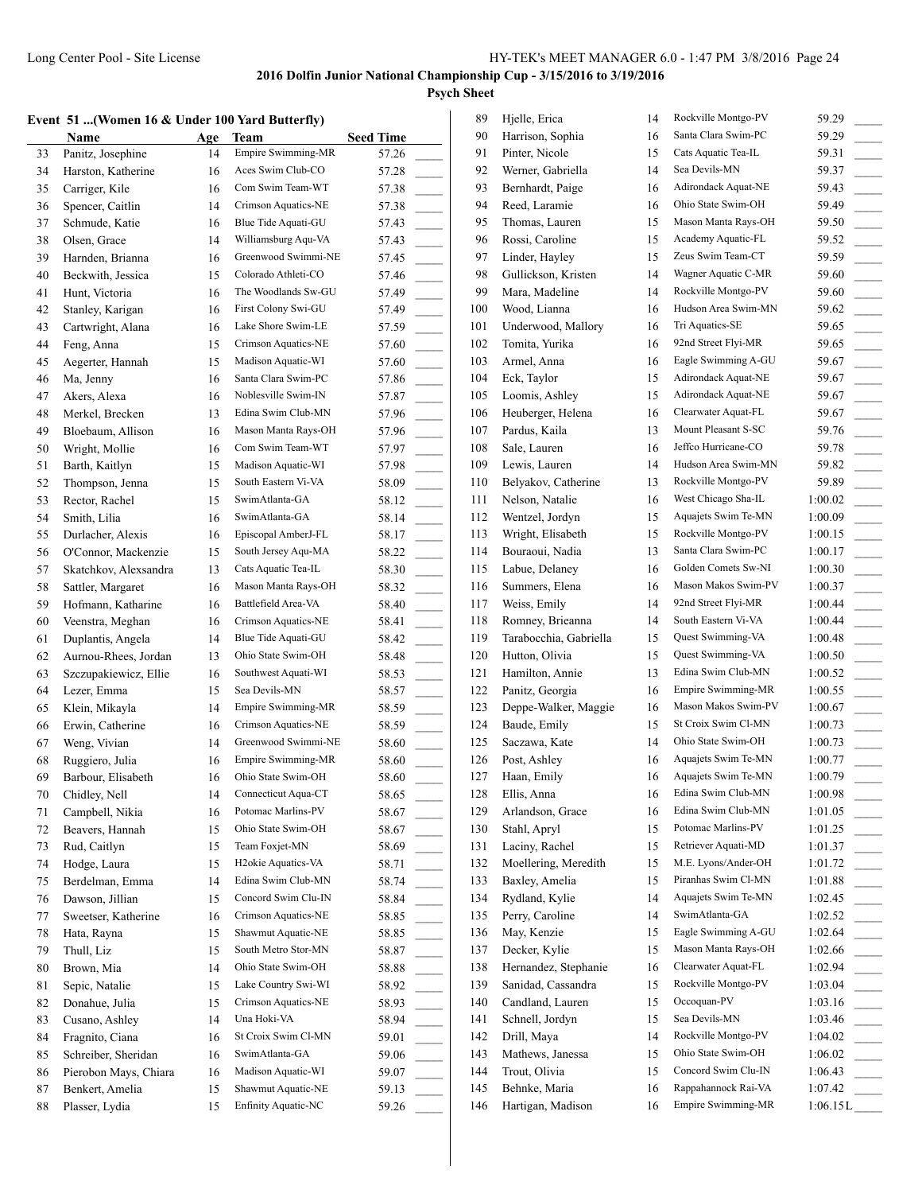**2016 Dolfin Junior National Championship Cup - 3/15/2016 to 3/19/2016**

**Psych Sheet**

### Event 51 ...(Women 16 & Under 100 Yard Butterfly)

| | Name | Age | Team | Seed Time | |
|---|---|---|---|---|---|
| 33 | Panitz, Josephine | 14 | Empire Swimming-MR | 57.26 | _____ |
| 34 | Harston, Katherine | 16 | Aces Swim Club-CO | 57.28 | _____ |
| 35 | Carriger, Kile | 16 | Com Swim Team-WT | 57.38 | _____ |
| 36 | Spencer, Caitlin | 14 | Crimson Aquatics-NE | 57.38 | _____ |
| 37 | Schmude, Katie | 16 | Blue Tide Aquati-GU | 57.43 | _____ |
| 38 | Olsen, Grace | 14 | Williamsburg Aqu-VA | 57.43 | _____ |
| 39 | Harnden, Brianna | 16 | Greenwood Swimmi-NE | 57.45 | _____ |
| 40 | Beckwith, Jessica | 15 | Colorado Athleti-CO | 57.46 | _____ |
| 41 | Hunt, Victoria | 16 | The Woodlands Sw-GU | 57.49 | _____ |
| 42 | Stanley, Karigan | 16 | First Colony Swi-GU | 57.49 | _____ |
| 43 | Cartwright, Alana | 16 | Lake Shore Swim-LE | 57.59 | _____ |
| 44 | Feng, Anna | 15 | Crimson Aquatics-NE | 57.60 | _____ |
| 45 | Aegerter, Hannah | 15 | Madison Aquatic-WI | 57.60 | _____ |
| 46 | Ma, Jenny | 16 | Santa Clara Swim-PC | 57.86 | _____ |
| 47 | Akers, Alexa | 16 | Noblesville Swim-IN | 57.87 | _____ |
| 48 | Merkel, Brecken | 13 | Edina Swim Club-MN | 57.96 | _____ |
| 49 | Bloebaum, Allison | 16 | Mason Manta Rays-OH | 57.96 | _____ |
| 50 | Wright, Mollie | 16 | Com Swim Team-WT | 57.97 | _____ |
| 51 | Barth, Kaitlyn | 15 | Madison Aquatic-WI | 57.98 | _____ |
| 52 | Thompson, Jenna | 15 | South Eastern Vi-VA | 58.09 | _____ |
| 53 | Rector, Rachel | 15 | SwimAtlanta-GA | 58.12 | _____ |
| 54 | Smith, Lilia | 16 | SwimAtlanta-GA | 58.14 | _____ |
| 55 | Durlacher, Alexis | 16 | Episcopal AmberJ-FL | 58.17 | _____ |
| 56 | O'Connor, Mackenzie | 15 | South Jersey Aqu-MA | 58.22 | _____ |
| 57 | Skatchkov, Alexsandra | 13 | Cats Aquatic Tea-IL | 58.30 | _____ |
| 58 | Sattler, Margaret | 16 | Mason Manta Rays-OH | 58.32 | _____ |
| 59 | Hofmann, Katharine | 16 | Battlefield Area-VA | 58.40 | _____ |
| 60 | Veenstra, Meghan | 16 | Crimson Aquatics-NE | 58.41 | _____ |
| 61 | Duplantis, Angela | 14 | Blue Tide Aquati-GU | 58.42 | _____ |
| 62 | Aurnou-Rhees, Jordan | 13 | Ohio State Swim-OH | 58.48 | _____ |
| 63 | Szczupakiewicz, Ellie | 16 | Southwest Aquati-WI | 58.53 | _____ |
| 64 | Lezer, Emma | 15 | Sea Devils-MN | 58.57 | _____ |
| 65 | Klein, Mikayla | 14 | Empire Swimming-MR | 58.59 | _____ |
| 66 | Erwin, Catherine | 16 | Crimson Aquatics-NE | 58.59 | _____ |
| 67 | Weng, Vivian | 14 | Greenwood Swimmi-NE | 58.60 | _____ |
| 68 | Ruggiero, Julia | 16 | Empire Swimming-MR | 58.60 | _____ |
| 69 | Barbour, Elisabeth | 16 | Ohio State Swim-OH | 58.60 | _____ |
| 70 | Chidley, Nell | 14 | Connecticut Aqua-CT | 58.65 | _____ |
| 71 | Campbell, Nikia | 16 | Potomac Marlins-PV | 58.67 | _____ |
| 72 | Beavers, Hannah | 15 | Ohio State Swim-OH | 58.67 | _____ |
| 73 | Rud, Caitlyn | 15 | Team Foxjet-MN | 58.69 | _____ |
| 74 | Hodge, Laura | 15 | H2okie Aquatics-VA | 58.71 | _____ |
| 75 | Berdelman, Emma | 14 | Edina Swim Club-MN | 58.74 | _____ |
| 76 | Dawson, Jillian | 15 | Concord Swim Clu-IN | 58.84 | _____ |
| 77 | Sweetser, Katherine | 16 | Crimson Aquatics-NE | 58.85 | _____ |
| 78 | Hata, Rayna | 15 | Shawmut Aquatic-NE | 58.85 | _____ |
| 79 | Thull, Liz | 15 | South Metro Stor-MN | 58.87 | _____ |
| 80 | Brown, Mia | 14 | Ohio State Swim-OH | 58.88 | _____ |
| 81 | Sepic, Natalie | 15 | Lake Country Swi-WI | 58.92 | _____ |
| 82 | Donahue, Julia | 15 | Crimson Aquatics-NE | 58.93 | _____ |
| 83 | Cusano, Ashley | 14 | Una Hoki-VA | 58.94 | _____ |
| 84 | Fragnito, Ciana | 16 | St Croix Swim Cl-MN | 59.01 | _____ |
| 85 | Schreiber, Sheridan | 16 | SwimAtlanta-GA | 59.06 | _____ |
| 86 | Pierobon Mays, Chiara | 16 | Madison Aquatic-WI | 59.07 | _____ |
| 87 | Benkert, Amelia | 15 | Shawmut Aquatic-NE | 59.13 | _____ |
| 88 | Plasser, Lydia | 15 | Enfinity Aquatic-NC | 59.26 | _____ |
| 89 | Hjelle, Erica | 14 | Rockville Montgo-PV | 59.29 | _____ |
| 90 | Harrison, Sophia | 16 | Santa Clara Swim-PC | 59.29 | _____ |
| 91 | Pinter, Nicole | 15 | Cats Aquatic Tea-IL | 59.31 | _____ |
| 92 | Werner, Gabriella | 14 | Sea Devils-MN | 59.37 | _____ |
| 93 | Bernhardt, Paige | 16 | Adirondack Aquat-NE | 59.43 | _____ |
| 94 | Reed, Laramie | 16 | Ohio State Swim-OH | 59.49 | _____ |
| 95 | Thomas, Lauren | 15 | Mason Manta Rays-OH | 59.50 | _____ |
| 96 | Rossi, Caroline | 15 | Academy Aquatic-FL | 59.52 | _____ |
| 97 | Linder, Hayley | 15 | Zeus Swim Team-CT | 59.59 | _____ |
| 98 | Gullickson, Kristen | 14 | Wagner Aquatic C-MR | 59.60 | _____ |
| 99 | Mara, Madeline | 14 | Rockville Montgo-PV | 59.60 | _____ |
| 100 | Wood, Lianna | 16 | Hudson Area Swim-MN | 59.62 | _____ |
| 101 | Underwood, Mallory | 16 | Tri Aquatics-SE | 59.65 | _____ |
| 102 | Tomita, Yurika | 16 | 92nd Street Flyi-MR | 59.65 | _____ |
| 103 | Armel, Anna | 16 | Eagle Swimming A-GU | 59.67 | _____ |
| 104 | Eck, Taylor | 15 | Adirondack Aquat-NE | 59.67 | _____ |
| 105 | Loomis, Ashley | 15 | Adirondack Aquat-NE | 59.67 | _____ |
| 106 | Heuberger, Helena | 16 | Clearwater Aquat-FL | 59.67 | _____ |
| 107 | Pardus, Kaila | 13 | Mount Pleasant S-SC | 59.76 | _____ |
| 108 | Sale, Lauren | 16 | Jeffco Hurricane-CO | 59.78 | _____ |
| 109 | Lewis, Lauren | 14 | Hudson Area Swim-MN | 59.82 | _____ |
| 110 | Belyakov, Catherine | 13 | Rockville Montgo-PV | 59.89 | _____ |
| 111 | Nelson, Natalie | 16 | West Chicago Sha-IL | 1:00.02 | _____ |
| 112 | Wentzel, Jordyn | 15 | Aquajets Swim Te-MN | 1:00.09 | _____ |
| 113 | Wright, Elisabeth | 15 | Rockville Montgo-PV | 1:00.15 | _____ |
| 114 | Bouraoui, Nadia | 13 | Santa Clara Swim-PC | 1:00.17 | _____ |
| 115 | Labue, Delaney | 16 | Golden Comets Sw-NI | 1:00.30 | _____ |
| 116 | Summers, Elena | 16 | Mason Makos Swim-PV | 1:00.37 | _____ |
| 117 | Weiss, Emily | 14 | 92nd Street Flyi-MR | 1:00.44 | _____ |
| 118 | Romney, Brieanna | 14 | South Eastern Vi-VA | 1:00.44 | _____ |
| 119 | Tarabocchia, Gabriella | 15 | Quest Swimming-VA | 1:00.48 | _____ |
| 120 | Hutton, Olivia | 15 | Quest Swimming-VA | 1:00.50 | _____ |
| 121 | Hamilton, Annie | 13 | Edina Swim Club-MN | 1:00.52 | _____ |
| 122 | Panitz, Georgia | 16 | Empire Swimming-MR | 1:00.55 | _____ |
| 123 | Deppe-Walker, Maggie | 16 | Mason Makos Swim-PV | 1:00.67 | _____ |
| 124 | Baude, Emily | 15 | St Croix Swim Cl-MN | 1:00.73 | _____ |
| 125 | Saczawa, Kate | 14 | Ohio State Swim-OH | 1:00.73 | _____ |
| 126 | Post, Ashley | 16 | Aquajets Swim Te-MN | 1:00.77 | _____ |
| 127 | Haan, Emily | 16 | Aquajets Swim Te-MN | 1:00.79 | _____ |
| 128 | Ellis, Anna | 16 | Edina Swim Club-MN | 1:00.98 | _____ |
| 129 | Arlandson, Grace | 16 | Edina Swim Club-MN | 1:01.05 | _____ |
| 130 | Stahl, Apryl | 15 | Potomac Marlins-PV | 1:01.25 | _____ |
| 131 | Laciny, Rachel | 15 | Retriever Aquati-MD | 1:01.37 | _____ |
| 132 | Moellering, Meredith | 15 | M.E. Lyons/Ander-OH | 1:01.72 | _____ |
| 133 | Baxley, Amelia | 15 | Piranhas Swim Cl-MN | 1:01.88 | _____ |
| 134 | Rydland, Kylie | 14 | Aquajets Swim Te-MN | 1:02.45 | _____ |
| 135 | Perry, Caroline | 14 | SwimAtlanta-GA | 1:02.52 | _____ |
| 136 | May, Kenzie | 15 | Eagle Swimming A-GU | 1:02.64 | _____ |
| 137 | Decker, Kylie | 15 | Mason Manta Rays-OH | 1:02.66 | _____ |
| 138 | Hernandez, Stephanie | 16 | Clearwater Aquat-FL | 1:02.94 | _____ |
| 139 | Sanidad, Cassandra | 15 | Rockville Montgo-PV | 1:03.04 | _____ |
| 140 | Candland, Lauren | 15 | Occoquan-PV | 1:03.16 | _____ |
| 141 | Schnell, Jordyn | 15 | Sea Devils-MN | 1:03.46 | _____ |
| 142 | Drill, Maya | 14 | Rockville Montgo-PV | 1:04.02 | _____ |
| 143 | Mathews, Janessa | 15 | Ohio State Swim-OH | 1:06.02 | _____ |
| 144 | Trout, Olivia | 15 | Concord Swim Clu-IN | 1:06.43 | _____ |
| 145 | Behnke, Maria | 16 | Rappahannock Rai-VA | 1:07.42 | _____ |
| 146 | Hartigan, Madison | 16 | Empire Swimming-MR | 1:06.15L | _____ |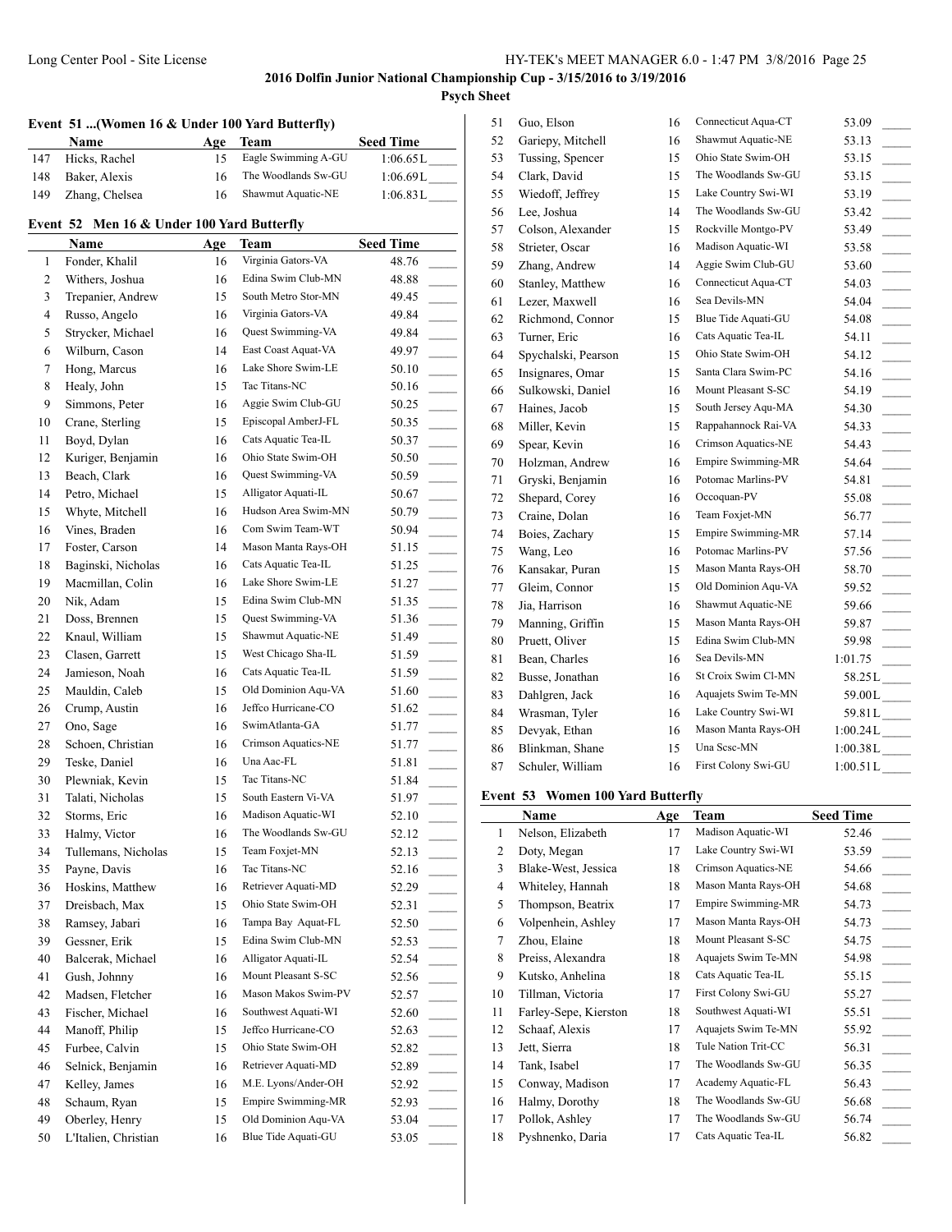2016 Dolfin Junior National Championship Cup - 3/15/2016 to 3/19/2016

Psych Sheet

### Event 51 ...(Women 16 & Under 100 Yard Butterfly)

| | Name | Age | Team | Seed Time |
|---|---|---|---|---|
| 147 | Hicks, Rachel | 15 | Eagle Swimming A-GU | 1:06.65L |
| 148 | Baker, Alexis | 16 | The Woodlands Sw-GU | 1:06.69L |
| 149 | Zhang, Chelsea | 16 | Shawmut Aquatic-NE | 1:06.83L |

### Event 52 Men 16 & Under 100 Yard Butterfly

| | Name | Age | Team | Seed Time |
|---|---|---|---|---|
| 1 | Fonder, Khalil | 16 | Virginia Gators-VA | 48.76 |
| 2 | Withers, Joshua | 16 | Edina Swim Club-MN | 48.88 |
| 3 | Trepanier, Andrew | 15 | South Metro Stor-MN | 49.45 |
| 4 | Russo, Angelo | 16 | Virginia Gators-VA | 49.84 |
| 5 | Strycker, Michael | 16 | Quest Swimming-VA | 49.84 |
| 6 | Wilburn, Cason | 14 | East Coast Aquat-VA | 49.97 |
| 7 | Hong, Marcus | 16 | Lake Shore Swim-LE | 50.10 |
| 8 | Healy, John | 15 | Tac Titans-NC | 50.16 |
| 9 | Simmons, Peter | 16 | Aggie Swim Club-GU | 50.25 |
| 10 | Crane, Sterling | 15 | Episcopal AmberJ-FL | 50.35 |
| 11 | Boyd, Dylan | 16 | Cats Aquatic Tea-IL | 50.37 |
| 12 | Kuriger, Benjamin | 16 | Ohio State Swim-OH | 50.50 |
| 13 | Beach, Clark | 16 | Quest Swimming-VA | 50.59 |
| 14 | Petro, Michael | 15 | Alligator Aquati-IL | 50.67 |
| 15 | Whyte, Mitchell | 16 | Hudson Area Swim-MN | 50.79 |
| 16 | Vines, Braden | 16 | Com Swim Team-WT | 50.94 |
| 17 | Foster, Carson | 14 | Mason Manta Rays-OH | 51.15 |
| 18 | Baginski, Nicholas | 16 | Cats Aquatic Tea-IL | 51.25 |
| 19 | Macmillan, Colin | 16 | Lake Shore Swim-LE | 51.27 |
| 20 | Nik, Adam | 15 | Edina Swim Club-MN | 51.35 |
| 21 | Doss, Brennen | 15 | Quest Swimming-VA | 51.36 |
| 22 | Knaul, William | 15 | Shawmut Aquatic-NE | 51.49 |
| 23 | Clasen, Garrett | 15 | West Chicago Sha-IL | 51.59 |
| 24 | Jamieson, Noah | 16 | Cats Aquatic Tea-IL | 51.59 |
| 25 | Mauldin, Caleb | 15 | Old Dominion Aqu-VA | 51.60 |
| 26 | Crump, Austin | 16 | Jeffco Hurricane-CO | 51.62 |
| 27 | Ono, Sage | 16 | SwimAtlanta-GA | 51.77 |
| 28 | Schoen, Christian | 16 | Crimson Aquatics-NE | 51.77 |
| 29 | Teske, Daniel | 16 | Una Aac-FL | 51.81 |
| 30 | Plewniak, Kevin | 15 | Tac Titans-NC | 51.84 |
| 31 | Talati, Nicholas | 15 | South Eastern Vi-VA | 51.97 |
| 32 | Storms, Eric | 16 | Madison Aquatic-WI | 52.10 |
| 33 | Halmy, Victor | 16 | The Woodlands Sw-GU | 52.12 |
| 34 | Tullemans, Nicholas | 15 | Team Foxjet-MN | 52.13 |
| 35 | Payne, Davis | 16 | Tac Titans-NC | 52.16 |
| 36 | Hoskins, Matthew | 16 | Retriever Aquati-MD | 52.29 |
| 37 | Dreisbach, Max | 15 | Ohio State Swim-OH | 52.31 |
| 38 | Ramsey, Jabari | 16 | Tampa Bay Aquat-FL | 52.50 |
| 39 | Gessner, Erik | 15 | Edina Swim Club-MN | 52.53 |
| 40 | Balcerak, Michael | 16 | Alligator Aquati-IL | 52.54 |
| 41 | Gush, Johnny | 16 | Mount Pleasant S-SC | 52.56 |
| 42 | Madsen, Fletcher | 16 | Mason Makos Swim-PV | 52.57 |
| 43 | Fischer, Michael | 16 | Southwest Aquati-WI | 52.60 |
| 44 | Manoff, Philip | 15 | Jeffco Hurricane-CO | 52.63 |
| 45 | Furbee, Calvin | 15 | Ohio State Swim-OH | 52.82 |
| 46 | Selnick, Benjamin | 16 | Retriever Aquati-MD | 52.89 |
| 47 | Kelley, James | 16 | M.E. Lyons/Ander-OH | 52.92 |
| 48 | Schaum, Ryan | 15 | Empire Swimming-MR | 52.93 |
| 49 | Oberley, Henry | 15 | Old Dominion Aqu-VA | 53.04 |
| 50 | L'Italien, Christian | 16 | Blue Tide Aquati-GU | 53.05 |
| 51 | Guo, Elson | 16 | Connecticut Aqua-CT | 53.09 |
| 52 | Gariepy, Mitchell | 16 | Shawmut Aquatic-NE | 53.13 |
| 53 | Tussing, Spencer | 15 | Ohio State Swim-OH | 53.15 |
| 54 | Clark, David | 15 | The Woodlands Sw-GU | 53.15 |
| 55 | Wiedoff, Jeffrey | 15 | Lake Country Swi-WI | 53.19 |
| 56 | Lee, Joshua | 14 | The Woodlands Sw-GU | 53.42 |
| 57 | Colson, Alexander | 15 | Rockville Montgo-PV | 53.49 |
| 58 | Strieter, Oscar | 16 | Madison Aquatic-WI | 53.58 |
| 59 | Zhang, Andrew | 14 | Aggie Swim Club-GU | 53.60 |
| 60 | Stanley, Matthew | 16 | Connecticut Aqua-CT | 54.03 |
| 61 | Lezer, Maxwell | 16 | Sea Devils-MN | 54.04 |
| 62 | Richmond, Connor | 15 | Blue Tide Aquati-GU | 54.08 |
| 63 | Turner, Eric | 16 | Cats Aquatic Tea-IL | 54.11 |
| 64 | Spychalski, Pearson | 15 | Ohio State Swim-OH | 54.12 |
| 65 | Insignares, Omar | 15 | Santa Clara Swim-PC | 54.16 |
| 66 | Sulkowski, Daniel | 16 | Mount Pleasant S-SC | 54.19 |
| 67 | Haines, Jacob | 15 | South Jersey Aqu-MA | 54.30 |
| 68 | Miller, Kevin | 15 | Rappahannock Rai-VA | 54.33 |
| 69 | Spear, Kevin | 16 | Crimson Aquatics-NE | 54.43 |
| 70 | Holzman, Andrew | 16 | Empire Swimming-MR | 54.64 |
| 71 | Gryski, Benjamin | 16 | Potomac Marlins-PV | 54.81 |
| 72 | Shepard, Corey | 16 | Occoquan-PV | 55.08 |
| 73 | Craine, Dolan | 16 | Team Foxjet-MN | 56.77 |
| 74 | Boies, Zachary | 15 | Empire Swimming-MR | 57.14 |
| 75 | Wang, Leo | 16 | Potomac Marlins-PV | 57.56 |
| 76 | Kansakar, Puran | 15 | Mason Manta Rays-OH | 58.70 |
| 77 | Gleim, Connor | 15 | Old Dominion Aqu-VA | 59.52 |
| 78 | Jia, Harrison | 16 | Shawmut Aquatic-NE | 59.66 |
| 79 | Manning, Griffin | 15 | Mason Manta Rays-OH | 59.87 |
| 80 | Pruett, Oliver | 15 | Edina Swim Club-MN | 59.98 |
| 81 | Bean, Charles | 16 | Sea Devils-MN | 1:01.75 |
| 82 | Busse, Jonathan | 16 | St Croix Swim Cl-MN | 58.25L |
| 83 | Dahlgren, Jack | 16 | Aquajets Swim Te-MN | 59.00L |
| 84 | Wrasman, Tyler | 16 | Lake Country Swi-WI | 59.81L |
| 85 | Devyak, Ethan | 16 | Mason Manta Rays-OH | 1:00.24L |
| 86 | Blinkman, Shane | 15 | Una Scsc-MN | 1:00.38L |
| 87 | Schuler, William | 16 | First Colony Swi-GU | 1:00.51L |

### Event 53 Women 100 Yard Butterfly

| | Name | Age | Team | Seed Time |
|---|---|---|---|---|
| 1 | Nelson, Elizabeth | 17 | Madison Aquatic-WI | 52.46 |
| 2 | Doty, Megan | 17 | Lake Country Swi-WI | 53.59 |
| 3 | Blake-West, Jessica | 18 | Crimson Aquatics-NE | 54.66 |
| 4 | Whiteley, Hannah | 18 | Mason Manta Rays-OH | 54.68 |
| 5 | Thompson, Beatrix | 17 | Empire Swimming-MR | 54.73 |
| 6 | Volpenhein, Ashley | 17 | Mason Manta Rays-OH | 54.73 |
| 7 | Zhou, Elaine | 18 | Mount Pleasant S-SC | 54.75 |
| 8 | Preiss, Alexandra | 18 | Aquajets Swim Te-MN | 54.98 |
| 9 | Kutsko, Anhelina | 18 | Cats Aquatic Tea-IL | 55.15 |
| 10 | Tillman, Victoria | 17 | First Colony Swi-GU | 55.27 |
| 11 | Farley-Sepe, Kierston | 18 | Southwest Aquati-WI | 55.51 |
| 12 | Schaaf, Alexis | 17 | Aquajets Swim Te-MN | 55.92 |
| 13 | Jett, Sierra | 18 | Tule Nation Trit-CC | 56.31 |
| 14 | Tank, Isabel | 17 | The Woodlands Sw-GU | 56.35 |
| 15 | Conway, Madison | 17 | Academy Aquatic-FL | 56.43 |
| 16 | Halmy, Dorothy | 18 | The Woodlands Sw-GU | 56.68 |
| 17 | Pollok, Ashley | 17 | The Woodlands Sw-GU | 56.74 |
| 18 | Pyshnenko, Daria | 17 | Cats Aquatic Tea-IL | 56.82 |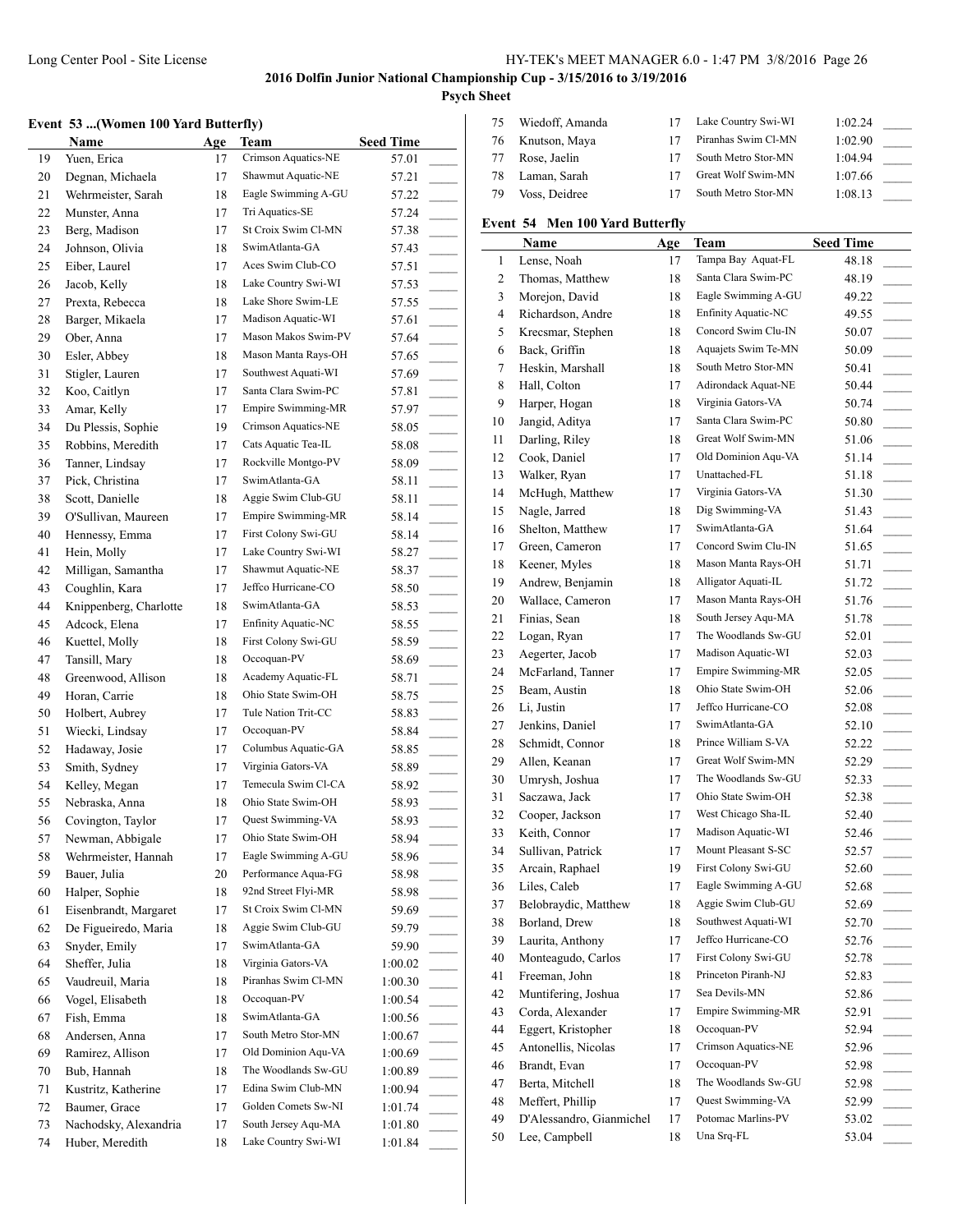## 2016 Dolfin Junior National Championship Cup - 3/15/2016 to 3/19/2016

### Psych Sheet

#### Event 53 ...(Women 100 Yard Butterfly)

| | Name | Age | Team | Seed Time | |
|---|---|---|---|---|---|
| 19 | Yuen, Erica | 17 | Crimson Aquatics-NE | 57.01 | _____ |
| 20 | Degnan, Michaela | 17 | Shawmut Aquatic-NE | 57.21 | _____ |
| 21 | Wehrmeister, Sarah | 18 | Eagle Swimming A-GU | 57.22 | _____ |
| 22 | Munster, Anna | 17 | Tri Aquatics-SE | 57.24 | _____ |
| 23 | Berg, Madison | 17 | St Croix Swim Cl-MN | 57.38 | _____ |
| 24 | Johnson, Olivia | 18 | SwimAtlanta-GA | 57.43 | _____ |
| 25 | Eiber, Laurel | 17 | Aces Swim Club-CO | 57.51 | _____ |
| 26 | Jacob, Kelly | 18 | Lake Country Swi-WI | 57.53 | _____ |
| 27 | Prexta, Rebecca | 18 | Lake Shore Swim-LE | 57.55 | _____ |
| 28 | Barger, Mikaela | 17 | Madison Aquatic-WI | 57.61 | _____ |
| 29 | Ober, Anna | 17 | Mason Makos Swim-PV | 57.64 | _____ |
| 30 | Esler, Abbey | 18 | Mason Manta Rays-OH | 57.65 | _____ |
| 31 | Stigler, Lauren | 17 | Southwest Aquati-WI | 57.69 | _____ |
| 32 | Koo, Caitlyn | 17 | Santa Clara Swim-PC | 57.81 | _____ |
| 33 | Amar, Kelly | 17 | Empire Swimming-MR | 57.97 | _____ |
| 34 | Du Plessis, Sophie | 19 | Crimson Aquatics-NE | 58.05 | _____ |
| 35 | Robbins, Meredith | 17 | Cats Aquatic Tea-IL | 58.08 | _____ |
| 36 | Tanner, Lindsay | 17 | Rockville Montgo-PV | 58.09 | _____ |
| 37 | Pick, Christina | 17 | SwimAtlanta-GA | 58.11 | _____ |
| 38 | Scott, Danielle | 18 | Aggie Swim Club-GU | 58.11 | _____ |
| 39 | O'Sullivan, Maureen | 17 | Empire Swimming-MR | 58.14 | _____ |
| 40 | Hennessy, Emma | 17 | First Colony Swi-GU | 58.14 | _____ |
| 41 | Hein, Molly | 17 | Lake Country Swi-WI | 58.27 | _____ |
| 42 | Milligan, Samantha | 17 | Shawmut Aquatic-NE | 58.37 | _____ |
| 43 | Coughlin, Kara | 17 | Jeffco Hurricane-CO | 58.50 | _____ |
| 44 | Knippenberg, Charlotte | 18 | SwimAtlanta-GA | 58.53 | _____ |
| 45 | Adcock, Elena | 17 | Enfinity Aquatic-NC | 58.55 | _____ |
| 46 | Kuettel, Molly | 18 | First Colony Swi-GU | 58.59 | _____ |
| 47 | Tansill, Mary | 18 | Occoquan-PV | 58.69 | _____ |
| 48 | Greenwood, Allison | 18 | Academy Aquatic-FL | 58.71 | _____ |
| 49 | Horan, Carrie | 18 | Ohio State Swim-OH | 58.75 | _____ |
| 50 | Holbert, Aubrey | 17 | Tule Nation Trit-CC | 58.83 | _____ |
| 51 | Wiecki, Lindsay | 17 | Occoquan-PV | 58.84 | _____ |
| 52 | Hadaway, Josie | 17 | Columbus Aquatic-GA | 58.85 | _____ |
| 53 | Smith, Sydney | 17 | Virginia Gators-VA | 58.89 | _____ |
| 54 | Kelley, Megan | 17 | Temecula Swim Cl-CA | 58.92 | _____ |
| 55 | Nebraska, Anna | 18 | Ohio State Swim-OH | 58.93 | _____ |
| 56 | Covington, Taylor | 17 | Quest Swimming-VA | 58.93 | _____ |
| 57 | Newman, Abbigale | 17 | Ohio State Swim-OH | 58.94 | _____ |
| 58 | Wehrmeister, Hannah | 17 | Eagle Swimming A-GU | 58.96 | _____ |
| 59 | Bauer, Julia | 20 | Performance Aqua-FG | 58.98 | _____ |
| 60 | Halper, Sophie | 18 | 92nd Street Flyi-MR | 58.98 | _____ |
| 61 | Eisenbrandt, Margaret | 17 | St Croix Swim Cl-MN | 59.69 | _____ |
| 62 | De Figueiredo, Maria | 18 | Aggie Swim Club-GU | 59.79 | _____ |
| 63 | Snyder, Emily | 17 | SwimAtlanta-GA | 59.90 | _____ |
| 64 | Sheffer, Julia | 18 | Virginia Gators-VA | 1:00.02 | _____ |
| 65 | Vaudreuil, Maria | 18 | Piranhas Swim Cl-MN | 1:00.30 | _____ |
| 66 | Vogel, Elisabeth | 18 | Occoquan-PV | 1:00.54 | _____ |
| 67 | Fish, Emma | 18 | SwimAtlanta-GA | 1:00.56 | _____ |
| 68 | Andersen, Anna | 17 | South Metro Stor-MN | 1:00.67 | _____ |
| 69 | Ramirez, Allison | 17 | Old Dominion Aqu-VA | 1:00.69 | _____ |
| 70 | Bub, Hannah | 18 | The Woodlands Sw-GU | 1:00.89 | _____ |
| 71 | Kustritz, Katherine | 17 | Edina Swim Club-MN | 1:00.94 | _____ |
| 72 | Baumer, Grace | 17 | Golden Comets Sw-NI | 1:01.74 | _____ |
| 73 | Nachodsky, Alexandria | 17 | South Jersey Aqu-MA | 1:01.80 | _____ |
| 74 | Huber, Meredith | 18 | Lake Country Swi-WI | 1:01.84 | _____ |
| 75 | Wiedoff, Amanda | 17 | Lake Country Swi-WI | 1:02.24 | _____ |
| 76 | Knutson, Maya | 17 | Piranhas Swim Cl-MN | 1:02.90 | _____ |
| 77 | Rose, Jaelin | 17 | South Metro Stor-MN | 1:04.94 | _____ |
| 78 | Laman, Sarah | 17 | Great Wolf Swim-MN | 1:07.66 | _____ |
| 79 | Voss, Deidree | 17 | South Metro Stor-MN | 1:08.13 | _____ |

#### Event 54 Men 100 Yard Butterfly

| | Name | Age | Team | Seed Time | |
|---|---|---|---|---|---|
| 1 | Lense, Noah | 17 | Tampa Bay Aquat-FL | 48.18 | _____ |
| 2 | Thomas, Matthew | 18 | Santa Clara Swim-PC | 48.19 | _____ |
| 3 | Morejon, David | 18 | Eagle Swimming A-GU | 49.22 | _____ |
| 4 | Richardson, Andre | 18 | Enfinity Aquatic-NC | 49.55 | _____ |
| 5 | Krecsmar, Stephen | 18 | Concord Swim Clu-IN | 50.07 | _____ |
| 6 | Back, Griffin | 18 | Aquajets Swim Te-MN | 50.09 | _____ |
| 7 | Heskin, Marshall | 18 | South Metro Stor-MN | 50.41 | _____ |
| 8 | Hall, Colton | 17 | Adirondack Aquat-NE | 50.44 | _____ |
| 9 | Harper, Hogan | 18 | Virginia Gators-VA | 50.74 | _____ |
| 10 | Jangid, Aditya | 17 | Santa Clara Swim-PC | 50.80 | _____ |
| 11 | Darling, Riley | 18 | Great Wolf Swim-MN | 51.06 | _____ |
| 12 | Cook, Daniel | 17 | Old Dominion Aqu-VA | 51.14 | _____ |
| 13 | Walker, Ryan | 17 | Unattached-FL | 51.18 | _____ |
| 14 | McHugh, Matthew | 17 | Virginia Gators-VA | 51.30 | _____ |
| 15 | Nagle, Jarred | 18 | Dig Swimming-VA | 51.43 | _____ |
| 16 | Shelton, Matthew | 17 | SwimAtlanta-GA | 51.64 | _____ |
| 17 | Green, Cameron | 17 | Concord Swim Clu-IN | 51.65 | _____ |
| 18 | Keener, Myles | 18 | Mason Manta Rays-OH | 51.71 | _____ |
| 19 | Andrew, Benjamin | 18 | Alligator Aquati-IL | 51.72 | _____ |
| 20 | Wallace, Cameron | 17 | Mason Manta Rays-OH | 51.76 | _____ |
| 21 | Finias, Sean | 18 | South Jersey Aqu-MA | 51.78 | _____ |
| 22 | Logan, Ryan | 17 | The Woodlands Sw-GU | 52.01 | _____ |
| 23 | Aegerter, Jacob | 17 | Madison Aquatic-WI | 52.03 | _____ |
| 24 | McFarland, Tanner | 17 | Empire Swimming-MR | 52.05 | _____ |
| 25 | Beam, Austin | 18 | Ohio State Swim-OH | 52.06 | _____ |
| 26 | Li, Justin | 17 | Jeffco Hurricane-CO | 52.08 | _____ |
| 27 | Jenkins, Daniel | 17 | SwimAtlanta-GA | 52.10 | _____ |
| 28 | Schmidt, Connor | 18 | Prince William S-VA | 52.22 | _____ |
| 29 | Allen, Keanan | 17 | Great Wolf Swim-MN | 52.29 | _____ |
| 30 | Umrysh, Joshua | 17 | The Woodlands Sw-GU | 52.33 | _____ |
| 31 | Saczawa, Jack | 17 | Ohio State Swim-OH | 52.38 | _____ |
| 32 | Cooper, Jackson | 17 | West Chicago Sha-IL | 52.40 | _____ |
| 33 | Keith, Connor | 17 | Madison Aquatic-WI | 52.46 | _____ |
| 34 | Sullivan, Patrick | 17 | Mount Pleasant S-SC | 52.57 | _____ |
| 35 | Arcain, Raphael | 19 | First Colony Swi-GU | 52.60 | _____ |
| 36 | Liles, Caleb | 17 | Eagle Swimming A-GU | 52.68 | _____ |
| 37 | Belobraydic, Matthew | 18 | Aggie Swim Club-GU | 52.69 | _____ |
| 38 | Borland, Drew | 18 | Southwest Aquati-WI | 52.70 | _____ |
| 39 | Laurita, Anthony | 17 | Jeffco Hurricane-CO | 52.76 | _____ |
| 40 | Monteagudo, Carlos | 17 | First Colony Swi-GU | 52.78 | _____ |
| 41 | Freeman, John | 18 | Princeton Piranh-NJ | 52.83 | _____ |
| 42 | Muntifering, Joshua | 17 | Sea Devils-MN | 52.86 | _____ |
| 43 | Corda, Alexander | 17 | Empire Swimming-MR | 52.91 | _____ |
| 44 | Eggert, Kristopher | 18 | Occoquan-PV | 52.94 | _____ |
| 45 | Antonellis, Nicolas | 17 | Crimson Aquatics-NE | 52.96 | _____ |
| 46 | Brandt, Evan | 17 | Occoquan-PV | 52.98 | _____ |
| 47 | Berta, Mitchell | 18 | The Woodlands Sw-GU | 52.98 | _____ |
| 48 | Meffert, Phillip | 17 | Quest Swimming-VA | 52.99 | _____ |
| 49 | D'Alessandro, Gianmichel | 17 | Potomac Marlins-PV | 53.02 | _____ |
| 50 | Lee, Campbell | 18 | Una Srq-FL | 53.04 | _____ |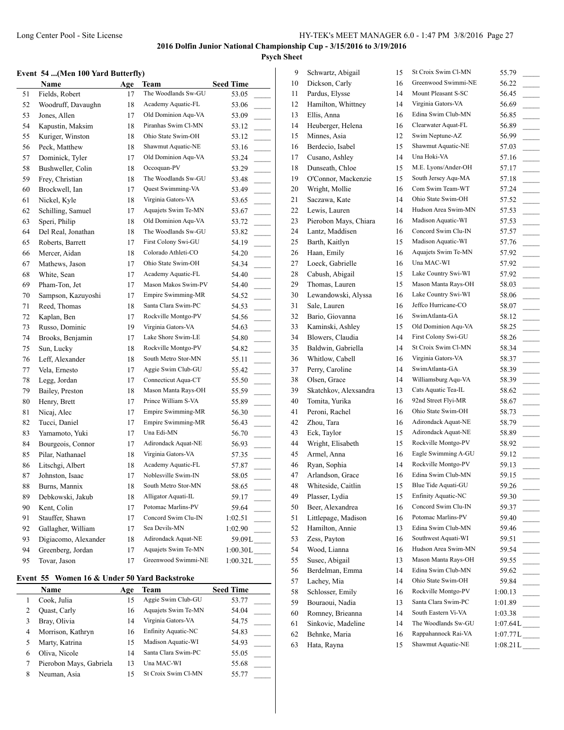**2016 Dolfin Junior National Championship Cup - 3/15/2016 to 3/19/2016**

**Psych Sheet**

### Event 54 ...(Men 100 Yard Butterfly)

| | Name | Age | Team | Seed Time |
|---|---|---|---|---|
| 51 | Fields, Robert | 17 | The Woodlands Sw-GU | 53.05 |
| 52 | Woodruff, Davaughn | 18 | Academy Aquatic-FL | 53.06 |
| 53 | Jones, Allen | 17 | Old Dominion Aqu-VA | 53.09 |
| 54 | Kapustin, Maksim | 18 | Piranhas Swim Cl-MN | 53.12 |
| 55 | Kuriger, Winston | 18 | Ohio State Swim-OH | 53.12 |
| 56 | Peck, Matthew | 18 | Shawmut Aquatic-NE | 53.16 |
| 57 | Dominick, Tyler | 17 | Old Dominion Aqu-VA | 53.24 |
| 58 | Bushweller, Colin | 18 | Occoquan-PV | 53.29 |
| 59 | Frey, Christian | 18 | The Woodlands Sw-GU | 53.48 |
| 60 | Brockwell, Ian | 17 | Quest Swimming-VA | 53.49 |
| 61 | Nickel, Kyle | 18 | Virginia Gators-VA | 53.65 |
| 62 | Schilling, Samuel | 17 | Aquajets Swim Te-MN | 53.67 |
| 63 | Speri, Philip | 18 | Old Dominion Aqu-VA | 53.72 |
| 64 | Del Real, Jonathan | 18 | The Woodlands Sw-GU | 53.82 |
| 65 | Roberts, Barrett | 17 | First Colony Swi-GU | 54.19 |
| 66 | Mercer, Aidan | 18 | Colorado Athleti-CO | 54.20 |
| 67 | Mathews, Jason | 17 | Ohio State Swim-OH | 54.34 |
| 68 | White, Sean | 17 | Academy Aquatic-FL | 54.40 |
| 69 | Pham-Ton, Jet | 17 | Mason Makos Swim-PV | 54.40 |
| 70 | Sampson, Kazuyoshi | 17 | Empire Swimming-MR | 54.52 |
| 71 | Reed, Thomas | 18 | Santa Clara Swim-PC | 54.53 |
| 72 | Kaplan, Ben | 17 | Rockville Montgo-PV | 54.56 |
| 73 | Russo, Dominic | 19 | Virginia Gators-VA | 54.63 |
| 74 | Brooks, Benjamin | 17 | Lake Shore Swim-LE | 54.80 |
| 75 | Sun, Lucky | 18 | Rockville Montgo-PV | 54.82 |
| 76 | Leff, Alexander | 18 | South Metro Stor-MN | 55.11 |
| 77 | Vela, Ernesto | 17 | Aggie Swim Club-GU | 55.42 |
| 78 | Legg, Jordan | 17 | Connecticut Aqua-CT | 55.50 |
| 79 | Bailey, Preston | 18 | Mason Manta Rays-OH | 55.59 |
| 80 | Henry, Brett | 17 | Prince William S-VA | 55.89 |
| 81 | Nicaj, Alec | 17 | Empire Swimming-MR | 56.30 |
| 82 | Tucci, Daniel | 17 | Empire Swimming-MR | 56.43 |
| 83 | Yamamoto, Yuki | 17 | Una Edi-MN | 56.70 |
| 84 | Bourgeois, Connor | 17 | Adirondack Aquat-NE | 56.93 |
| 85 | Pilar, Nathanael | 18 | Virginia Gators-VA | 57.35 |
| 86 | Litschgi, Albert | 18 | Academy Aquatic-FL | 57.87 |
| 87 | Johnston, Isaac | 17 | Noblesville Swim-IN | 58.05 |
| 88 | Burns, Mannix | 18 | South Metro Stor-MN | 58.65 |
| 89 | Debkowski, Jakub | 18 | Alligator Aquati-IL | 59.17 |
| 90 | Kent, Colin | 17 | Potomac Marlins-PV | 59.64 |
| 91 | Stauffer, Shawn | 17 | Concord Swim Clu-IN | 1:02.51 |
| 92 | Gallagher, William | 17 | Sea Devils-MN | 1:02.90 |
| 93 | Digiacomo, Alexander | 18 | Adirondack Aquat-NE | 59.09L |
| 94 | Greenberg, Jordan | 17 | Aquajets Swim Te-MN | 1:00.30L |
| 95 | Tovar, Jason | 17 | Greenwood Swimmi-NE | 1:00.32L |

### Event 55 Women 16 & Under 50 Yard Backstroke

| | Name | Age | Team | Seed Time |
|---|---|---|---|---|
| 1 | Cook, Julia | 15 | Aggie Swim Club-GU | 53.77 |
| 2 | Quast, Carly | 16 | Aquajets Swim Te-MN | 54.04 |
| 3 | Bray, Olivia | 14 | Virginia Gators-VA | 54.75 |
| 4 | Morrison, Kathryn | 16 | Enfinity Aquatic-NC | 54.83 |
| 5 | Marty, Katrina | 15 | Madison Aquatic-WI | 54.93 |
| 6 | Oliva, Nicole | 14 | Santa Clara Swim-PC | 55.05 |
| 7 | Pierobon Mays, Gabriela | 13 | Una MAC-WI | 55.68 |
| 8 | Neuman, Asia | 15 | St Croix Swim Cl-MN | 55.77 |
| 9 | Schwartz, Abigail | 15 | St Croix Swim Cl-MN | 55.79 |
| 10 | Dickson, Carly | 16 | Greenwood Swimmi-NE | 56.22 |
| 11 | Pardus, Elysse | 14 | Mount Pleasant S-SC | 56.45 |
| 12 | Hamilton, Whittney | 14 | Virginia Gators-VA | 56.69 |
| 13 | Ellis, Anna | 16 | Edina Swim Club-MN | 56.85 |
| 14 | Heuberger, Helena | 16 | Clearwater Aquat-FL | 56.89 |
| 15 | Minnes, Asia | 12 | Swim Neptune-AZ | 56.99 |
| 16 | Berdecio, Isabel | 15 | Shawmut Aquatic-NE | 57.03 |
| 17 | Cusano, Ashley | 14 | Una Hoki-VA | 57.16 |
| 18 | Dunseath, Chloe | 15 | M.E. Lyons/Ander-OH | 57.17 |
| 19 | O'Connor, Mackenzie | 15 | South Jersey Aqu-MA | 57.18 |
| 20 | Wright, Mollie | 16 | Com Swim Team-WT | 57.24 |
| 21 | Saczawa, Kate | 14 | Ohio State Swim-OH | 57.52 |
| 22 | Lewis, Lauren | 14 | Hudson Area Swim-MN | 57.53 |
| 23 | Pierobon Mays, Chiara | 16 | Madison Aquatic-WI | 57.53 |
| 24 | Lantz, Maddisen | 16 | Concord Swim Clu-IN | 57.57 |
| 25 | Barth, Kaitlyn | 15 | Madison Aquatic-WI | 57.76 |
| 26 | Haan, Emily | 16 | Aquajets Swim Te-MN | 57.92 |
| 27 | Loeck, Gabrielle | 16 | Una MAC-WI | 57.92 |
| 28 | Cabush, Abigail | 15 | Lake Country Swi-WI | 57.92 |
| 29 | Thomas, Lauren | 15 | Mason Manta Rays-OH | 58.03 |
| 30 | Lewandowski, Alyssa | 16 | Lake Country Swi-WI | 58.06 |
| 31 | Sale, Lauren | 16 | Jeffco Hurricane-CO | 58.07 |
| 32 | Bario, Giovanna | 16 | SwimAtlanta-GA | 58.12 |
| 33 | Kaminski, Ashley | 15 | Old Dominion Aqu-VA | 58.25 |
| 34 | Blowers, Claudia | 14 | First Colony Swi-GU | 58.26 |
| 35 | Baldwin, Gabriella | 14 | St Croix Swim Cl-MN | 58.34 |
| 36 | Whitlow, Cabell | 16 | Virginia Gators-VA | 58.37 |
| 37 | Perry, Caroline | 14 | SwimAtlanta-GA | 58.39 |
| 38 | Olsen, Grace | 14 | Williamsburg Aqu-VA | 58.39 |
| 39 | Skatchkov, Alexsandra | 13 | Cats Aquatic Tea-IL | 58.62 |
| 40 | Tomita, Yurika | 16 | 92nd Street Flyi-MR | 58.67 |
| 41 | Peroni, Rachel | 16 | Ohio State Swim-OH | 58.73 |
| 42 | Zhou, Tara | 16 | Adirondack Aquat-NE | 58.79 |
| 43 | Eck, Taylor | 15 | Adirondack Aquat-NE | 58.89 |
| 44 | Wright, Elisabeth | 15 | Rockville Montgo-PV | 58.92 |
| 45 | Armel, Anna | 16 | Eagle Swimming A-GU | 59.12 |
| 46 | Ryan, Sophia | 14 | Rockville Montgo-PV | 59.13 |
| 47 | Arlandson, Grace | 16 | Edina Swim Club-MN | 59.15 |
| 48 | Whiteside, Caitlin | 15 | Blue Tide Aquati-GU | 59.26 |
| 49 | Plasser, Lydia | 15 | Enfinity Aquatic-NC | 59.30 |
| 50 | Beer, Alexandrea | 16 | Concord Swim Clu-IN | 59.37 |
| 51 | Littlepage, Madison | 16 | Potomac Marlins-PV | 59.40 |
| 52 | Hamilton, Annie | 13 | Edina Swim Club-MN | 59.46 |
| 53 | Zess, Payton | 16 | Southwest Aquati-WI | 59.51 |
| 54 | Wood, Lianna | 16 | Hudson Area Swim-MN | 59.54 |
| 55 | Susec, Abigail | 13 | Mason Manta Rays-OH | 59.55 |
| 56 | Berdelman, Emma | 14 | Edina Swim Club-MN | 59.62 |
| 57 | Lachey, Mia | 14 | Ohio State Swim-OH | 59.84 |
| 58 | Schlosser, Emily | 16 | Rockville Montgo-PV | 1:00.13 |
| 59 | Bouraoui, Nadia | 13 | Santa Clara Swim-PC | 1:01.89 |
| 60 | Romney, Brieanna | 14 | South Eastern Vi-VA | 1:03.38 |
| 61 | Sinkovic, Madeline | 14 | The Woodlands Sw-GU | 1:07.64L |
| 62 | Behnke, Maria | 16 | Rappahannock Rai-VA | 1:07.77L |
| 63 | Hata, Rayna | 15 | Shawmut Aquatic-NE | 1:08.21L |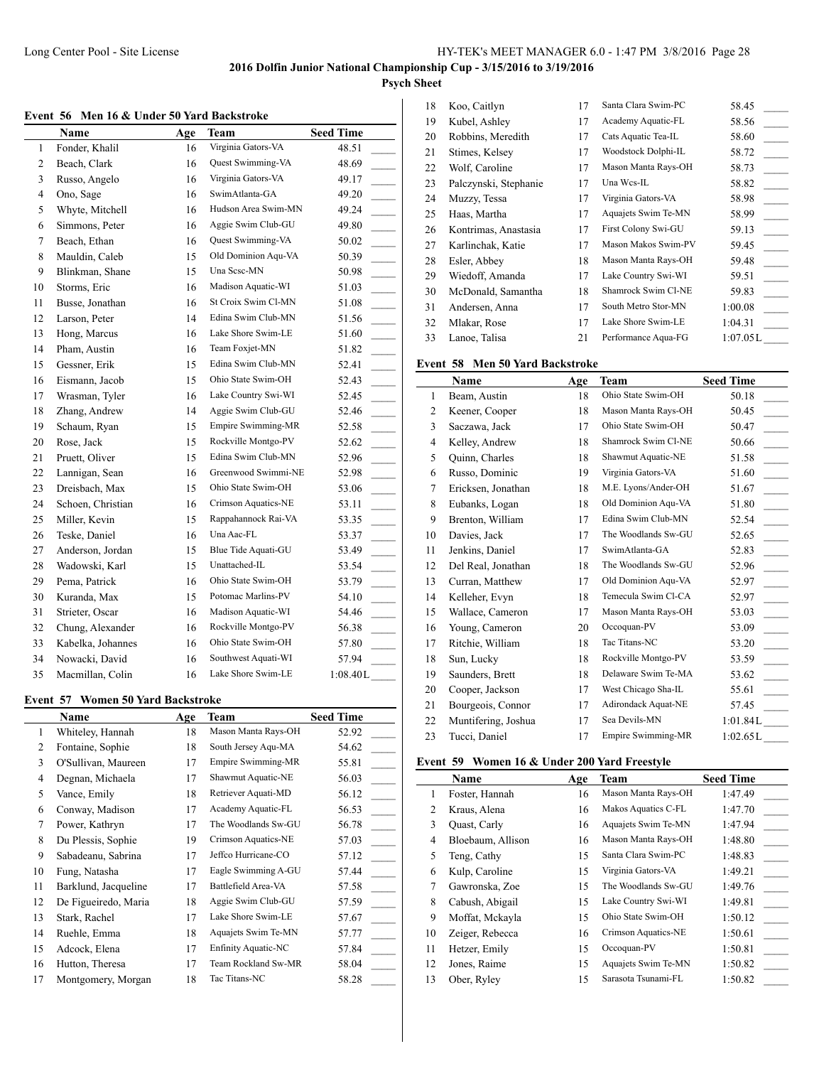**2016 Dolfin Junior National Championship Cup - 3/15/2016 to 3/19/2016**

**Psych Sheet**

### Event 56 Men 16 & Under 50 Yard Backstroke

| | Name | Age | Team | Seed Time |
|---|---|---|---|---|
| 1 | Fonder, Khalil | 16 | Virginia Gators-VA | 48.51 |
| 2 | Beach, Clark | 16 | Quest Swimming-VA | 48.69 |
| 3 | Russo, Angelo | 16 | Virginia Gators-VA | 49.17 |
| 4 | Ono, Sage | 16 | SwimAtlanta-GA | 49.20 |
| 5 | Whyte, Mitchell | 16 | Hudson Area Swim-MN | 49.24 |
| 6 | Simmons, Peter | 16 | Aggie Swim Club-GU | 49.80 |
| 7 | Beach, Ethan | 16 | Quest Swimming-VA | 50.02 |
| 8 | Mauldin, Caleb | 15 | Old Dominion Aqu-VA | 50.39 |
| 9 | Blinkman, Shane | 15 | Una Scsc-MN | 50.98 |
| 10 | Storms, Eric | 16 | Madison Aquatic-WI | 51.03 |
| 11 | Busse, Jonathan | 16 | St Croix Swim Cl-MN | 51.08 |
| 12 | Larson, Peter | 14 | Edina Swim Club-MN | 51.56 |
| 13 | Hong, Marcus | 16 | Lake Shore Swim-LE | 51.60 |
| 14 | Pham, Austin | 16 | Team Foxjet-MN | 51.82 |
| 15 | Gessner, Erik | 15 | Edina Swim Club-MN | 52.41 |
| 16 | Eismann, Jacob | 15 | Ohio State Swim-OH | 52.43 |
| 17 | Wrasman, Tyler | 16 | Lake Country Swi-WI | 52.45 |
| 18 | Zhang, Andrew | 14 | Aggie Swim Club-GU | 52.46 |
| 19 | Schaum, Ryan | 15 | Empire Swimming-MR | 52.58 |
| 20 | Rose, Jack | 15 | Rockville Montgo-PV | 52.62 |
| 21 | Pruett, Oliver | 15 | Edina Swim Club-MN | 52.96 |
| 22 | Lannigan, Sean | 16 | Greenwood Swimmi-NE | 52.98 |
| 23 | Dreisbach, Max | 15 | Ohio State Swim-OH | 53.06 |
| 24 | Schoen, Christian | 16 | Crimson Aquatics-NE | 53.11 |
| 25 | Miller, Kevin | 15 | Rappahannock Rai-VA | 53.35 |
| 26 | Teske, Daniel | 16 | Una Aac-FL | 53.37 |
| 27 | Anderson, Jordan | 15 | Blue Tide Aquati-GU | 53.49 |
| 28 | Wadowski, Karl | 15 | Unattached-IL | 53.54 |
| 29 | Pema, Patrick | 16 | Ohio State Swim-OH | 53.79 |
| 30 | Kuranda, Max | 15 | Potomac Marlins-PV | 54.10 |
| 31 | Strieter, Oscar | 16 | Madison Aquatic-WI | 54.46 |
| 32 | Chung, Alexander | 16 | Rockville Montgo-PV | 56.38 |
| 33 | Kabelka, Johannes | 16 | Ohio State Swim-OH | 57.80 |
| 34 | Nowacki, David | 16 | Southwest Aquati-WI | 57.94 |
| 35 | Macmillan, Colin | 16 | Lake Shore Swim-LE | 1:08.40L |

### Event 57 Women 50 Yard Backstroke

| | Name | Age | Team | Seed Time |
|---|---|---|---|---|
| 1 | Whiteley, Hannah | 18 | Mason Manta Rays-OH | 52.92 |
| 2 | Fontaine, Sophie | 18 | South Jersey Aqu-MA | 54.62 |
| 3 | O'Sullivan, Maureen | 17 | Empire Swimming-MR | 55.81 |
| 4 | Degnan, Michaela | 17 | Shawmut Aquatic-NE | 56.03 |
| 5 | Vance, Emily | 18 | Retriever Aquati-MD | 56.12 |
| 6 | Conway, Madison | 17 | Academy Aquatic-FL | 56.53 |
| 7 | Power, Kathryn | 17 | The Woodlands Sw-GU | 56.78 |
| 8 | Du Plessis, Sophie | 19 | Crimson Aquatics-NE | 57.03 |
| 9 | Sabadeanu, Sabrina | 17 | Jeffco Hurricane-CO | 57.12 |
| 10 | Fung, Natasha | 17 | Eagle Swimming A-GU | 57.44 |
| 11 | Barklund, Jacqueline | 17 | Battlefield Area-VA | 57.58 |
| 12 | De Figueiredo, Maria | 18 | Aggie Swim Club-GU | 57.59 |
| 13 | Stark, Rachel | 17 | Lake Shore Swim-LE | 57.67 |
| 14 | Ruehle, Emma | 18 | Aquajets Swim Te-MN | 57.77 |
| 15 | Adcock, Elena | 17 | Enfinity Aquatic-NC | 57.84 |
| 16 | Hutton, Theresa | 17 | Team Rockland Sw-MR | 58.04 |
| 17 | Montgomery, Morgan | 18 | Tac Titans-NC | 58.28 |
| 18 | Koo, Caitlyn | 17 | Santa Clara Swim-PC | 58.45 |
| 19 | Kubel, Ashley | 17 | Academy Aquatic-FL | 58.56 |
| 20 | Robbins, Meredith | 17 | Cats Aquatic Tea-IL | 58.60 |
| 21 | Stimes, Kelsey | 17 | Woodstock Dolphi-IL | 58.72 |
| 22 | Wolf, Caroline | 17 | Mason Manta Rays-OH | 58.73 |
| 23 | Palczynski, Stephanie | 17 | Una Wcs-IL | 58.82 |
| 24 | Muzzy, Tessa | 17 | Virginia Gators-VA | 58.98 |
| 25 | Haas, Martha | 17 | Aquajets Swim Te-MN | 58.99 |
| 26 | Kontrimas, Anastasia | 17 | First Colony Swi-GU | 59.13 |
| 27 | Karlinchak, Katie | 17 | Mason Makos Swim-PV | 59.45 |
| 28 | Esler, Abbey | 18 | Mason Manta Rays-OH | 59.48 |
| 29 | Wiedoff, Amanda | 17 | Lake Country Swi-WI | 59.51 |
| 30 | McDonald, Samantha | 18 | Shamrock Swim Cl-NE | 59.83 |
| 31 | Andersen, Anna | 17 | South Metro Stor-MN | 1:00.08 |
| 32 | Mlakar, Rose | 17 | Lake Shore Swim-LE | 1:04.31 |
| 33 | Lanoe, Talisa | 21 | Performance Aqua-FG | 1:07.05L |

### Event 58 Men 50 Yard Backstroke

| | Name | Age | Team | Seed Time |
|---|---|---|---|---|
| 1 | Beam, Austin | 18 | Ohio State Swim-OH | 50.18 |
| 2 | Keener, Cooper | 18 | Mason Manta Rays-OH | 50.45 |
| 3 | Saczawa, Jack | 17 | Ohio State Swim-OH | 50.47 |
| 4 | Kelley, Andrew | 18 | Shamrock Swim Cl-NE | 50.66 |
| 5 | Quinn, Charles | 18 | Shawmut Aquatic-NE | 51.58 |
| 6 | Russo, Dominic | 19 | Virginia Gators-VA | 51.60 |
| 7 | Ericksen, Jonathan | 18 | M.E. Lyons/Ander-OH | 51.67 |
| 8 | Eubanks, Logan | 18 | Old Dominion Aqu-VA | 51.80 |
| 9 | Brenton, William | 17 | Edina Swim Club-MN | 52.54 |
| 10 | Davies, Jack | 17 | The Woodlands Sw-GU | 52.65 |
| 11 | Jenkins, Daniel | 17 | SwimAtlanta-GA | 52.83 |
| 12 | Del Real, Jonathan | 18 | The Woodlands Sw-GU | 52.96 |
| 13 | Curran, Matthew | 17 | Old Dominion Aqu-VA | 52.97 |
| 14 | Kelleher, Evyn | 18 | Temecula Swim Cl-CA | 52.97 |
| 15 | Wallace, Cameron | 17 | Mason Manta Rays-OH | 53.03 |
| 16 | Young, Cameron | 20 | Occoquan-PV | 53.09 |
| 17 | Ritchie, William | 18 | Tac Titans-NC | 53.20 |
| 18 | Sun, Lucky | 18 | Rockville Montgo-PV | 53.59 |
| 19 | Saunders, Brett | 18 | Delaware Swim Te-MA | 53.62 |
| 20 | Cooper, Jackson | 17 | West Chicago Sha-IL | 55.61 |
| 21 | Bourgeois, Connor | 17 | Adirondack Aquat-NE | 57.45 |
| 22 | Muntifering, Joshua | 17 | Sea Devils-MN | 1:01.84L |
| 23 | Tucci, Daniel | 17 | Empire Swimming-MR | 1:02.65L |

### Event 59 Women 16 & Under 200 Yard Freestyle

| | Name | Age | Team | Seed Time |
|---|---|---|---|---|
| 1 | Foster, Hannah | 16 | Mason Manta Rays-OH | 1:47.49 |
| 2 | Kraus, Alena | 16 | Makos Aquatics C-FL | 1:47.70 |
| 3 | Quast, Carly | 16 | Aquajets Swim Te-MN | 1:47.94 |
| 4 | Bloebaum, Allison | 16 | Mason Manta Rays-OH | 1:48.80 |
| 5 | Teng, Cathy | 15 | Santa Clara Swim-PC | 1:48.83 |
| 6 | Kulp, Caroline | 15 | Virginia Gators-VA | 1:49.21 |
| 7 | Gawronska, Zoe | 15 | The Woodlands Sw-GU | 1:49.76 |
| 8 | Cabush, Abigail | 15 | Lake Country Swi-WI | 1:49.81 |
| 9 | Moffat, Mckayla | 15 | Ohio State Swim-OH | 1:50.12 |
| 10 | Zeiger, Rebecca | 16 | Crimson Aquatics-NE | 1:50.61 |
| 11 | Hetzer, Emily | 15 | Occoquan-PV | 1:50.81 |
| 12 | Jones, Raime | 15 | Aquajets Swim Te-MN | 1:50.82 |
| 13 | Ober, Ryley | 15 | Sarasota Tsunami-FL | 1:50.82 |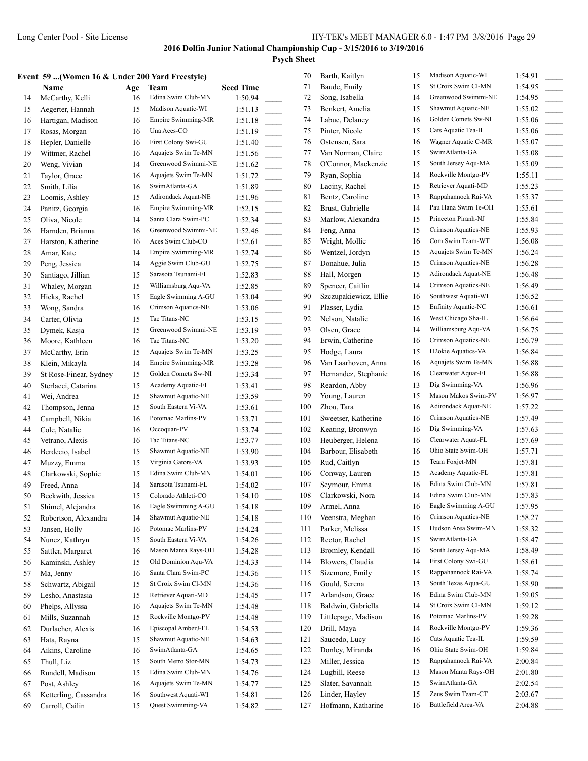# 2016 Dolfin Junior National Championship Cup - 3/15/2016 to 3/19/2016

## Psych Sheet

### Event 59 ...(Women 16 & Under 200 Yard Freestyle)

| | Name | Age | Team | Seed Time | |
|---|---|---|---|---|---|
| 14 | McCarthy, Kelli | 16 | Edina Swim Club-MN | 1:50.94 | _____ |
| 15 | Aegerter, Hannah | 15 | Madison Aquatic-WI | 1:51.13 | _____ |
| 16 | Hartigan, Madison | 16 | Empire Swimming-MR | 1:51.18 | _____ |
| 17 | Rosas, Morgan | 16 | Una Aces-CO | 1:51.19 | _____ |
| 18 | Hepler, Danielle | 16 | First Colony Swi-GU | 1:51.40 | _____ |
| 19 | Wittmer, Rachel | 16 | Aquajets Swim Te-MN | 1:51.56 | _____ |
| 20 | Weng, Vivian | 14 | Greenwood Swimmi-NE | 1:51.62 | _____ |
| 21 | Taylor, Grace | 16 | Aquajets Swim Te-MN | 1:51.72 | _____ |
| 22 | Smith, Lilia | 16 | SwimAtlanta-GA | 1:51.89 | _____ |
| 23 | Loomis, Ashley | 15 | Adirondack Aquat-NE | 1:51.96 | _____ |
| 24 | Panitz, Georgia | 16 | Empire Swimming-MR | 1:52.15 | _____ |
| 25 | Oliva, Nicole | 14 | Santa Clara Swim-PC | 1:52.34 | _____ |
| 26 | Harnden, Brianna | 16 | Greenwood Swimmi-NE | 1:52.46 | _____ |
| 27 | Harston, Katherine | 16 | Aces Swim Club-CO | 1:52.61 | _____ |
| 28 | Amar, Kate | 14 | Empire Swimming-MR | 1:52.74 | _____ |
| 29 | Peng, Jessica | 14 | Aggie Swim Club-GU | 1:52.75 | _____ |
| 30 | Santiago, Jillian | 15 | Sarasota Tsunami-FL | 1:52.83 | _____ |
| 31 | Whaley, Morgan | 15 | Williamsburg Aqu-VA | 1:52.85 | _____ |
| 32 | Hicks, Rachel | 15 | Eagle Swimming A-GU | 1:53.04 | _____ |
| 33 | Wong, Sandra | 16 | Crimson Aquatics-NE | 1:53.06 | _____ |
| 34 | Carter, Olivia | 15 | Tac Titans-NC | 1:53.15 | _____ |
| 35 | Dymek, Kasja | 15 | Greenwood Swimmi-NE | 1:53.19 | _____ |
| 36 | Moore, Kathleen | 16 | Tac Titans-NC | 1:53.20 | _____ |
| 37 | McCarthy, Erin | 15 | Aquajets Swim Te-MN | 1:53.25 | _____ |
| 38 | Klein, Mikayla | 14 | Empire Swimming-MR | 1:53.28 | _____ |
| 39 | St Rose-Finear, Sydney | 15 | Golden Comets Sw-NI | 1:53.34 | _____ |
| 40 | Sterlacci, Catarina | 15 | Academy Aquatic-FL | 1:53.41 | _____ |
| 41 | Wei, Andrea | 15 | Shawmut Aquatic-NE | 1:53.59 | _____ |
| 42 | Thompson, Jenna | 15 | South Eastern Vi-VA | 1:53.61 | _____ |
| 43 | Campbell, Nikia | 16 | Potomac Marlins-PV | 1:53.71 | _____ |
| 44 | Cole, Natalie | 16 | Occoquan-PV | 1:53.74 | _____ |
| 45 | Vetrano, Alexis | 16 | Tac Titans-NC | 1:53.77 | _____ |
| 46 | Berdecio, Isabel | 15 | Shawmut Aquatic-NE | 1:53.90 | _____ |
| 47 | Muzzy, Emma | 15 | Virginia Gators-VA | 1:53.93 | _____ |
| 48 | Clarkowski, Sophie | 15 | Edina Swim Club-MN | 1:54.01 | _____ |
| 49 | Freed, Anna | 14 | Sarasota Tsunami-FL | 1:54.02 | _____ |
| 50 | Beckwith, Jessica | 15 | Colorado Athleti-CO | 1:54.10 | _____ |
| 51 | Shimel, Alejandra | 16 | Eagle Swimming A-GU | 1:54.18 | _____ |
| 52 | Robertson, Alexandra | 14 | Shawmut Aquatic-NE | 1:54.18 | _____ |
| 53 | Jansen, Holly | 16 | Potomac Marlins-PV | 1:54.24 | _____ |
| 54 | Nunez, Kathryn | 15 | South Eastern Vi-VA | 1:54.26 | _____ |
| 55 | Sattler, Margaret | 16 | Mason Manta Rays-OH | 1:54.28 | _____ |
| 56 | Kaminski, Ashley | 15 | Old Dominion Aqu-VA | 1:54.33 | _____ |
| 57 | Ma, Jenny | 16 | Santa Clara Swim-PC | 1:54.36 | _____ |
| 58 | Schwartz, Abigail | 15 | St Croix Swim Cl-MN | 1:54.36 | _____ |
| 59 | Lesho, Anastasia | 15 | Retriever Aquati-MD | 1:54.45 | _____ |
| 60 | Phelps, Allyssa | 16 | Aquajets Swim Te-MN | 1:54.48 | _____ |
| 61 | Mills, Suzannah | 15 | Rockville Montgo-PV | 1:54.48 | _____ |
| 62 | Durlacher, Alexis | 16 | Episcopal AmberJ-FL | 1:54.53 | _____ |
| 63 | Hata, Rayna | 15 | Shawmut Aquatic-NE | 1:54.63 | _____ |
| 64 | Aikins, Caroline | 16 | SwimAtlanta-GA | 1:54.65 | _____ |
| 65 | Thull, Liz | 15 | South Metro Stor-MN | 1:54.73 | _____ |
| 66 | Rundell, Madison | 15 | Edina Swim Club-MN | 1:54.76 | _____ |
| 67 | Post, Ashley | 16 | Aquajets Swim Te-MN | 1:54.77 | _____ |
| 68 | Ketterling, Cassandra | 16 | Southwest Aquati-WI | 1:54.81 | _____ |
| 69 | Carroll, Cailin | 15 | Quest Swimming-VA | 1:54.82 | _____ |
| 70 | Barth, Kaitlyn | 15 | Madison Aquatic-WI | 1:54.91 | _____ |
| 71 | Baude, Emily | 15 | St Croix Swim Cl-MN | 1:54.95 | _____ |
| 72 | Song, Isabella | 14 | Greenwood Swimmi-NE | 1:54.95 | _____ |
| 73 | Benkert, Amelia | 15 | Shawmut Aquatic-NE | 1:55.02 | _____ |
| 74 | Labue, Delaney | 16 | Golden Comets Sw-NI | 1:55.06 | _____ |
| 75 | Pinter, Nicole | 15 | Cats Aquatic Tea-IL | 1:55.06 | _____ |
| 76 | Ostensen, Sara | 16 | Wagner Aquatic C-MR | 1:55.07 | _____ |
| 77 | Van Norman, Claire | 15 | SwimAtlanta-GA | 1:55.08 | _____ |
| 78 | O'Connor, Mackenzie | 15 | South Jersey Aqu-MA | 1:55.09 | _____ |
| 79 | Ryan, Sophia | 14 | Rockville Montgo-PV | 1:55.11 | _____ |
| 80 | Laciny, Rachel | 15 | Retriever Aquati-MD | 1:55.23 | _____ |
| 81 | Bentz, Caroline | 13 | Rappahannock Rai-VA | 1:55.37 | _____ |
| 82 | Brust, Gabrielle | 14 | Pau Hana Swim Te-OH | 1:55.61 | _____ |
| 83 | Marlow, Alexandra | 15 | Princeton Piranh-NJ | 1:55.84 | _____ |
| 84 | Feng, Anna | 15 | Crimson Aquatics-NE | 1:55.93 | _____ |
| 85 | Wright, Mollie | 16 | Com Swim Team-WT | 1:56.08 | _____ |
| 86 | Wentzel, Jordyn | 15 | Aquajets Swim Te-MN | 1:56.24 | _____ |
| 87 | Donahue, Julia | 15 | Crimson Aquatics-NE | 1:56.28 | _____ |
| 88 | Hall, Morgen | 15 | Adirondack Aquat-NE | 1:56.48 | _____ |
| 89 | Spencer, Caitlin | 14 | Crimson Aquatics-NE | 1:56.49 | _____ |
| 90 | Szczupakiewicz, Ellie | 16 | Southwest Aquati-WI | 1:56.52 | _____ |
| 91 | Plasser, Lydia | 15 | Enfinity Aquatic-NC | 1:56.61 | _____ |
| 92 | Nelson, Natalie | 16 | West Chicago Sha-IL | 1:56.64 | _____ |
| 93 | Olsen, Grace | 14 | Williamsburg Aqu-VA | 1:56.75 | _____ |
| 94 | Erwin, Catherine | 16 | Crimson Aquatics-NE | 1:56.79 | _____ |
| 95 | Hodge, Laura | 15 | H2okie Aquatics-VA | 1:56.84 | _____ |
| 96 | Van Laarhoven, Anna | 16 | Aquajets Swim Te-MN | 1:56.88 | _____ |
| 97 | Hernandez, Stephanie | 16 | Clearwater Aquat-FL | 1:56.88 | _____ |
| 98 | Reardon, Abby | 13 | Dig Swimming-VA | 1:56.96 | _____ |
| 99 | Young, Lauren | 15 | Mason Makos Swim-PV | 1:56.97 | _____ |
| 100 | Zhou, Tara | 16 | Adirondack Aquat-NE | 1:57.22 | _____ |
| 101 | Sweetser, Katherine | 16 | Crimson Aquatics-NE | 1:57.49 | _____ |
| 102 | Keating, Bronwyn | 16 | Dig Swimming-VA | 1:57.63 | _____ |
| 103 | Heuberger, Helena | 16 | Clearwater Aquat-FL | 1:57.69 | _____ |
| 104 | Barbour, Elisabeth | 16 | Ohio State Swim-OH | 1:57.71 | _____ |
| 105 | Rud, Caitlyn | 15 | Team Foxjet-MN | 1:57.81 | _____ |
| 106 | Conway, Lauren | 15 | Academy Aquatic-FL | 1:57.81 | _____ |
| 107 | Seymour, Emma | 16 | Edina Swim Club-MN | 1:57.81 | _____ |
| 108 | Clarkowski, Nora | 14 | Edina Swim Club-MN | 1:57.83 | _____ |
| 109 | Armel, Anna | 16 | Eagle Swimming A-GU | 1:57.95 | _____ |
| 110 | Veenstra, Meghan | 16 | Crimson Aquatics-NE | 1:58.27 | _____ |
| 111 | Parker, Melissa | 15 | Hudson Area Swim-MN | 1:58.32 | _____ |
| 112 | Rector, Rachel | 15 | SwimAtlanta-GA | 1:58.47 | _____ |
| 113 | Bromley, Kendall | 16 | South Jersey Aqu-MA | 1:58.49 | _____ |
| 114 | Blowers, Claudia | 14 | First Colony Swi-GU | 1:58.61 | _____ |
| 115 | Sizemore, Emily | 15 | Rappahannock Rai-VA | 1:58.74 | _____ |
| 116 | Gould, Serena | 13 | South Texas Aqua-GU | 1:58.90 | _____ |
| 117 | Arlandson, Grace | 16 | Edina Swim Club-MN | 1:59.05 | _____ |
| 118 | Baldwin, Gabriella | 14 | St Croix Swim Cl-MN | 1:59.12 | _____ |
| 119 | Littlepage, Madison | 16 | Potomac Marlins-PV | 1:59.28 | _____ |
| 120 | Drill, Maya | 14 | Rockville Montgo-PV | 1:59.36 | _____ |
| 121 | Saucedo, Lucy | 16 | Cats Aquatic Tea-IL | 1:59.59 | _____ |
| 122 | Donley, Miranda | 16 | Ohio State Swim-OH | 1:59.84 | _____ |
| 123 | Miller, Jessica | 15 | Rappahannock Rai-VA | 2:00.84 | _____ |
| 124 | Lugbill, Reese | 13 | Mason Manta Rays-OH | 2:01.80 | _____ |
| 125 | Slater, Savannah | 15 | SwimAtlanta-GA | 2:02.54 | _____ |
| 126 | Linder, Hayley | 15 | Zeus Swim Team-CT | 2:03.67 | _____ |
| 127 | Hofmann, Katharine | 16 | Battlefield Area-VA | 2:04.88 | _____ |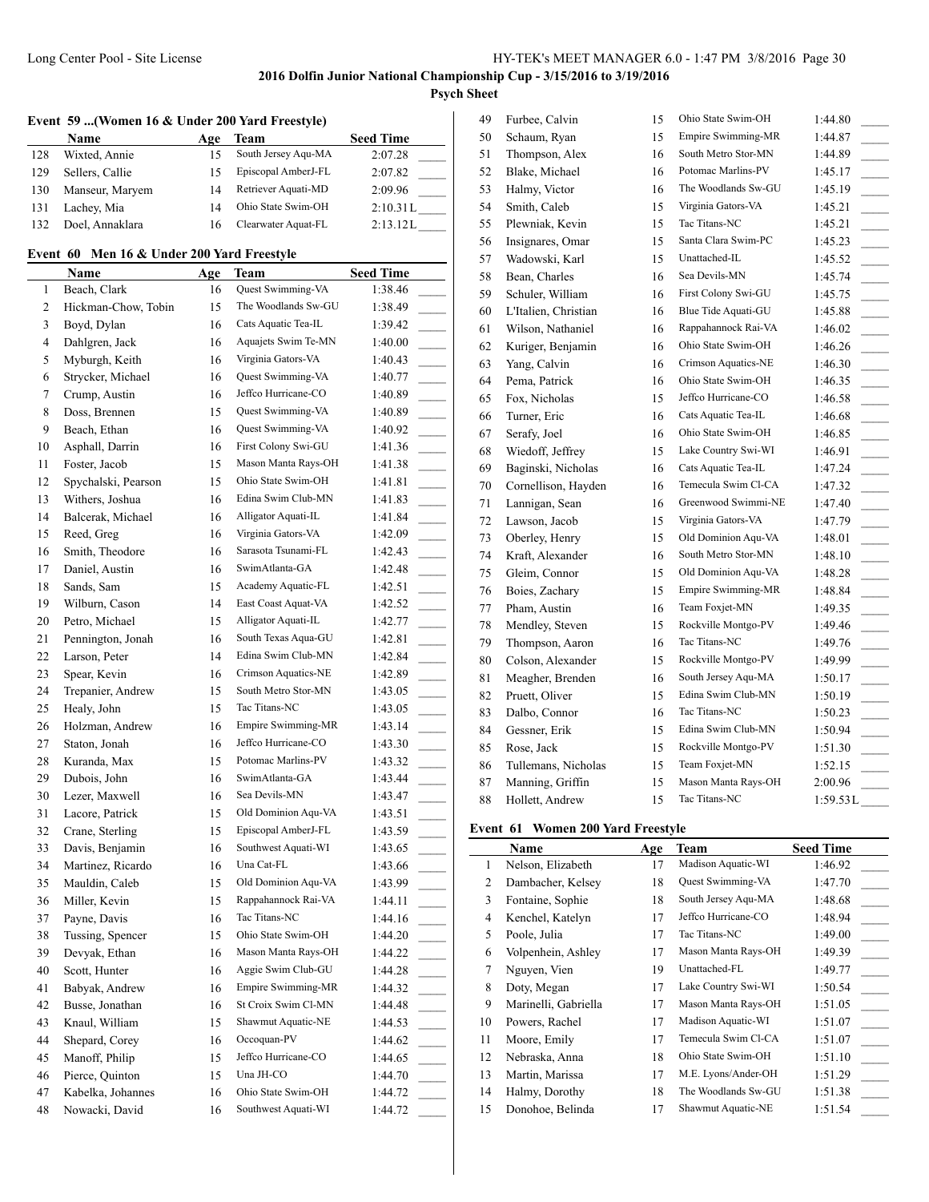## 2016 Dolfin Junior National Championship Cup - 3/15/2016 to 3/19/2016

### Psych Sheet

### Event 59 ...(Women 16 & Under 200 Yard Freestyle)

| | Name | Age | Team | Seed Time |
|---|---|---|---|---|
| 128 | Wixted, Annie | 15 | South Jersey Aqu-MA | 2:07.28 |
| 129 | Sellers, Callie | 15 | Episcopal AmberJ-FL | 2:07.82 |
| 130 | Manseur, Maryem | 14 | Retriever Aquati-MD | 2:09.96 |
| 131 | Lachey, Mia | 14 | Ohio State Swim-OH | 2:10.31L |
| 132 | Doel, Annaklara | 16 | Clearwater Aquat-FL | 2:13.12L |

### Event 60 Men 16 & Under 200 Yard Freestyle

| | Name | Age | Team | Seed Time |
|---|---|---|---|---|
| 1 | Beach, Clark | 16 | Quest Swimming-VA | 1:38.46 |
| 2 | Hickman-Chow, Tobin | 15 | The Woodlands Sw-GU | 1:38.49 |
| 3 | Boyd, Dylan | 16 | Cats Aquatic Tea-IL | 1:39.42 |
| 4 | Dahlgren, Jack | 16 | Aquajets Swim Te-MN | 1:40.00 |
| 5 | Myburgh, Keith | 16 | Virginia Gators-VA | 1:40.43 |
| 6 | Strycker, Michael | 16 | Quest Swimming-VA | 1:40.77 |
| 7 | Crump, Austin | 16 | Jeffco Hurricane-CO | 1:40.89 |
| 8 | Doss, Brennen | 15 | Quest Swimming-VA | 1:40.89 |
| 9 | Beach, Ethan | 16 | Quest Swimming-VA | 1:40.92 |
| 10 | Asphall, Darrin | 16 | First Colony Swi-GU | 1:41.36 |
| 11 | Foster, Jacob | 15 | Mason Manta Rays-OH | 1:41.38 |
| 12 | Spychalski, Pearson | 15 | Ohio State Swim-OH | 1:41.81 |
| 13 | Withers, Joshua | 16 | Edina Swim Club-MN | 1:41.83 |
| 14 | Balcerak, Michael | 16 | Alligator Aquati-IL | 1:41.84 |
| 15 | Reed, Greg | 16 | Virginia Gators-VA | 1:42.09 |
| 16 | Smith, Theodore | 16 | Sarasota Tsunami-FL | 1:42.43 |
| 17 | Daniel, Austin | 16 | SwimAtlanta-GA | 1:42.48 |
| 18 | Sands, Sam | 15 | Academy Aquatic-FL | 1:42.51 |
| 19 | Wilburn, Cason | 14 | East Coast Aquat-VA | 1:42.52 |
| 20 | Petro, Michael | 15 | Alligator Aquati-IL | 1:42.77 |
| 21 | Pennington, Jonah | 16 | South Texas Aqua-GU | 1:42.81 |
| 22 | Larson, Peter | 14 | Edina Swim Club-MN | 1:42.84 |
| 23 | Spear, Kevin | 16 | Crimson Aquatics-NE | 1:42.89 |
| 24 | Trepanier, Andrew | 15 | South Metro Stor-MN | 1:43.05 |
| 25 | Healy, John | 15 | Tac Titans-NC | 1:43.05 |
| 26 | Holzman, Andrew | 16 | Empire Swimming-MR | 1:43.14 |
| 27 | Staton, Jonah | 16 | Jeffco Hurricane-CO | 1:43.30 |
| 28 | Kuranda, Max | 15 | Potomac Marlins-PV | 1:43.32 |
| 29 | Dubois, John | 16 | SwimAtlanta-GA | 1:43.44 |
| 30 | Lezer, Maxwell | 16 | Sea Devils-MN | 1:43.47 |
| 31 | Lacore, Patrick | 15 | Old Dominion Aqu-VA | 1:43.51 |
| 32 | Crane, Sterling | 15 | Episcopal AmberJ-FL | 1:43.59 |
| 33 | Davis, Benjamin | 16 | Southwest Aquati-WI | 1:43.65 |
| 34 | Martinez, Ricardo | 16 | Una Cat-FL | 1:43.66 |
| 35 | Mauldin, Caleb | 15 | Old Dominion Aqu-VA | 1:43.99 |
| 36 | Miller, Kevin | 15 | Rappahannock Rai-VA | 1:44.11 |
| 37 | Payne, Davis | 16 | Tac Titans-NC | 1:44.16 |
| 38 | Tussing, Spencer | 15 | Ohio State Swim-OH | 1:44.20 |
| 39 | Devyak, Ethan | 16 | Mason Manta Rays-OH | 1:44.22 |
| 40 | Scott, Hunter | 16 | Aggie Swim Club-GU | 1:44.28 |
| 41 | Babyak, Andrew | 16 | Empire Swimming-MR | 1:44.32 |
| 42 | Busse, Jonathan | 16 | St Croix Swim Cl-MN | 1:44.48 |
| 43 | Knaul, William | 15 | Shawmut Aquatic-NE | 1:44.53 |
| 44 | Shepard, Corey | 16 | Occoquan-PV | 1:44.62 |
| 45 | Manoff, Philip | 15 | Jeffco Hurricane-CO | 1:44.65 |
| 46 | Pierce, Quinton | 15 | Una JH-CO | 1:44.70 |
| 47 | Kabelka, Johannes | 16 | Ohio State Swim-OH | 1:44.72 |
| 48 | Nowacki, David | 16 | Southwest Aquati-WI | 1:44.72 |
| 49 | Furbee, Calvin | 15 | Ohio State Swim-OH | 1:44.80 |
| 50 | Schaum, Ryan | 15 | Empire Swimming-MR | 1:44.87 |
| 51 | Thompson, Alex | 16 | South Metro Stor-MN | 1:44.89 |
| 52 | Blake, Michael | 16 | Potomac Marlins-PV | 1:45.17 |
| 53 | Halmy, Victor | 16 | The Woodlands Sw-GU | 1:45.19 |
| 54 | Smith, Caleb | 15 | Virginia Gators-VA | 1:45.21 |
| 55 | Plewniak, Kevin | 15 | Tac Titans-NC | 1:45.21 |
| 56 | Insignares, Omar | 15 | Santa Clara Swim-PC | 1:45.23 |
| 57 | Wadowski, Karl | 15 | Unattached-IL | 1:45.52 |
| 58 | Bean, Charles | 16 | Sea Devils-MN | 1:45.74 |
| 59 | Schuler, William | 16 | First Colony Swi-GU | 1:45.75 |
| 60 | L'Italien, Christian | 16 | Blue Tide Aquati-GU | 1:45.88 |
| 61 | Wilson, Nathaniel | 16 | Rappahannock Rai-VA | 1:46.02 |
| 62 | Kuriger, Benjamin | 16 | Ohio State Swim-OH | 1:46.26 |
| 63 | Yang, Calvin | 16 | Crimson Aquatics-NE | 1:46.30 |
| 64 | Pema, Patrick | 16 | Ohio State Swim-OH | 1:46.35 |
| 65 | Fox, Nicholas | 15 | Jeffco Hurricane-CO | 1:46.58 |
| 66 | Turner, Eric | 16 | Cats Aquatic Tea-IL | 1:46.68 |
| 67 | Serafy, Joel | 16 | Ohio State Swim-OH | 1:46.85 |
| 68 | Wiedoff, Jeffrey | 15 | Lake Country Swi-WI | 1:46.91 |
| 69 | Baginski, Nicholas | 16 | Cats Aquatic Tea-IL | 1:47.24 |
| 70 | Cornellison, Hayden | 16 | Temecula Swim Cl-CA | 1:47.32 |
| 71 | Lannigan, Sean | 16 | Greenwood Swimmi-NE | 1:47.40 |
| 72 | Lawson, Jacob | 15 | Virginia Gators-VA | 1:47.79 |
| 73 | Oberley, Henry | 15 | Old Dominion Aqu-VA | 1:48.01 |
| 74 | Kraft, Alexander | 16 | South Metro Stor-MN | 1:48.10 |
| 75 | Gleim, Connor | 15 | Old Dominion Aqu-VA | 1:48.28 |
| 76 | Boies, Zachary | 15 | Empire Swimming-MR | 1:48.84 |
| 77 | Pham, Austin | 16 | Team Foxjet-MN | 1:49.35 |
| 78 | Mendley, Steven | 15 | Rockville Montgo-PV | 1:49.46 |
| 79 | Thompson, Aaron | 16 | Tac Titans-NC | 1:49.76 |
| 80 | Colson, Alexander | 15 | Rockville Montgo-PV | 1:49.99 |
| 81 | Meagher, Brenden | 16 | South Jersey Aqu-MA | 1:50.17 |
| 82 | Pruett, Oliver | 15 | Edina Swim Club-MN | 1:50.19 |
| 83 | Dalbo, Connor | 16 | Tac Titans-NC | 1:50.23 |
| 84 | Gessner, Erik | 15 | Edina Swim Club-MN | 1:50.94 |
| 85 | Rose, Jack | 15 | Rockville Montgo-PV | 1:51.30 |
| 86 | Tullemans, Nicholas | 15 | Team Foxjet-MN | 1:52.15 |
| 87 | Manning, Griffin | 15 | Mason Manta Rays-OH | 2:00.96 |
| 88 | Hollett, Andrew | 15 | Tac Titans-NC | 1:59.53L |

### Event 61 Women 200 Yard Freestyle

| | Name | Age | Team | Seed Time |
|---|---|---|---|---|
| 1 | Nelson, Elizabeth | 17 | Madison Aquatic-WI | 1:46.92 |
| 2 | Dambacher, Kelsey | 18 | Quest Swimming-VA | 1:47.70 |
| 3 | Fontaine, Sophie | 18 | South Jersey Aqu-MA | 1:48.68 |
| 4 | Kenchel, Katelyn | 17 | Jeffco Hurricane-CO | 1:48.94 |
| 5 | Poole, Julia | 17 | Tac Titans-NC | 1:49.00 |
| 6 | Volpenhein, Ashley | 17 | Mason Manta Rays-OH | 1:49.39 |
| 7 | Nguyen, Vien | 19 | Unattached-FL | 1:49.77 |
| 8 | Doty, Megan | 17 | Lake Country Swi-WI | 1:50.54 |
| 9 | Marinelli, Gabriella | 17 | Mason Manta Rays-OH | 1:51.05 |
| 10 | Powers, Rachel | 17 | Madison Aquatic-WI | 1:51.07 |
| 11 | Moore, Emily | 17 | Temecula Swim Cl-CA | 1:51.07 |
| 12 | Nebraska, Anna | 18 | Ohio State Swim-OH | 1:51.10 |
| 13 | Martin, Marissa | 17 | M.E. Lyons/Ander-OH | 1:51.29 |
| 14 | Halmy, Dorothy | 18 | The Woodlands Sw-GU | 1:51.38 |
| 15 | Donohoe, Belinda | 17 | Shawmut Aquatic-NE | 1:51.54 |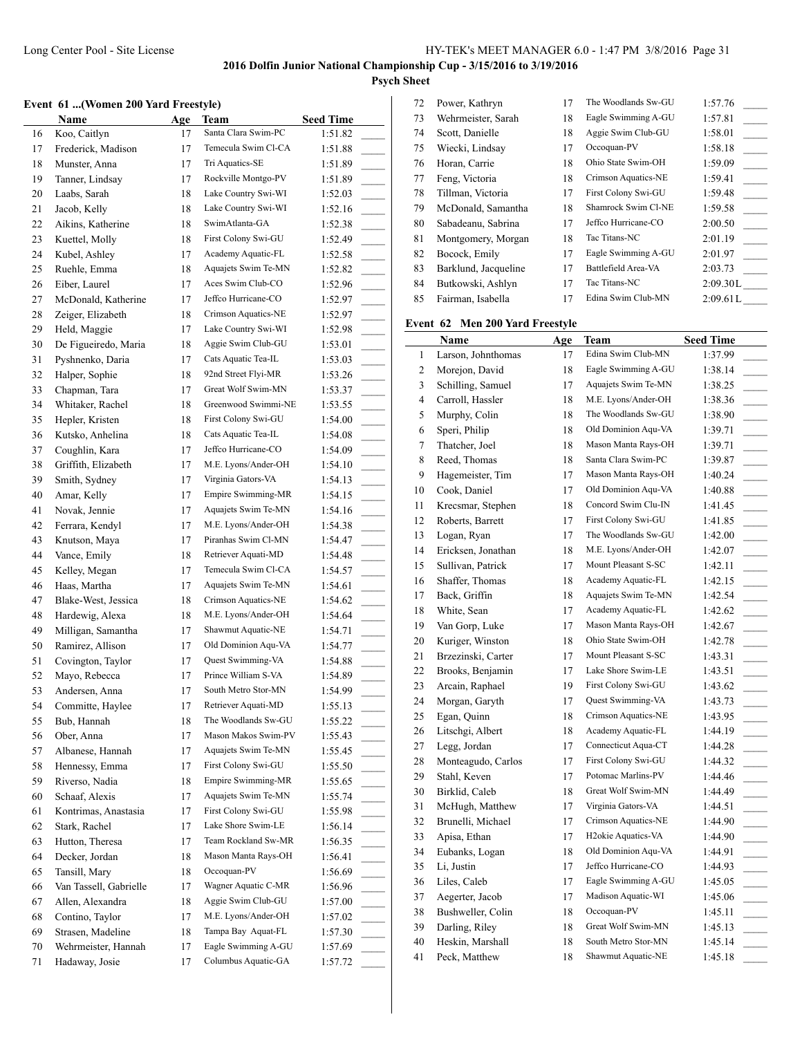**2016 Dolfin Junior National Championship Cup - 3/15/2016 to 3/19/2016**

**Psych Sheet**

### Event 61 ...(Women 200 Yard Freestyle)

| | Name | Age | Team | Seed Time | |
|---|---|---|---|---|---|
| 16 | Koo, Caitlyn | 17 | Santa Clara Swim-PC | 1:51.82 | _____ |
| 17 | Frederick, Madison | 17 | Temecula Swim Cl-CA | 1:51.88 | _____ |
| 18 | Munster, Anna | 17 | Tri Aquatics-SE | 1:51.89 | _____ |
| 19 | Tanner, Lindsay | 17 | Rockville Montgo-PV | 1:51.89 | _____ |
| 20 | Laabs, Sarah | 18 | Lake Country Swi-WI | 1:52.03 | _____ |
| 21 | Jacob, Kelly | 18 | Lake Country Swi-WI | 1:52.16 | _____ |
| 22 | Aikins, Katherine | 18 | SwimAtlanta-GA | 1:52.38 | _____ |
| 23 | Kuettel, Molly | 18 | First Colony Swi-GU | 1:52.49 | _____ |
| 24 | Kubel, Ashley | 17 | Academy Aquatic-FL | 1:52.58 | _____ |
| 25 | Ruehle, Emma | 18 | Aquajets Swim Te-MN | 1:52.82 | _____ |
| 26 | Eiber, Laurel | 17 | Aces Swim Club-CO | 1:52.96 | _____ |
| 27 | McDonald, Katherine | 17 | Jeffco Hurricane-CO | 1:52.97 | _____ |
| 28 | Zeiger, Elizabeth | 18 | Crimson Aquatics-NE | 1:52.97 | _____ |
| 29 | Held, Maggie | 17 | Lake Country Swi-WI | 1:52.98 | _____ |
| 30 | De Figueiredo, Maria | 18 | Aggie Swim Club-GU | 1:53.01 | _____ |
| 31 | Pyshnenko, Daria | 17 | Cats Aquatic Tea-IL | 1:53.03 | _____ |
| 32 | Halper, Sophie | 18 | 92nd Street Flyi-MR | 1:53.26 | _____ |
| 33 | Chapman, Tara | 17 | Great Wolf Swim-MN | 1:53.37 | _____ |
| 34 | Whitaker, Rachel | 18 | Greenwood Swimmi-NE | 1:53.55 | _____ |
| 35 | Hepler, Kristen | 18 | First Colony Swi-GU | 1:54.00 | _____ |
| 36 | Kutsko, Anhelina | 18 | Cats Aquatic Tea-IL | 1:54.08 | _____ |
| 37 | Coughlin, Kara | 17 | Jeffco Hurricane-CO | 1:54.09 | _____ |
| 38 | Griffith, Elizabeth | 17 | M.E. Lyons/Ander-OH | 1:54.10 | _____ |
| 39 | Smith, Sydney | 17 | Virginia Gators-VA | 1:54.13 | _____ |
| 40 | Amar, Kelly | 17 | Empire Swimming-MR | 1:54.15 | _____ |
| 41 | Novak, Jennie | 17 | Aquajets Swim Te-MN | 1:54.16 | _____ |
| 42 | Ferrara, Kendyl | 17 | M.E. Lyons/Ander-OH | 1:54.38 | _____ |
| 43 | Knutson, Maya | 17 | Piranhas Swim Cl-MN | 1:54.47 | _____ |
| 44 | Vance, Emily | 18 | Retriever Aquati-MD | 1:54.48 | _____ |
| 45 | Kelley, Megan | 17 | Temecula Swim Cl-CA | 1:54.57 | _____ |
| 46 | Haas, Martha | 17 | Aquajets Swim Te-MN | 1:54.61 | _____ |
| 47 | Blake-West, Jessica | 18 | Crimson Aquatics-NE | 1:54.62 | _____ |
| 48 | Hardewig, Alexa | 18 | M.E. Lyons/Ander-OH | 1:54.64 | _____ |
| 49 | Milligan, Samantha | 17 | Shawmut Aquatic-NE | 1:54.71 | _____ |
| 50 | Ramirez, Allison | 17 | Old Dominion Aqu-VA | 1:54.77 | _____ |
| 51 | Covington, Taylor | 17 | Quest Swimming-VA | 1:54.88 | _____ |
| 52 | Mayo, Rebecca | 17 | Prince William S-VA | 1:54.89 | _____ |
| 53 | Andersen, Anna | 17 | South Metro Stor-MN | 1:54.99 | _____ |
| 54 | Committe, Haylee | 17 | Retriever Aquati-MD | 1:55.13 | _____ |
| 55 | Bub, Hannah | 18 | The Woodlands Sw-GU | 1:55.22 | _____ |
| 56 | Ober, Anna | 17 | Mason Makos Swim-PV | 1:55.43 | _____ |
| 57 | Albanese, Hannah | 17 | Aquajets Swim Te-MN | 1:55.45 | _____ |
| 58 | Hennessy, Emma | 17 | First Colony Swi-GU | 1:55.50 | _____ |
| 59 | Riverso, Nadia | 18 | Empire Swimming-MR | 1:55.65 | _____ |
| 60 | Schaaf, Alexis | 17 | Aquajets Swim Te-MN | 1:55.74 | _____ |
| 61 | Kontrimas, Anastasia | 17 | First Colony Swi-GU | 1:55.98 | _____ |
| 62 | Stark, Rachel | 17 | Lake Shore Swim-LE | 1:56.14 | _____ |
| 63 | Hutton, Theresa | 17 | Team Rockland Sw-MR | 1:56.35 | _____ |
| 64 | Decker, Jordan | 18 | Mason Manta Rays-OH | 1:56.41 | _____ |
| 65 | Tansill, Mary | 18 | Occoquan-PV | 1:56.69 | _____ |
| 66 | Van Tassell, Gabrielle | 17 | Wagner Aquatic C-MR | 1:56.96 | _____ |
| 67 | Allen, Alexandra | 18 | Aggie Swim Club-GU | 1:57.00 | _____ |
| 68 | Contino, Taylor | 17 | M.E. Lyons/Ander-OH | 1:57.02 | _____ |
| 69 | Strasen, Madeline | 18 | Tampa Bay Aquat-FL | 1:57.30 | _____ |
| 70 | Wehrmeister, Hannah | 17 | Eagle Swimming A-GU | 1:57.69 | _____ |
| 71 | Hadaway, Josie | 17 | Columbus Aquatic-GA | 1:57.72 | _____ |
| 72 | Power, Kathryn | 17 | The Woodlands Sw-GU | 1:57.76 | _____ |
| 73 | Wehrmeister, Sarah | 18 | Eagle Swimming A-GU | 1:57.81 | _____ |
| 74 | Scott, Danielle | 18 | Aggie Swim Club-GU | 1:58.01 | _____ |
| 75 | Wiecki, Lindsay | 17 | Occoquan-PV | 1:58.18 | _____ |
| 76 | Horan, Carrie | 18 | Ohio State Swim-OH | 1:59.09 | _____ |
| 77 | Feng, Victoria | 18 | Crimson Aquatics-NE | 1:59.41 | _____ |
| 78 | Tillman, Victoria | 17 | First Colony Swi-GU | 1:59.48 | _____ |
| 79 | McDonald, Samantha | 18 | Shamrock Swim Cl-NE | 1:59.58 | _____ |
| 80 | Sabadeanu, Sabrina | 17 | Jeffco Hurricane-CO | 2:00.50 | _____ |
| 81 | Montgomery, Morgan | 18 | Tac Titans-NC | 2:01.19 | _____ |
| 82 | Bocock, Emily | 17 | Eagle Swimming A-GU | 2:01.97 | _____ |
| 83 | Barklund, Jacqueline | 17 | Battlefield Area-VA | 2:03.73 | _____ |
| 84 | Butkowski, Ashlyn | 17 | Tac Titans-NC | 2:09.30L | _____ |
| 85 | Fairman, Isabella | 17 | Edina Swim Club-MN | 2:09.61L | _____ |

### Event 62 Men 200 Yard Freestyle

| | Name | Age | Team | Seed Time | |
|---|---|---|---|---|---|
| 1 | Larson, Johnthomas | 17 | Edina Swim Club-MN | 1:37.99 | _____ |
| 2 | Morejon, David | 18 | Eagle Swimming A-GU | 1:38.14 | _____ |
| 3 | Schilling, Samuel | 17 | Aquajets Swim Te-MN | 1:38.25 | _____ |
| 4 | Carroll, Hassler | 18 | M.E. Lyons/Ander-OH | 1:38.36 | _____ |
| 5 | Murphy, Colin | 18 | The Woodlands Sw-GU | 1:38.90 | _____ |
| 6 | Speri, Philip | 18 | Old Dominion Aqu-VA | 1:39.71 | _____ |
| 7 | Thatcher, Joel | 18 | Mason Manta Rays-OH | 1:39.71 | _____ |
| 8 | Reed, Thomas | 18 | Santa Clara Swim-PC | 1:39.87 | _____ |
| 9 | Hagemeister, Tim | 17 | Mason Manta Rays-OH | 1:40.24 | _____ |
| 10 | Cook, Daniel | 17 | Old Dominion Aqu-VA | 1:40.88 | _____ |
| 11 | Krecsmar, Stephen | 18 | Concord Swim Clu-IN | 1:41.45 | _____ |
| 12 | Roberts, Barrett | 17 | First Colony Swi-GU | 1:41.85 | _____ |
| 13 | Logan, Ryan | 17 | The Woodlands Sw-GU | 1:42.00 | _____ |
| 14 | Ericksen, Jonathan | 18 | M.E. Lyons/Ander-OH | 1:42.07 | _____ |
| 15 | Sullivan, Patrick | 17 | Mount Pleasant S-SC | 1:42.11 | _____ |
| 16 | Shaffer, Thomas | 18 | Academy Aquatic-FL | 1:42.15 | _____ |
| 17 | Back, Griffin | 18 | Aquajets Swim Te-MN | 1:42.54 | _____ |
| 18 | White, Sean | 17 | Academy Aquatic-FL | 1:42.62 | _____ |
| 19 | Van Gorp, Luke | 17 | Mason Manta Rays-OH | 1:42.67 | _____ |
| 20 | Kuriger, Winston | 18 | Ohio State Swim-OH | 1:42.78 | _____ |
| 21 | Brzezinski, Carter | 17 | Mount Pleasant S-SC | 1:43.31 | _____ |
| 22 | Brooks, Benjamin | 17 | Lake Shore Swim-LE | 1:43.51 | _____ |
| 23 | Arcain, Raphael | 19 | First Colony Swi-GU | 1:43.62 | _____ |
| 24 | Morgan, Garyth | 17 | Quest Swimming-VA | 1:43.73 | _____ |
| 25 | Egan, Quinn | 18 | Crimson Aquatics-NE | 1:43.95 | _____ |
| 26 | Litschgi, Albert | 18 | Academy Aquatic-FL | 1:44.19 | _____ |
| 27 | Legg, Jordan | 17 | Connecticut Aqua-CT | 1:44.28 | _____ |
| 28 | Monteagudo, Carlos | 17 | First Colony Swi-GU | 1:44.32 | _____ |
| 29 | Stahl, Kevin | 17 | Potomac Marlins-PV | 1:44.46 | _____ |
| 30 | Birklid, Caleb | 18 | Great Wolf Swim-MN | 1:44.49 | _____ |
| 31 | McHugh, Matthew | 17 | Virginia Gators-VA | 1:44.51 | _____ |
| 32 | Brunelli, Michael | 17 | Crimson Aquatics-NE | 1:44.90 | _____ |
| 33 | Apisa, Ethan | 17 | H2okie Aquatics-VA | 1:44.90 | _____ |
| 34 | Eubanks, Logan | 18 | Old Dominion Aqu-VA | 1:44.91 | _____ |
| 35 | Li, Justin | 17 | Jeffco Hurricane-CO | 1:44.93 | _____ |
| 36 | Liles, Caleb | 17 | Eagle Swimming A-GU | 1:45.05 | _____ |
| 37 | Aegerter, Jacob | 17 | Madison Aquatic-WI | 1:45.06 | _____ |
| 38 | Bushweller, Colin | 18 | Occoquan-PV | 1:45.11 | _____ |
| 39 | Darling, Riley | 18 | Great Wolf Swim-MN | 1:45.13 | _____ |
| 40 | Heskin, Marshall | 18 | South Metro Stor-MN | 1:45.14 | _____ |
| 41 | Peck, Matthew | 18 | Shawmut Aquatic-NE | 1:45.18 | _____ |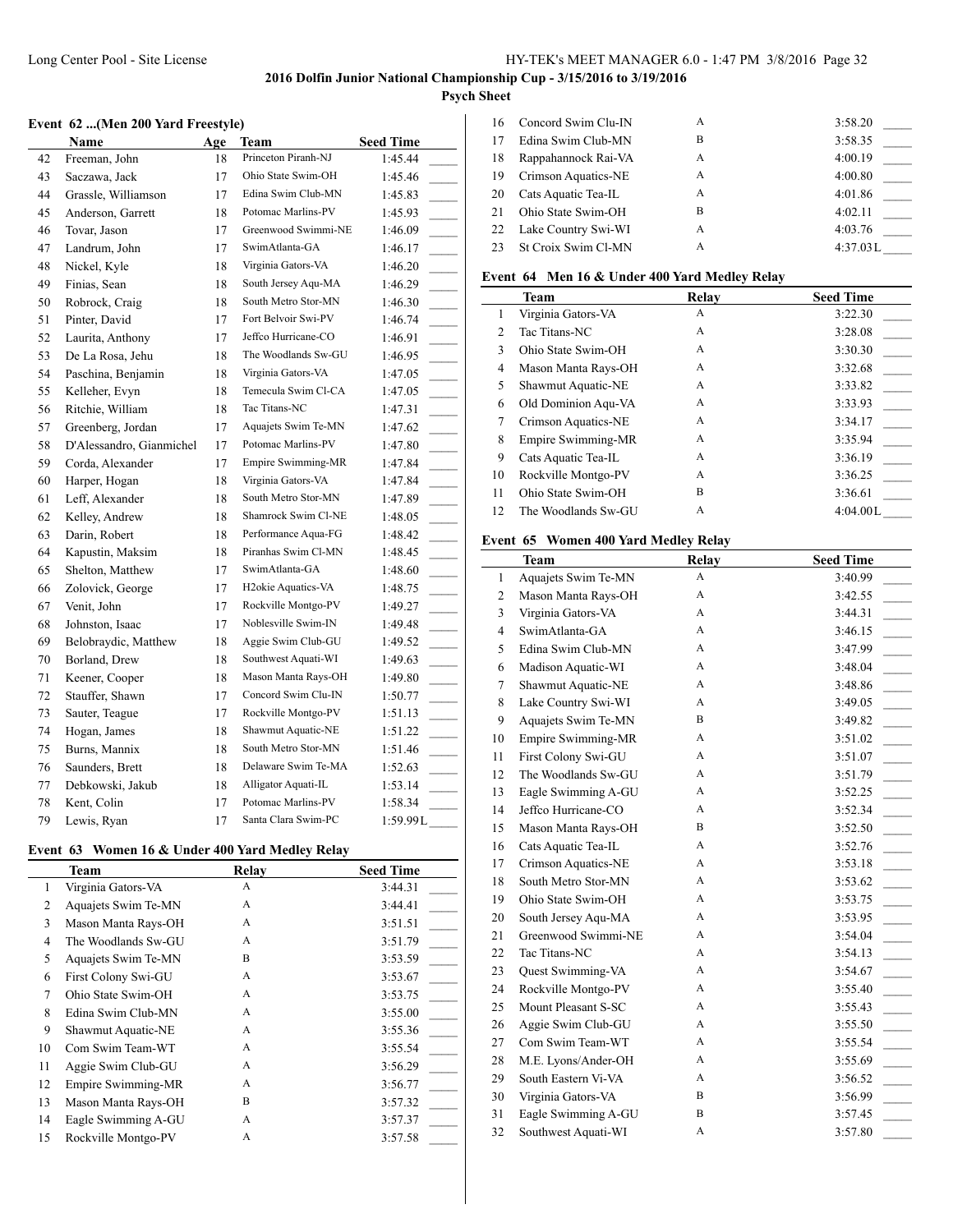## 2016 Dolfin Junior National Championship Cup - 3/15/2016 to 3/19/2016

**Psych Sheet**

### Event 62 ...(Men 200 Yard Freestyle)

| | Name | Age | Team | Seed Time | |
|---|---|---|---|---|---|
| 42 | Freeman, John | 18 | Princeton Piranh-NJ | 1:45.44 | _____ |
| 43 | Saczawa, Jack | 17 | Ohio State Swim-OH | 1:45.46 | _____ |
| 44 | Grassle, Williamson | 17 | Edina Swim Club-MN | 1:45.83 | _____ |
| 45 | Anderson, Garrett | 18 | Potomac Marlins-PV | 1:45.93 | _____ |
| 46 | Tovar, Jason | 17 | Greenwood Swimmi-NE | 1:46.09 | _____ |
| 47 | Landrum, John | 17 | SwimAtlanta-GA | 1:46.17 | _____ |
| 48 | Nickel, Kyle | 18 | Virginia Gators-VA | 1:46.20 | _____ |
| 49 | Finias, Sean | 18 | South Jersey Aqu-MA | 1:46.29 | _____ |
| 50 | Robrock, Craig | 18 | South Metro Stor-MN | 1:46.30 | _____ |
| 51 | Pinter, David | 17 | Fort Belvoir Swi-PV | 1:46.74 | _____ |
| 52 | Laurita, Anthony | 17 | Jeffco Hurricane-CO | 1:46.91 | _____ |
| 53 | De La Rosa, Jehu | 18 | The Woodlands Sw-GU | 1:46.95 | _____ |
| 54 | Paschina, Benjamin | 18 | Virginia Gators-VA | 1:47.05 | _____ |
| 55 | Kelleher, Evyn | 18 | Temecula Swim Cl-CA | 1:47.05 | _____ |
| 56 | Ritchie, William | 18 | Tac Titans-NC | 1:47.31 | _____ |
| 57 | Greenberg, Jordan | 17 | Aquajets Swim Te-MN | 1:47.62 | _____ |
| 58 | D'Alessandro, Gianmichel | 17 | Potomac Marlins-PV | 1:47.80 | _____ |
| 59 | Corda, Alexander | 17 | Empire Swimming-MR | 1:47.84 | _____ |
| 60 | Harper, Hogan | 18 | Virginia Gators-VA | 1:47.84 | _____ |
| 61 | Leff, Alexander | 18 | South Metro Stor-MN | 1:47.89 | _____ |
| 62 | Kelley, Andrew | 18 | Shamrock Swim Cl-NE | 1:48.05 | _____ |
| 63 | Darin, Robert | 18 | Performance Aqua-FG | 1:48.42 | _____ |
| 64 | Kapustin, Maksim | 18 | Piranhas Swim Cl-MN | 1:48.45 | _____ |
| 65 | Shelton, Matthew | 17 | SwimAtlanta-GA | 1:48.60 | _____ |
| 66 | Zolovick, George | 17 | H2okie Aquatics-VA | 1:48.75 | _____ |
| 67 | Venit, John | 17 | Rockville Montgo-PV | 1:49.27 | _____ |
| 68 | Johnston, Isaac | 17 | Noblesville Swim-IN | 1:49.48 | _____ |
| 69 | Belobraydic, Matthew | 18 | Aggie Swim Club-GU | 1:49.52 | _____ |
| 70 | Borland, Drew | 18 | Southwest Aquati-WI | 1:49.63 | _____ |
| 71 | Keener, Cooper | 18 | Mason Manta Rays-OH | 1:49.80 | _____ |
| 72 | Stauffer, Shawn | 17 | Concord Swim Clu-IN | 1:50.77 | _____ |
| 73 | Sauter, Teague | 17 | Rockville Montgo-PV | 1:51.13 | _____ |
| 74 | Hogan, James | 18 | Shawmut Aquatic-NE | 1:51.22 | _____ |
| 75 | Burns, Mannix | 18 | South Metro Stor-MN | 1:51.46 | _____ |
| 76 | Saunders, Brett | 18 | Delaware Swim Te-MA | 1:52.63 | _____ |
| 77 | Debkowski, Jakub | 18 | Alligator Aquati-IL | 1:53.14 | _____ |
| 78 | Kent, Colin | 17 | Potomac Marlins-PV | 1:58.34 | _____ |
| 79 | Lewis, Ryan | 17 | Santa Clara Swim-PC | 1:59.99L | _____ |

### Event 63 Women 16 & Under 400 Yard Medley Relay

| | Team | Relay | Seed Time | |
|---|---|---|---|---|
| 1 | Virginia Gators-VA | A | 3:44.31 | _____ |
| 2 | Aquajets Swim Te-MN | A | 3:44.41 | _____ |
| 3 | Mason Manta Rays-OH | A | 3:51.51 | _____ |
| 4 | The Woodlands Sw-GU | A | 3:51.79 | _____ |
| 5 | Aquajets Swim Te-MN | B | 3:53.59 | _____ |
| 6 | First Colony Swi-GU | A | 3:53.67 | _____ |
| 7 | Ohio State Swim-OH | A | 3:53.75 | _____ |
| 8 | Edina Swim Club-MN | A | 3:55.00 | _____ |
| 9 | Shawmut Aquatic-NE | A | 3:55.36 | _____ |
| 10 | Com Swim Team-WT | A | 3:55.54 | _____ |
| 11 | Aggie Swim Club-GU | A | 3:56.29 | _____ |
| 12 | Empire Swimming-MR | A | 3:56.77 | _____ |
| 13 | Mason Manta Rays-OH | B | 3:57.32 | _____ |
| 14 | Eagle Swimming A-GU | A | 3:57.37 | _____ |
| 15 | Rockville Montgo-PV | A | 3:57.58 | _____ |
| 16 | Concord Swim Clu-IN | A | 3:58.20 | _____ |
| 17 | Edina Swim Club-MN | B | 3:58.35 | _____ |
| 18 | Rappahannock Rai-VA | A | 4:00.19 | _____ |
| 19 | Crimson Aquatics-NE | A | 4:00.80 | _____ |
| 20 | Cats Aquatic Tea-IL | A | 4:01.86 | _____ |
| 21 | Ohio State Swim-OH | B | 4:02.11 | _____ |
| 22 | Lake Country Swi-WI | A | 4:03.76 | _____ |
| 23 | St Croix Swim Cl-MN | A | 4:37.03L | _____ |

### Event 64 Men 16 & Under 400 Yard Medley Relay

| | Team | Relay | Seed Time | |
|---|---|---|---|---|
| 1 | Virginia Gators-VA | A | 3:22.30 | _____ |
| 2 | Tac Titans-NC | A | 3:28.08 | _____ |
| 3 | Ohio State Swim-OH | A | 3:30.30 | _____ |
| 4 | Mason Manta Rays-OH | A | 3:32.68 | _____ |
| 5 | Shawmut Aquatic-NE | A | 3:33.82 | _____ |
| 6 | Old Dominion Aqu-VA | A | 3:33.93 | _____ |
| 7 | Crimson Aquatics-NE | A | 3:34.17 | _____ |
| 8 | Empire Swimming-MR | A | 3:35.94 | _____ |
| 9 | Cats Aquatic Tea-IL | A | 3:36.19 | _____ |
| 10 | Rockville Montgo-PV | A | 3:36.25 | _____ |
| 11 | Ohio State Swim-OH | B | 3:36.61 | _____ |
| 12 | The Woodlands Sw-GU | A | 4:04.00L | _____ |

### Event 65 Women 400 Yard Medley Relay

| | Team | Relay | Seed Time | |
|---|---|---|---|---|
| 1 | Aquajets Swim Te-MN | A | 3:40.99 | _____ |
| 2 | Mason Manta Rays-OH | A | 3:42.55 | _____ |
| 3 | Virginia Gators-VA | A | 3:44.31 | _____ |
| 4 | SwimAtlanta-GA | A | 3:46.15 | _____ |
| 5 | Edina Swim Club-MN | A | 3:47.99 | _____ |
| 6 | Madison Aquatic-WI | A | 3:48.04 | _____ |
| 7 | Shawmut Aquatic-NE | A | 3:48.86 | _____ |
| 8 | Lake Country Swi-WI | A | 3:49.05 | _____ |
| 9 | Aquajets Swim Te-MN | B | 3:49.82 | _____ |
| 10 | Empire Swimming-MR | A | 3:51.02 | _____ |
| 11 | First Colony Swi-GU | A | 3:51.07 | _____ |
| 12 | The Woodlands Sw-GU | A | 3:51.79 | _____ |
| 13 | Eagle Swimming A-GU | A | 3:52.25 | _____ |
| 14 | Jeffco Hurricane-CO | A | 3:52.34 | _____ |
| 15 | Mason Manta Rays-OH | B | 3:52.50 | _____ |
| 16 | Cats Aquatic Tea-IL | A | 3:52.76 | _____ |
| 17 | Crimson Aquatics-NE | A | 3:53.18 | _____ |
| 18 | South Metro Stor-MN | A | 3:53.62 | _____ |
| 19 | Ohio State Swim-OH | A | 3:53.75 | _____ |
| 20 | South Jersey Aqu-MA | A | 3:53.95 | _____ |
| 21 | Greenwood Swimmi-NE | A | 3:54.04 | _____ |
| 22 | Tac Titans-NC | A | 3:54.13 | _____ |
| 23 | Quest Swimming-VA | A | 3:54.67 | _____ |
| 24 | Rockville Montgo-PV | A | 3:55.40 | _____ |
| 25 | Mount Pleasant S-SC | A | 3:55.43 | _____ |
| 26 | Aggie Swim Club-GU | A | 3:55.50 | _____ |
| 27 | Com Swim Team-WT | A | 3:55.54 | _____ |
| 28 | M.E. Lyons/Ander-OH | A | 3:55.69 | _____ |
| 29 | South Eastern Vi-VA | A | 3:56.52 | _____ |
| 30 | Virginia Gators-VA | B | 3:56.99 | _____ |
| 31 | Eagle Swimming A-GU | B | 3:57.45 | _____ |
| 32 | Southwest Aquati-WI | A | 3:57.80 | _____ |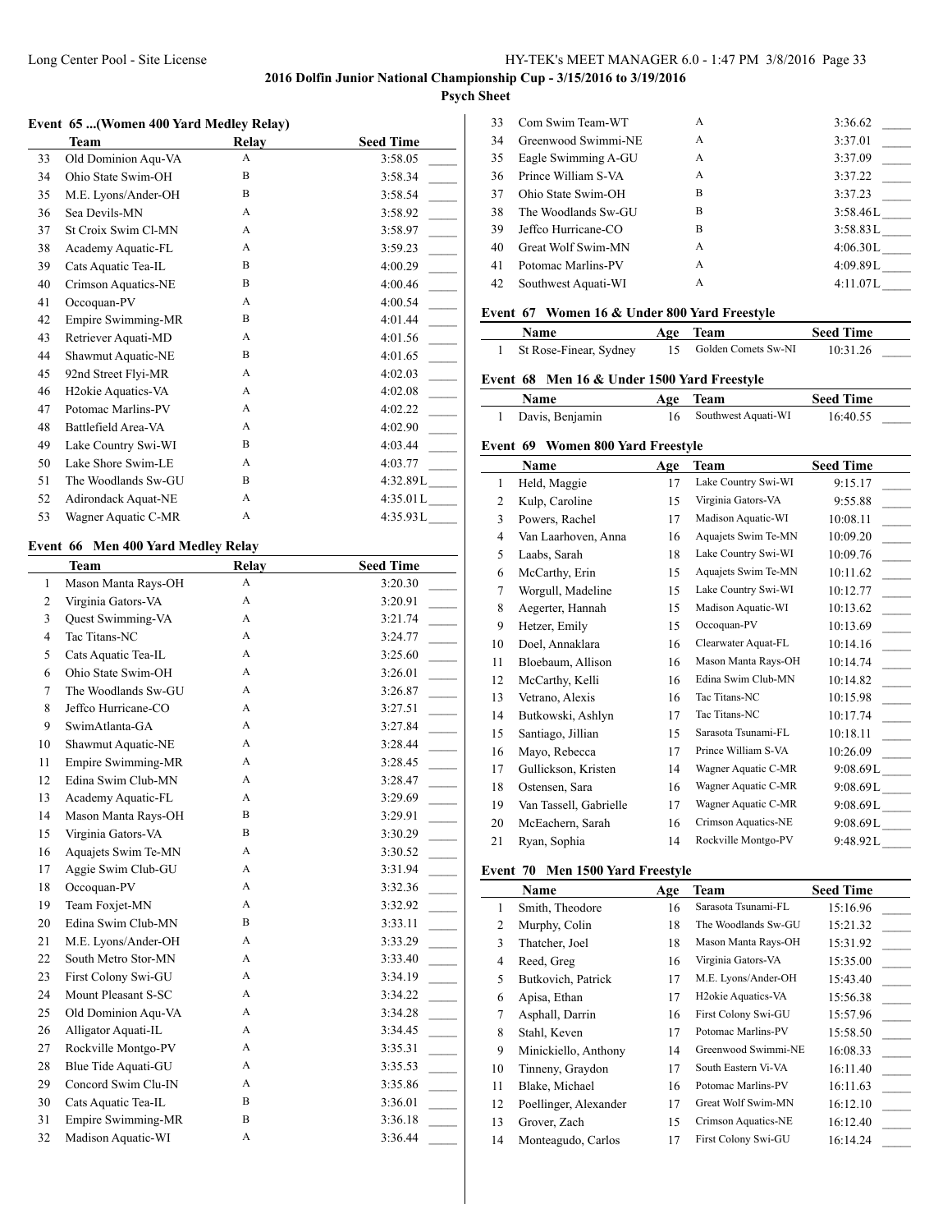**2016 Dolfin Junior National Championship Cup - 3/15/2016 to 3/19/2016**

**Psych Sheet**

### Event 65 ...(Women 400 Yard Medley Relay)

| | Team | Relay | Seed Time | |
|---|---|---|---|---|
| 33 | Old Dominion Aqu-VA | A | 3:58.05 | ____ |
| 34 | Ohio State Swim-OH | B | 3:58.34 | ____ |
| 35 | M.E. Lyons/Ander-OH | B | 3:58.54 | ____ |
| 36 | Sea Devils-MN | A | 3:58.92 | ____ |
| 37 | St Croix Swim Cl-MN | A | 3:58.97 | ____ |
| 38 | Academy Aquatic-FL | A | 3:59.23 | ____ |
| 39 | Cats Aquatic Tea-IL | B | 4:00.29 | ____ |
| 40 | Crimson Aquatics-NE | B | 4:00.46 | ____ |
| 41 | Occoquan-PV | A | 4:00.54 | ____ |
| 42 | Empire Swimming-MR | B | 4:01.44 | ____ |
| 43 | Retriever Aquati-MD | A | 4:01.56 | ____ |
| 44 | Shawmut Aquatic-NE | B | 4:01.65 | ____ |
| 45 | 92nd Street Flyi-MR | A | 4:02.03 | ____ |
| 46 | H2okie Aquatics-VA | A | 4:02.08 | ____ |
| 47 | Potomac Marlins-PV | A | 4:02.22 | ____ |
| 48 | Battlefield Area-VA | A | 4:02.90 | ____ |
| 49 | Lake Country Swi-WI | B | 4:03.44 | ____ |
| 50 | Lake Shore Swim-LE | A | 4:03.77 | ____ |
| 51 | The Woodlands Sw-GU | B | 4:32.89L | ____ |
| 52 | Adirondack Aquat-NE | A | 4:35.01L | ____ |
| 53 | Wagner Aquatic C-MR | A | 4:35.93L | ____ |

### Event 66 Men 400 Yard Medley Relay

| | Team | Relay | Seed Time | |
|---|---|---|---|---|
| 1 | Mason Manta Rays-OH | A | 3:20.30 | ____ |
| 2 | Virginia Gators-VA | A | 3:20.91 | ____ |
| 3 | Quest Swimming-VA | A | 3:21.74 | ____ |
| 4 | Tac Titans-NC | A | 3:24.77 | ____ |
| 5 | Cats Aquatic Tea-IL | A | 3:25.60 | ____ |
| 6 | Ohio State Swim-OH | A | 3:26.01 | ____ |
| 7 | The Woodlands Sw-GU | A | 3:26.87 | ____ |
| 8 | Jeffco Hurricane-CO | A | 3:27.51 | ____ |
| 9 | SwimAtlanta-GA | A | 3:27.84 | ____ |
| 10 | Shawmut Aquatic-NE | A | 3:28.44 | ____ |
| 11 | Empire Swimming-MR | A | 3:28.45 | ____ |
| 12 | Edina Swim Club-MN | A | 3:28.47 | ____ |
| 13 | Academy Aquatic-FL | A | 3:29.69 | ____ |
| 14 | Mason Manta Rays-OH | B | 3:29.91 | ____ |
| 15 | Virginia Gators-VA | B | 3:30.29 | ____ |
| 16 | Aquajets Swim Te-MN | A | 3:30.52 | ____ |
| 17 | Aggie Swim Club-GU | A | 3:31.94 | ____ |
| 18 | Occoquan-PV | A | 3:32.36 | ____ |
| 19 | Team Foxjet-MN | A | 3:32.92 | ____ |
| 20 | Edina Swim Club-MN | B | 3:33.11 | ____ |
| 21 | M.E. Lyons/Ander-OH | A | 3:33.29 | ____ |
| 22 | South Metro Stor-MN | A | 3:33.40 | ____ |
| 23 | First Colony Swi-GU | A | 3:34.19 | ____ |
| 24 | Mount Pleasant S-SC | A | 3:34.22 | ____ |
| 25 | Old Dominion Aqu-VA | A | 3:34.28 | ____ |
| 26 | Alligator Aquati-IL | A | 3:34.45 | ____ |
| 27 | Rockville Montgo-PV | A | 3:35.31 | ____ |
| 28 | Blue Tide Aquati-GU | A | 3:35.53 | ____ |
| 29 | Concord Swim Clu-IN | A | 3:35.86 | ____ |
| 30 | Cats Aquatic Tea-IL | B | 3:36.01 | ____ |
| 31 | Empire Swimming-MR | B | 3:36.18 | ____ |
| 32 | Madison Aquatic-WI | A | 3:36.44 | ____ |
| 33 | Com Swim Team-WT | A | 3:36.62 | ____ |
| 34 | Greenwood Swimmi-NE | A | 3:37.01 | ____ |
| 35 | Eagle Swimming A-GU | A | 3:37.09 | ____ |
| 36 | Prince William S-VA | A | 3:37.22 | ____ |
| 37 | Ohio State Swim-OH | B | 3:37.23 | ____ |
| 38 | The Woodlands Sw-GU | B | 3:58.46L | ____ |
| 39 | Jeffco Hurricane-CO | B | 3:58.83L | ____ |
| 40 | Great Wolf Swim-MN | A | 4:06.30L | ____ |
| 41 | Potomac Marlins-PV | A | 4:09.89L | ____ |
| 42 | Southwest Aquati-WI | A | 4:11.07L | ____ |

### Event 67 Women 16 & Under 800 Yard Freestyle

| | Name | Age | Team | Seed Time | |
|---|---|---|---|---|---|
| 1 | St Rose-Finear, Sydney | 15 | Golden Comets Sw-NI | 10:31.26 | ____ |

### Event 68 Men 16 & Under 1500 Yard Freestyle

| | Name | Age | Team | Seed Time | |
|---|---|---|---|---|---|
| 1 | Davis, Benjamin | 16 | Southwest Aquati-WI | 16:40.55 | ____ |

### Event 69 Women 800 Yard Freestyle

| | Name | Age | Team | Seed Time | |
|---|---|---|---|---|---|
| 1 | Held, Maggie | 17 | Lake Country Swi-WI | 9:15.17 | ____ |
| 2 | Kulp, Caroline | 15 | Virginia Gators-VA | 9:55.88 | ____ |
| 3 | Powers, Rachel | 17 | Madison Aquatic-WI | 10:08.11 | ____ |
| 4 | Van Laarhoven, Anna | 16 | Aquajets Swim Te-MN | 10:09.20 | ____ |
| 5 | Laabs, Sarah | 18 | Lake Country Swi-WI | 10:09.76 | ____ |
| 6 | McCarthy, Erin | 15 | Aquajets Swim Te-MN | 10:11.62 | ____ |
| 7 | Worgull, Madeline | 15 | Lake Country Swi-WI | 10:12.77 | ____ |
| 8 | Aegerter, Hannah | 15 | Madison Aquatic-WI | 10:13.62 | ____ |
| 9 | Hetzer, Emily | 15 | Occoquan-PV | 10:13.69 | ____ |
| 10 | Doel, Annaklara | 16 | Clearwater Aquat-FL | 10:14.16 | ____ |
| 11 | Bloebaum, Allison | 16 | Mason Manta Rays-OH | 10:14.74 | ____ |
| 12 | McCarthy, Kelli | 16 | Edina Swim Club-MN | 10:14.82 | ____ |
| 13 | Vetrano, Alexis | 16 | Tac Titans-NC | 10:15.98 | ____ |
| 14 | Butkowski, Ashlyn | 17 | Tac Titans-NC | 10:17.74 | ____ |
| 15 | Santiago, Jillian | 15 | Sarasota Tsunami-FL | 10:18.11 | ____ |
| 16 | Mayo, Rebecca | 17 | Prince William S-VA | 10:26.09 | ____ |
| 17 | Gullickson, Kristen | 14 | Wagner Aquatic C-MR | 9:08.69L | ____ |
| 18 | Ostensen, Sara | 16 | Wagner Aquatic C-MR | 9:08.69L | ____ |
| 19 | Van Tassell, Gabrielle | 17 | Wagner Aquatic C-MR | 9:08.69L | ____ |
| 20 | McEachern, Sarah | 16 | Crimson Aquatics-NE | 9:08.69L | ____ |
| 21 | Ryan, Sophia | 14 | Rockville Montgo-PV | 9:48.92L | ____ |

### Event 70 Men 1500 Yard Freestyle

| | Name | Age | Team | Seed Time | |
|---|---|---|---|---|---|
| 1 | Smith, Theodore | 16 | Sarasota Tsunami-FL | 15:16.96 | ____ |
| 2 | Murphy, Colin | 18 | The Woodlands Sw-GU | 15:21.32 | ____ |
| 3 | Thatcher, Joel | 18 | Mason Manta Rays-OH | 15:31.92 | ____ |
| 4 | Reed, Greg | 16 | Virginia Gators-VA | 15:35.00 | ____ |
| 5 | Butkovich, Patrick | 17 | M.E. Lyons/Ander-OH | 15:43.40 | ____ |
| 6 | Apisa, Ethan | 17 | H2okie Aquatics-VA | 15:56.38 | ____ |
| 7 | Asphall, Darrin | 16 | First Colony Swi-GU | 15:57.96 | ____ |
| 8 | Stahl, Keven | 17 | Potomac Marlins-PV | 15:58.50 | ____ |
| 9 | Minickiello, Anthony | 14 | Greenwood Swimmi-NE | 16:08.33 | ____ |
| 10 | Tinneny, Graydon | 17 | South Eastern Vi-VA | 16:11.40 | ____ |
| 11 | Blake, Michael | 16 | Potomac Marlins-PV | 16:11.63 | ____ |
| 12 | Poellinger, Alexander | 17 | Great Wolf Swim-MN | 16:12.10 | ____ |
| 13 | Grover, Zach | 15 | Crimson Aquatics-NE | 16:12.40 | ____ |
| 14 | Monteagudo, Carlos | 17 | First Colony Swi-GU | 16:14.24 | ____ |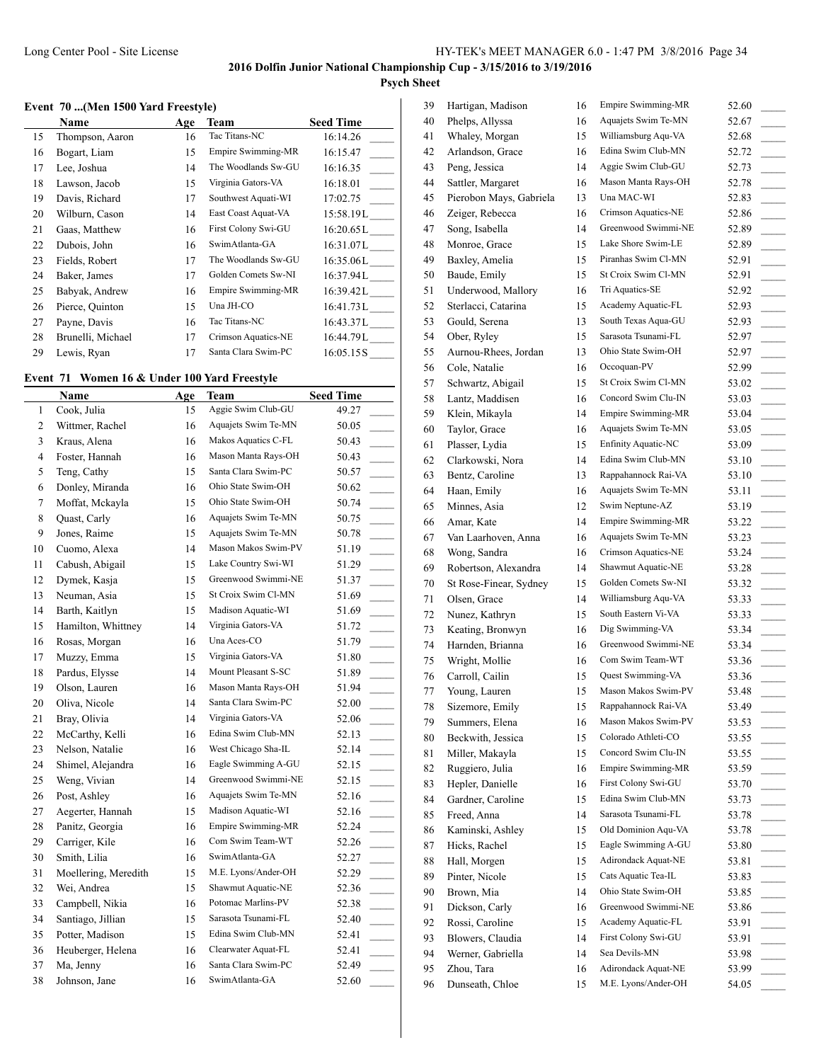## 2016 Dolfin Junior National Championship Cup - 3/15/2016 to 3/19/2016

**Psych Sheet**

### Event 70 ...(Men 1500 Yard Freestyle)

| | Name | Age | Team | Seed Time |
|---|---|---|---|---|
| 15 | Thompson, Aaron | 16 | Tac Titans-NC | 16:14.26 |
| 16 | Bogart, Liam | 15 | Empire Swimming-MR | 16:15.47 |
| 17 | Lee, Joshua | 14 | The Woodlands Sw-GU | 16:16.35 |
| 18 | Lawson, Jacob | 15 | Virginia Gators-VA | 16:18.01 |
| 19 | Davis, Richard | 17 | Southwest Aquati-WI | 17:02.75 |
| 20 | Wilburn, Cason | 14 | East Coast Aquat-VA | 15:58.19L |
| 21 | Gaas, Matthew | 16 | First Colony Swi-GU | 16:20.65L |
| 22 | Dubois, John | 16 | SwimAtlanta-GA | 16:31.07L |
| 23 | Fields, Robert | 17 | The Woodlands Sw-GU | 16:35.06L |
| 24 | Baker, James | 17 | Golden Comets Sw-NI | 16:37.94L |
| 25 | Babyak, Andrew | 16 | Empire Swimming-MR | 16:39.42L |
| 26 | Pierce, Quinton | 15 | Una JH-CO | 16:41.73L |
| 27 | Payne, Davis | 16 | Tac Titans-NC | 16:43.37L |
| 28 | Brunelli, Michael | 17 | Crimson Aquatics-NE | 16:44.79L |
| 29 | Lewis, Ryan | 17 | Santa Clara Swim-PC | 16:05.15S |

### Event 71 Women 16 & Under 100 Yard Freestyle

| | Name | Age | Team | Seed Time |
|---|---|---|---|---|
| 1 | Cook, Julia | 15 | Aggie Swim Club-GU | 49.27 |
| 2 | Wittmer, Rachel | 16 | Aquajets Swim Te-MN | 50.05 |
| 3 | Kraus, Alena | 16 | Makos Aquatics C-FL | 50.43 |
| 4 | Foster, Hannah | 16 | Mason Manta Rays-OH | 50.43 |
| 5 | Teng, Cathy | 15 | Santa Clara Swim-PC | 50.57 |
| 6 | Donley, Miranda | 16 | Ohio State Swim-OH | 50.62 |
| 7 | Moffat, Mckayla | 15 | Ohio State Swim-OH | 50.74 |
| 8 | Quast, Carly | 16 | Aquajets Swim Te-MN | 50.75 |
| 9 | Jones, Raime | 15 | Aquajets Swim Te-MN | 50.78 |
| 10 | Cuomo, Alexa | 14 | Mason Makos Swim-PV | 51.19 |
| 11 | Cabush, Abigail | 15 | Lake Country Swi-WI | 51.29 |
| 12 | Dymek, Kasja | 15 | Greenwood Swimmi-NE | 51.37 |
| 13 | Neuman, Asia | 15 | St Croix Swim Cl-MN | 51.69 |
| 14 | Barth, Kaitlyn | 15 | Madison Aquatic-WI | 51.69 |
| 15 | Hamilton, Whittney | 14 | Virginia Gators-VA | 51.72 |
| 16 | Rosas, Morgan | 16 | Una Aces-CO | 51.79 |
| 17 | Muzzy, Emma | 15 | Virginia Gators-VA | 51.80 |
| 18 | Pardus, Elysse | 14 | Mount Pleasant S-SC | 51.89 |
| 19 | Olson, Lauren | 16 | Mason Manta Rays-OH | 51.94 |
| 20 | Oliva, Nicole | 14 | Santa Clara Swim-PC | 52.00 |
| 21 | Bray, Olivia | 14 | Virginia Gators-VA | 52.06 |
| 22 | McCarthy, Kelli | 16 | Edina Swim Club-MN | 52.13 |
| 23 | Nelson, Natalie | 16 | West Chicago Sha-IL | 52.14 |
| 24 | Shimel, Alejandra | 16 | Eagle Swimming A-GU | 52.15 |
| 25 | Weng, Vivian | 14 | Greenwood Swimmi-NE | 52.15 |
| 26 | Post, Ashley | 16 | Aquajets Swim Te-MN | 52.16 |
| 27 | Aegerter, Hannah | 15 | Madison Aquatic-WI | 52.16 |
| 28 | Panitz, Georgia | 16 | Empire Swimming-MR | 52.24 |
| 29 | Carriger, Kile | 16 | Com Swim Team-WT | 52.26 |
| 30 | Smith, Lilia | 16 | SwimAtlanta-GA | 52.27 |
| 31 | Moellering, Meredith | 15 | M.E. Lyons/Ander-OH | 52.29 |
| 32 | Wei, Andrea | 15 | Shawmut Aquatic-NE | 52.36 |
| 33 | Campbell, Nikia | 16 | Potomac Marlins-PV | 52.38 |
| 34 | Santiago, Jillian | 15 | Sarasota Tsunami-FL | 52.40 |
| 35 | Potter, Madison | 15 | Edina Swim Club-MN | 52.41 |
| 36 | Heuberger, Helena | 16 | Clearwater Aquat-FL | 52.41 |
| 37 | Ma, Jenny | 16 | Santa Clara Swim-PC | 52.49 |
| 38 | Johnson, Jane | 16 | SwimAtlanta-GA | 52.60 |
| 39 | Hartigan, Madison | 16 | Empire Swimming-MR | 52.60 |
| 40 | Phelps, Allyssa | 16 | Aquajets Swim Te-MN | 52.67 |
| 41 | Whaley, Morgan | 15 | Williamsburg Aqu-VA | 52.68 |
| 42 | Arlandson, Grace | 16 | Edina Swim Club-MN | 52.72 |
| 43 | Peng, Jessica | 14 | Aggie Swim Club-GU | 52.73 |
| 44 | Sattler, Margaret | 16 | Mason Manta Rays-OH | 52.78 |
| 45 | Pierobon Mays, Gabriela | 13 | Una MAC-WI | 52.83 |
| 46 | Zeiger, Rebecca | 16 | Crimson Aquatics-NE | 52.86 |
| 47 | Song, Isabella | 14 | Greenwood Swimmi-NE | 52.89 |
| 48 | Monroe, Grace | 15 | Lake Shore Swim-LE | 52.89 |
| 49 | Baxley, Amelia | 15 | Piranhas Swim Cl-MN | 52.91 |
| 50 | Baude, Emily | 15 | St Croix Swim Cl-MN | 52.91 |
| 51 | Underwood, Mallory | 16 | Tri Aquatics-SE | 52.92 |
| 52 | Sterlacci, Catarina | 15 | Academy Aquatic-FL | 52.93 |
| 53 | Gould, Serena | 13 | South Texas Aqua-GU | 52.93 |
| 54 | Ober, Ryley | 15 | Sarasota Tsunami-FL | 52.97 |
| 55 | Aurnou-Rhees, Jordan | 13 | Ohio State Swim-OH | 52.97 |
| 56 | Cole, Natalie | 16 | Occoquan-PV | 52.99 |
| 57 | Schwartz, Abigail | 15 | St Croix Swim Cl-MN | 53.02 |
| 58 | Lantz, Maddisen | 16 | Concord Swim Clu-IN | 53.03 |
| 59 | Klein, Mikayla | 14 | Empire Swimming-MR | 53.04 |
| 60 | Taylor, Grace | 16 | Aquajets Swim Te-MN | 53.05 |
| 61 | Plasser, Lydia | 15 | Enfinity Aquatic-NC | 53.09 |
| 62 | Clarkowski, Nora | 14 | Edina Swim Club-MN | 53.10 |
| 63 | Bentz, Caroline | 13 | Rappahannock Rai-VA | 53.10 |
| 64 | Haan, Emily | 16 | Aquajets Swim Te-MN | 53.11 |
| 65 | Minnes, Asia | 12 | Swim Neptune-AZ | 53.19 |
| 66 | Amar, Kate | 14 | Empire Swimming-MR | 53.22 |
| 67 | Van Laarhoven, Anna | 16 | Aquajets Swim Te-MN | 53.23 |
| 68 | Wong, Sandra | 16 | Crimson Aquatics-NE | 53.24 |
| 69 | Robertson, Alexandra | 14 | Shawmut Aquatic-NE | 53.28 |
| 70 | St Rose-Finear, Sydney | 15 | Golden Comets Sw-NI | 53.32 |
| 71 | Olsen, Grace | 14 | Williamsburg Aqu-VA | 53.33 |
| 72 | Nunez, Kathryn | 15 | South Eastern Vi-VA | 53.33 |
| 73 | Keating, Bronwyn | 16 | Dig Swimming-VA | 53.34 |
| 74 | Harnden, Brianna | 16 | Greenwood Swimmi-NE | 53.34 |
| 75 | Wright, Mollie | 16 | Com Swim Team-WT | 53.36 |
| 76 | Carroll, Cailin | 15 | Quest Swimming-VA | 53.36 |
| 77 | Young, Lauren | 15 | Mason Makos Swim-PV | 53.48 |
| 78 | Sizemore, Emily | 15 | Rappahannock Rai-VA | 53.49 |
| 79 | Summers, Elena | 16 | Mason Makos Swim-PV | 53.53 |
| 80 | Beckwith, Jessica | 15 | Colorado Athleti-CO | 53.55 |
| 81 | Miller, Makayla | 15 | Concord Swim Clu-IN | 53.55 |
| 82 | Ruggiero, Julia | 16 | Empire Swimming-MR | 53.59 |
| 83 | Hepler, Danielle | 16 | First Colony Swi-GU | 53.70 |
| 84 | Gardner, Caroline | 15 | Edina Swim Club-MN | 53.73 |
| 85 | Freed, Anna | 14 | Sarasota Tsunami-FL | 53.78 |
| 86 | Kaminski, Ashley | 15 | Old Dominion Aqu-VA | 53.78 |
| 87 | Hicks, Rachel | 15 | Eagle Swimming A-GU | 53.80 |
| 88 | Hall, Morgen | 15 | Adirondack Aquat-NE | 53.81 |
| 89 | Pinter, Nicole | 15 | Cats Aquatic Tea-IL | 53.83 |
| 90 | Brown, Mia | 14 | Ohio State Swim-OH | 53.85 |
| 91 | Dickson, Carly | 16 | Greenwood Swimmi-NE | 53.86 |
| 92 | Rossi, Caroline | 15 | Academy Aquatic-FL | 53.91 |
| 93 | Blowers, Claudia | 14 | First Colony Swi-GU | 53.91 |
| 94 | Werner, Gabriella | 14 | Sea Devils-MN | 53.98 |
| 95 | Zhou, Tara | 16 | Adirondack Aquat-NE | 53.99 |
| 96 | Dunseath, Chloe | 15 | M.E. Lyons/Ander-OH | 54.05 |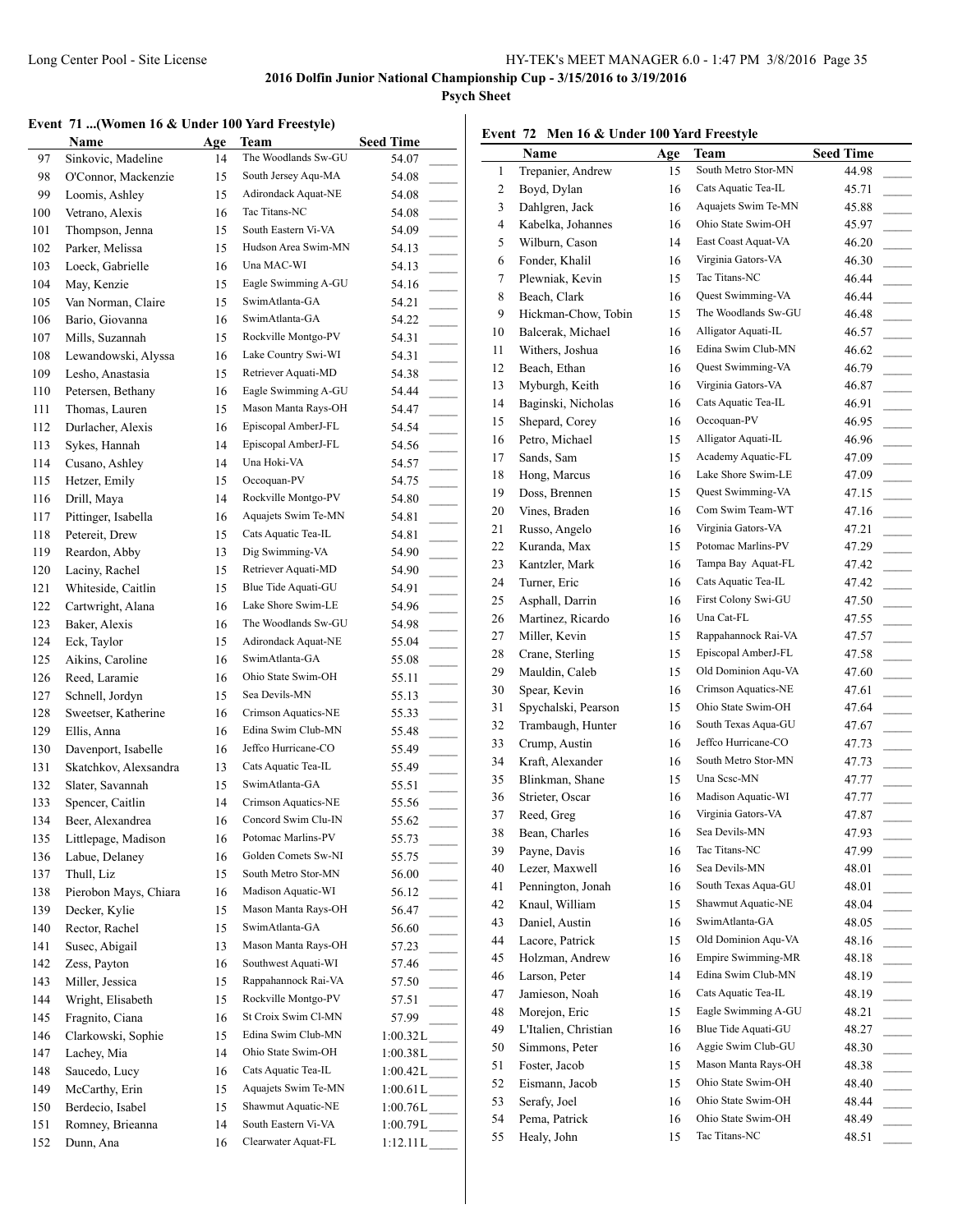**2016 Dolfin Junior National Championship Cup - 3/15/2016 to 3/19/2016**

**Psych Sheet**

## Event 71 ...(Women 16 & Under 100 Yard Freestyle)

| | Name | Age | Team | Seed Time | |
|---|---|---|---|---|---|
| 97 | Sinkovic, Madeline | 14 | The Woodlands Sw-GU | 54.07 | _____ |
| 98 | O'Connor, Mackenzie | 15 | South Jersey Aqu-MA | 54.08 | _____ |
| 99 | Loomis, Ashley | 15 | Adirondack Aquat-NE | 54.08 | _____ |
| 100 | Vetrano, Alexis | 16 | Tac Titans-NC | 54.08 | _____ |
| 101 | Thompson, Jenna | 15 | South Eastern Vi-VA | 54.09 | _____ |
| 102 | Parker, Melissa | 15 | Hudson Area Swim-MN | 54.13 | _____ |
| 103 | Loeck, Gabrielle | 16 | Una MAC-WI | 54.13 | _____ |
| 104 | May, Kenzie | 15 | Eagle Swimming A-GU | 54.16 | _____ |
| 105 | Van Norman, Claire | 15 | SwimAtlanta-GA | 54.21 | _____ |
| 106 | Bario, Giovanna | 16 | SwimAtlanta-GA | 54.22 | _____ |
| 107 | Mills, Suzannah | 15 | Rockville Montgo-PV | 54.31 | _____ |
| 108 | Lewandowski, Alyssa | 16 | Lake Country Swi-WI | 54.31 | _____ |
| 109 | Lesho, Anastasia | 15 | Retriever Aquati-MD | 54.38 | _____ |
| 110 | Petersen, Bethany | 16 | Eagle Swimming A-GU | 54.44 | _____ |
| 111 | Thomas, Lauren | 15 | Mason Manta Rays-OH | 54.47 | _____ |
| 112 | Durlacher, Alexis | 16 | Episcopal AmberJ-FL | 54.54 | _____ |
| 113 | Sykes, Hannah | 14 | Episcopal AmberJ-FL | 54.56 | _____ |
| 114 | Cusano, Ashley | 14 | Una Hoki-VA | 54.57 | _____ |
| 115 | Hetzer, Emily | 15 | Occoquan-PV | 54.75 | _____ |
| 116 | Drill, Maya | 14 | Rockville Montgo-PV | 54.80 | _____ |
| 117 | Pittinger, Isabella | 16 | Aquajets Swim Te-MN | 54.81 | _____ |
| 118 | Petereit, Drew | 15 | Cats Aquatic Tea-IL | 54.81 | _____ |
| 119 | Reardon, Abby | 13 | Dig Swimming-VA | 54.90 | _____ |
| 120 | Laciny, Rachel | 15 | Retriever Aquati-MD | 54.90 | _____ |
| 121 | Whiteside, Caitlin | 15 | Blue Tide Aquati-GU | 54.91 | _____ |
| 122 | Cartwright, Alana | 16 | Lake Shore Swim-LE | 54.96 | _____ |
| 123 | Baker, Alexis | 16 | The Woodlands Sw-GU | 54.98 | _____ |
| 124 | Eck, Taylor | 15 | Adirondack Aquat-NE | 55.04 | _____ |
| 125 | Aikins, Caroline | 16 | SwimAtlanta-GA | 55.08 | _____ |
| 126 | Reed, Laramie | 16 | Ohio State Swim-OH | 55.11 | _____ |
| 127 | Schnell, Jordyn | 15 | Sea Devils-MN | 55.13 | _____ |
| 128 | Sweetser, Katherine | 16 | Crimson Aquatics-NE | 55.33 | _____ |
| 129 | Ellis, Anna | 16 | Edina Swim Club-MN | 55.48 | _____ |
| 130 | Davenport, Isabelle | 16 | Jeffco Hurricane-CO | 55.49 | _____ |
| 131 | Skatchkov, Alexsandra | 13 | Cats Aquatic Tea-IL | 55.49 | _____ |
| 132 | Slater, Savannah | 15 | SwimAtlanta-GA | 55.51 | _____ |
| 133 | Spencer, Caitlin | 14 | Crimson Aquatics-NE | 55.56 | _____ |
| 134 | Beer, Alexandrea | 16 | Concord Swim Clu-IN | 55.62 | _____ |
| 135 | Littlepage, Madison | 16 | Potomac Marlins-PV | 55.73 | _____ |
| 136 | Labue, Delaney | 16 | Golden Comets Sw-NI | 55.75 | _____ |
| 137 | Thull, Liz | 15 | South Metro Stor-MN | 56.00 | _____ |
| 138 | Pierobon Mays, Chiara | 16 | Madison Aquatic-WI | 56.12 | _____ |
| 139 | Decker, Kylie | 15 | Mason Manta Rays-OH | 56.47 | _____ |
| 140 | Rector, Rachel | 15 | SwimAtlanta-GA | 56.60 | _____ |
| 141 | Susec, Abigail | 13 | Mason Manta Rays-OH | 57.23 | _____ |
| 142 | Zess, Payton | 16 | Southwest Aquati-WI | 57.46 | _____ |
| 143 | Miller, Jessica | 15 | Rappahannock Rai-VA | 57.50 | _____ |
| 144 | Wright, Elisabeth | 15 | Rockville Montgo-PV | 57.51 | _____ |
| 145 | Fragnito, Ciana | 16 | St Croix Swim Cl-MN | 57.99 | _____ |
| 146 | Clarkowski, Sophie | 15 | Edina Swim Club-MN | 1:00.32L | _____ |
| 147 | Lachey, Mia | 14 | Ohio State Swim-OH | 1:00.38L | _____ |
| 148 | Saucedo, Lucy | 16 | Cats Aquatic Tea-IL | 1:00.42L | _____ |
| 149 | McCarthy, Erin | 15 | Aquajets Swim Te-MN | 1:00.61L | _____ |
| 150 | Berdecio, Isabel | 15 | Shawmut Aquatic-NE | 1:00.76L | _____ |
| 151 | Romney, Brieanna | 14 | South Eastern Vi-VA | 1:00.79L | _____ |
| 152 | Dunn, Ana | 16 | Clearwater Aquat-FL | 1:12.11L | _____ |

## Event 72 Men 16 & Under 100 Yard Freestyle

| | Name | Age | Team | Seed Time | |
|---|---|---|---|---|---|
| 1 | Trepanier, Andrew | 15 | South Metro Stor-MN | 44.98 | _____ |
| 2 | Boyd, Dylan | 16 | Cats Aquatic Tea-IL | 45.71 | _____ |
| 3 | Dahlgren, Jack | 16 | Aquajets Swim Te-MN | 45.88 | _____ |
| 4 | Kabelka, Johannes | 16 | Ohio State Swim-OH | 45.97 | _____ |
| 5 | Wilburn, Cason | 14 | East Coast Aquat-VA | 46.20 | _____ |
| 6 | Fonder, Khalil | 16 | Virginia Gators-VA | 46.30 | _____ |
| 7 | Plewniak, Kevin | 15 | Tac Titans-NC | 46.44 | _____ |
| 8 | Beach, Clark | 16 | Quest Swimming-VA | 46.44 | _____ |
| 9 | Hickman-Chow, Tobin | 15 | The Woodlands Sw-GU | 46.48 | _____ |
| 10 | Balcerak, Michael | 16 | Alligator Aquati-IL | 46.57 | _____ |
| 11 | Withers, Joshua | 16 | Edina Swim Club-MN | 46.62 | _____ |
| 12 | Beach, Ethan | 16 | Quest Swimming-VA | 46.79 | _____ |
| 13 | Myburgh, Keith | 16 | Virginia Gators-VA | 46.87 | _____ |
| 14 | Baginski, Nicholas | 16 | Cats Aquatic Tea-IL | 46.91 | _____ |
| 15 | Shepard, Corey | 16 | Occoquan-PV | 46.95 | _____ |
| 16 | Petro, Michael | 15 | Alligator Aquati-IL | 46.96 | _____ |
| 17 | Sands, Sam | 15 | Academy Aquatic-FL | 47.09 | _____ |
| 18 | Hong, Marcus | 16 | Lake Shore Swim-LE | 47.09 | _____ |
| 19 | Doss, Brennen | 15 | Quest Swimming-VA | 47.15 | _____ |
| 20 | Vines, Braden | 16 | Com Swim Team-WT | 47.16 | _____ |
| 21 | Russo, Angelo | 16 | Virginia Gators-VA | 47.21 | _____ |
| 22 | Kuranda, Max | 15 | Potomac Marlins-PV | 47.29 | _____ |
| 23 | Kantzler, Mark | 16 | Tampa Bay Aquat-FL | 47.42 | _____ |
| 24 | Turner, Eric | 16 | Cats Aquatic Tea-IL | 47.42 | _____ |
| 25 | Asphall, Darrin | 16 | First Colony Swi-GU | 47.50 | _____ |
| 26 | Martinez, Ricardo | 16 | Una Cat-FL | 47.55 | _____ |
| 27 | Miller, Kevin | 15 | Rappahannock Rai-VA | 47.57 | _____ |
| 28 | Crane, Sterling | 15 | Episcopal AmberJ-FL | 47.58 | _____ |
| 29 | Mauldin, Caleb | 15 | Old Dominion Aqu-VA | 47.60 | _____ |
| 30 | Spear, Kevin | 16 | Crimson Aquatics-NE | 47.61 | _____ |
| 31 | Spychalski, Pearson | 15 | Ohio State Swim-OH | 47.64 | _____ |
| 32 | Trambaugh, Hunter | 16 | South Texas Aqua-GU | 47.67 | _____ |
| 33 | Crump, Austin | 16 | Jeffco Hurricane-CO | 47.73 | _____ |
| 34 | Kraft, Alexander | 16 | South Metro Stor-MN | 47.73 | _____ |
| 35 | Blinkman, Shane | 15 | Una Scsc-MN | 47.77 | _____ |
| 36 | Strieter, Oscar | 16 | Madison Aquatic-WI | 47.77 | _____ |
| 37 | Reed, Greg | 16 | Virginia Gators-VA | 47.87 | _____ |
| 38 | Bean, Charles | 16 | Sea Devils-MN | 47.93 | _____ |
| 39 | Payne, Davis | 16 | Tac Titans-NC | 47.99 | _____ |
| 40 | Lezer, Maxwell | 16 | Sea Devils-MN | 48.01 | _____ |
| 41 | Pennington, Jonah | 16 | South Texas Aqua-GU | 48.01 | _____ |
| 42 | Knaul, William | 15 | Shawmut Aquatic-NE | 48.04 | _____ |
| 43 | Daniel, Austin | 16 | SwimAtlanta-GA | 48.05 | _____ |
| 44 | Lacore, Patrick | 15 | Old Dominion Aqu-VA | 48.16 | _____ |
| 45 | Holzman, Andrew | 16 | Empire Swimming-MR | 48.18 | _____ |
| 46 | Larson, Peter | 14 | Edina Swim Club-MN | 48.19 | _____ |
| 47 | Jamieson, Noah | 16 | Cats Aquatic Tea-IL | 48.19 | _____ |
| 48 | Morejon, Eric | 15 | Eagle Swimming A-GU | 48.21 | _____ |
| 49 | L'Italien, Christian | 16 | Blue Tide Aquati-GU | 48.27 | _____ |
| 50 | Simmons, Peter | 16 | Aggie Swim Club-GU | 48.30 | _____ |
| 51 | Foster, Jacob | 15 | Mason Manta Rays-OH | 48.38 | _____ |
| 52 | Eismann, Jacob | 15 | Ohio State Swim-OH | 48.40 | _____ |
| 53 | Serafy, Joel | 16 | Ohio State Swim-OH | 48.44 | _____ |
| 54 | Pema, Patrick | 16 | Ohio State Swim-OH | 48.49 | _____ |
| 55 | Healy, John | 15 | Tac Titans-NC | 48.51 | _____ |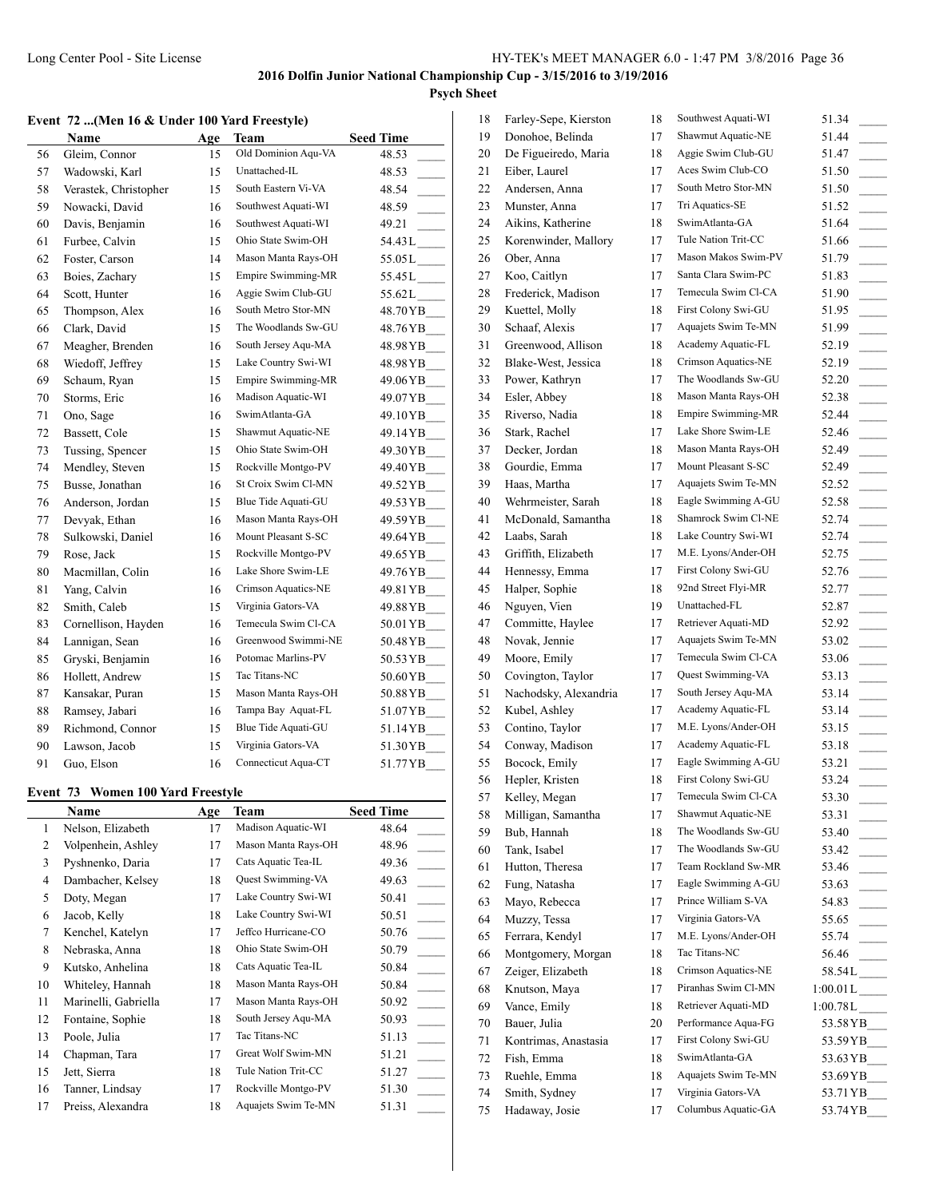**2016 Dolfin Junior National Championship Cup - 3/15/2016 to 3/19/2016**

**Psych Sheet**

### Event 72 ...(Men 16 & Under 100 Yard Freestyle)

| | Name | Age | Team | Seed Time |
|---|---|---|---|---|
| 56 | Gleim, Connor | 15 | Old Dominion Aqu-VA | 48.53 |
| 57 | Wadowski, Karl | 15 | Unattached-IL | 48.53 |
| 58 | Verastek, Christopher | 15 | South Eastern Vi-VA | 48.54 |
| 59 | Nowacki, David | 16 | Southwest Aquati-WI | 48.59 |
| 60 | Davis, Benjamin | 16 | Southwest Aquati-WI | 49.21 |
| 61 | Furbee, Calvin | 15 | Ohio State Swim-OH | 54.43L |
| 62 | Foster, Carson | 14 | Mason Manta Rays-OH | 55.05L |
| 63 | Boies, Zachary | 15 | Empire Swimming-MR | 55.45L |
| 64 | Scott, Hunter | 16 | Aggie Swim Club-GU | 55.62L |
| 65 | Thompson, Alex | 16 | South Metro Stor-MN | 48.70YB |
| 66 | Clark, David | 15 | The Woodlands Sw-GU | 48.76YB |
| 67 | Meagher, Brenden | 16 | South Jersey Aqu-MA | 48.98YB |
| 68 | Wiedoff, Jeffrey | 15 | Lake Country Swi-WI | 48.98YB |
| 69 | Schaum, Ryan | 15 | Empire Swimming-MR | 49.06YB |
| 70 | Storms, Eric | 16 | Madison Aquatic-WI | 49.07YB |
| 71 | Ono, Sage | 16 | SwimAtlanta-GA | 49.10YB |
| 72 | Bassett, Cole | 15 | Shawmut Aquatic-NE | 49.14YB |
| 73 | Tussing, Spencer | 15 | Ohio State Swim-OH | 49.30YB |
| 74 | Mendley, Steven | 15 | Rockville Montgo-PV | 49.40YB |
| 75 | Busse, Jonathan | 16 | St Croix Swim Cl-MN | 49.52YB |
| 76 | Anderson, Jordan | 15 | Blue Tide Aquati-GU | 49.53YB |
| 77 | Devyak, Ethan | 16 | Mason Manta Rays-OH | 49.59YB |
| 78 | Sulkowski, Daniel | 16 | Mount Pleasant S-SC | 49.64YB |
| 79 | Rose, Jack | 15 | Rockville Montgo-PV | 49.65YB |
| 80 | Macmillan, Colin | 16 | Lake Shore Swim-LE | 49.76YB |
| 81 | Yang, Calvin | 16 | Crimson Aquatics-NE | 49.81YB |
| 82 | Smith, Caleb | 15 | Virginia Gators-VA | 49.88YB |
| 83 | Cornellison, Hayden | 16 | Temecula Swim Cl-CA | 50.01YB |
| 84 | Lannigan, Sean | 16 | Greenwood Swimmi-NE | 50.48YB |
| 85 | Gryski, Benjamin | 16 | Potomac Marlins-PV | 50.53YB |
| 86 | Hollett, Andrew | 15 | Tac Titans-NC | 50.60YB |
| 87 | Kansakar, Puran | 15 | Mason Manta Rays-OH | 50.88YB |
| 88 | Ramsey, Jabari | 16 | Tampa Bay Aquat-FL | 51.07YB |
| 89 | Richmond, Connor | 15 | Blue Tide Aquati-GU | 51.14YB |
| 90 | Lawson, Jacob | 15 | Virginia Gators-VA | 51.30YB |
| 91 | Guo, Elson | 16 | Connecticut Aqua-CT | 51.77YB |

### Event 73 Women 100 Yard Freestyle

| | Name | Age | Team | Seed Time |
|---|---|---|---|---|
| 1 | Nelson, Elizabeth | 17 | Madison Aquatic-WI | 48.64 |
| 2 | Volpenhein, Ashley | 17 | Mason Manta Rays-OH | 48.96 |
| 3 | Pyshnenko, Daria | 17 | Cats Aquatic Tea-IL | 49.36 |
| 4 | Dambacher, Kelsey | 18 | Quest Swimming-VA | 49.63 |
| 5 | Doty, Megan | 17 | Lake Country Swi-WI | 50.41 |
| 6 | Jacob, Kelly | 18 | Lake Country Swi-WI | 50.51 |
| 7 | Kenchel, Katelyn | 17 | Jeffco Hurricane-CO | 50.76 |
| 8 | Nebraska, Anna | 18 | Ohio State Swim-OH | 50.79 |
| 9 | Kutsko, Anhelina | 18 | Cats Aquatic Tea-IL | 50.84 |
| 10 | Whiteley, Hannah | 18 | Mason Manta Rays-OH | 50.84 |
| 11 | Marinelli, Gabriella | 17 | Mason Manta Rays-OH | 50.92 |
| 12 | Fontaine, Sophie | 18 | South Jersey Aqu-MA | 50.93 |
| 13 | Poole, Julia | 17 | Tac Titans-NC | 51.13 |
| 14 | Chapman, Tara | 17 | Great Wolf Swim-MN | 51.21 |
| 15 | Jett, Sierra | 18 | Tule Nation Trit-CC | 51.27 |
| 16 | Tanner, Lindsay | 17 | Rockville Montgo-PV | 51.30 |
| 17 | Preiss, Alexandra | 18 | Aquajets Swim Te-MN | 51.31 |
| 18 | Farley-Sepe, Kierston | 18 | Southwest Aquati-WI | 51.34 |
| 19 | Donohoe, Belinda | 17 | Shawmut Aquatic-NE | 51.44 |
| 20 | De Figueiredo, Maria | 18 | Aggie Swim Club-GU | 51.47 |
| 21 | Eiber, Laurel | 17 | Aces Swim Club-CO | 51.50 |
| 22 | Andersen, Anna | 17 | South Metro Stor-MN | 51.50 |
| 23 | Munster, Anna | 17 | Tri Aquatics-SE | 51.52 |
| 24 | Aikins, Katherine | 18 | SwimAtlanta-GA | 51.64 |
| 25 | Korenwinder, Mallory | 17 | Tule Nation Trit-CC | 51.66 |
| 26 | Ober, Anna | 17 | Mason Makos Swim-PV | 51.79 |
| 27 | Koo, Caitlyn | 17 | Santa Clara Swim-PC | 51.83 |
| 28 | Frederick, Madison | 17 | Temecula Swim Cl-CA | 51.90 |
| 29 | Kuettel, Molly | 18 | First Colony Swi-GU | 51.95 |
| 30 | Schaaf, Alexis | 17 | Aquajets Swim Te-MN | 51.99 |
| 31 | Greenwood, Allison | 18 | Academy Aquatic-FL | 52.19 |
| 32 | Blake-West, Jessica | 18 | Crimson Aquatics-NE | 52.19 |
| 33 | Power, Kathryn | 17 | The Woodlands Sw-GU | 52.20 |
| 34 | Esler, Abbey | 18 | Mason Manta Rays-OH | 52.38 |
| 35 | Riverso, Nadia | 18 | Empire Swimming-MR | 52.44 |
| 36 | Stark, Rachel | 17 | Lake Shore Swim-LE | 52.46 |
| 37 | Decker, Jordan | 18 | Mason Manta Rays-OH | 52.49 |
| 38 | Gourdie, Emma | 17 | Mount Pleasant S-SC | 52.49 |
| 39 | Haas, Martha | 17 | Aquajets Swim Te-MN | 52.52 |
| 40 | Wehrmeister, Sarah | 18 | Eagle Swimming A-GU | 52.58 |
| 41 | McDonald, Samantha | 18 | Shamrock Swim Cl-NE | 52.74 |
| 42 | Laabs, Sarah | 18 | Lake Country Swi-WI | 52.74 |
| 43 | Griffith, Elizabeth | 17 | M.E. Lyons/Ander-OH | 52.75 |
| 44 | Hennessy, Emma | 17 | First Colony Swi-GU | 52.76 |
| 45 | Halper, Sophie | 18 | 92nd Street Flyi-MR | 52.77 |
| 46 | Nguyen, Vien | 19 | Unattached-FL | 52.87 |
| 47 | Committe, Haylee | 17 | Retriever Aquati-MD | 52.92 |
| 48 | Novak, Jennie | 17 | Aquajets Swim Te-MN | 53.02 |
| 49 | Moore, Emily | 17 | Temecula Swim Cl-CA | 53.06 |
| 50 | Covington, Taylor | 17 | Quest Swimming-VA | 53.13 |
| 51 | Nachodsky, Alexandria | 17 | South Jersey Aqu-MA | 53.14 |
| 52 | Kubel, Ashley | 17 | Academy Aquatic-FL | 53.14 |
| 53 | Contino, Taylor | 17 | M.E. Lyons/Ander-OH | 53.15 |
| 54 | Conway, Madison | 17 | Academy Aquatic-FL | 53.18 |
| 55 | Bocock, Emily | 17 | Eagle Swimming A-GU | 53.21 |
| 56 | Hepler, Kristen | 18 | First Colony Swi-GU | 53.24 |
| 57 | Kelley, Megan | 17 | Temecula Swim Cl-CA | 53.30 |
| 58 | Milligan, Samantha | 17 | Shawmut Aquatic-NE | 53.31 |
| 59 | Bub, Hannah | 18 | The Woodlands Sw-GU | 53.40 |
| 60 | Tank, Isabel | 17 | The Woodlands Sw-GU | 53.42 |
| 61 | Hutton, Theresa | 17 | Team Rockland Sw-MR | 53.46 |
| 62 | Fung, Natasha | 17 | Eagle Swimming A-GU | 53.63 |
| 63 | Mayo, Rebecca | 17 | Prince William S-VA | 54.83 |
| 64 | Muzzy, Tessa | 17 | Virginia Gators-VA | 55.65 |
| 65 | Ferrara, Kendyl | 17 | M.E. Lyons/Ander-OH | 55.74 |
| 66 | Montgomery, Morgan | 18 | Tac Titans-NC | 56.46 |
| 67 | Zeiger, Elizabeth | 18 | Crimson Aquatics-NE | 58.54L |
| 68 | Knutson, Maya | 17 | Piranhas Swim Cl-MN | 1:00.01L |
| 69 | Vance, Emily | 18 | Retriever Aquati-MD | 1:00.78L |
| 70 | Bauer, Julia | 20 | Performance Aqua-FG | 53.58YB |
| 71 | Kontrimas, Anastasia | 17 | First Colony Swi-GU | 53.59YB |
| 72 | Fish, Emma | 18 | SwimAtlanta-GA | 53.63YB |
| 73 | Ruehle, Emma | 18 | Aquajets Swim Te-MN | 53.69YB |
| 74 | Smith, Sydney | 17 | Virginia Gators-VA | 53.71YB |
| 75 | Hadaway, Josie | 17 | Columbus Aquatic-GA | 53.74YB |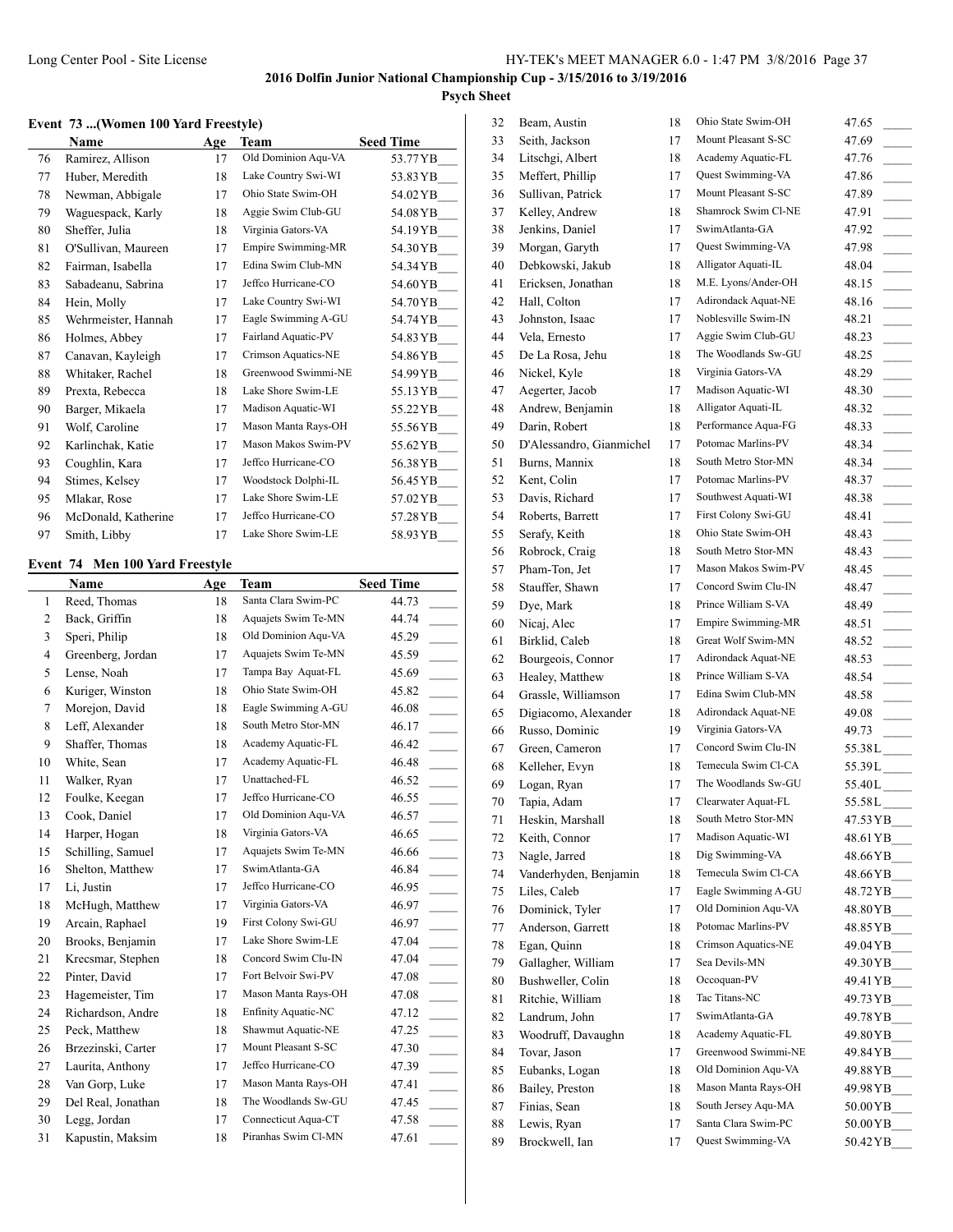**2016 Dolfin Junior National Championship Cup - 3/15/2016 to 3/19/2016**

**Psych Sheet**

### Event 73 ...(Women 100 Yard Freestyle)

| | Name | Age | Team | Seed Time |
|---|---|---|---|---|
| 76 | Ramirez, Allison | 17 | Old Dominion Aqu-VA | 53.77YB |
| 77 | Huber, Meredith | 18 | Lake Country Swi-WI | 53.83YB |
| 78 | Newman, Abbigale | 17 | Ohio State Swim-OH | 54.02YB |
| 79 | Waguespack, Karly | 18 | Aggie Swim Club-GU | 54.08YB |
| 80 | Sheffer, Julia | 18 | Virginia Gators-VA | 54.19YB |
| 81 | O'Sullivan, Maureen | 17 | Empire Swimming-MR | 54.30YB |
| 82 | Fairman, Isabella | 17 | Edina Swim Club-MN | 54.34YB |
| 83 | Sabadeanu, Sabrina | 17 | Jeffco Hurricane-CO | 54.60YB |
| 84 | Hein, Molly | 17 | Lake Country Swi-WI | 54.70YB |
| 85 | Wehrmeister, Hannah | 17 | Eagle Swimming A-GU | 54.74YB |
| 86 | Holmes, Abbey | 17 | Fairland Aquatic-PV | 54.83YB |
| 87 | Canavan, Kayleigh | 17 | Crimson Aquatics-NE | 54.86YB |
| 88 | Whitaker, Rachel | 18 | Greenwood Swimmi-NE | 54.99YB |
| 89 | Prexta, Rebecca | 18 | Lake Shore Swim-LE | 55.13YB |
| 90 | Barger, Mikaela | 17 | Madison Aquatic-WI | 55.22YB |
| 91 | Wolf, Caroline | 17 | Mason Manta Rays-OH | 55.56YB |
| 92 | Karlinchak, Katie | 17 | Mason Makos Swim-PV | 55.62YB |
| 93 | Coughlin, Kara | 17 | Jeffco Hurricane-CO | 56.38YB |
| 94 | Stimes, Kelsey | 17 | Woodstock Dolphi-IL | 56.45YB |
| 95 | Mlakar, Rose | 17 | Lake Shore Swim-LE | 57.02YB |
| 96 | McDonald, Katherine | 17 | Jeffco Hurricane-CO | 57.28YB |
| 97 | Smith, Libby | 17 | Lake Shore Swim-LE | 58.93YB |

### Event 74 Men 100 Yard Freestyle

| | Name | Age | Team | Seed Time |
|---|---|---|---|---|
| 1 | Reed, Thomas | 18 | Santa Clara Swim-PC | 44.73 |
| 2 | Back, Griffin | 18 | Aquajets Swim Te-MN | 44.74 |
| 3 | Speri, Philip | 18 | Old Dominion Aqu-VA | 45.29 |
| 4 | Greenberg, Jordan | 17 | Aquajets Swim Te-MN | 45.59 |
| 5 | Lense, Noah | 17 | Tampa Bay Aquat-FL | 45.69 |
| 6 | Kuriger, Winston | 18 | Ohio State Swim-OH | 45.82 |
| 7 | Morejon, David | 18 | Eagle Swimming A-GU | 46.08 |
| 8 | Leff, Alexander | 18 | South Metro Stor-MN | 46.17 |
| 9 | Shaffer, Thomas | 18 | Academy Aquatic-FL | 46.42 |
| 10 | White, Sean | 17 | Academy Aquatic-FL | 46.48 |
| 11 | Walker, Ryan | 17 | Unattached-FL | 46.52 |
| 12 | Foulke, Keegan | 17 | Jeffco Hurricane-CO | 46.55 |
| 13 | Cook, Daniel | 17 | Old Dominion Aqu-VA | 46.57 |
| 14 | Harper, Hogan | 18 | Virginia Gators-VA | 46.65 |
| 15 | Schilling, Samuel | 17 | Aquajets Swim Te-MN | 46.66 |
| 16 | Shelton, Matthew | 17 | SwimAtlanta-GA | 46.84 |
| 17 | Li, Justin | 17 | Jeffco Hurricane-CO | 46.95 |
| 18 | McHugh, Matthew | 17 | Virginia Gators-VA | 46.97 |
| 19 | Arcain, Raphael | 19 | First Colony Swi-GU | 46.97 |
| 20 | Brooks, Benjamin | 17 | Lake Shore Swim-LE | 47.04 |
| 21 | Krecsmar, Stephen | 18 | Concord Swim Clu-IN | 47.04 |
| 22 | Pinter, David | 17 | Fort Belvoir Swi-PV | 47.08 |
| 23 | Hagemeister, Tim | 17 | Mason Manta Rays-OH | 47.08 |
| 24 | Richardson, Andre | 18 | Enfinity Aquatic-NC | 47.12 |
| 25 | Peck, Matthew | 18 | Shawmut Aquatic-NE | 47.25 |
| 26 | Brzezinski, Carter | 17 | Mount Pleasant S-SC | 47.30 |
| 27 | Laurita, Anthony | 17 | Jeffco Hurricane-CO | 47.39 |
| 28 | Van Gorp, Luke | 17 | Mason Manta Rays-OH | 47.41 |
| 29 | Del Real, Jonathan | 18 | The Woodlands Sw-GU | 47.45 |
| 30 | Legg, Jordan | 17 | Connecticut Aqua-CT | 47.58 |
| 31 | Kapustin, Maksim | 18 | Piranhas Swim Cl-MN | 47.61 |
| 32 | Beam, Austin | 18 | Ohio State Swim-OH | 47.65 |
| 33 | Seith, Jackson | 17 | Mount Pleasant S-SC | 47.69 |
| 34 | Litschgi, Albert | 18 | Academy Aquatic-FL | 47.76 |
| 35 | Meffert, Phillip | 17 | Quest Swimming-VA | 47.86 |
| 36 | Sullivan, Patrick | 17 | Mount Pleasant S-SC | 47.89 |
| 37 | Kelley, Andrew | 18 | Shamrock Swim Cl-NE | 47.91 |
| 38 | Jenkins, Daniel | 17 | SwimAtlanta-GA | 47.92 |
| 39 | Morgan, Garyth | 17 | Quest Swimming-VA | 47.98 |
| 40 | Debkowski, Jakub | 18 | Alligator Aquati-IL | 48.04 |
| 41 | Ericksen, Jonathan | 18 | M.E. Lyons/Ander-OH | 48.15 |
| 42 | Hall, Colton | 17 | Adirondack Aquat-NE | 48.16 |
| 43 | Johnston, Isaac | 17 | Noblesville Swim-IN | 48.21 |
| 44 | Vela, Ernesto | 17 | Aggie Swim Club-GU | 48.23 |
| 45 | De La Rosa, Jehu | 18 | The Woodlands Sw-GU | 48.25 |
| 46 | Nickel, Kyle | 18 | Virginia Gators-VA | 48.29 |
| 47 | Aegerter, Jacob | 17 | Madison Aquatic-WI | 48.30 |
| 48 | Andrew, Benjamin | 18 | Alligator Aquati-IL | 48.32 |
| 49 | Darin, Robert | 18 | Performance Aqua-FG | 48.33 |
| 50 | D'Alessandro, Gianmichel | 17 | Potomac Marlins-PV | 48.34 |
| 51 | Burns, Mannix | 18 | South Metro Stor-MN | 48.34 |
| 52 | Kent, Colin | 17 | Potomac Marlins-PV | 48.37 |
| 53 | Davis, Richard | 17 | Southwest Aquati-WI | 48.38 |
| 54 | Roberts, Barrett | 17 | First Colony Swi-GU | 48.41 |
| 55 | Serafy, Keith | 18 | Ohio State Swim-OH | 48.43 |
| 56 | Robrock, Craig | 18 | South Metro Stor-MN | 48.43 |
| 57 | Pham-Ton, Jet | 17 | Mason Makos Swim-PV | 48.45 |
| 58 | Stauffer, Shawn | 17 | Concord Swim Clu-IN | 48.47 |
| 59 | Dye, Mark | 18 | Prince William S-VA | 48.49 |
| 60 | Nicaj, Alec | 17 | Empire Swimming-MR | 48.51 |
| 61 | Birklid, Caleb | 18 | Great Wolf Swim-MN | 48.52 |
| 62 | Bourgeois, Connor | 17 | Adirondack Aquat-NE | 48.53 |
| 63 | Healey, Matthew | 18 | Prince William S-VA | 48.54 |
| 64 | Grassle, Williamson | 17 | Edina Swim Club-MN | 48.58 |
| 65 | Digiacomo, Alexander | 18 | Adirondack Aquat-NE | 49.08 |
| 66 | Russo, Dominic | 19 | Virginia Gators-VA | 49.73 |
| 67 | Green, Cameron | 17 | Concord Swim Clu-IN | 55.38L |
| 68 | Kelleher, Evyn | 18 | Temecula Swim Cl-CA | 55.39L |
| 69 | Logan, Ryan | 17 | The Woodlands Sw-GU | 55.40L |
| 70 | Tapia, Adam | 17 | Clearwater Aquat-FL | 55.58L |
| 71 | Heskin, Marshall | 18 | South Metro Stor-MN | 47.53YB |
| 72 | Keith, Connor | 17 | Madison Aquatic-WI | 48.61YB |
| 73 | Nagle, Jarred | 18 | Dig Swimming-VA | 48.66YB |
| 74 | Vanderhyden, Benjamin | 18 | Temecula Swim Cl-CA | 48.66YB |
| 75 | Liles, Caleb | 17 | Eagle Swimming A-GU | 48.72YB |
| 76 | Dominick, Tyler | 17 | Old Dominion Aqu-VA | 48.80YB |
| 77 | Anderson, Garrett | 18 | Potomac Marlins-PV | 48.85YB |
| 78 | Egan, Quinn | 18 | Crimson Aquatics-NE | 49.04YB |
| 79 | Gallagher, William | 17 | Sea Devils-MN | 49.30YB |
| 80 | Bushweller, Colin | 18 | Occoquan-PV | 49.41YB |
| 81 | Ritchie, William | 18 | Tac Titans-NC | 49.73YB |
| 82 | Landrum, John | 17 | SwimAtlanta-GA | 49.78YB |
| 83 | Woodruff, Davaughn | 18 | Academy Aquatic-FL | 49.80YB |
| 84 | Tovar, Jason | 17 | Greenwood Swimmi-NE | 49.84YB |
| 85 | Eubanks, Logan | 18 | Old Dominion Aqu-VA | 49.88YB |
| 86 | Bailey, Preston | 18 | Mason Manta Rays-OH | 49.98YB |
| 87 | Finias, Sean | 18 | South Jersey Aqu-MA | 50.00YB |
| 88 | Lewis, Ryan | 17 | Santa Clara Swim-PC | 50.00YB |
| 89 | Brockwell, Ian | 17 | Quest Swimming-VA | 50.42YB |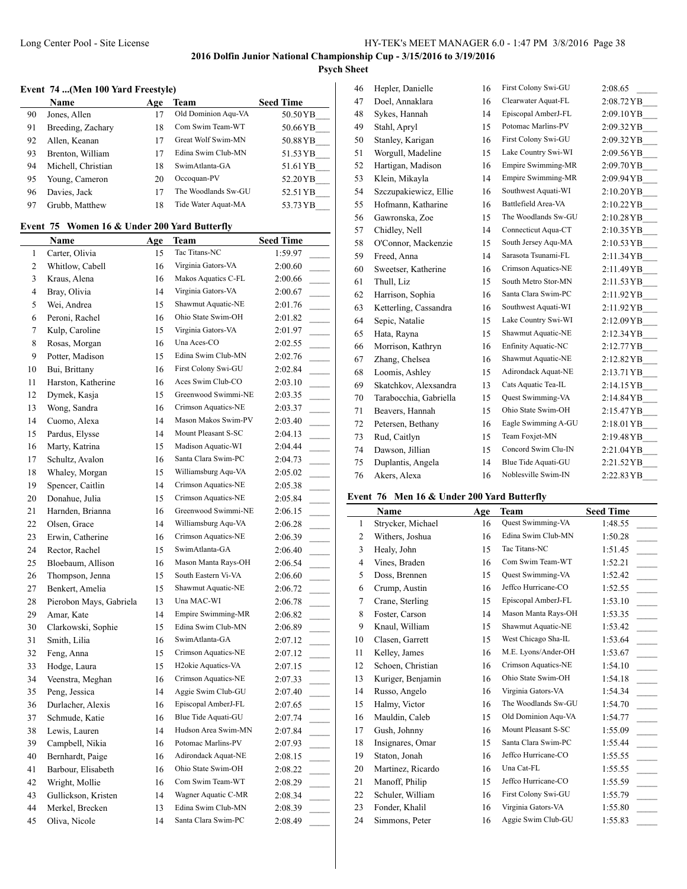## 2016 Dolfin Junior National Championship Cup - 3/15/2016 to 3/19/2016

### Psych Sheet

#### Event 74 ...(Men 100 Yard Freestyle)

| | Name | Age | Team | Seed Time |
|---|---|---|---|---|
| 90 | Jones, Allen | 17 | Old Dominion Aqu-VA | 50.50YB___ |
| 91 | Breeding, Zachary | 18 | Com Swim Team-WT | 50.66YB___ |
| 92 | Allen, Keanan | 17 | Great Wolf Swim-MN | 50.88YB___ |
| 93 | Brenton, William | 17 | Edina Swim Club-MN | 51.53YB___ |
| 94 | Michell, Christian | 18 | SwimAtlanta-GA | 51.61YB___ |
| 95 | Young, Cameron | 20 | Occoquan-PV | 52.20YB___ |
| 96 | Davies, Jack | 17 | The Woodlands Sw-GU | 52.51YB___ |
| 97 | Grubb, Matthew | 18 | Tide Water Aquat-MA | 53.73YB___ |

#### Event 75 Women 16 & Under 200 Yard Butterfly

| | Name | Age | Team | Seed Time |
|---|---|---|---|---|
| 1 | Carter, Olivia | 15 | Tac Titans-NC | 1:59.97 _____ |
| 2 | Whitlow, Cabell | 16 | Virginia Gators-VA | 2:00.60 _____ |
| 3 | Kraus, Alena | 16 | Makos Aquatics C-FL | 2:00.66 _____ |
| 4 | Bray, Olivia | 14 | Virginia Gators-VA | 2:00.67 _____ |
| 5 | Wei, Andrea | 15 | Shawmut Aquatic-NE | 2:01.76 _____ |
| 6 | Peroni, Rachel | 16 | Ohio State Swim-OH | 2:01.82 _____ |
| 7 | Kulp, Caroline | 15 | Virginia Gators-VA | 2:01.97 _____ |
| 8 | Rosas, Morgan | 16 | Una Aces-CO | 2:02.55 _____ |
| 9 | Potter, Madison | 15 | Edina Swim Club-MN | 2:02.76 _____ |
| 10 | Bui, Brittany | 16 | First Colony Swi-GU | 2:02.84 _____ |
| 11 | Harston, Katherine | 16 | Aces Swim Club-CO | 2:03.10 _____ |
| 12 | Dymek, Kasja | 15 | Greenwood Swimmi-NE | 2:03.35 _____ |
| 13 | Wong, Sandra | 16 | Crimson Aquatics-NE | 2:03.37 _____ |
| 14 | Cuomo, Alexa | 14 | Mason Makos Swim-PV | 2:03.40 _____ |
| 15 | Pardus, Elysse | 14 | Mount Pleasant S-SC | 2:04.13 _____ |
| 16 | Marty, Katrina | 15 | Madison Aquatic-WI | 2:04.44 _____ |
| 17 | Schultz, Avalon | 16 | Santa Clara Swim-PC | 2:04.73 _____ |
| 18 | Whaley, Morgan | 15 | Williamsburg Aqu-VA | 2:05.02 _____ |
| 19 | Spencer, Caitlin | 14 | Crimson Aquatics-NE | 2:05.38 _____ |
| 20 | Donahue, Julia | 15 | Crimson Aquatics-NE | 2:05.84 _____ |
| 21 | Harnden, Brianna | 16 | Greenwood Swimmi-NE | 2:06.15 _____ |
| 22 | Olsen, Grace | 14 | Williamsburg Aqu-VA | 2:06.28 _____ |
| 23 | Erwin, Catherine | 16 | Crimson Aquatics-NE | 2:06.39 _____ |
| 24 | Rector, Rachel | 15 | SwimAtlanta-GA | 2:06.40 _____ |
| 25 | Bloebaum, Allison | 16 | Mason Manta Rays-OH | 2:06.54 _____ |
| 26 | Thompson, Jenna | 15 | South Eastern Vi-VA | 2:06.60 _____ |
| 27 | Benkert, Amelia | 15 | Shawmut Aquatic-NE | 2:06.72 _____ |
| 28 | Pierobon Mays, Gabriela | 13 | Una MAC-WI | 2:06.78 _____ |
| 29 | Amar, Kate | 14 | Empire Swimming-MR | 2:06.82 _____ |
| 30 | Clarkowski, Sophie | 15 | Edina Swim Club-MN | 2:06.89 _____ |
| 31 | Smith, Lilia | 16 | SwimAtlanta-GA | 2:07.12 _____ |
| 32 | Feng, Anna | 15 | Crimson Aquatics-NE | 2:07.12 _____ |
| 33 | Hodge, Laura | 15 | H2okie Aquatics-VA | 2:07.15 _____ |
| 34 | Veenstra, Meghan | 16 | Crimson Aquatics-NE | 2:07.33 _____ |
| 35 | Peng, Jessica | 14 | Aggie Swim Club-GU | 2:07.40 _____ |
| 36 | Durlacher, Alexis | 16 | Episcopal AmberJ-FL | 2:07.65 _____ |
| 37 | Schmude, Katie | 16 | Blue Tide Aquati-GU | 2:07.74 _____ |
| 38 | Lewis, Lauren | 14 | Hudson Area Swim-MN | 2:07.84 _____ |
| 39 | Campbell, Nikia | 16 | Potomac Marlins-PV | 2:07.93 _____ |
| 40 | Bernhardt, Paige | 16 | Adirondack Aquat-NE | 2:08.15 _____ |
| 41 | Barbour, Elisabeth | 16 | Ohio State Swim-OH | 2:08.22 _____ |
| 42 | Wright, Mollie | 16 | Com Swim Team-WT | 2:08.29 _____ |
| 43 | Gullickson, Kristen | 14 | Wagner Aquatic C-MR | 2:08.34 _____ |
| 44 | Merkel, Brecken | 13 | Edina Swim Club-MN | 2:08.39 _____ |
| 45 | Oliva, Nicole | 14 | Santa Clara Swim-PC | 2:08.49 _____ |
| 46 | Hepler, Danielle | 16 | First Colony Swi-GU | 2:08.65 _____ |
| 47 | Doel, Annaklara | 16 | Clearwater Aquat-FL | 2:08.72YB___ |
| 48 | Sykes, Hannah | 14 | Episcopal AmberJ-FL | 2:09.10YB___ |
| 49 | Stahl, Apryl | 15 | Potomac Marlins-PV | 2:09.32YB___ |
| 50 | Stanley, Karigan | 16 | First Colony Swi-GU | 2:09.32YB___ |
| 51 | Worgull, Madeline | 15 | Lake Country Swi-WI | 2:09.56YB___ |
| 52 | Hartigan, Madison | 16 | Empire Swimming-MR | 2:09.70YB___ |
| 53 | Klein, Mikayla | 14 | Empire Swimming-MR | 2:09.94YB___ |
| 54 | Szczupakiewicz, Ellie | 16 | Southwest Aquati-WI | 2:10.20YB___ |
| 55 | Hofmann, Katharine | 16 | Battlefield Area-VA | 2:10.22YB___ |
| 56 | Gawronska, Zoe | 15 | The Woodlands Sw-GU | 2:10.28YB___ |
| 57 | Chidley, Nell | 14 | Connecticut Aqua-CT | 2:10.35YB___ |
| 58 | O'Connor, Mackenzie | 15 | South Jersey Aqu-MA | 2:10.53YB___ |
| 59 | Freed, Anna | 14 | Sarasota Tsunami-FL | 2:11.34YB___ |
| 60 | Sweetser, Katherine | 16 | Crimson Aquatics-NE | 2:11.49YB___ |
| 61 | Thull, Liz | 15 | South Metro Stor-MN | 2:11.53YB___ |
| 62 | Harrison, Sophia | 16 | Santa Clara Swim-PC | 2:11.92YB___ |
| 63 | Ketterling, Cassandra | 16 | Southwest Aquati-WI | 2:11.92YB___ |
| 64 | Sepic, Natalie | 15 | Lake Country Swi-WI | 2:12.09YB___ |
| 65 | Hata, Rayna | 15 | Shawmut Aquatic-NE | 2:12.34YB___ |
| 66 | Morrison, Kathryn | 16 | Enfinity Aquatic-NC | 2:12.77YB___ |
| 67 | Zhang, Chelsea | 16 | Shawmut Aquatic-NE | 2:12.82YB___ |
| 68 | Loomis, Ashley | 15 | Adirondack Aquat-NE | 2:13.71YB___ |
| 69 | Skatchkov, Alexsandra | 13 | Cats Aquatic Tea-IL | 2:14.15YB___ |
| 70 | Tarabocchia, Gabriella | 15 | Quest Swimming-VA | 2:14.84YB___ |
| 71 | Beavers, Hannah | 15 | Ohio State Swim-OH | 2:15.47YB___ |
| 72 | Petersen, Bethany | 16 | Eagle Swimming A-GU | 2:18.01YB___ |
| 73 | Rud, Caitlyn | 15 | Team Foxjet-MN | 2:19.48YB___ |
| 74 | Dawson, Jillian | 15 | Concord Swim Clu-IN | 2:21.04YB___ |
| 75 | Duplantis, Angela | 14 | Blue Tide Aquati-GU | 2:21.52YB___ |
| 76 | Akers, Alexa | 16 | Noblesville Swim-IN | 2:22.83YB___ |

#### Event 76 Men 16 & Under 200 Yard Butterfly

| | Name | Age | Team | Seed Time |
|---|---|---|---|---|
| 1 | Strycker, Michael | 16 | Quest Swimming-VA | 1:48.55 _____ |
| 2 | Withers, Joshua | 16 | Edina Swim Club-MN | 1:50.28 _____ |
| 3 | Healy, John | 15 | Tac Titans-NC | 1:51.45 _____ |
| 4 | Vines, Braden | 16 | Com Swim Team-WT | 1:52.21 _____ |
| 5 | Doss, Brennen | 15 | Quest Swimming-VA | 1:52.42 _____ |
| 6 | Crump, Austin | 16 | Jeffco Hurricane-CO | 1:52.55 _____ |
| 7 | Crane, Sterling | 15 | Episcopal AmberJ-FL | 1:53.10 _____ |
| 8 | Foster, Carson | 14 | Mason Manta Rays-OH | 1:53.35 _____ |
| 9 | Knaul, William | 15 | Shawmut Aquatic-NE | 1:53.42 _____ |
| 10 | Clasen, Garrett | 15 | West Chicago Sha-IL | 1:53.64 _____ |
| 11 | Kelley, James | 16 | M.E. Lyons/Ander-OH | 1:53.67 _____ |
| 12 | Schoen, Christian | 16 | Crimson Aquatics-NE | 1:54.10 _____ |
| 13 | Kuriger, Benjamin | 16 | Ohio State Swim-OH | 1:54.18 _____ |
| 14 | Russo, Angelo | 16 | Virginia Gators-VA | 1:54.34 _____ |
| 15 | Halmy, Victor | 16 | The Woodlands Sw-GU | 1:54.70 _____ |
| 16 | Mauldin, Caleb | 15 | Old Dominion Aqu-VA | 1:54.77 _____ |
| 17 | Gush, Johnny | 16 | Mount Pleasant S-SC | 1:55.09 _____ |
| 18 | Insignares, Omar | 15 | Santa Clara Swim-PC | 1:55.44 _____ |
| 19 | Staton, Jonah | 16 | Jeffco Hurricane-CO | 1:55.55 _____ |
| 20 | Martinez, Ricardo | 16 | Una Cat-FL | 1:55.55 _____ |
| 21 | Manoff, Philip | 15 | Jeffco Hurricane-CO | 1:55.59 _____ |
| 22 | Schuler, William | 16 | First Colony Swi-GU | 1:55.79 _____ |
| 23 | Fonder, Khalil | 16 | Virginia Gators-VA | 1:55.80 _____ |
| 24 | Simmons, Peter | 16 | Aggie Swim Club-GU | 1:55.83 _____ |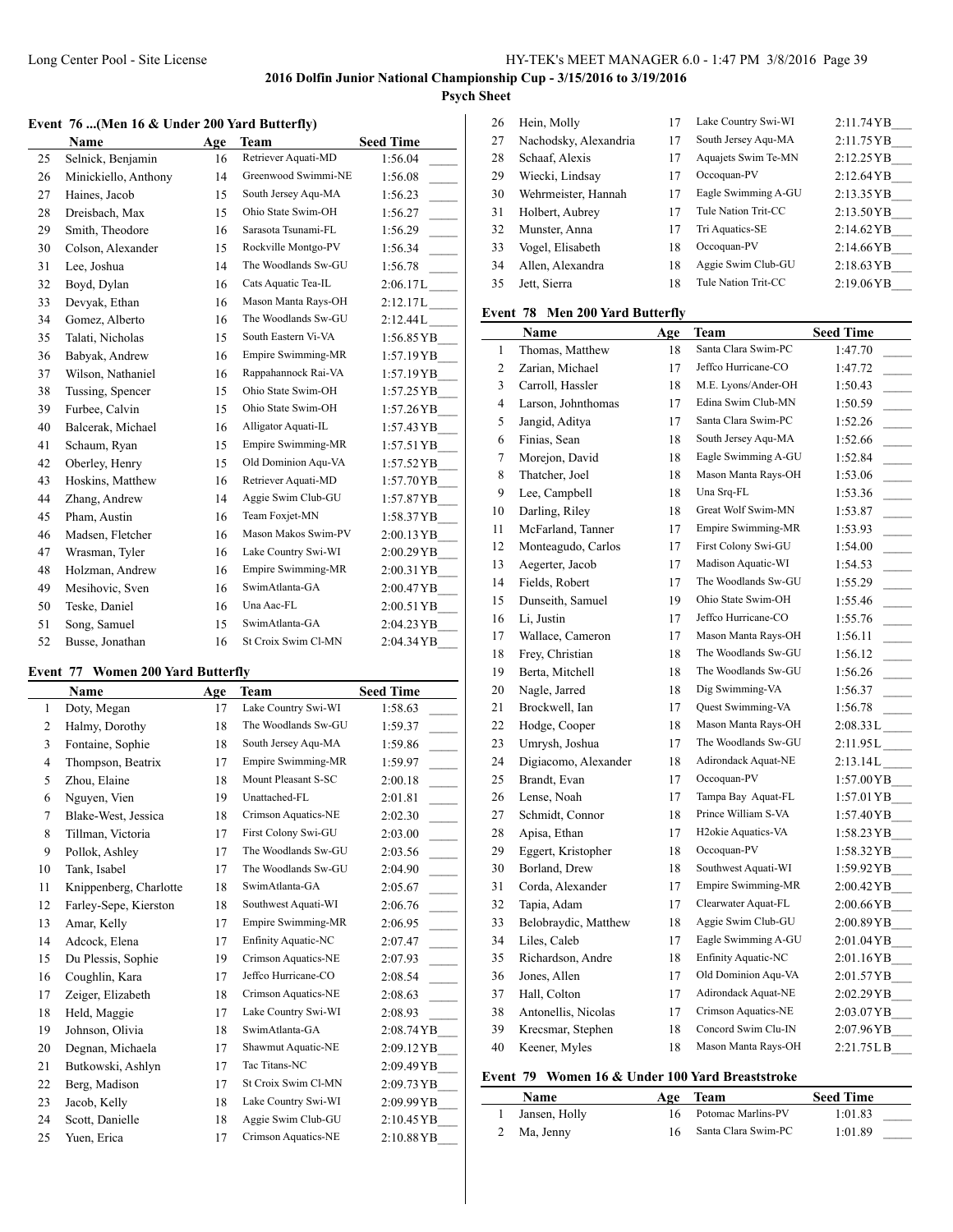**2016 Dolfin Junior National Championship Cup - 3/15/2016 to 3/19/2016**

**Psych Sheet**

### Event 76 ...(Men 16 & Under 200 Yard Butterfly)

| | Name | Age | Team | Seed Time |
|---|---|---|---|---|
| 25 | Selnick, Benjamin | 16 | Retriever Aquati-MD | 1:56.04 |
| 26 | Minickiello, Anthony | 14 | Greenwood Swimmi-NE | 1:56.08 |
| 27 | Haines, Jacob | 15 | South Jersey Aqu-MA | 1:56.23 |
| 28 | Dreisbach, Max | 15 | Ohio State Swim-OH | 1:56.27 |
| 29 | Smith, Theodore | 16 | Sarasota Tsunami-FL | 1:56.29 |
| 30 | Colson, Alexander | 15 | Rockville Montgo-PV | 1:56.34 |
| 31 | Lee, Joshua | 14 | The Woodlands Sw-GU | 1:56.78 |
| 32 | Boyd, Dylan | 16 | Cats Aquatic Tea-IL | 2:06.17L |
| 33 | Devyak, Ethan | 16 | Mason Manta Rays-OH | 2:12.17L |
| 34 | Gomez, Alberto | 16 | The Woodlands Sw-GU | 2:12.44L |
| 35 | Talati, Nicholas | 15 | South Eastern Vi-VA | 1:56.85YB |
| 36 | Babyak, Andrew | 16 | Empire Swimming-MR | 1:57.19YB |
| 37 | Wilson, Nathaniel | 16 | Rappahannock Rai-VA | 1:57.19YB |
| 38 | Tussing, Spencer | 15 | Ohio State Swim-OH | 1:57.25YB |
| 39 | Furbee, Calvin | 15 | Ohio State Swim-OH | 1:57.26YB |
| 40 | Balcerak, Michael | 16 | Alligator Aquati-IL | 1:57.43YB |
| 41 | Schaum, Ryan | 15 | Empire Swimming-MR | 1:57.51YB |
| 42 | Oberley, Henry | 15 | Old Dominion Aqu-VA | 1:57.52YB |
| 43 | Hoskins, Matthew | 16 | Retriever Aquati-MD | 1:57.70YB |
| 44 | Zhang, Andrew | 14 | Aggie Swim Club-GU | 1:57.87YB |
| 45 | Pham, Austin | 16 | Team Foxjet-MN | 1:58.37YB |
| 46 | Madsen, Fletcher | 16 | Mason Makos Swim-PV | 2:00.13YB |
| 47 | Wrasman, Tyler | 16 | Lake Country Swi-WI | 2:00.29YB |
| 48 | Holzman, Andrew | 16 | Empire Swimming-MR | 2:00.31YB |
| 49 | Mesihovic, Sven | 16 | SwimAtlanta-GA | 2:00.47YB |
| 50 | Teske, Daniel | 16 | Una Aac-FL | 2:00.51YB |
| 51 | Song, Samuel | 15 | SwimAtlanta-GA | 2:04.23YB |
| 52 | Busse, Jonathan | 16 | St Croix Swim Cl-MN | 2:04.34YB |

### Event 77 Women 200 Yard Butterfly

| | Name | Age | Team | Seed Time |
|---|---|---|---|---|
| 1 | Doty, Megan | 17 | Lake Country Swi-WI | 1:58.63 |
| 2 | Halmy, Dorothy | 18 | The Woodlands Sw-GU | 1:59.37 |
| 3 | Fontaine, Sophie | 18 | South Jersey Aqu-MA | 1:59.86 |
| 4 | Thompson, Beatrix | 17 | Empire Swimming-MR | 1:59.97 |
| 5 | Zhou, Elaine | 18 | Mount Pleasant S-SC | 2:00.18 |
| 6 | Nguyen, Vien | 19 | Unattached-FL | 2:01.81 |
| 7 | Blake-West, Jessica | 18 | Crimson Aquatics-NE | 2:02.30 |
| 8 | Tillman, Victoria | 17 | First Colony Swi-GU | 2:03.00 |
| 9 | Pollok, Ashley | 17 | The Woodlands Sw-GU | 2:03.56 |
| 10 | Tank, Isabel | 17 | The Woodlands Sw-GU | 2:04.90 |
| 11 | Knippenberg, Charlotte | 18 | SwimAtlanta-GA | 2:05.67 |
| 12 | Farley-Sepe, Kierston | 18 | Southwest Aquati-WI | 2:06.76 |
| 13 | Amar, Kelly | 17 | Empire Swimming-MR | 2:06.95 |
| 14 | Adcock, Elena | 17 | Enfinity Aquatic-NC | 2:07.47 |
| 15 | Du Plessis, Sophie | 19 | Crimson Aquatics-NE | 2:07.93 |
| 16 | Coughlin, Kara | 17 | Jeffco Hurricane-CO | 2:08.54 |
| 17 | Zeiger, Elizabeth | 18 | Crimson Aquatics-NE | 2:08.63 |
| 18 | Held, Maggie | 17 | Lake Country Swi-WI | 2:08.93 |
| 19 | Johnson, Olivia | 18 | SwimAtlanta-GA | 2:08.74YB |
| 20 | Degnan, Michaela | 17 | Shawmut Aquatic-NE | 2:09.12YB |
| 21 | Butkowski, Ashlyn | 17 | Tac Titans-NC | 2:09.49YB |
| 22 | Berg, Madison | 17 | St Croix Swim Cl-MN | 2:09.73YB |
| 23 | Jacob, Kelly | 18 | Lake Country Swi-WI | 2:09.99YB |
| 24 | Scott, Danielle | 18 | Aggie Swim Club-GU | 2:10.45YB |
| 25 | Yuen, Erica | 17 | Crimson Aquatics-NE | 2:10.88YB |
| 26 | Hein, Molly | 17 | Lake Country Swi-WI | 2:11.74YB |
| 27 | Nachodsky, Alexandria | 17 | South Jersey Aqu-MA | 2:11.75YB |
| 28 | Schaaf, Alexis | 17 | Aquajets Swim Te-MN | 2:12.25YB |
| 29 | Wiecki, Lindsay | 17 | Occoquan-PV | 2:12.64YB |
| 30 | Wehrmeister, Hannah | 17 | Eagle Swimming A-GU | 2:13.35YB |
| 31 | Holbert, Aubrey | 17 | Tule Nation Trit-CC | 2:13.50YB |
| 32 | Munster, Anna | 17 | Tri Aquatics-SE | 2:14.62YB |
| 33 | Vogel, Elisabeth | 18 | Occoquan-PV | 2:14.66YB |
| 34 | Allen, Alexandra | 18 | Aggie Swim Club-GU | 2:18.63YB |
| 35 | Jett, Sierra | 18 | Tule Nation Trit-CC | 2:19.06YB |

### Event 78 Men 200 Yard Butterfly

| | Name | Age | Team | Seed Time |
|---|---|---|---|---|
| 1 | Thomas, Matthew | 18 | Santa Clara Swim-PC | 1:47.70 |
| 2 | Zarian, Michael | 17 | Jeffco Hurricane-CO | 1:47.72 |
| 3 | Carroll, Hassler | 18 | M.E. Lyons/Ander-OH | 1:50.43 |
| 4 | Larson, Johnthomas | 17 | Edina Swim Club-MN | 1:50.59 |
| 5 | Jangid, Aditya | 17 | Santa Clara Swim-PC | 1:52.26 |
| 6 | Finias, Sean | 18 | South Jersey Aqu-MA | 1:52.66 |
| 7 | Morejon, David | 18 | Eagle Swimming A-GU | 1:52.84 |
| 8 | Thatcher, Joel | 18 | Mason Manta Rays-OH | 1:53.06 |
| 9 | Lee, Campbell | 18 | Una Srq-FL | 1:53.36 |
| 10 | Darling, Riley | 18 | Great Wolf Swim-MN | 1:53.87 |
| 11 | McFarland, Tanner | 17 | Empire Swimming-MR | 1:53.93 |
| 12 | Monteagudo, Carlos | 17 | First Colony Swi-GU | 1:54.00 |
| 13 | Aegerter, Jacob | 17 | Madison Aquatic-WI | 1:54.53 |
| 14 | Fields, Robert | 17 | The Woodlands Sw-GU | 1:55.29 |
| 15 | Dunseith, Samuel | 19 | Ohio State Swim-OH | 1:55.46 |
| 16 | Li, Justin | 17 | Jeffco Hurricane-CO | 1:55.76 |
| 17 | Wallace, Cameron | 17 | Mason Manta Rays-OH | 1:56.11 |
| 18 | Frey, Christian | 18 | The Woodlands Sw-GU | 1:56.12 |
| 19 | Berta, Mitchell | 18 | The Woodlands Sw-GU | 1:56.26 |
| 20 | Nagle, Jarred | 18 | Dig Swimming-VA | 1:56.37 |
| 21 | Brockwell, Ian | 17 | Quest Swimming-VA | 1:56.78 |
| 22 | Hodge, Cooper | 18 | Mason Manta Rays-OH | 2:08.33L |
| 23 | Umrysh, Joshua | 17 | The Woodlands Sw-GU | 2:11.95L |
| 24 | Digiacomo, Alexander | 18 | Adirondack Aquat-NE | 2:13.14L |
| 25 | Brandt, Evan | 17 | Occoquan-PV | 1:57.00YB |
| 26 | Lense, Noah | 17 | Tampa Bay Aquat-FL | 1:57.01YB |
| 27 | Schmidt, Connor | 18 | Prince William S-VA | 1:57.40YB |
| 28 | Apisa, Ethan | 17 | H2okie Aquatics-VA | 1:58.23YB |
| 29 | Eggert, Kristopher | 18 | Occoquan-PV | 1:58.32YB |
| 30 | Borland, Drew | 18 | Southwest Aquati-WI | 1:59.92YB |
| 31 | Corda, Alexander | 17 | Empire Swimming-MR | 2:00.42YB |
| 32 | Tapia, Adam | 17 | Clearwater Aquat-FL | 2:00.66YB |
| 33 | Belobraydic, Matthew | 18 | Aggie Swim Club-GU | 2:00.89YB |
| 34 | Liles, Caleb | 17 | Eagle Swimming A-GU | 2:01.04YB |
| 35 | Richardson, Andre | 18 | Enfinity Aquatic-NC | 2:01.16YB |
| 36 | Jones, Allen | 17 | Old Dominion Aqu-VA | 2:01.57YB |
| 37 | Hall, Colton | 17 | Adirondack Aquat-NE | 2:02.29YB |
| 38 | Antonellis, Nicolas | 17 | Crimson Aquatics-NE | 2:03.07YB |
| 39 | Krecsmar, Stephen | 18 | Concord Swim Clu-IN | 2:07.96YB |
| 40 | Keener, Myles | 18 | Mason Manta Rays-OH | 2:21.75L B |

### Event 79 Women 16 & Under 100 Yard Breaststroke

| | Name | Age | Team | Seed Time |
|---|---|---|---|---|
| 1 | Jansen, Holly | 16 | Potomac Marlins-PV | 1:01.83 |
| 2 | Ma, Jenny | 16 | Santa Clara Swim-PC | 1:01.89 |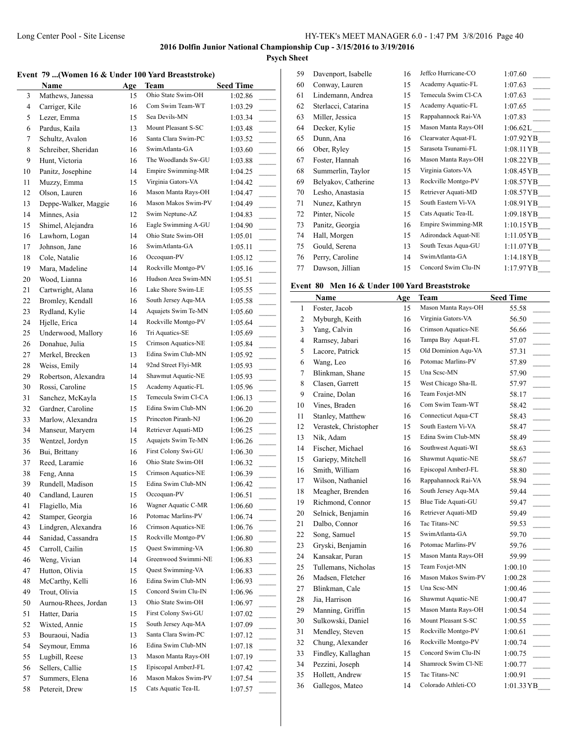## 2016 Dolfin Junior National Championship Cup - 3/15/2016 to 3/19/2016

**Psych Sheet**

### Event 79 ...(Women 16 & Under 100 Yard Breaststroke)

| | Name | Age | Team | Seed Time | |
|---|---|---|---|---|---|
| 3 | Mathews, Janessa | 15 | Ohio State Swim-OH | 1:02.86 | _____ |
| 4 | Carriger, Kile | 16 | Com Swim Team-WT | 1:03.29 | _____ |
| 5 | Lezer, Emma | 15 | Sea Devils-MN | 1:03.34 | _____ |
| 6 | Pardus, Kaila | 13 | Mount Pleasant S-SC | 1:03.48 | _____ |
| 7 | Schultz, Avalon | 16 | Santa Clara Swim-PC | 1:03.52 | _____ |
| 8 | Schreiber, Sheridan | 16 | SwimAtlanta-GA | 1:03.60 | _____ |
| 9 | Hunt, Victoria | 16 | The Woodlands Sw-GU | 1:03.88 | _____ |
| 10 | Panitz, Josephine | 14 | Empire Swimming-MR | 1:04.25 | _____ |
| 11 | Muzzy, Emma | 15 | Virginia Gators-VA | 1:04.42 | _____ |
| 12 | Olson, Lauren | 16 | Mason Manta Rays-OH | 1:04.47 | _____ |
| 13 | Deppe-Walker, Maggie | 16 | Mason Makos Swim-PV | 1:04.49 | _____ |
| 14 | Minnes, Asia | 12 | Swim Neptune-AZ | 1:04.83 | _____ |
| 15 | Shimel, Alejandra | 16 | Eagle Swimming A-GU | 1:04.90 | _____ |
| 16 | Lawhorn, Logan | 14 | Ohio State Swim-OH | 1:05.01 | _____ |
| 17 | Johnson, Jane | 16 | SwimAtlanta-GA | 1:05.11 | _____ |
| 18 | Cole, Natalie | 16 | Occoquan-PV | 1:05.12 | _____ |
| 19 | Mara, Madeline | 14 | Rockville Montgo-PV | 1:05.16 | _____ |
| 20 | Wood, Lianna | 16 | Hudson Area Swim-MN | 1:05.51 | _____ |
| 21 | Cartwright, Alana | 16 | Lake Shore Swim-LE | 1:05.55 | _____ |
| 22 | Bromley, Kendall | 16 | South Jersey Aqu-MA | 1:05.58 | _____ |
| 23 | Rydland, Kylie | 14 | Aquajets Swim Te-MN | 1:05.60 | _____ |
| 24 | Hjelle, Erica | 14 | Rockville Montgo-PV | 1:05.64 | _____ |
| 25 | Underwood, Mallory | 16 | Tri Aquatics-SE | 1:05.69 | _____ |
| 26 | Donahue, Julia | 15 | Crimson Aquatics-NE | 1:05.84 | _____ |
| 27 | Merkel, Brecken | 13 | Edina Swim Club-MN | 1:05.92 | _____ |
| 28 | Weiss, Emily | 14 | 92nd Street Flyi-MR | 1:05.93 | _____ |
| 29 | Robertson, Alexandra | 14 | Shawmut Aquatic-NE | 1:05.93 | _____ |
| 30 | Rossi, Caroline | 15 | Academy Aquatic-FL | 1:05.96 | _____ |
| 31 | Sanchez, McKayla | 15 | Temecula Swim Cl-CA | 1:06.13 | _____ |
| 32 | Gardner, Caroline | 15 | Edina Swim Club-MN | 1:06.20 | _____ |
| 33 | Marlow, Alexandra | 15 | Princeton Piranh-NJ | 1:06.20 | _____ |
| 34 | Manseur, Maryem | 14 | Retriever Aquati-MD | 1:06.25 | _____ |
| 35 | Wentzel, Jordyn | 15 | Aquajets Swim Te-MN | 1:06.26 | _____ |
| 36 | Bui, Brittany | 16 | First Colony Swi-GU | 1:06.30 | _____ |
| 37 | Reed, Laramie | 16 | Ohio State Swim-OH | 1:06.32 | _____ |
| 38 | Feng, Anna | 15 | Crimson Aquatics-NE | 1:06.39 | _____ |
| 39 | Rundell, Madison | 15 | Edina Swim Club-MN | 1:06.42 | _____ |
| 40 | Candland, Lauren | 15 | Occoquan-PV | 1:06.51 | _____ |
| 41 | Flagiello, Mia | 16 | Wagner Aquatic C-MR | 1:06.60 | _____ |
| 42 | Stamper, Georgia | 16 | Potomac Marlins-PV | 1:06.74 | _____ |
| 43 | Lindgren, Alexandra | 16 | Crimson Aquatics-NE | 1:06.76 | _____ |
| 44 | Sanidad, Cassandra | 15 | Rockville Montgo-PV | 1:06.80 | _____ |
| 45 | Carroll, Cailin | 15 | Quest Swimming-VA | 1:06.80 | _____ |
| 46 | Weng, Vivian | 14 | Greenwood Swimmi-NE | 1:06.83 | _____ |
| 47 | Hutton, Olivia | 15 | Quest Swimming-VA | 1:06.83 | _____ |
| 48 | McCarthy, Kelli | 16 | Edina Swim Club-MN | 1:06.93 | _____ |
| 49 | Trout, Olivia | 15 | Concord Swim Clu-IN | 1:06.96 | _____ |
| 50 | Aurnou-Rhees, Jordan | 13 | Ohio State Swim-OH | 1:06.97 | _____ |
| 51 | Hatter, Daria | 15 | First Colony Swi-GU | 1:07.02 | _____ |
| 52 | Wixted, Annie | 15 | South Jersey Aqu-MA | 1:07.09 | _____ |
| 53 | Bouraoui, Nadia | 13 | Santa Clara Swim-PC | 1:07.12 | _____ |
| 54 | Seymour, Emma | 16 | Edina Swim Club-MN | 1:07.18 | _____ |
| 55 | Lugbill, Reese | 13 | Mason Manta Rays-OH | 1:07.19 | _____ |
| 56 | Sellers, Callie | 15 | Episcopal AmberJ-FL | 1:07.42 | _____ |
| 57 | Summers, Elena | 16 | Mason Makos Swim-PV | 1:07.54 | _____ |
| 58 | Petereit, Drew | 15 | Cats Aquatic Tea-IL | 1:07.57 | _____ |
| 59 | Davenport, Isabelle | 16 | Jeffco Hurricane-CO | 1:07.60 | _____ |
| 60 | Conway, Lauren | 15 | Academy Aquatic-FL | 1:07.63 | _____ |
| 61 | Lindemann, Andrea | 15 | Temecula Swim Cl-CA | 1:07.63 | _____ |
| 62 | Sterlacci, Catarina | 15 | Academy Aquatic-FL | 1:07.65 | _____ |
| 63 | Miller, Jessica | 15 | Rappahannock Rai-VA | 1:07.83 | _____ |
| 64 | Decker, Kylie | 15 | Mason Manta Rays-OH | 1:06.62L | _____ |
| 65 | Dunn, Ana | 16 | Clearwater Aquat-FL | 1:07.92YB | ___ |
| 66 | Ober, Ryley | 15 | Sarasota Tsunami-FL | 1:08.11YB | ___ |
| 67 | Foster, Hannah | 16 | Mason Manta Rays-OH | 1:08.22YB | ___ |
| 68 | Summerlin, Taylor | 15 | Virginia Gators-VA | 1:08.45YB | ___ |
| 69 | Belyakov, Catherine | 13 | Rockville Montgo-PV | 1:08.57YB | ___ |
| 70 | Lesho, Anastasia | 15 | Retriever Aquati-MD | 1:08.57YB | ___ |
| 71 | Nunez, Kathryn | 15 | South Eastern Vi-VA | 1:08.91YB | ___ |
| 72 | Pinter, Nicole | 15 | Cats Aquatic Tea-IL | 1:09.18YB | ___ |
| 73 | Panitz, Georgia | 16 | Empire Swimming-MR | 1:10.15YB | ___ |
| 74 | Hall, Morgen | 15 | Adirondack Aquat-NE | 1:11.05YB | ___ |
| 75 | Gould, Serena | 13 | South Texas Aqua-GU | 1:11.07YB | ___ |
| 76 | Perry, Caroline | 14 | SwimAtlanta-GA | 1:14.18YB | ___ |
| 77 | Dawson, Jillian | 15 | Concord Swim Clu-IN | 1:17.97YB | ___ |

### Event 80 Men 16 & Under 100 Yard Breaststroke

| | Name | Age | Team | Seed Time | |
|---|---|---|---|---|---|
| 1 | Foster, Jacob | 15 | Mason Manta Rays-OH | 55.58 | _____ |
| 2 | Myburgh, Keith | 16 | Virginia Gators-VA | 56.50 | _____ |
| 3 | Yang, Calvin | 16 | Crimson Aquatics-NE | 56.66 | _____ |
| 4 | Ramsey, Jabari | 16 | Tampa Bay Aquat-FL | 57.07 | _____ |
| 5 | Lacore, Patrick | 15 | Old Dominion Aqu-VA | 57.31 | _____ |
| 6 | Wang, Leo | 16 | Potomac Marlins-PV | 57.89 | _____ |
| 7 | Blinkman, Shane | 15 | Una Scsc-MN | 57.90 | _____ |
| 8 | Clasen, Garrett | 15 | West Chicago Sha-IL | 57.97 | _____ |
| 9 | Craine, Dolan | 16 | Team Foxjet-MN | 58.17 | _____ |
| 10 | Vines, Braden | 16 | Com Swim Team-WT | 58.42 | _____ |
| 11 | Stanley, Matthew | 16 | Connecticut Aqua-CT | 58.43 | _____ |
| 12 | Verastek, Christopher | 15 | South Eastern Vi-VA | 58.47 | _____ |
| 13 | Nik, Adam | 15 | Edina Swim Club-MN | 58.49 | _____ |
| 14 | Fischer, Michael | 16 | Southwest Aquati-WI | 58.63 | _____ |
| 15 | Gariepy, Mitchell | 16 | Shawmut Aquatic-NE | 58.67 | _____ |
| 16 | Smith, William | 16 | Episcopal AmberJ-FL | 58.80 | _____ |
| 17 | Wilson, Nathaniel | 16 | Rappahannock Rai-VA | 58.94 | _____ |
| 18 | Meagher, Brenden | 16 | South Jersey Aqu-MA | 59.44 | _____ |
| 19 | Richmond, Connor | 15 | Blue Tide Aquati-GU | 59.47 | _____ |
| 20 | Selnick, Benjamin | 16 | Retriever Aquati-MD | 59.49 | _____ |
| 21 | Dalbo, Connor | 16 | Tac Titans-NC | 59.53 | _____ |
| 22 | Song, Samuel | 15 | SwimAtlanta-GA | 59.70 | _____ |
| 23 | Gryski, Benjamin | 16 | Potomac Marlins-PV | 59.76 | _____ |
| 24 | Kansakar, Puran | 15 | Mason Manta Rays-OH | 59.99 | _____ |
| 25 | Tullemans, Nicholas | 15 | Team Foxjet-MN | 1:00.10 | _____ |
| 26 | Madsen, Fletcher | 16 | Mason Makos Swim-PV | 1:00.28 | _____ |
| 27 | Blinkman, Cale | 15 | Una Scsc-MN | 1:00.46 | _____ |
| 28 | Jia, Harrison | 16 | Shawmut Aquatic-NE | 1:00.47 | _____ |
| 29 | Manning, Griffin | 15 | Mason Manta Rays-OH | 1:00.54 | _____ |
| 30 | Sulkowski, Daniel | 16 | Mount Pleasant S-SC | 1:00.55 | _____ |
| 31 | Mendley, Steven | 15 | Rockville Montgo-PV | 1:00.61 | _____ |
| 32 | Chung, Alexander | 16 | Rockville Montgo-PV | 1:00.74 | _____ |
| 33 | Findley, Kallaghan | 15 | Concord Swim Clu-IN | 1:00.75 | _____ |
| 34 | Pezzini, Joseph | 14 | Shamrock Swim Cl-NE | 1:00.77 | _____ |
| 35 | Hollett, Andrew | 15 | Tac Titans-NC | 1:00.91 | _____ |
| 36 | Gallegos, Mateo | 14 | Colorado Athleti-CO | 1:01.33YB | ___ |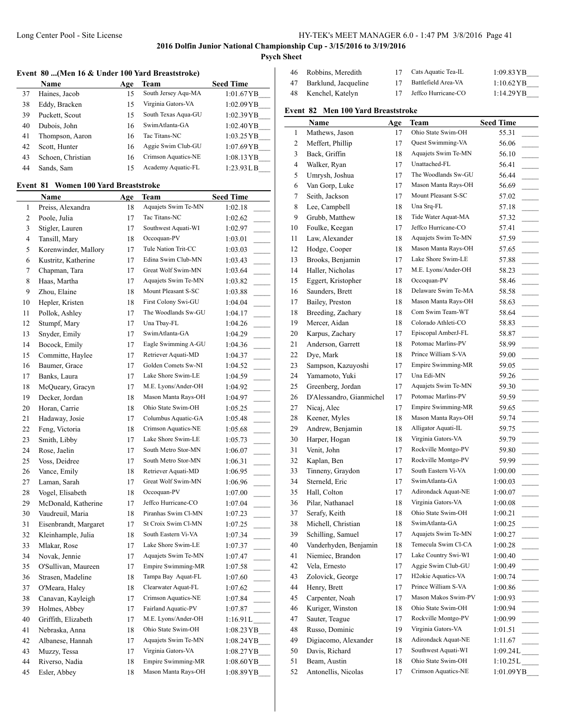# 2016 Dolfin Junior National Championship Cup - 3/15/2016 to 3/19/2016

## Psych Sheet

### Event 80 ...(Men 16 & Under 100 Yard Breaststroke)

| | Name | Age | Team | Seed Time |
|---|---|---|---|---|
| 37 | Haines, Jacob | 15 | South Jersey Aqu-MA | 1:01.67YB___ |
| 38 | Eddy, Bracken | 15 | Virginia Gators-VA | 1:02.09YB___ |
| 39 | Puckett, Scout | 15 | South Texas Aqua-GU | 1:02.39YB___ |
| 40 | Dubois, John | 16 | SwimAtlanta-GA | 1:02.40YB___ |
| 41 | Thompson, Aaron | 16 | Tac Titans-NC | 1:03.25YB___ |
| 42 | Scott, Hunter | 16 | Aggie Swim Club-GU | 1:07.69YB___ |
| 43 | Schoen, Christian | 16 | Crimson Aquatics-NE | 1:08.13YB___ |
| 44 | Sands, Sam | 15 | Academy Aquatic-FL | 1:23.93LB___ |

### Event 81 Women 100 Yard Breaststroke

| | Name | Age | Team | Seed Time |
|---|---|---|---|---|
| 1 | Preiss, Alexandra | 18 | Aquajets Swim Te-MN | 1:02.18 |
| 2 | Poole, Julia | 17 | Tac Titans-NC | 1:02.62 |
| 3 | Stigler, Lauren | 17 | Southwest Aquati-WI | 1:02.97 |
| 4 | Tansill, Mary | 18 | Occoquan-PV | 1:03.01 |
| 5 | Korenwinder, Mallory | 17 | Tule Nation Trit-CC | 1:03.03 |
| 6 | Kustritz, Katherine | 17 | Edina Swim Club-MN | 1:03.43 |
| 7 | Chapman, Tara | 17 | Great Wolf Swim-MN | 1:03.64 |
| 8 | Haas, Martha | 17 | Aquajets Swim Te-MN | 1:03.82 |
| 9 | Zhou, Elaine | 18 | Mount Pleasant S-SC | 1:03.88 |
| 10 | Hepler, Kristen | 18 | First Colony Swi-GU | 1:04.04 |
| 11 | Pollok, Ashley | 17 | The Woodlands Sw-GU | 1:04.17 |
| 12 | Stumpf, Mary | 17 | Una Tbay-FL | 1:04.26 |
| 13 | Snyder, Emily | 17 | SwimAtlanta-GA | 1:04.29 |
| 14 | Bocock, Emily | 17 | Eagle Swimming A-GU | 1:04.36 |
| 15 | Committe, Haylee | 17 | Retriever Aquati-MD | 1:04.37 |
| 16 | Baumer, Grace | 17 | Golden Comets Sw-NI | 1:04.52 |
| 17 | Banks, Laura | 17 | Lake Shore Swim-LE | 1:04.59 |
| 18 | McQueary, Gracyn | 17 | M.E. Lyons/Ander-OH | 1:04.92 |
| 19 | Decker, Jordan | 18 | Mason Manta Rays-OH | 1:04.97 |
| 20 | Horan, Carrie | 18 | Ohio State Swim-OH | 1:05.25 |
| 21 | Hadaway, Josie | 17 | Columbus Aquatic-GA | 1:05.48 |
| 22 | Feng, Victoria | 18 | Crimson Aquatics-NE | 1:05.68 |
| 23 | Smith, Libby | 17 | Lake Shore Swim-LE | 1:05.73 |
| 24 | Rose, Jaelin | 17 | South Metro Stor-MN | 1:06.07 |
| 25 | Voss, Deidree | 17 | South Metro Stor-MN | 1:06.31 |
| 26 | Vance, Emily | 18 | Retriever Aquati-MD | 1:06.95 |
| 27 | Laman, Sarah | 17 | Great Wolf Swim-MN | 1:06.96 |
| 28 | Vogel, Elisabeth | 18 | Occoquan-PV | 1:07.00 |
| 29 | McDonald, Katherine | 17 | Jeffco Hurricane-CO | 1:07.04 |
| 30 | Vaudreuil, Maria | 18 | Piranhas Swim Cl-MN | 1:07.23 |
| 31 | Eisenbrandt, Margaret | 17 | St Croix Swim Cl-MN | 1:07.25 |
| 32 | Kleinhample, Julia | 18 | South Eastern Vi-VA | 1:07.34 |
| 33 | Mlakar, Rose | 17 | Lake Shore Swim-LE | 1:07.37 |
| 34 | Novak, Jennie | 17 | Aquajets Swim Te-MN | 1:07.47 |
| 35 | O'Sullivan, Maureen | 17 | Empire Swimming-MR | 1:07.58 |
| 36 | Strasen, Madeline | 18 | Tampa Bay Aquat-FL | 1:07.60 |
| 37 | O'Meara, Haley | 18 | Clearwater Aquat-FL | 1:07.62 |
| 38 | Canavan, Kayleigh | 17 | Crimson Aquatics-NE | 1:07.84 |
| 39 | Holmes, Abbey | 17 | Fairland Aquatic-PV | 1:07.87 |
| 40 | Griffith, Elizabeth | 17 | M.E. Lyons/Ander-OH | 1:16.91L___ |
| 41 | Nebraska, Anna | 18 | Ohio State Swim-OH | 1:08.23YB___ |
| 42 | Albanese, Hannah | 17 | Aquajets Swim Te-MN | 1:08.24YB___ |
| 43 | Muzzy, Tessa | 17 | Virginia Gators-VA | 1:08.27YB___ |
| 44 | Riverso, Nadia | 18 | Empire Swimming-MR | 1:08.60YB___ |
| 45 | Esler, Abbey | 18 | Mason Manta Rays-OH | 1:08.89YB___ |
| 46 | Robbins, Meredith | 17 | Cats Aquatic Tea-IL | 1:09.83YB___ |
| 47 | Barklund, Jacqueline | 17 | Battlefield Area-VA | 1:10.62YB___ |
| 48 | Kenchel, Katelyn | 17 | Jeffco Hurricane-CO | 1:14.29YB___ |

### Event 82 Men 100 Yard Breaststroke

| | Name | Age | Team | Seed Time |
|---|---|---|---|---|
| 1 | Mathews, Jason | 17 | Ohio State Swim-OH | 55.31 |
| 2 | Meffert, Phillip | 17 | Quest Swimming-VA | 56.06 |
| 3 | Back, Griffin | 18 | Aquajets Swim Te-MN | 56.10 |
| 4 | Walker, Ryan | 17 | Unattached-FL | 56.41 |
| 5 | Umrysh, Joshua | 17 | The Woodlands Sw-GU | 56.44 |
| 6 | Van Gorp, Luke | 17 | Mason Manta Rays-OH | 56.69 |
| 7 | Seith, Jackson | 17 | Mount Pleasant S-SC | 57.02 |
| 8 | Lee, Campbell | 18 | Una Srq-FL | 57.18 |
| 9 | Grubb, Matthew | 18 | Tide Water Aquat-MA | 57.32 |
| 10 | Foulke, Keegan | 17 | Jeffco Hurricane-CO | 57.41 |
| 11 | Law, Alexander | 18 | Aquajets Swim Te-MN | 57.59 |
| 12 | Hodge, Cooper | 18 | Mason Manta Rays-OH | 57.65 |
| 13 | Brooks, Benjamin | 17 | Lake Shore Swim-LE | 57.88 |
| 14 | Haller, Nicholas | 17 | M.E. Lyons/Ander-OH | 58.23 |
| 15 | Eggert, Kristopher | 18 | Occoquan-PV | 58.46 |
| 16 | Saunders, Brett | 18 | Delaware Swim Te-MA | 58.58 |
| 17 | Bailey, Preston | 18 | Mason Manta Rays-OH | 58.63 |
| 18 | Breeding, Zachary | 18 | Com Swim Team-WT | 58.64 |
| 19 | Mercer, Aidan | 18 | Colorado Athleti-CO | 58.83 |
| 20 | Karpus, Zachary | 17 | Episcopal AmberJ-FL | 58.87 |
| 21 | Anderson, Garrett | 18 | Potomac Marlins-PV | 58.99 |
| 22 | Dye, Mark | 18 | Prince William S-VA | 59.00 |
| 23 | Sampson, Kazuyoshi | 17 | Empire Swimming-MR | 59.05 |
| 24 | Yamamoto, Yuki | 17 | Una Edi-MN | 59.26 |
| 25 | Greenberg, Jordan | 17 | Aquajets Swim Te-MN | 59.30 |
| 26 | D'Alessandro, Gianmichel | 17 | Potomac Marlins-PV | 59.59 |
| 27 | Nicaj, Alec | 17 | Empire Swimming-MR | 59.65 |
| 28 | Keener, Myles | 18 | Mason Manta Rays-OH | 59.74 |
| 29 | Andrew, Benjamin | 18 | Alligator Aquati-IL | 59.75 |
| 30 | Harper, Hogan | 18 | Virginia Gators-VA | 59.79 |
| 31 | Venit, John | 17 | Rockville Montgo-PV | 59.80 |
| 32 | Kaplan, Ben | 17 | Rockville Montgo-PV | 59.99 |
| 33 | Tinneny, Graydon | 17 | South Eastern Vi-VA | 1:00.00 |
| 34 | Sterneld, Eric | 17 | SwimAtlanta-GA | 1:00.03 |
| 35 | Hall, Colton | 17 | Adirondack Aquat-NE | 1:00.07 |
| 36 | Pilar, Nathanael | 18 | Virginia Gators-VA | 1:00.08 |
| 37 | Serafy, Keith | 18 | Ohio State Swim-OH | 1:00.21 |
| 38 | Michell, Christian | 18 | SwimAtlanta-GA | 1:00.25 |
| 39 | Schilling, Samuel | 17 | Aquajets Swim Te-MN | 1:00.27 |
| 40 | Vanderhyden, Benjamin | 18 | Temecula Swim Cl-CA | 1:00.28 |
| 41 | Niemiec, Brandon | 17 | Lake Country Swi-WI | 1:00.40 |
| 42 | Vela, Ernesto | 17 | Aggie Swim Club-GU | 1:00.49 |
| 43 | Zolovick, George | 17 | H2okie Aquatics-VA | 1:00.74 |
| 44 | Henry, Brett | 17 | Prince William S-VA | 1:00.86 |
| 45 | Carpenter, Noah | 17 | Mason Makos Swim-PV | 1:00.93 |
| 46 | Kuriger, Winston | 18 | Ohio State Swim-OH | 1:00.94 |
| 47 | Sauter, Teague | 17 | Rockville Montgo-PV | 1:00.99 |
| 48 | Russo, Dominic | 19 | Virginia Gators-VA | 1:01.51 |
| 49 | Digiacomo, Alexander | 18 | Adirondack Aquat-NE | 1:11.67 |
| 50 | Davis, Richard | 17 | Southwest Aquati-WI | 1:09.24L___ |
| 51 | Beam, Austin | 18 | Ohio State Swim-OH | 1:10.25L___ |
| 52 | Antonellis, Nicolas | 17 | Crimson Aquatics-NE | 1:01.09YB___ |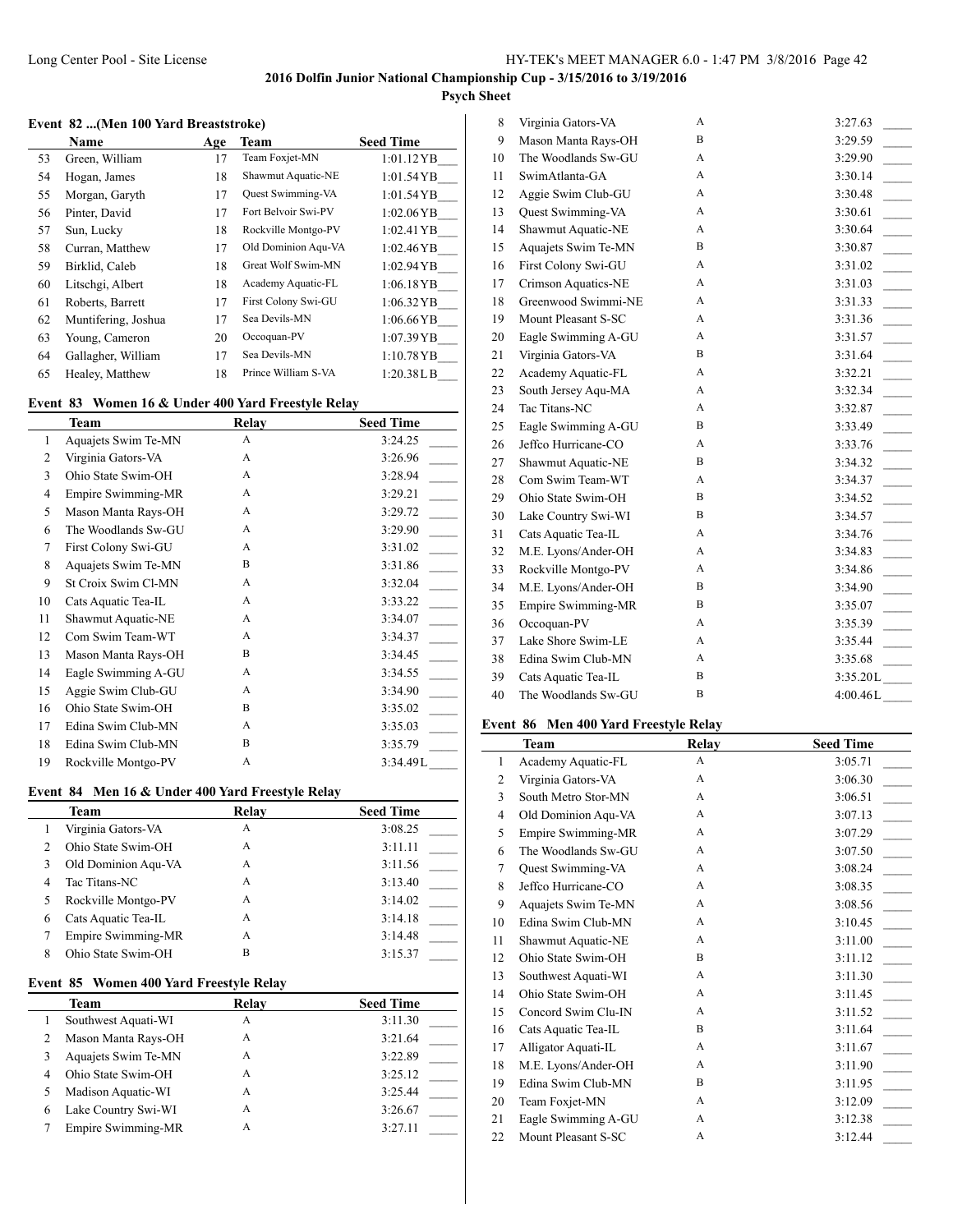**2016 Dolfin Junior National Championship Cup - 3/15/2016 to 3/19/2016**

**Psych Sheet**

### Event 82 ...(Men 100 Yard Breaststroke)

| | Name | Age | Team | Seed Time |
|---|---|---|---|---|
| 53 | Green, William | 17 | Team Foxjet-MN | 1:01.12YB |
| 54 | Hogan, James | 18 | Shawmut Aquatic-NE | 1:01.54YB |
| 55 | Morgan, Garyth | 17 | Quest Swimming-VA | 1:01.54YB |
| 56 | Pinter, David | 17 | Fort Belvoir Swi-PV | 1:02.06YB |
| 57 | Sun, Lucky | 18 | Rockville Montgo-PV | 1:02.41YB |
| 58 | Curran, Matthew | 17 | Old Dominion Aqu-VA | 1:02.46YB |
| 59 | Birklid, Caleb | 18 | Great Wolf Swim-MN | 1:02.94YB |
| 60 | Litschgi, Albert | 18 | Academy Aquatic-FL | 1:06.18YB |
| 61 | Roberts, Barrett | 17 | First Colony Swi-GU | 1:06.32YB |
| 62 | Muntifering, Joshua | 17 | Sea Devils-MN | 1:06.66YB |
| 63 | Young, Cameron | 20 | Occoquan-PV | 1:07.39YB |
| 64 | Gallagher, William | 17 | Sea Devils-MN | 1:10.78YB |
| 65 | Healey, Matthew | 18 | Prince William S-VA | 1:20.38LB |

### Event 83 Women 16 & Under 400 Yard Freestyle Relay

| | Team | Relay | Seed Time |
|---|---|---|---|
| 1 | Aquajets Swim Te-MN | A | 3:24.25 |
| 2 | Virginia Gators-VA | A | 3:26.96 |
| 3 | Ohio State Swim-OH | A | 3:28.94 |
| 4 | Empire Swimming-MR | A | 3:29.21 |
| 5 | Mason Manta Rays-OH | A | 3:29.72 |
| 6 | The Woodlands Sw-GU | A | 3:29.90 |
| 7 | First Colony Swi-GU | A | 3:31.02 |
| 8 | Aquajets Swim Te-MN | B | 3:31.86 |
| 9 | St Croix Swim Cl-MN | A | 3:32.04 |
| 10 | Cats Aquatic Tea-IL | A | 3:33.22 |
| 11 | Shawmut Aquatic-NE | A | 3:34.07 |
| 12 | Com Swim Team-WT | A | 3:34.37 |
| 13 | Mason Manta Rays-OH | B | 3:34.45 |
| 14 | Eagle Swimming A-GU | A | 3:34.55 |
| 15 | Aggie Swim Club-GU | A | 3:34.90 |
| 16 | Ohio State Swim-OH | B | 3:35.02 |
| 17 | Edina Swim Club-MN | A | 3:35.03 |
| 18 | Edina Swim Club-MN | B | 3:35.79 |
| 19 | Rockville Montgo-PV | A | 3:34.49L |

### Event 84 Men 16 & Under 400 Yard Freestyle Relay

| | Team | Relay | Seed Time |
|---|---|---|---|
| 1 | Virginia Gators-VA | A | 3:08.25 |
| 2 | Ohio State Swim-OH | A | 3:11.11 |
| 3 | Old Dominion Aqu-VA | A | 3:11.56 |
| 4 | Tac Titans-NC | A | 3:13.40 |
| 5 | Rockville Montgo-PV | A | 3:14.02 |
| 6 | Cats Aquatic Tea-IL | A | 3:14.18 |
| 7 | Empire Swimming-MR | A | 3:14.48 |
| 8 | Ohio State Swim-OH | B | 3:15.37 |

### Event 85 Women 400 Yard Freestyle Relay

| | Team | Relay | Seed Time |
|---|---|---|---|
| 1 | Southwest Aquati-WI | A | 3:11.30 |
| 2 | Mason Manta Rays-OH | A | 3:21.64 |
| 3 | Aquajets Swim Te-MN | A | 3:22.89 |
| 4 | Ohio State Swim-OH | A | 3:25.12 |
| 5 | Madison Aquatic-WI | A | 3:25.44 |
| 6 | Lake Country Swi-WI | A | 3:26.67 |
| 7 | Empire Swimming-MR | A | 3:27.11 |
| 8 | Virginia Gators-VA | A | 3:27.63 |
| 9 | Mason Manta Rays-OH | B | 3:29.59 |
| 10 | The Woodlands Sw-GU | A | 3:29.90 |
| 11 | SwimAtlanta-GA | A | 3:30.14 |
| 12 | Aggie Swim Club-GU | A | 3:30.48 |
| 13 | Quest Swimming-VA | A | 3:30.61 |
| 14 | Shawmut Aquatic-NE | A | 3:30.64 |
| 15 | Aquajets Swim Te-MN | B | 3:30.87 |
| 16 | First Colony Swi-GU | A | 3:31.02 |
| 17 | Crimson Aquatics-NE | A | 3:31.03 |
| 18 | Greenwood Swimmi-NE | A | 3:31.33 |
| 19 | Mount Pleasant S-SC | A | 3:31.36 |
| 20 | Eagle Swimming A-GU | A | 3:31.57 |
| 21 | Virginia Gators-VA | B | 3:31.64 |
| 22 | Academy Aquatic-FL | A | 3:32.21 |
| 23 | South Jersey Aqu-MA | A | 3:32.34 |
| 24 | Tac Titans-NC | A | 3:32.87 |
| 25 | Eagle Swimming A-GU | B | 3:33.49 |
| 26 | Jeffco Hurricane-CO | A | 3:33.76 |
| 27 | Shawmut Aquatic-NE | B | 3:34.32 |
| 28 | Com Swim Team-WT | A | 3:34.37 |
| 29 | Ohio State Swim-OH | B | 3:34.52 |
| 30 | Lake Country Swi-WI | B | 3:34.57 |
| 31 | Cats Aquatic Tea-IL | A | 3:34.76 |
| 32 | M.E. Lyons/Ander-OH | A | 3:34.83 |
| 33 | Rockville Montgo-PV | A | 3:34.86 |
| 34 | M.E. Lyons/Ander-OH | B | 3:34.90 |
| 35 | Empire Swimming-MR | B | 3:35.07 |
| 36 | Occoquan-PV | A | 3:35.39 |
| 37 | Lake Shore Swim-LE | A | 3:35.44 |
| 38 | Edina Swim Club-MN | A | 3:35.68 |
| 39 | Cats Aquatic Tea-IL | B | 3:35.20L |
| 40 | The Woodlands Sw-GU | B | 4:00.46L |

### Event 86 Men 400 Yard Freestyle Relay

| | Team | Relay | Seed Time |
|---|---|---|---|
| 1 | Academy Aquatic-FL | A | 3:05.71 |
| 2 | Virginia Gators-VA | A | 3:06.30 |
| 3 | South Metro Stor-MN | A | 3:06.51 |
| 4 | Old Dominion Aqu-VA | A | 3:07.13 |
| 5 | Empire Swimming-MR | A | 3:07.29 |
| 6 | The Woodlands Sw-GU | A | 3:07.50 |
| 7 | Quest Swimming-VA | A | 3:08.24 |
| 8 | Jeffco Hurricane-CO | A | 3:08.35 |
| 9 | Aquajets Swim Te-MN | A | 3:08.56 |
| 10 | Edina Swim Club-MN | A | 3:10.45 |
| 11 | Shawmut Aquatic-NE | A | 3:11.00 |
| 12 | Ohio State Swim-OH | B | 3:11.12 |
| 13 | Southwest Aquati-WI | A | 3:11.30 |
| 14 | Ohio State Swim-OH | A | 3:11.45 |
| 15 | Concord Swim Clu-IN | A | 3:11.52 |
| 16 | Cats Aquatic Tea-IL | B | 3:11.64 |
| 17 | Alligator Aquati-IL | A | 3:11.67 |
| 18 | M.E. Lyons/Ander-OH | A | 3:11.90 |
| 19 | Edina Swim Club-MN | B | 3:11.95 |
| 20 | Team Foxjet-MN | A | 3:12.09 |
| 21 | Eagle Swimming A-GU | A | 3:12.38 |
| 22 | Mount Pleasant S-SC | A | 3:12.44 |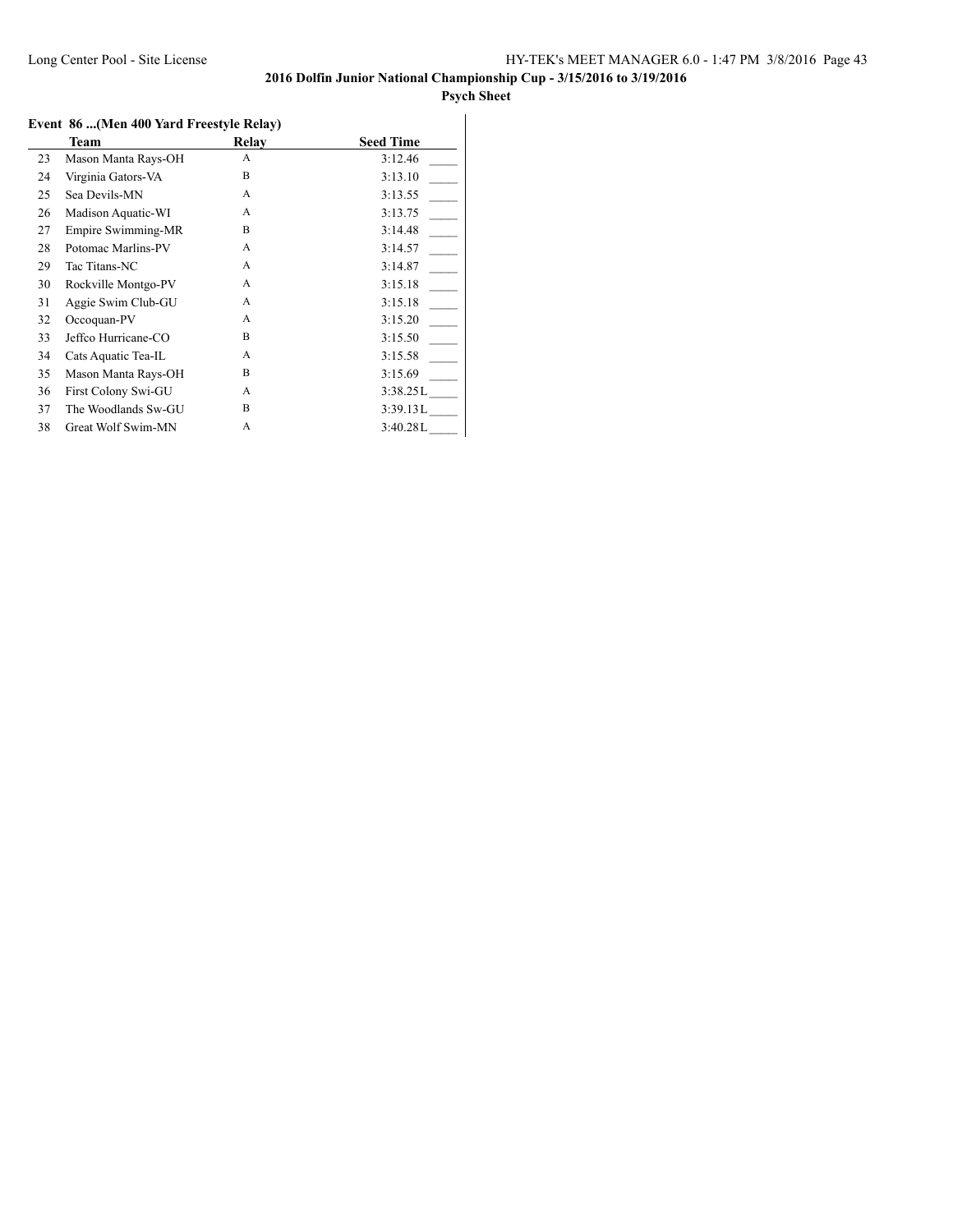**2016 Dolfin Junior National Championship Cup - 3/15/2016 to 3/19/2016**

**Psych Sheet**

### Event 86 ...(Men 400 Yard Freestyle Relay)

| | Team | Relay | Seed Time |
|---|---|---|---|
| 23 | Mason Manta Rays-OH | A | 3:12.46 |
| 24 | Virginia Gators-VA | B | 3:13.10 |
| 25 | Sea Devils-MN | A | 3:13.55 |
| 26 | Madison Aquatic-WI | A | 3:13.75 |
| 27 | Empire Swimming-MR | B | 3:14.48 |
| 28 | Potomac Marlins-PV | A | 3:14.57 |
| 29 | Tac Titans-NC | A | 3:14.87 |
| 30 | Rockville Montgo-PV | A | 3:15.18 |
| 31 | Aggie Swim Club-GU | A | 3:15.18 |
| 32 | Occoquan-PV | A | 3:15.20 |
| 33 | Jeffco Hurricane-CO | B | 3:15.50 |
| 34 | Cats Aquatic Tea-IL | A | 3:15.58 |
| 35 | Mason Manta Rays-OH | B | 3:15.69 |
| 36 | First Colony Swi-GU | A | 3:38.25L |
| 37 | The Woodlands Sw-GU | B | 3:39.13L |
| 38 | Great Wolf Swim-MN | A | 3:40.28L |